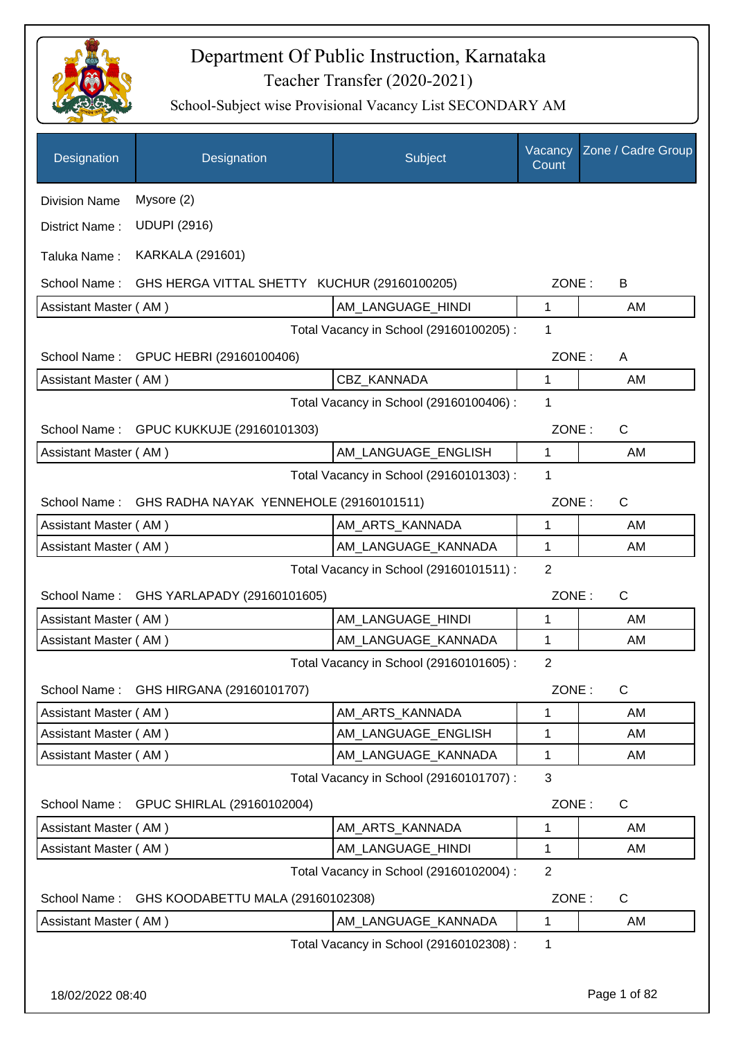# Department Of Public Instruction, Karnataka

## Teacher Transfer (2020-2021)

### School-Subject wise Provisional Vacancy List SECONDARY AM

| Designation | Designation | Subject | Vacancy Count | Zone / Cadre Group |
|---|---|---|---|---|

Division Name : Mysore (2)

District Name : UDUPI (2916)

Taluka Name : KARKALA (291601)

School Name : GHS HERGA VITTAL SHETTY KUCHUR (29160100205) ZONE : B

| Designation | Subject | Vacancy Count | Zone / Cadre Group |
|---|---|---|---|
| Assistant Master ( AM ) | AM_LANGUAGE_HINDI | 1 | AM |

Total Vacancy in School (29160100205) : 1

School Name : GPUC HEBRI (29160100406) ZONE : A

| Designation | Subject | Vacancy Count | Zone / Cadre Group |
|---|---|---|---|
| Assistant Master ( AM ) | CBZ_KANNADA | 1 | AM |

Total Vacancy in School (29160100406) : 1

School Name : GPUC KUKKUJE (29160101303) ZONE : C

| Designation | Subject | Vacancy Count | Zone / Cadre Group |
|---|---|---|---|
| Assistant Master ( AM ) | AM_LANGUAGE_ENGLISH | 1 | AM |

Total Vacancy in School (29160101303) : 1

School Name : GHS RADHA NAYAK YENNEHOLE (29160101511) ZONE : C

| Designation | Subject | Vacancy Count | Zone / Cadre Group |
|---|---|---|---|
| Assistant Master ( AM ) | AM_ARTS_KANNADA | 1 | AM |
| Assistant Master ( AM ) | AM_LANGUAGE_KANNADA | 1 | AM |

Total Vacancy in School (29160101511) : 2

School Name : GHS YARLAPADY (29160101605) ZONE : C

| Designation | Subject | Vacancy Count | Zone / Cadre Group |
|---|---|---|---|
| Assistant Master ( AM ) | AM_LANGUAGE_HINDI | 1 | AM |
| Assistant Master ( AM ) | AM_LANGUAGE_KANNADA | 1 | AM |

Total Vacancy in School (29160101605) : 2

School Name : GHS HIRGANA (29160101707) ZONE : C

| Designation | Subject | Vacancy Count | Zone / Cadre Group |
|---|---|---|---|
| Assistant Master ( AM ) | AM_ARTS_KANNADA | 1 | AM |
| Assistant Master ( AM ) | AM_LANGUAGE_ENGLISH | 1 | AM |
| Assistant Master ( AM ) | AM_LANGUAGE_KANNADA | 1 | AM |

Total Vacancy in School (29160101707) : 3

School Name : GPUC SHIRLAL (29160102004) ZONE : C

| Designation | Subject | Vacancy Count | Zone / Cadre Group |
|---|---|---|---|
| Assistant Master ( AM ) | AM_ARTS_KANNADA | 1 | AM |
| Assistant Master ( AM ) | AM_LANGUAGE_HINDI | 1 | AM |

Total Vacancy in School (29160102004) : 2

School Name : GHS KOODABETTU MALA (29160102308) ZONE : C

| Designation | Subject | Vacancy Count | Zone / Cadre Group |
|---|---|---|---|
| Assistant Master ( AM ) | AM_LANGUAGE_KANNADA | 1 | AM |

Total Vacancy in School (29160102308) : 1

18/02/2022 08:40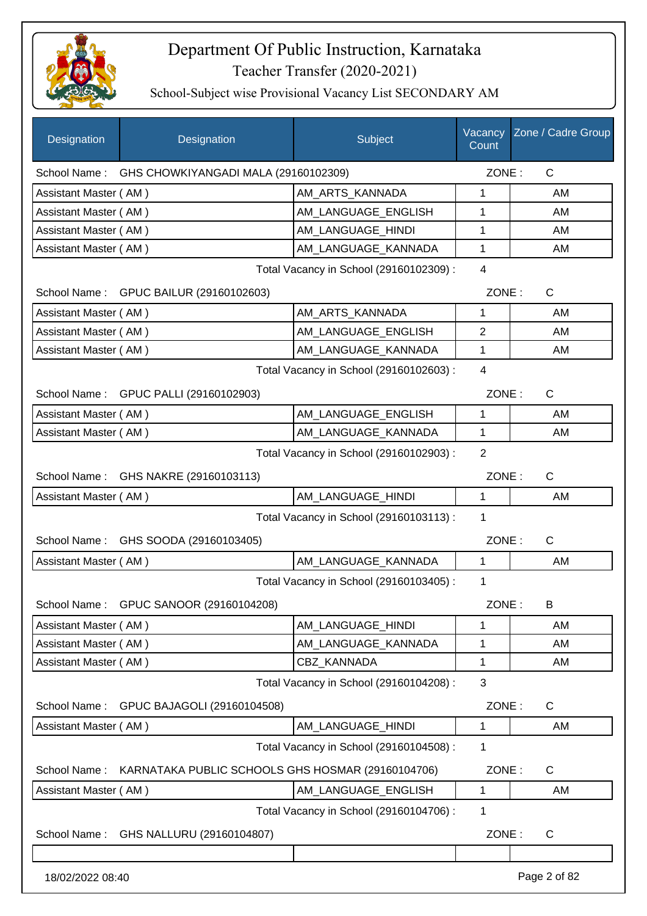# Department Of Public Instruction, Karnataka

## Teacher Transfer (2020-2021)

### School-Subject wise Provisional Vacancy List SECONDARY AM

| Designation | Designation | Subject | Vacancy Count | Zone / Cadre Group |
|---|---|---|---|---|
| School Name : | GHS CHOWKIYANGADI MALA (29160102309) | | ZONE : | C |
| Assistant Master ( AM ) | | AM_ARTS_KANNADA | 1 | AM |
| Assistant Master ( AM ) | | AM_LANGUAGE_ENGLISH | 1 | AM |
| Assistant Master ( AM ) | | AM_LANGUAGE_HINDI | 1 | AM |
| Assistant Master ( AM ) | | AM_LANGUAGE_KANNADA | 1 | AM |
| | | Total Vacancy in School (29160102309) : | 4 | |
| School Name : | GPUC BAILUR (29160102603) | | ZONE : | C |
| Assistant Master ( AM ) | | AM_ARTS_KANNADA | 1 | AM |
| Assistant Master ( AM ) | | AM_LANGUAGE_ENGLISH | 2 | AM |
| Assistant Master ( AM ) | | AM_LANGUAGE_KANNADA | 1 | AM |
| | | Total Vacancy in School (29160102603) : | 4 | |
| School Name : | GPUC PALLI (29160102903) | | ZONE : | C |
| Assistant Master ( AM ) | | AM_LANGUAGE_ENGLISH | 1 | AM |
| Assistant Master ( AM ) | | AM_LANGUAGE_KANNADA | 1 | AM |
| | | Total Vacancy in School (29160102903) : | 2 | |
| School Name : | GHS NAKRE (29160103113) | | ZONE : | C |
| Assistant Master ( AM ) | | AM_LANGUAGE_HINDI | 1 | AM |
| | | Total Vacancy in School (29160103113) : | 1 | |
| School Name : | GHS SOODA (29160103405) | | ZONE : | C |
| Assistant Master ( AM ) | | AM_LANGUAGE_KANNADA | 1 | AM |
| | | Total Vacancy in School (29160103405) : | 1 | |
| School Name : | GPUC SANOOR (29160104208) | | ZONE : | B |
| Assistant Master ( AM ) | | AM_LANGUAGE_HINDI | 1 | AM |
| Assistant Master ( AM ) | | AM_LANGUAGE_KANNADA | 1 | AM |
| Assistant Master ( AM ) | | CBZ_KANNADA | 1 | AM |
| | | Total Vacancy in School (29160104208) : | 3 | |
| School Name : | GPUC BAJAGOLI (29160104508) | | ZONE : | C |
| Assistant Master ( AM ) | | AM_LANGUAGE_HINDI | 1 | AM |
| | | Total Vacancy in School (29160104508) : | 1 | |
| School Name : | KARNATAKA PUBLIC SCHOOLS GHS HOSMAR (29160104706) | | ZONE : | C |
| Assistant Master ( AM ) | | AM_LANGUAGE_ENGLISH | 1 | AM |
| | | Total Vacancy in School (29160104706) : | 1 | |
| School Name : | GHS NALLURU (29160104807) | | ZONE : | C |
| | | | | |

18/02/2022 08:40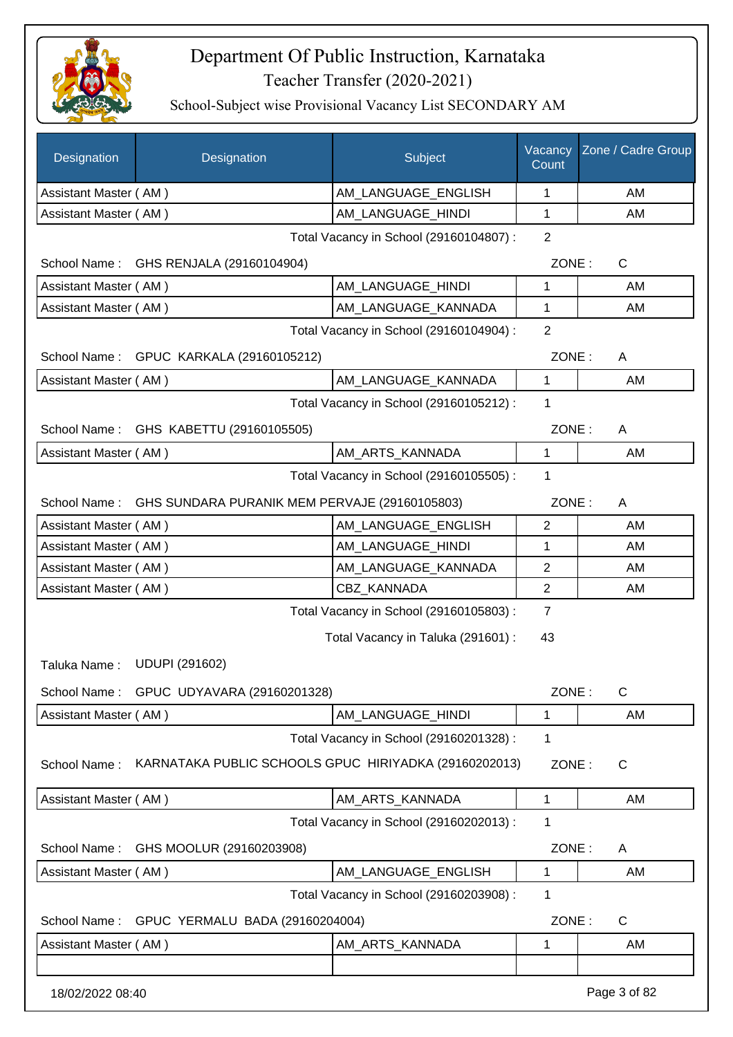# Department Of Public Instruction, Karnataka

Teacher Transfer (2020-2021)

School-Subject wise Provisional Vacancy List SECONDARY AM

| Designation | Designation | Subject | Vacancy Count | Zone / Cadre Group |
|---|---|---|---|---|
| Assistant Master ( AM ) | | AM_LANGUAGE_ENGLISH | 1 | AM |
| Assistant Master ( AM ) | | AM_LANGUAGE_HINDI | 1 | AM |

Total Vacancy in School (29160104807) : 2

School Name : GHS RENJALA (29160104904) ZONE : C

| Designation | Subject | Vacancy Count | Zone / Cadre Group |
|---|---|---|---|
| Assistant Master ( AM ) | AM_LANGUAGE_HINDI | 1 | AM |
| Assistant Master ( AM ) | AM_LANGUAGE_KANNADA | 1 | AM |

Total Vacancy in School (29160104904) : 2

School Name : GPUC KARKALA (29160105212) ZONE : A

| Designation | Subject | Vacancy Count | Zone / Cadre Group |
|---|---|---|---|
| Assistant Master ( AM ) | AM_LANGUAGE_KANNADA | 1 | AM |

Total Vacancy in School (29160105212) : 1

School Name : GHS KABETTU (29160105505) ZONE : A

| Designation | Subject | Vacancy Count | Zone / Cadre Group |
|---|---|---|---|
| Assistant Master ( AM ) | AM_ARTS_KANNADA | 1 | AM |

Total Vacancy in School (29160105505) : 1

School Name : GHS SUNDARA PURANIK MEM PERVAJE (29160105803) ZONE : A

| Designation | Subject | Vacancy Count | Zone / Cadre Group |
|---|---|---|---|
| Assistant Master ( AM ) | AM_LANGUAGE_ENGLISH | 2 | AM |
| Assistant Master ( AM ) | AM_LANGUAGE_HINDI | 1 | AM |
| Assistant Master ( AM ) | AM_LANGUAGE_KANNADA | 2 | AM |
| Assistant Master ( AM ) | CBZ_KANNADA | 2 | AM |

Total Vacancy in School (29160105803) : 7

Total Vacancy in Taluka (291601) : 43

Taluka Name : UDUPI (291602)

School Name : GPUC UDYAVARA (29160201328) ZONE : C

| Designation | Subject | Vacancy Count | Zone / Cadre Group |
|---|---|---|---|
| Assistant Master ( AM ) | AM_LANGUAGE_HINDI | 1 | AM |

Total Vacancy in School (29160201328) : 1

School Name : KARNATAKA PUBLIC SCHOOLS GPUC HIRIYADKA (29160202013) ZONE : C

| Designation | Subject | Vacancy Count | Zone / Cadre Group |
|---|---|---|---|
| Assistant Master ( AM ) | AM_ARTS_KANNADA | 1 | AM |

Total Vacancy in School (29160202013) : 1

School Name : GHS MOOLUR (29160203908) ZONE : A

| Designation | Subject | Vacancy Count | Zone / Cadre Group |
|---|---|---|---|
| Assistant Master ( AM ) | AM_LANGUAGE_ENGLISH | 1 | AM |

Total Vacancy in School (29160203908) : 1

School Name : GPUC YERMALU BADA (29160204004) ZONE : C

| Designation | Subject | Vacancy Count | Zone / Cadre Group |
|---|---|---|---|
| Assistant Master ( AM ) | AM_ARTS_KANNADA | 1 | AM |
| | | | |

18/02/2022 08:40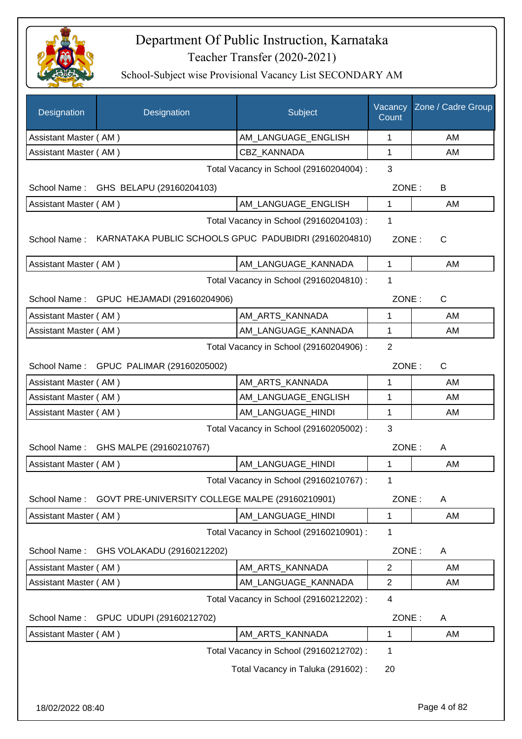# Department Of Public Instruction, Karnataka

## Teacher Transfer (2020-2021)

### School-Subject wise Provisional Vacancy List SECONDARY AM

| Designation | Designation | Subject | Vacancy Count | Zone / Cadre Group |
|---|---|---|---|---|
| Assistant Master ( AM ) | | AM_LANGUAGE_ENGLISH | 1 | AM |
| Assistant Master ( AM ) | | CBZ_KANNADA | 1 | AM |

Total Vacancy in School (29160204004) : 3

School Name : GHS BELAPU (29160204103) ZONE : B

| Designation | Subject | Vacancy Count | Zone / Cadre Group |
|---|---|---|---|
| Assistant Master ( AM ) | AM_LANGUAGE_ENGLISH | 1 | AM |

Total Vacancy in School (29160204103) : 1

School Name : KARNATAKA PUBLIC SCHOOLS GPUC PADUBIDRI (29160204810) ZONE : C

| Designation | Subject | Vacancy Count | Zone / Cadre Group |
|---|---|---|---|
| Assistant Master ( AM ) | AM_LANGUAGE_KANNADA | 1 | AM |

Total Vacancy in School (29160204810) : 1

School Name : GPUC HEJAMADI (29160204906) ZONE : C

| Designation | Subject | Vacancy Count | Zone / Cadre Group |
|---|---|---|---|
| Assistant Master ( AM ) | AM_ARTS_KANNADA | 1 | AM |
| Assistant Master ( AM ) | AM_LANGUAGE_KANNADA | 1 | AM |

Total Vacancy in School (29160204906) : 2

School Name : GPUC PALIMAR (29160205002) ZONE : C

| Designation | Subject | Vacancy Count | Zone / Cadre Group |
|---|---|---|---|
| Assistant Master ( AM ) | AM_ARTS_KANNADA | 1 | AM |
| Assistant Master ( AM ) | AM_LANGUAGE_ENGLISH | 1 | AM |
| Assistant Master ( AM ) | AM_LANGUAGE_HINDI | 1 | AM |

Total Vacancy in School (29160205002) : 3

School Name : GHS MALPE (29160210767) ZONE : A

| Designation | Subject | Vacancy Count | Zone / Cadre Group |
|---|---|---|---|
| Assistant Master ( AM ) | AM_LANGUAGE_HINDI | 1 | AM |

Total Vacancy in School (29160210767) : 1

School Name : GOVT PRE-UNIVERSITY COLLEGE MALPE (29160210901) ZONE : A

| Designation | Subject | Vacancy Count | Zone / Cadre Group |
|---|---|---|---|
| Assistant Master ( AM ) | AM_LANGUAGE_HINDI | 1 | AM |

Total Vacancy in School (29160210901) : 1

School Name : GHS VOLAKADU (29160212202) ZONE : A

| Designation | Subject | Vacancy Count | Zone / Cadre Group |
|---|---|---|---|
| Assistant Master ( AM ) | AM_ARTS_KANNADA | 2 | AM |
| Assistant Master ( AM ) | AM_LANGUAGE_KANNADA | 2 | AM |

Total Vacancy in School (29160212202) : 4

School Name : GPUC UDUPI (29160212702) ZONE : A

| Designation | Subject | Vacancy Count | Zone / Cadre Group |
|---|---|---|---|
| Assistant Master ( AM ) | AM_ARTS_KANNADA | 1 | AM |

Total Vacancy in School (29160212702) : 1

Total Vacancy in Taluka (291602) : 20

18/02/2022 08:40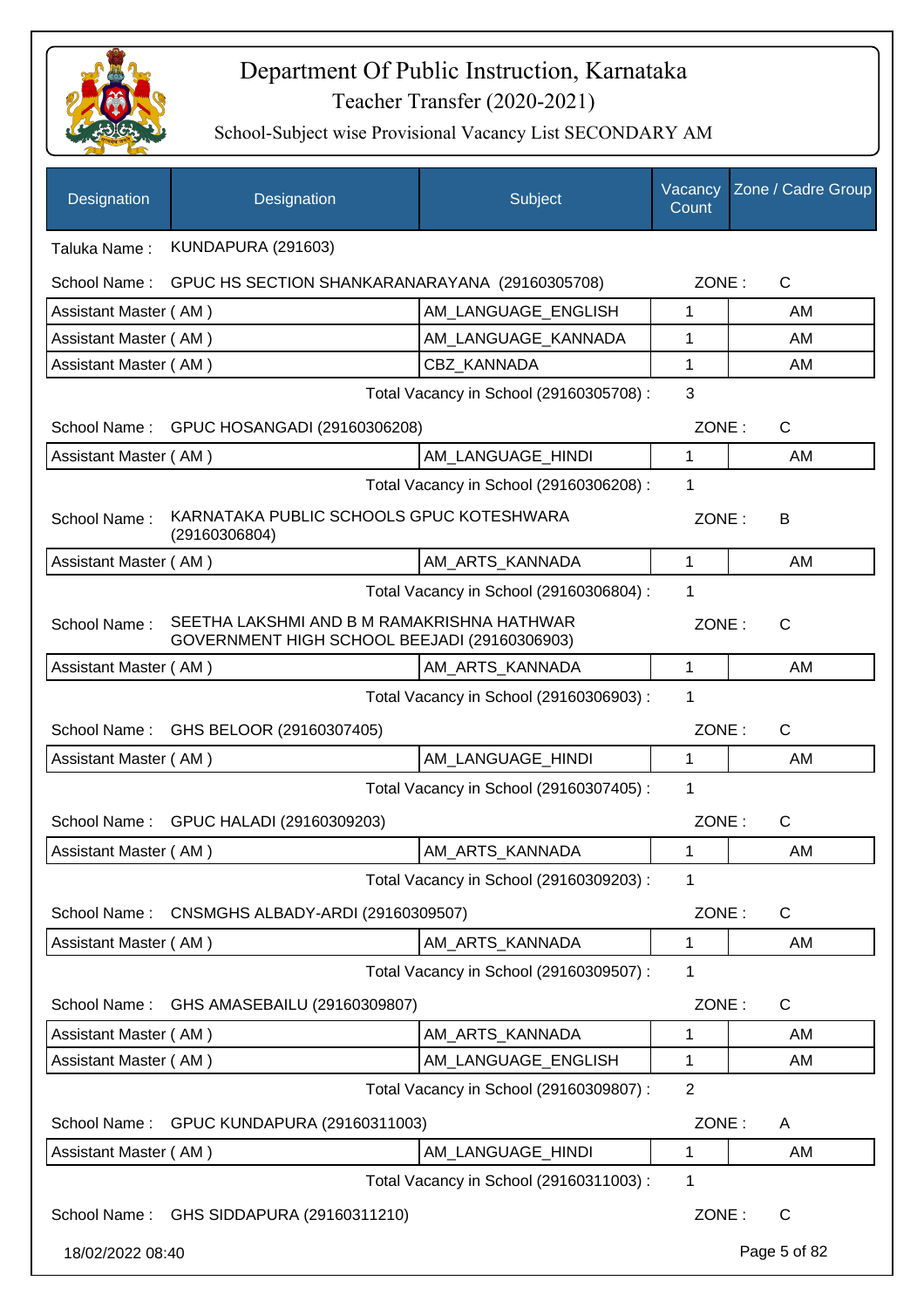# Department Of Public Instruction, Karnataka

## Teacher Transfer (2020-2021)

### School-Subject wise Provisional Vacancy List SECONDARY AM

| Designation | Designation | Subject | Vacancy Count | Zone / Cadre Group |
|---|---|---|---|---|

Taluka Name : KUNDAPURA (291603)

School Name : GPUC HS SECTION SHANKARANARAYANA (29160305708) — ZONE : C

| Designation | Subject | Vacancy Count | Cadre Group |
|---|---|---|---|
| Assistant Master ( AM ) | AM_LANGUAGE_ENGLISH | 1 | AM |
| Assistant Master ( AM ) | AM_LANGUAGE_KANNADA | 1 | AM |
| Assistant Master ( AM ) | CBZ_KANNADA | 1 | AM |

Total Vacancy in School (29160305708) : 3

School Name : GPUC HOSANGADI (29160306208) — ZONE : C

| Designation | Subject | Vacancy Count | Cadre Group |
|---|---|---|---|
| Assistant Master ( AM ) | AM_LANGUAGE_HINDI | 1 | AM |

Total Vacancy in School (29160306208) : 1

School Name : KARNATAKA PUBLIC SCHOOLS GPUC KOTESHWARA (29160306804) — ZONE : B

| Designation | Subject | Vacancy Count | Cadre Group |
|---|---|---|---|
| Assistant Master ( AM ) | AM_ARTS_KANNADA | 1 | AM |

Total Vacancy in School (29160306804) : 1

School Name : SEETHA LAKSHMI AND B M RAMAKRISHNA HATHWAR GOVERNMENT HIGH SCHOOL BEEJADI (29160306903) — ZONE : C

| Designation | Subject | Vacancy Count | Cadre Group |
|---|---|---|---|
| Assistant Master ( AM ) | AM_ARTS_KANNADA | 1 | AM |

Total Vacancy in School (29160306903) : 1

School Name : GHS BELOOR (29160307405) — ZONE : C

| Designation | Subject | Vacancy Count | Cadre Group |
|---|---|---|---|
| Assistant Master ( AM ) | AM_LANGUAGE_HINDI | 1 | AM |

Total Vacancy in School (29160307405) : 1

School Name : GPUC HALADI (29160309203) — ZONE : C

| Designation | Subject | Vacancy Count | Cadre Group |
|---|---|---|---|
| Assistant Master ( AM ) | AM_ARTS_KANNADA | 1 | AM |

Total Vacancy in School (29160309203) : 1

School Name : CNSMGHS ALBADY-ARDI (29160309507) — ZONE : C

| Designation | Subject | Vacancy Count | Cadre Group |
|---|---|---|---|
| Assistant Master ( AM ) | AM_ARTS_KANNADA | 1 | AM |

Total Vacancy in School (29160309507) : 1

School Name : GHS AMASEBAILU (29160309807) — ZONE : C

| Designation | Subject | Vacancy Count | Cadre Group |
|---|---|---|---|
| Assistant Master ( AM ) | AM_ARTS_KANNADA | 1 | AM |
| Assistant Master ( AM ) | AM_LANGUAGE_ENGLISH | 1 | AM |

Total Vacancy in School (29160309807) : 2

School Name : GPUC KUNDAPURA (29160311003) — ZONE : A

| Designation | Subject | Vacancy Count | Cadre Group |
|---|---|---|---|
| Assistant Master ( AM ) | AM_LANGUAGE_HINDI | 1 | AM |

Total Vacancy in School (29160311003) : 1

School Name : GHS SIDDAPURA (29160311210) — ZONE : C

18/02/2022 08:40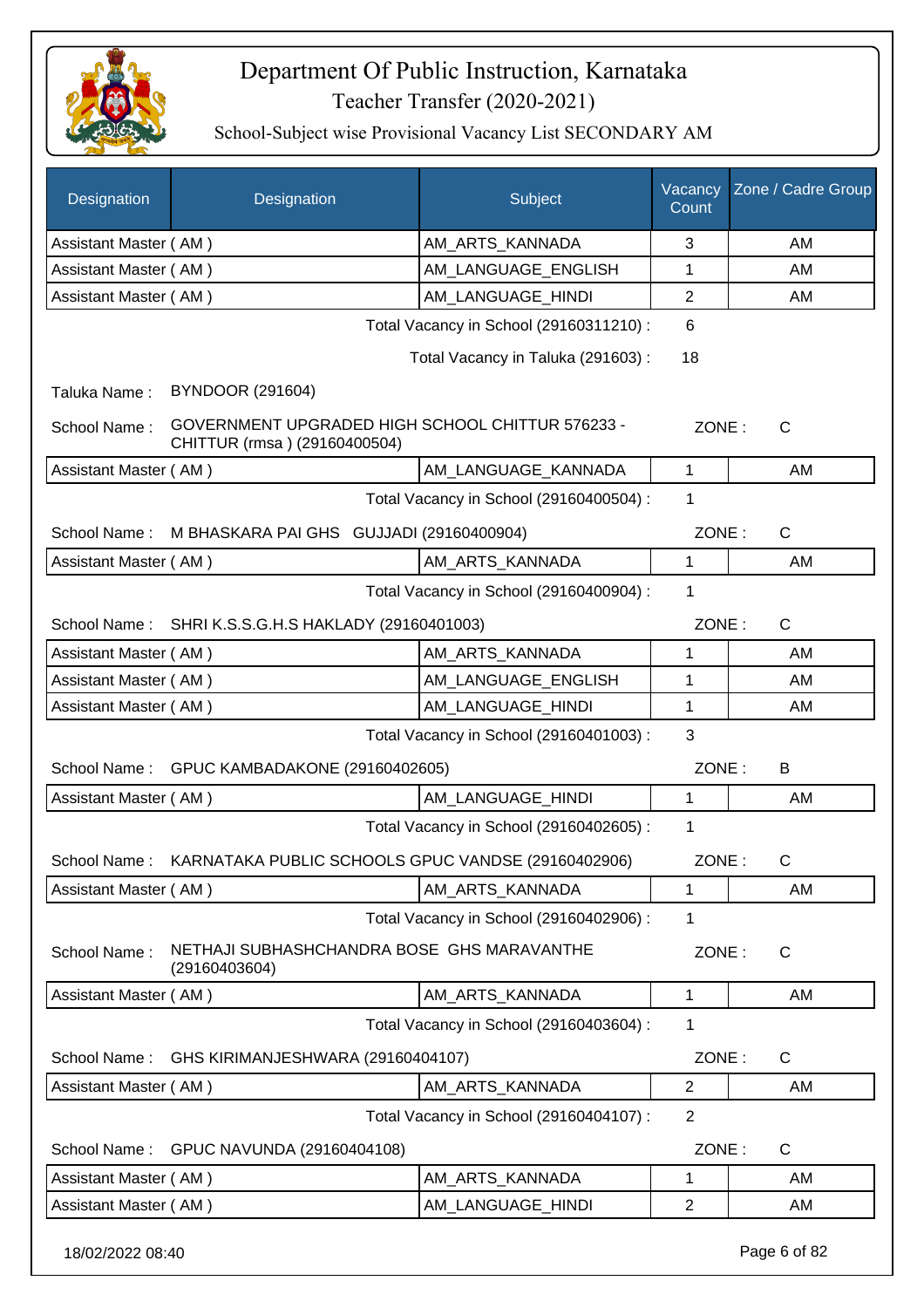# Department Of Public Instruction, Karnataka

## Teacher Transfer (2020-2021)

### School-Subject wise Provisional Vacancy List SECONDARY AM

| Designation | Designation | Subject | Vacancy Count | Zone / Cadre Group |
|---|---|---|---|---|
| Assistant Master ( AM ) | | AM_ARTS_KANNADA | 3 | AM |
| Assistant Master ( AM ) | | AM_LANGUAGE_ENGLISH | 1 | AM |
| Assistant Master ( AM ) | | AM_LANGUAGE_HINDI | 2 | AM |

Total Vacancy in School (29160311210) : 6

Total Vacancy in Taluka (291603) : 18

Taluka Name : BYNDOOR (291604)

School Name : GOVERNMENT UPGRADED HIGH SCHOOL CHITTUR 576233 - CHITTUR (rmsa ) (29160400504) ZONE : C

| Designation | Subject | Vacancy Count | Zone / Cadre Group |
|---|---|---|---|
| Assistant Master ( AM ) | AM_LANGUAGE_KANNADA | 1 | AM |

Total Vacancy in School (29160400504) : 1

School Name : M BHASKARA PAI GHS GUJJADI (29160400904) ZONE : C

| Designation | Subject | Vacancy Count | Zone / Cadre Group |
|---|---|---|---|
| Assistant Master ( AM ) | AM_ARTS_KANNADA | 1 | AM |

Total Vacancy in School (29160400904) : 1

School Name : SHRI K.S.S.G.H.S HAKLADY (29160401003) ZONE : C

| Designation | Subject | Vacancy Count | Zone / Cadre Group |
|---|---|---|---|
| Assistant Master ( AM ) | AM_ARTS_KANNADA | 1 | AM |
| Assistant Master ( AM ) | AM_LANGUAGE_ENGLISH | 1 | AM |
| Assistant Master ( AM ) | AM_LANGUAGE_HINDI | 1 | AM |

Total Vacancy in School (29160401003) : 3

School Name : GPUC KAMBADAKONE (29160402605) ZONE : B

| Designation | Subject | Vacancy Count | Zone / Cadre Group |
|---|---|---|---|
| Assistant Master ( AM ) | AM_LANGUAGE_HINDI | 1 | AM |

Total Vacancy in School (29160402605) : 1

School Name : KARNATAKA PUBLIC SCHOOLS GPUC VANDSE (29160402906) ZONE : C

| Designation | Subject | Vacancy Count | Zone / Cadre Group |
|---|---|---|---|
| Assistant Master ( AM ) | AM_ARTS_KANNADA | 1 | AM |

Total Vacancy in School (29160402906) : 1

School Name : NETHAJI SUBHASHCHANDRA BOSE GHS MARAVANTHE (29160403604) ZONE : C

| Designation | Subject | Vacancy Count | Zone / Cadre Group |
|---|---|---|---|
| Assistant Master ( AM ) | AM_ARTS_KANNADA | 1 | AM |

Total Vacancy in School (29160403604) : 1

School Name : GHS KIRIMANJESHWARA (29160404107) ZONE : C

| Designation | Subject | Vacancy Count | Zone / Cadre Group |
|---|---|---|---|
| Assistant Master ( AM ) | AM_ARTS_KANNADA | 2 | AM |

Total Vacancy in School (29160404107) : 2

School Name : GPUC NAVUNDA (29160404108) ZONE : C

| Designation | Subject | Vacancy Count | Zone / Cadre Group |
|---|---|---|---|
| Assistant Master ( AM ) | AM_ARTS_KANNADA | 1 | AM |
| Assistant Master ( AM ) | AM_LANGUAGE_HINDI | 2 | AM |

18/02/2022 08:40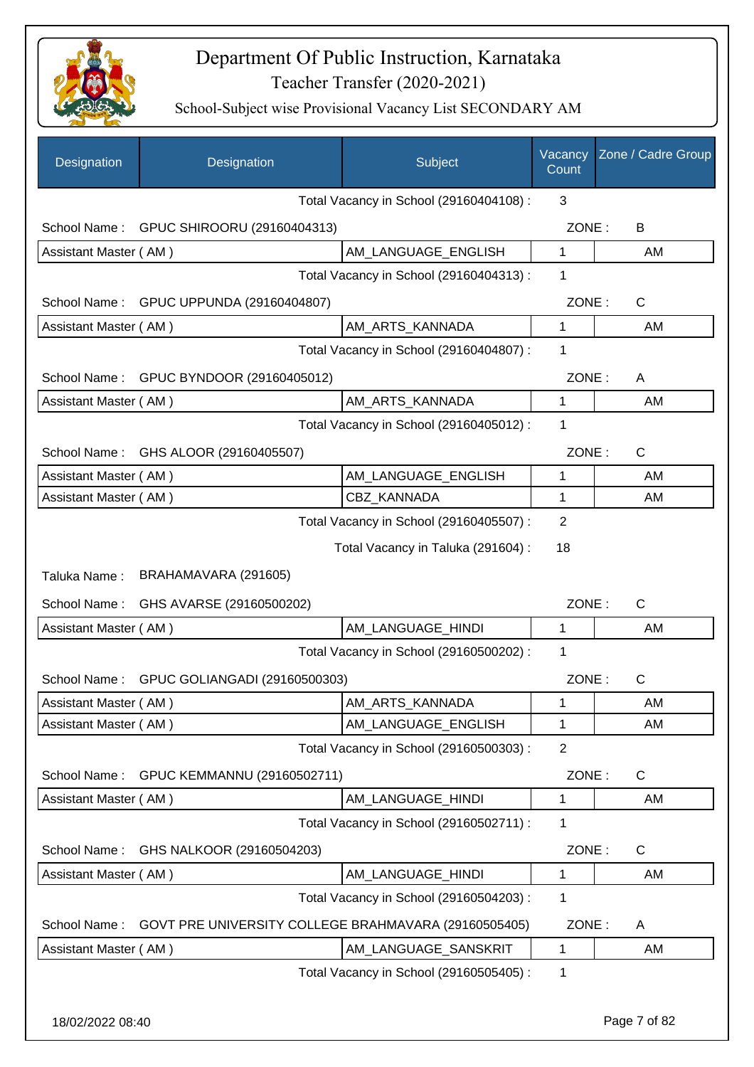# Department Of Public Instruction, Karnataka

## Teacher Transfer (2020-2021)

### School-Subject wise Provisional Vacancy List SECONDARY AM

| Designation | Designation | Subject | Vacancy Count | Zone / Cadre Group |
|---|---|---|---|---|
| | | Total Vacancy in School (29160404108) : | 3 | |
| School Name : | GPUC SHIROORU (29160404313) | | ZONE : | B |
| Assistant Master ( AM ) | | AM_LANGUAGE_ENGLISH | 1 | AM |
| | | Total Vacancy in School (29160404313) : | 1 | |
| School Name : | GPUC UPPUNDA (29160404807) | | ZONE : | C |
| Assistant Master ( AM ) | | AM_ARTS_KANNADA | 1 | AM |
| | | Total Vacancy in School (29160404807) : | 1 | |
| School Name : | GPUC BYNDOOR (29160405012) | | ZONE : | A |
| Assistant Master ( AM ) | | AM_ARTS_KANNADA | 1 | AM |
| | | Total Vacancy in School (29160405012) : | 1 | |
| School Name : | GHS ALOOR (29160405507) | | ZONE : | C |
| Assistant Master ( AM ) | | AM_LANGUAGE_ENGLISH | 1 | AM |
| Assistant Master ( AM ) | | CBZ_KANNADA | 1 | AM |
| | | Total Vacancy in School (29160405507) : | 2 | |
| | | Total Vacancy in Taluka (291604) : | 18 | |
| Taluka Name : | BRAHAMAVARA (291605) | | | |
| School Name : | GHS AVARSE (29160500202) | | ZONE : | C |
| Assistant Master ( AM ) | | AM_LANGUAGE_HINDI | 1 | AM |
| | | Total Vacancy in School (29160500202) : | 1 | |
| School Name : | GPUC GOLIANGADI (29160500303) | | ZONE : | C |
| Assistant Master ( AM ) | | AM_ARTS_KANNADA | 1 | AM |
| Assistant Master ( AM ) | | AM_LANGUAGE_ENGLISH | 1 | AM |
| | | Total Vacancy in School (29160500303) : | 2 | |
| School Name : | GPUC KEMMANNU (29160502711) | | ZONE : | C |
| Assistant Master ( AM ) | | AM_LANGUAGE_HINDI | 1 | AM |
| | | Total Vacancy in School (29160502711) : | 1 | |
| School Name : | GHS NALKOOR (29160504203) | | ZONE : | C |
| Assistant Master ( AM ) | | AM_LANGUAGE_HINDI | 1 | AM |
| | | Total Vacancy in School (29160504203) : | 1 | |
| School Name : | GOVT PRE UNIVERSITY COLLEGE BRAHMAVARA (29160505405) | | ZONE : | A |
| Assistant Master ( AM ) | | AM_LANGUAGE_SANSKRIT | 1 | AM |
| | | Total Vacancy in School (29160505405) : | 1 | |

18/02/2022 08:40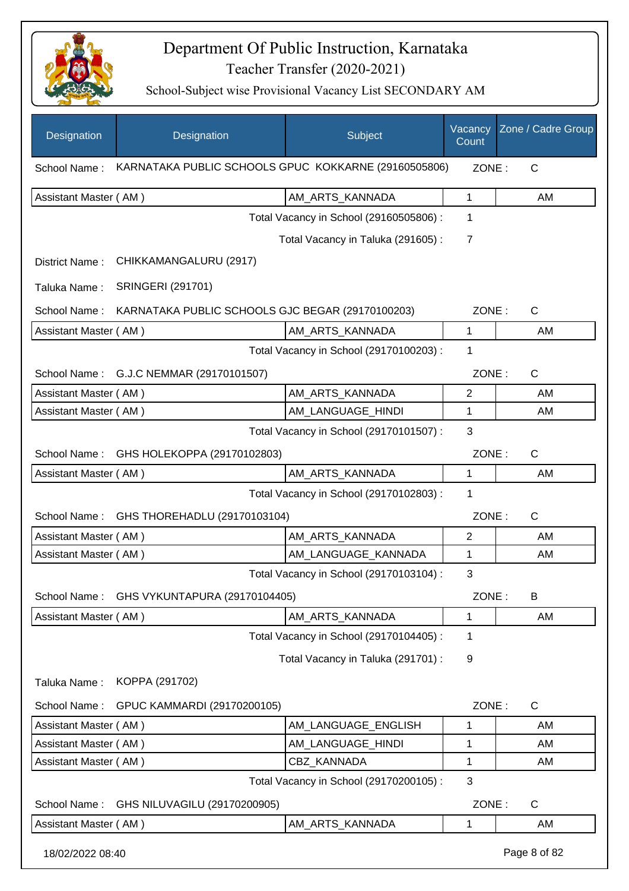# Department Of Public Instruction, Karnataka

## Teacher Transfer (2020-2021)

### School-Subject wise Provisional Vacancy List SECONDARY AM

| Designation | Designation | Subject | Vacancy Count | Zone / Cadre Group |
|---|---|---|---|---|
| School Name : | KARNATAKA PUBLIC SCHOOLS GPUC KOKKARNE (29160505806) | | ZONE : | C |
| Assistant Master ( AM ) | | AM_ARTS_KANNADA | 1 | AM |
| | | Total Vacancy in School (29160505806) : | 1 | |
| | | Total Vacancy in Taluka (291605) : | 7 | |
| District Name : | CHIKKAMANGALURU (2917) | | | |
| Taluka Name : | SRINGERI (291701) | | | |
| School Name : | KARNATAKA PUBLIC SCHOOLS GJC BEGAR (29170100203) | | ZONE : | C |
| Assistant Master ( AM ) | | AM_ARTS_KANNADA | 1 | AM |
| | | Total Vacancy in School (29170100203) : | 1 | |
| School Name : | G.J.C NEMMAR (29170101507) | | ZONE : | C |
| Assistant Master ( AM ) | | AM_ARTS_KANNADA | 2 | AM |
| Assistant Master ( AM ) | | AM_LANGUAGE_HINDI | 1 | AM |
| | | Total Vacancy in School (29170101507) : | 3 | |
| School Name : | GHS HOLEKOPPA (29170102803) | | ZONE : | C |
| Assistant Master ( AM ) | | AM_ARTS_KANNADA | 1 | AM |
| | | Total Vacancy in School (29170102803) : | 1 | |
| School Name : | GHS THOREHADLU (29170103104) | | ZONE : | C |
| Assistant Master ( AM ) | | AM_ARTS_KANNADA | 2 | AM |
| Assistant Master ( AM ) | | AM_LANGUAGE_KANNADA | 1 | AM |
| | | Total Vacancy in School (29170103104) : | 3 | |
| School Name : | GHS VYKUNTAPURA (29170104405) | | ZONE : | B |
| Assistant Master ( AM ) | | AM_ARTS_KANNADA | 1 | AM |
| | | Total Vacancy in School (29170104405) : | 1 | |
| | | Total Vacancy in Taluka (291701) : | 9 | |
| Taluka Name : | KOPPA (291702) | | | |
| School Name : | GPUC KAMMARDI (29170200105) | | ZONE : | C |
| Assistant Master ( AM ) | | AM_LANGUAGE_ENGLISH | 1 | AM |
| Assistant Master ( AM ) | | AM_LANGUAGE_HINDI | 1 | AM |
| Assistant Master ( AM ) | | CBZ_KANNADA | 1 | AM |
| | | Total Vacancy in School (29170200105) : | 3 | |
| School Name : | GHS NILUVAGILU (29170200905) | | ZONE : | C |
| Assistant Master ( AM ) | | AM_ARTS_KANNADA | 1 | AM |

18/02/2022 08:40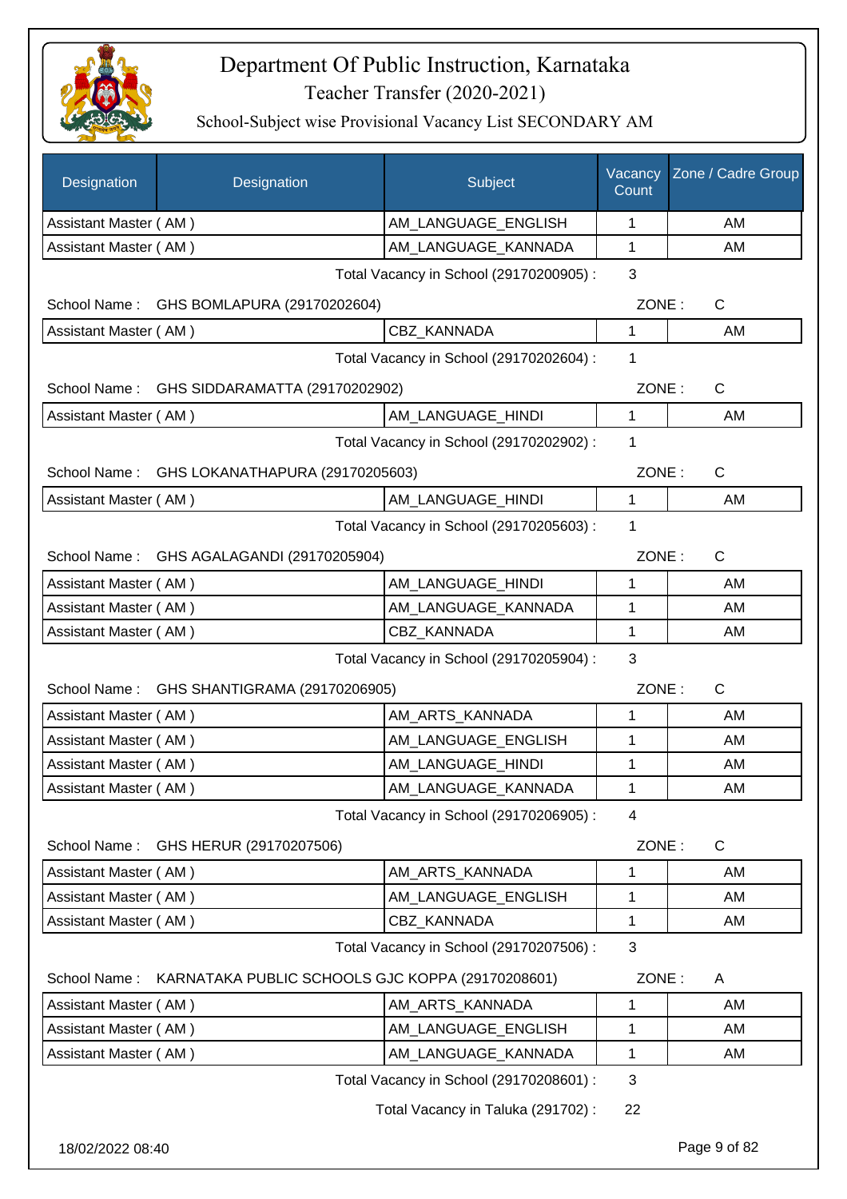# Department Of Public Instruction, Karnataka

## Teacher Transfer (2020-2021)

### School-Subject wise Provisional Vacancy List SECONDARY AM

| Designation | Designation | Subject | Vacancy Count | Zone / Cadre Group |
|---|---|---|---|---|
| Assistant Master ( AM ) | | AM_LANGUAGE_ENGLISH | 1 | AM |
| Assistant Master ( AM ) | | AM_LANGUAGE_KANNADA | 1 | AM |

Total Vacancy in School (29170200905) : 3

School Name : GHS BOMLAPURA (29170202604) ZONE : C

| Designation | Subject | Vacancy Count | Zone / Cadre Group |
|---|---|---|---|
| Assistant Master ( AM ) | CBZ_KANNADA | 1 | AM |

Total Vacancy in School (29170202604) : 1

School Name : GHS SIDDARAMATTA (29170202902) ZONE : C

| Designation | Subject | Vacancy Count | Zone / Cadre Group |
|---|---|---|---|
| Assistant Master ( AM ) | AM_LANGUAGE_HINDI | 1 | AM |

Total Vacancy in School (29170202902) : 1

School Name : GHS LOKANATHAPURA (29170205603) ZONE : C

| Designation | Subject | Vacancy Count | Zone / Cadre Group |
|---|---|---|---|
| Assistant Master ( AM ) | AM_LANGUAGE_HINDI | 1 | AM |

Total Vacancy in School (29170205603) : 1

School Name : GHS AGALAGANDI (29170205904) ZONE : C

| Designation | Subject | Vacancy Count | Zone / Cadre Group |
|---|---|---|---|
| Assistant Master ( AM ) | AM_LANGUAGE_HINDI | 1 | AM |
| Assistant Master ( AM ) | AM_LANGUAGE_KANNADA | 1 | AM |
| Assistant Master ( AM ) | CBZ_KANNADA | 1 | AM |

Total Vacancy in School (29170205904) : 3

School Name : GHS SHANTIGRAMA (29170206905) ZONE : C

| Designation | Subject | Vacancy Count | Zone / Cadre Group |
|---|---|---|---|
| Assistant Master ( AM ) | AM_ARTS_KANNADA | 1 | AM |
| Assistant Master ( AM ) | AM_LANGUAGE_ENGLISH | 1 | AM |
| Assistant Master ( AM ) | AM_LANGUAGE_HINDI | 1 | AM |
| Assistant Master ( AM ) | AM_LANGUAGE_KANNADA | 1 | AM |

Total Vacancy in School (29170206905) : 4

School Name : GHS HERUR (29170207506) ZONE : C

| Designation | Subject | Vacancy Count | Zone / Cadre Group |
|---|---|---|---|
| Assistant Master ( AM ) | AM_ARTS_KANNADA | 1 | AM |
| Assistant Master ( AM ) | AM_LANGUAGE_ENGLISH | 1 | AM |
| Assistant Master ( AM ) | CBZ_KANNADA | 1 | AM |

Total Vacancy in School (29170207506) : 3

School Name : KARNATAKA PUBLIC SCHOOLS GJC KOPPA (29170208601) ZONE : A

| Designation | Subject | Vacancy Count | Zone / Cadre Group |
|---|---|---|---|
| Assistant Master ( AM ) | AM_ARTS_KANNADA | 1 | AM |
| Assistant Master ( AM ) | AM_LANGUAGE_ENGLISH | 1 | AM |
| Assistant Master ( AM ) | AM_LANGUAGE_KANNADA | 1 | AM |

Total Vacancy in School (29170208601) : 3

Total Vacancy in Taluka (291702) : 22

18/02/2022 08:40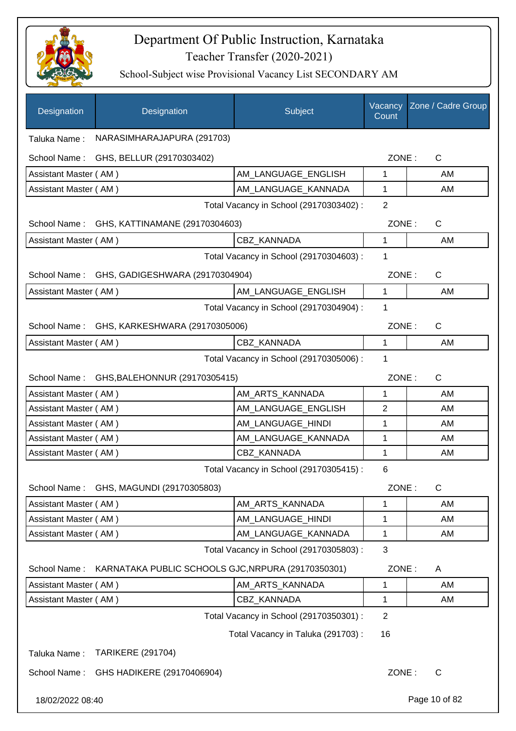# Department Of Public Instruction, Karnataka

## Teacher Transfer (2020-2021)

### School-Subject wise Provisional Vacancy List SECONDARY AM

| Designation | Designation | Subject | Vacancy Count | Zone / Cadre Group |
|---|---|---|---|---|

Taluka Name : NARASIMHARAJAPURA (291703)

School Name : GHS, BELLUR (29170303402) ZONE : C

| Designation | Subject | Vacancy Count | Zone / Cadre Group |
|---|---|---|---|
| Assistant Master ( AM ) | AM_LANGUAGE_ENGLISH | 1 | AM |
| Assistant Master ( AM ) | AM_LANGUAGE_KANNADA | 1 | AM |

Total Vacancy in School (29170303402) : 2

School Name : GHS, KATTINAMANE (29170304603) ZONE : C

| Designation | Subject | Vacancy Count | Zone / Cadre Group |
|---|---|---|---|
| Assistant Master ( AM ) | CBZ_KANNADA | 1 | AM |

Total Vacancy in School (29170304603) : 1

School Name : GHS, GADIGESHWARA (29170304904) ZONE : C

| Designation | Subject | Vacancy Count | Zone / Cadre Group |
|---|---|---|---|
| Assistant Master ( AM ) | AM_LANGUAGE_ENGLISH | 1 | AM |

Total Vacancy in School (29170304904) : 1

School Name : GHS, KARKESHWARA (29170305006) ZONE : C

| Designation | Subject | Vacancy Count | Zone / Cadre Group |
|---|---|---|---|
| Assistant Master ( AM ) | CBZ_KANNADA | 1 | AM |

Total Vacancy in School (29170305006) : 1

School Name : GHS,BALEHONNUR (29170305415) ZONE : C

| Designation | Subject | Vacancy Count | Zone / Cadre Group |
|---|---|---|---|
| Assistant Master ( AM ) | AM_ARTS_KANNADA | 1 | AM |
| Assistant Master ( AM ) | AM_LANGUAGE_ENGLISH | 2 | AM |
| Assistant Master ( AM ) | AM_LANGUAGE_HINDI | 1 | AM |
| Assistant Master ( AM ) | AM_LANGUAGE_KANNADA | 1 | AM |
| Assistant Master ( AM ) | CBZ_KANNADA | 1 | AM |

Total Vacancy in School (29170305415) : 6

School Name : GHS, MAGUNDI (29170305803) ZONE : C

| Designation | Subject | Vacancy Count | Zone / Cadre Group |
|---|---|---|---|
| Assistant Master ( AM ) | AM_ARTS_KANNADA | 1 | AM |
| Assistant Master ( AM ) | AM_LANGUAGE_HINDI | 1 | AM |
| Assistant Master ( AM ) | AM_LANGUAGE_KANNADA | 1 | AM |

Total Vacancy in School (29170305803) : 3

School Name : KARNATAKA PUBLIC SCHOOLS GJC,NRPURA (29170350301) ZONE : A

| Designation | Subject | Vacancy Count | Zone / Cadre Group |
|---|---|---|---|
| Assistant Master ( AM ) | AM_ARTS_KANNADA | 1 | AM |
| Assistant Master ( AM ) | CBZ_KANNADA | 1 | AM |

Total Vacancy in School (29170350301) : 2

Total Vacancy in Taluka (291703) : 16

Taluka Name : TARIKERE (291704)

School Name : GHS HADIKERE (29170406904) ZONE : C

18/02/2022 08:40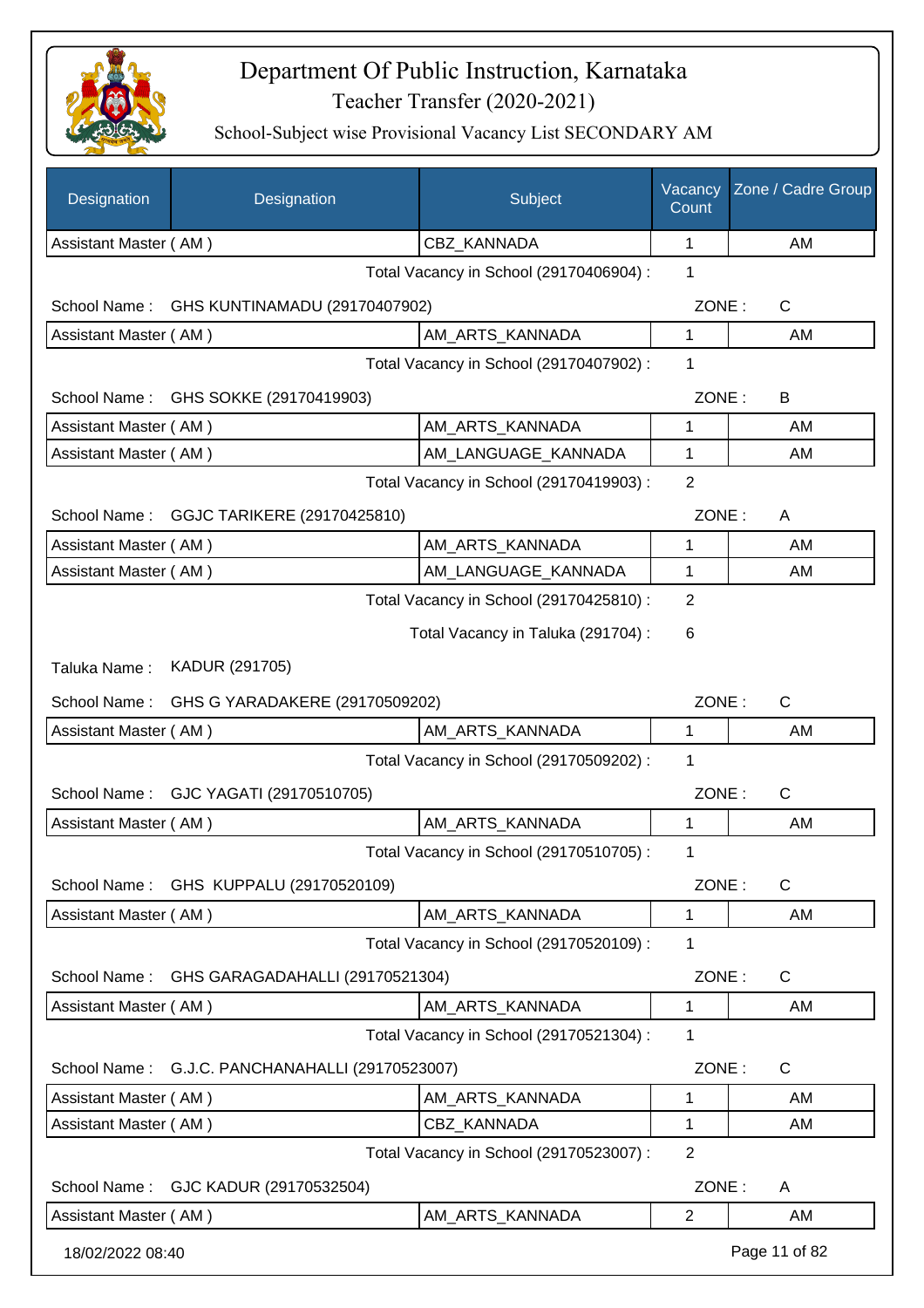# Department Of Public Instruction, Karnataka
## Teacher Transfer (2020-2021)
### School-Subject wise Provisional Vacancy List SECONDARY AM

| Designation | Designation | Subject | Vacancy Count | Zone / Cadre Group |
|---|---|---|---|---|
| Assistant Master ( AM ) | | CBZ_KANNADA | 1 | AM |

Total Vacancy in School (29170406904) : 1

School Name : GHS KUNTINAMADU (29170407902) ZONE : C

| Designation | Subject | Vacancy Count | Zone / Cadre Group |
|---|---|---|---|
| Assistant Master ( AM ) | AM_ARTS_KANNADA | 1 | AM |

Total Vacancy in School (29170407902) : 1

School Name : GHS SOKKE (29170419903) ZONE : B

| Designation | Subject | Vacancy Count | Zone / Cadre Group |
|---|---|---|---|
| Assistant Master ( AM ) | AM_ARTS_KANNADA | 1 | AM |
| Assistant Master ( AM ) | AM_LANGUAGE_KANNADA | 1 | AM |

Total Vacancy in School (29170419903) : 2

School Name : GGJC TARIKERE (29170425810) ZONE : A

| Designation | Subject | Vacancy Count | Zone / Cadre Group |
|---|---|---|---|
| Assistant Master ( AM ) | AM_ARTS_KANNADA | 1 | AM |
| Assistant Master ( AM ) | AM_LANGUAGE_KANNADA | 1 | AM |

Total Vacancy in School (29170425810) : 2

Total Vacancy in Taluka (291704) : 6

Taluka Name : KADUR (291705)

School Name : GHS G YARADAKERE (29170509202) ZONE : C

| Designation | Subject | Vacancy Count | Zone / Cadre Group |
|---|---|---|---|
| Assistant Master ( AM ) | AM_ARTS_KANNADA | 1 | AM |

Total Vacancy in School (29170509202) : 1

School Name : GJC YAGATI (29170510705) ZONE : C

| Designation | Subject | Vacancy Count | Zone / Cadre Group |
|---|---|---|---|
| Assistant Master ( AM ) | AM_ARTS_KANNADA | 1 | AM |

Total Vacancy in School (29170510705) : 1

School Name : GHS KUPPALU (29170520109) ZONE : C

| Designation | Subject | Vacancy Count | Zone / Cadre Group |
|---|---|---|---|
| Assistant Master ( AM ) | AM_ARTS_KANNADA | 1 | AM |

Total Vacancy in School (29170520109) : 1

School Name : GHS GARAGADAHALLI (29170521304) ZONE : C

| Designation | Subject | Vacancy Count | Zone / Cadre Group |
|---|---|---|---|
| Assistant Master ( AM ) | AM_ARTS_KANNADA | 1 | AM |

Total Vacancy in School (29170521304) : 1

School Name : G.J.C. PANCHANAHALLI (29170523007) ZONE : C

| Designation | Subject | Vacancy Count | Zone / Cadre Group |
|---|---|---|---|
| Assistant Master ( AM ) | AM_ARTS_KANNADA | 1 | AM |
| Assistant Master ( AM ) | CBZ_KANNADA | 1 | AM |

Total Vacancy in School (29170523007) : 2

School Name : GJC KADUR (29170532504) ZONE : A

| Designation | Subject | Vacancy Count | Zone / Cadre Group |
|---|---|---|---|
| Assistant Master ( AM ) | AM_ARTS_KANNADA | 2 | AM |

18/02/2022 08:40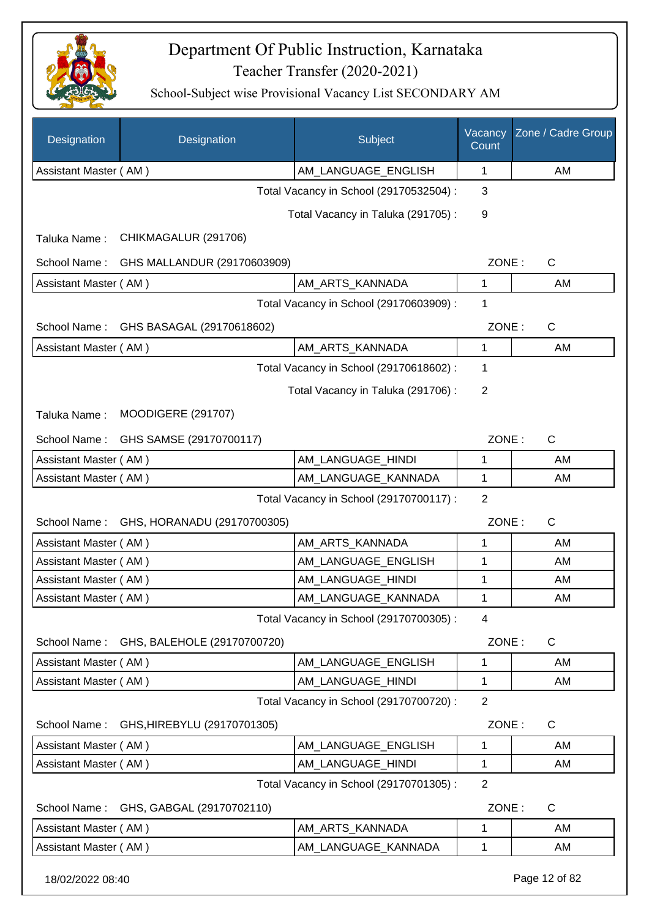# Department Of Public Instruction, Karnataka

## Teacher Transfer (2020-2021)

### School-Subject wise Provisional Vacancy List SECONDARY AM

| Designation | Designation | Subject | Vacancy Count | Zone / Cadre Group |
|---|---|---|---|---|
| Assistant Master ( AM ) | | AM_LANGUAGE_ENGLISH | 1 | AM |

Total Vacancy in School (29170532504) : 3

Total Vacancy in Taluka (291705) : 9

Taluka Name : CHIKMAGALUR (291706)

School Name : GHS MALLANDUR (29170603909) ZONE : C

| Designation | Designation | Subject | Vacancy Count | Zone / Cadre Group |
|---|---|---|---|---|
| Assistant Master ( AM ) | | AM_ARTS_KANNADA | 1 | AM |

Total Vacancy in School (29170603909) : 1

School Name : GHS BASAGAL (29170618602) ZONE : C

| Designation | Designation | Subject | Vacancy Count | Zone / Cadre Group |
|---|---|---|---|---|
| Assistant Master ( AM ) | | AM_ARTS_KANNADA | 1 | AM |

Total Vacancy in School (29170618602) : 1

Total Vacancy in Taluka (291706) : 2

Taluka Name : MOODIGERE (291707)

School Name : GHS SAMSE (29170700117) ZONE : C

| Designation | Designation | Subject | Vacancy Count | Zone / Cadre Group |
|---|---|---|---|---|
| Assistant Master ( AM ) | | AM_LANGUAGE_HINDI | 1 | AM |
| Assistant Master ( AM ) | | AM_LANGUAGE_KANNADA | 1 | AM |

Total Vacancy in School (29170700117) : 2

School Name : GHS, HORANADU (29170700305) ZONE : C

| Designation | Designation | Subject | Vacancy Count | Zone / Cadre Group |
|---|---|---|---|---|
| Assistant Master ( AM ) | | AM_ARTS_KANNADA | 1 | AM |
| Assistant Master ( AM ) | | AM_LANGUAGE_ENGLISH | 1 | AM |
| Assistant Master ( AM ) | | AM_LANGUAGE_HINDI | 1 | AM |
| Assistant Master ( AM ) | | AM_LANGUAGE_KANNADA | 1 | AM |

Total Vacancy in School (29170700305) : 4

School Name : GHS, BALEHOLE (29170700720) ZONE : C

| Designation | Designation | Subject | Vacancy Count | Zone / Cadre Group |
|---|---|---|---|---|
| Assistant Master ( AM ) | | AM_LANGUAGE_ENGLISH | 1 | AM |
| Assistant Master ( AM ) | | AM_LANGUAGE_HINDI | 1 | AM |

Total Vacancy in School (29170700720) : 2

School Name : GHS,HIREBYLU (29170701305) ZONE : C

| Designation | Designation | Subject | Vacancy Count | Zone / Cadre Group |
|---|---|---|---|---|
| Assistant Master ( AM ) | | AM_LANGUAGE_ENGLISH | 1 | AM |
| Assistant Master ( AM ) | | AM_LANGUAGE_HINDI | 1 | AM |

Total Vacancy in School (29170701305) : 2

School Name : GHS, GABGAL (29170702110) ZONE : C

| Designation | Designation | Subject | Vacancy Count | Zone / Cadre Group |
|---|---|---|---|---|
| Assistant Master ( AM ) | | AM_ARTS_KANNADA | 1 | AM |
| Assistant Master ( AM ) | | AM_LANGUAGE_KANNADA | 1 | AM |

18/02/2022 08:40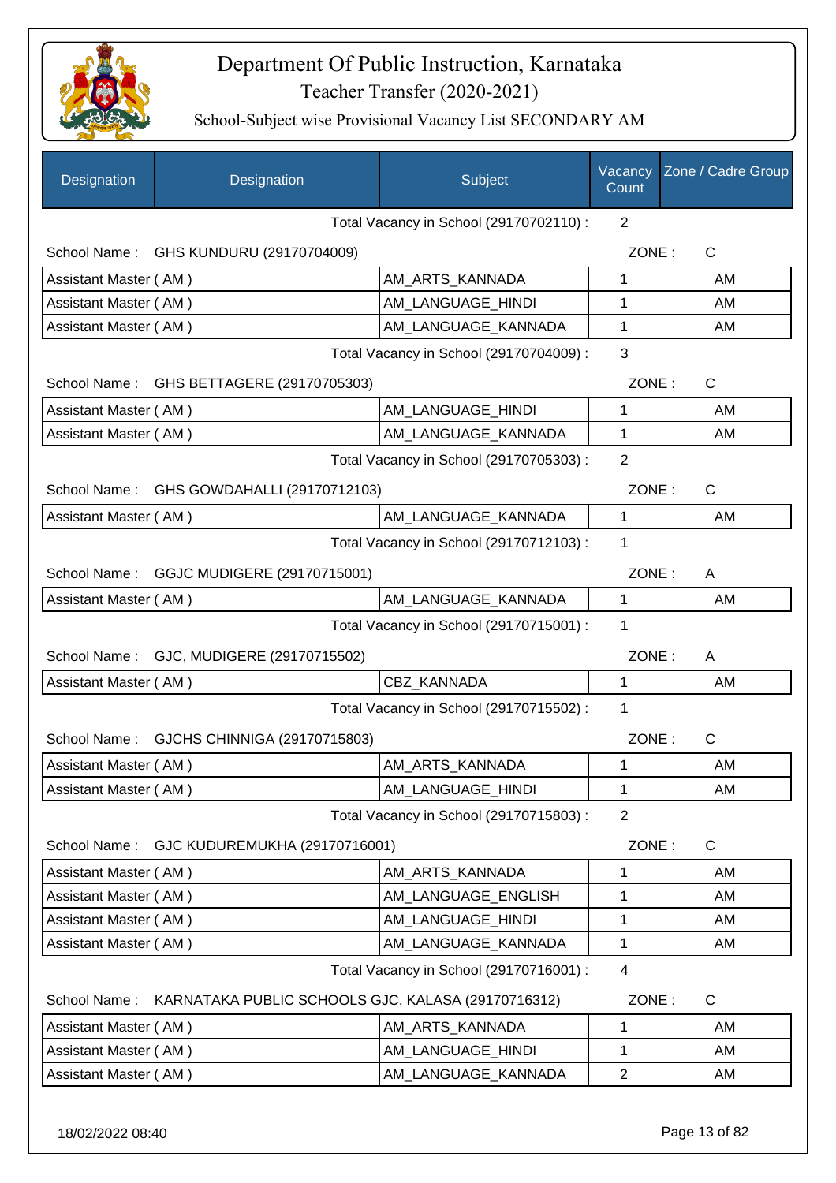# Department Of Public Instruction, Karnataka

## Teacher Transfer (2020-2021)

### School-Subject wise Provisional Vacancy List SECONDARY AM

| Designation | Designation | Subject | Vacancy Count | Zone / Cadre Group |
|---|---|---|---|---|
| | | Total Vacancy in School (29170702110) : | 2 | |
| School Name : | GHS KUNDURU (29170704009) | | ZONE : | C |
| Assistant Master ( AM ) | | AM_ARTS_KANNADA | 1 | AM |
| Assistant Master ( AM ) | | AM_LANGUAGE_HINDI | 1 | AM |
| Assistant Master ( AM ) | | AM_LANGUAGE_KANNADA | 1 | AM |
| | | Total Vacancy in School (29170704009) : | 3 | |
| School Name : | GHS BETTAGERE (29170705303) | | ZONE : | C |
| Assistant Master ( AM ) | | AM_LANGUAGE_HINDI | 1 | AM |
| Assistant Master ( AM ) | | AM_LANGUAGE_KANNADA | 1 | AM |
| | | Total Vacancy in School (29170705303) : | 2 | |
| School Name : | GHS GOWDAHALLI (29170712103) | | ZONE : | C |
| Assistant Master ( AM ) | | AM_LANGUAGE_KANNADA | 1 | AM |
| | | Total Vacancy in School (29170712103) : | 1 | |
| School Name : | GGJC MUDIGERE (29170715001) | | ZONE : | A |
| Assistant Master ( AM ) | | AM_LANGUAGE_KANNADA | 1 | AM |
| | | Total Vacancy in School (29170715001) : | 1 | |
| School Name : | GJC, MUDIGERE (29170715502) | | ZONE : | A |
| Assistant Master ( AM ) | | CBZ_KANNADA | 1 | AM |
| | | Total Vacancy in School (29170715502) : | 1 | |
| School Name : | GJCHS CHINNIGA (29170715803) | | ZONE : | C |
| Assistant Master ( AM ) | | AM_ARTS_KANNADA | 1 | AM |
| Assistant Master ( AM ) | | AM_LANGUAGE_HINDI | 1 | AM |
| | | Total Vacancy in School (29170715803) : | 2 | |
| School Name : | GJC KUDUREMUKHA (29170716001) | | ZONE : | C |
| Assistant Master ( AM ) | | AM_ARTS_KANNADA | 1 | AM |
| Assistant Master ( AM ) | | AM_LANGUAGE_ENGLISH | 1 | AM |
| Assistant Master ( AM ) | | AM_LANGUAGE_HINDI | 1 | AM |
| Assistant Master ( AM ) | | AM_LANGUAGE_KANNADA | 1 | AM |
| | | Total Vacancy in School (29170716001) : | 4 | |
| School Name : | KARNATAKA PUBLIC SCHOOLS GJC, KALASA (29170716312) | | ZONE : | C |
| Assistant Master ( AM ) | | AM_ARTS_KANNADA | 1 | AM |
| Assistant Master ( AM ) | | AM_LANGUAGE_HINDI | 1 | AM |
| Assistant Master ( AM ) | | AM_LANGUAGE_KANNADA | 2 | AM |

18/02/2022 08:40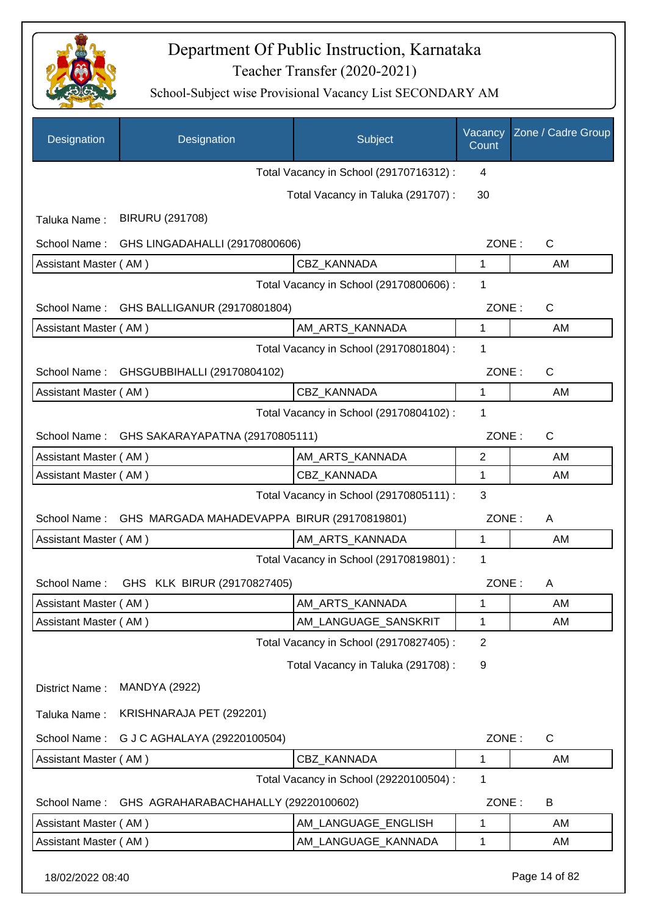# Department Of Public Instruction, Karnataka

## Teacher Transfer (2020-2021)

### School-Subject wise Provisional Vacancy List SECONDARY AM

| Designation | Designation | Subject | Vacancy Count | Zone / Cadre Group |
|---|---|---|---|---|
| | | Total Vacancy in School (29170716312) : | 4 | |
| | | Total Vacancy in Taluka (291707) : | 30 | |

Taluka Name : BIRURU (291708)

School Name : GHS LINGADAHALLI (29170800606) — ZONE : C

| Designation | Subject | Vacancy Count | Zone / Cadre Group |
|---|---|---|---|
| Assistant Master ( AM ) | CBZ_KANNADA | 1 | AM |
| | Total Vacancy in School (29170800606) : | 1 | |

School Name : GHS BALLIGANUR (29170801804) — ZONE : C

| Designation | Subject | Vacancy Count | Zone / Cadre Group |
|---|---|---|---|
| Assistant Master ( AM ) | AM_ARTS_KANNADA | 1 | AM |
| | Total Vacancy in School (29170801804) : | 1 | |

School Name : GHSGUBBIHALLI (29170804102) — ZONE : C

| Designation | Subject | Vacancy Count | Zone / Cadre Group |
|---|---|---|---|
| Assistant Master ( AM ) | CBZ_KANNADA | 1 | AM |
| | Total Vacancy in School (29170804102) : | 1 | |

School Name : GHS SAKARAYAPATNA (29170805111) — ZONE : C

| Designation | Subject | Vacancy Count | Zone / Cadre Group |
|---|---|---|---|
| Assistant Master ( AM ) | AM_ARTS_KANNADA | 2 | AM |
| Assistant Master ( AM ) | CBZ_KANNADA | 1 | AM |
| | Total Vacancy in School (29170805111) : | 3 | |

School Name : GHS MARGADA MAHADEVAPPA BIRUR (29170819801) — ZONE : A

| Designation | Subject | Vacancy Count | Zone / Cadre Group |
|---|---|---|---|
| Assistant Master ( AM ) | AM_ARTS_KANNADA | 1 | AM |
| | Total Vacancy in School (29170819801) : | 1 | |

School Name : GHS KLK BIRUR (29170827405) — ZONE : A

| Designation | Subject | Vacancy Count | Zone / Cadre Group |
|---|---|---|---|
| Assistant Master ( AM ) | AM_ARTS_KANNADA | 1 | AM |
| Assistant Master ( AM ) | AM_LANGUAGE_SANSKRIT | 1 | AM |
| | Total Vacancy in School (29170827405) : | 2 | |
| | Total Vacancy in Taluka (291708) : | 9 | |

District Name : MANDYA (2922)

Taluka Name : KRISHNARAJA PET (292201)

School Name : G J C AGHALAYA (29220100504) — ZONE : C

| Designation | Subject | Vacancy Count | Zone / Cadre Group |
|---|---|---|---|
| Assistant Master ( AM ) | CBZ_KANNADA | 1 | AM |
| | Total Vacancy in School (29220100504) : | 1 | |

School Name : GHS AGRAHARABACHAHALLY (29220100602) — ZONE : B

| Designation | Subject | Vacancy Count | Zone / Cadre Group |
|---|---|---|---|
| Assistant Master ( AM ) | AM_LANGUAGE_ENGLISH | 1 | AM |
| Assistant Master ( AM ) | AM_LANGUAGE_KANNADA | 1 | AM |

18/02/2022 08:40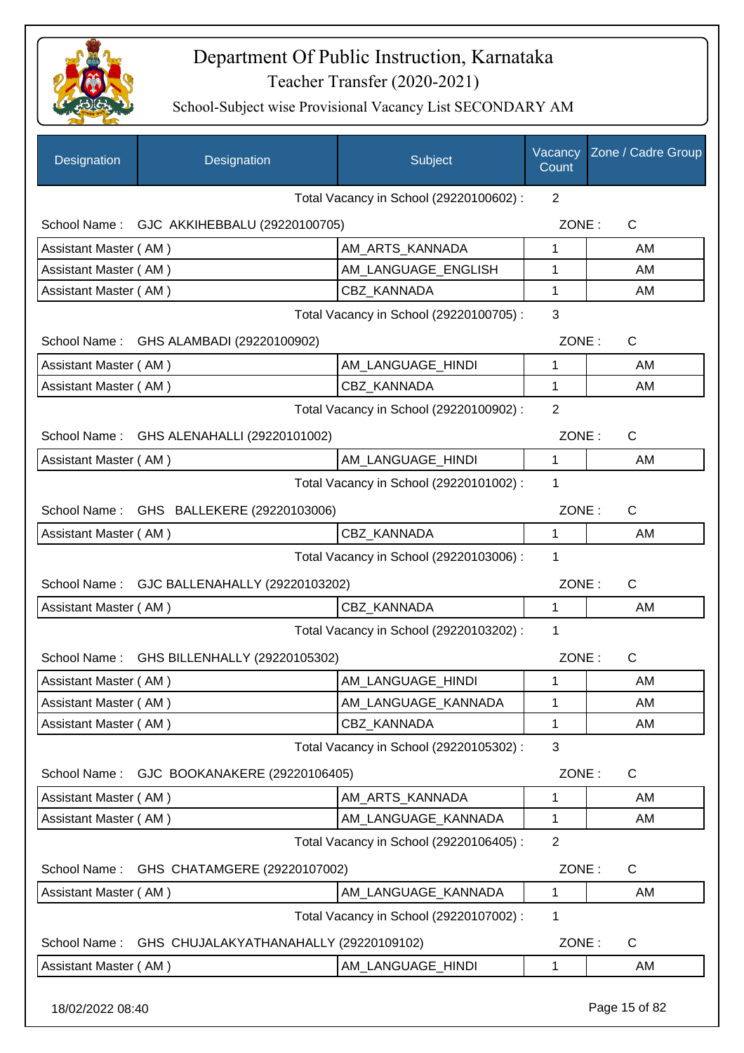# Department Of Public Instruction, Karnataka

## Teacher Transfer (2020-2021)

### School-Subject wise Provisional Vacancy List SECONDARY AM

| Designation | Subject | Vacancy Count | Zone / Cadre Group |
|---|---|---|---|
| | Total Vacancy in School (29220100602) : | 2 | |
| **School Name : GJC AKKIHEBBALU (29220100705)** | | ZONE : | C |
| Assistant Master ( AM ) | AM_ARTS_KANNADA | 1 | AM |
| Assistant Master ( AM ) | AM_LANGUAGE_ENGLISH | 1 | AM |
| Assistant Master ( AM ) | CBZ_KANNADA | 1 | AM |
| | Total Vacancy in School (29220100705) : | 3 | |
| **School Name : GHS ALAMBADI (29220100902)** | | ZONE : | C |
| Assistant Master ( AM ) | AM_LANGUAGE_HINDI | 1 | AM |
| Assistant Master ( AM ) | CBZ_KANNADA | 1 | AM |
| | Total Vacancy in School (29220100902) : | 2 | |
| **School Name : GHS ALENAHALLI (29220101002)** | | ZONE : | C |
| Assistant Master ( AM ) | AM_LANGUAGE_HINDI | 1 | AM |
| | Total Vacancy in School (29220101002) : | 1 | |
| **School Name : GHS BALLEKERE (29220103006)** | | ZONE : | C |
| Assistant Master ( AM ) | CBZ_KANNADA | 1 | AM |
| | Total Vacancy in School (29220103006) : | 1 | |
| **School Name : GJC BALLENAHALLY (29220103202)** | | ZONE : | C |
| Assistant Master ( AM ) | CBZ_KANNADA | 1 | AM |
| | Total Vacancy in School (29220103202) : | 1 | |
| **School Name : GHS BILLENHALLY (29220105302)** | | ZONE : | C |
| Assistant Master ( AM ) | AM_LANGUAGE_HINDI | 1 | AM |
| Assistant Master ( AM ) | AM_LANGUAGE_KANNADA | 1 | AM |
| Assistant Master ( AM ) | CBZ_KANNADA | 1 | AM |
| | Total Vacancy in School (29220105302) : | 3 | |
| **School Name : GJC BOOKANAKERE (29220106405)** | | ZONE : | C |
| Assistant Master ( AM ) | AM_ARTS_KANNADA | 1 | AM |
| Assistant Master ( AM ) | AM_LANGUAGE_KANNADA | 1 | AM |
| | Total Vacancy in School (29220106405) : | 2 | |
| **School Name : GHS CHATAMGERE (29220107002)** | | ZONE : | C |
| Assistant Master ( AM ) | AM_LANGUAGE_KANNADA | 1 | AM |
| | Total Vacancy in School (29220107002) : | 1 | |
| **School Name : GHS CHUJALAKYATHANAHALLY (29220109102)** | | ZONE : | C |
| Assistant Master ( AM ) | AM_LANGUAGE_HINDI | 1 | AM |

18/02/2022 08:40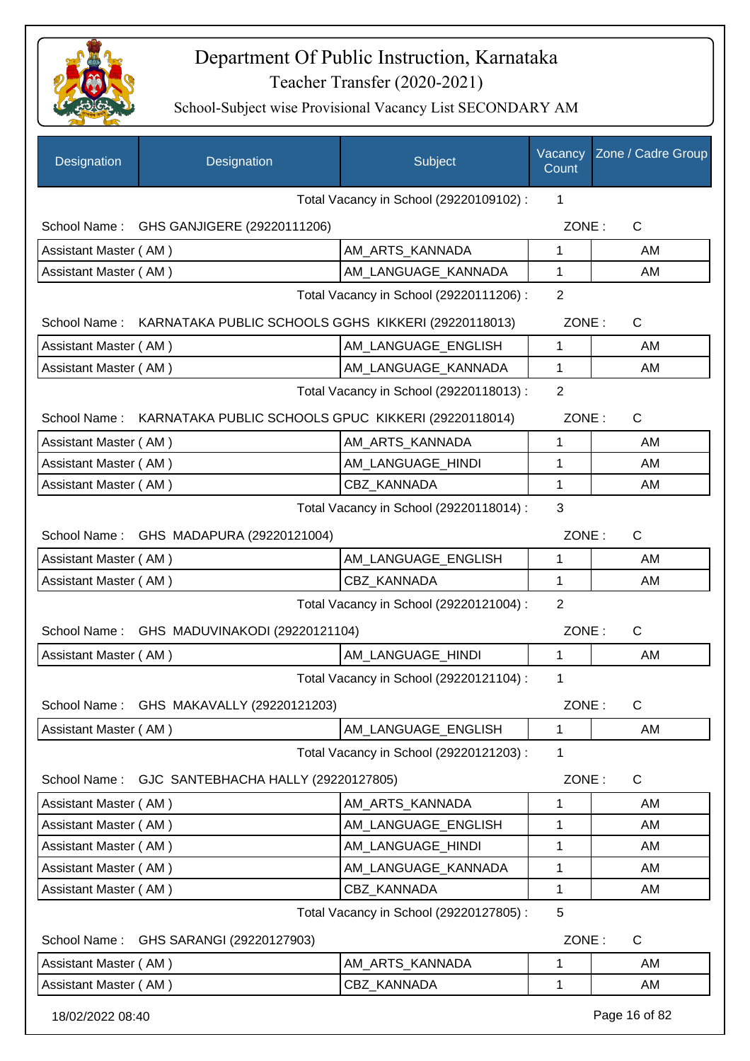# Department Of Public Instruction, Karnataka

Teacher Transfer (2020-2021)

School-Subject wise Provisional Vacancy List SECONDARY AM

| Designation | Designation | Subject | Vacancy Count | Zone / Cadre Group |
|---|---|---|---|---|
| | | Total Vacancy in School (29220109102) : | 1 | |
| School Name : | GHS GANJIGERE (29220111206) | | ZONE : | C |
| Assistant Master ( AM ) | | AM_ARTS_KANNADA | 1 | AM |
| Assistant Master ( AM ) | | AM_LANGUAGE_KANNADA | 1 | AM |
| | | Total Vacancy in School (29220111206) : | 2 | |
| School Name : | KARNATAKA PUBLIC SCHOOLS GGHS KIKKERI (29220118013) | | ZONE : | C |
| Assistant Master ( AM ) | | AM_LANGUAGE_ENGLISH | 1 | AM |
| Assistant Master ( AM ) | | AM_LANGUAGE_KANNADA | 1 | AM |
| | | Total Vacancy in School (29220118013) : | 2 | |
| School Name : | KARNATAKA PUBLIC SCHOOLS GPUC KIKKERI (29220118014) | | ZONE : | C |
| Assistant Master ( AM ) | | AM_ARTS_KANNADA | 1 | AM |
| Assistant Master ( AM ) | | AM_LANGUAGE_HINDI | 1 | AM |
| Assistant Master ( AM ) | | CBZ_KANNADA | 1 | AM |
| | | Total Vacancy in School (29220118014) : | 3 | |
| School Name : | GHS MADAPURA (29220121004) | | ZONE : | C |
| Assistant Master ( AM ) | | AM_LANGUAGE_ENGLISH | 1 | AM |
| Assistant Master ( AM ) | | CBZ_KANNADA | 1 | AM |
| | | Total Vacancy in School (29220121004) : | 2 | |
| School Name : | GHS MADUVINAKODI (29220121104) | | ZONE : | C |
| Assistant Master ( AM ) | | AM_LANGUAGE_HINDI | 1 | AM |
| | | Total Vacancy in School (29220121104) : | 1 | |
| School Name : | GHS MAKAVALLY (29220121203) | | ZONE : | C |
| Assistant Master ( AM ) | | AM_LANGUAGE_ENGLISH | 1 | AM |
| | | Total Vacancy in School (29220121203) : | 1 | |
| School Name : | GJC SANTEBHACHA HALLY (29220127805) | | ZONE : | C |
| Assistant Master ( AM ) | | AM_ARTS_KANNADA | 1 | AM |
| Assistant Master ( AM ) | | AM_LANGUAGE_ENGLISH | 1 | AM |
| Assistant Master ( AM ) | | AM_LANGUAGE_HINDI | 1 | AM |
| Assistant Master ( AM ) | | AM_LANGUAGE_KANNADA | 1 | AM |
| Assistant Master ( AM ) | | CBZ_KANNADA | 1 | AM |
| | | Total Vacancy in School (29220127805) : | 5 | |
| School Name : | GHS SARANGI (29220127903) | | ZONE : | C |
| Assistant Master ( AM ) | | AM_ARTS_KANNADA | 1 | AM |
| Assistant Master ( AM ) | | CBZ_KANNADA | 1 | AM |

18/02/2022 08:40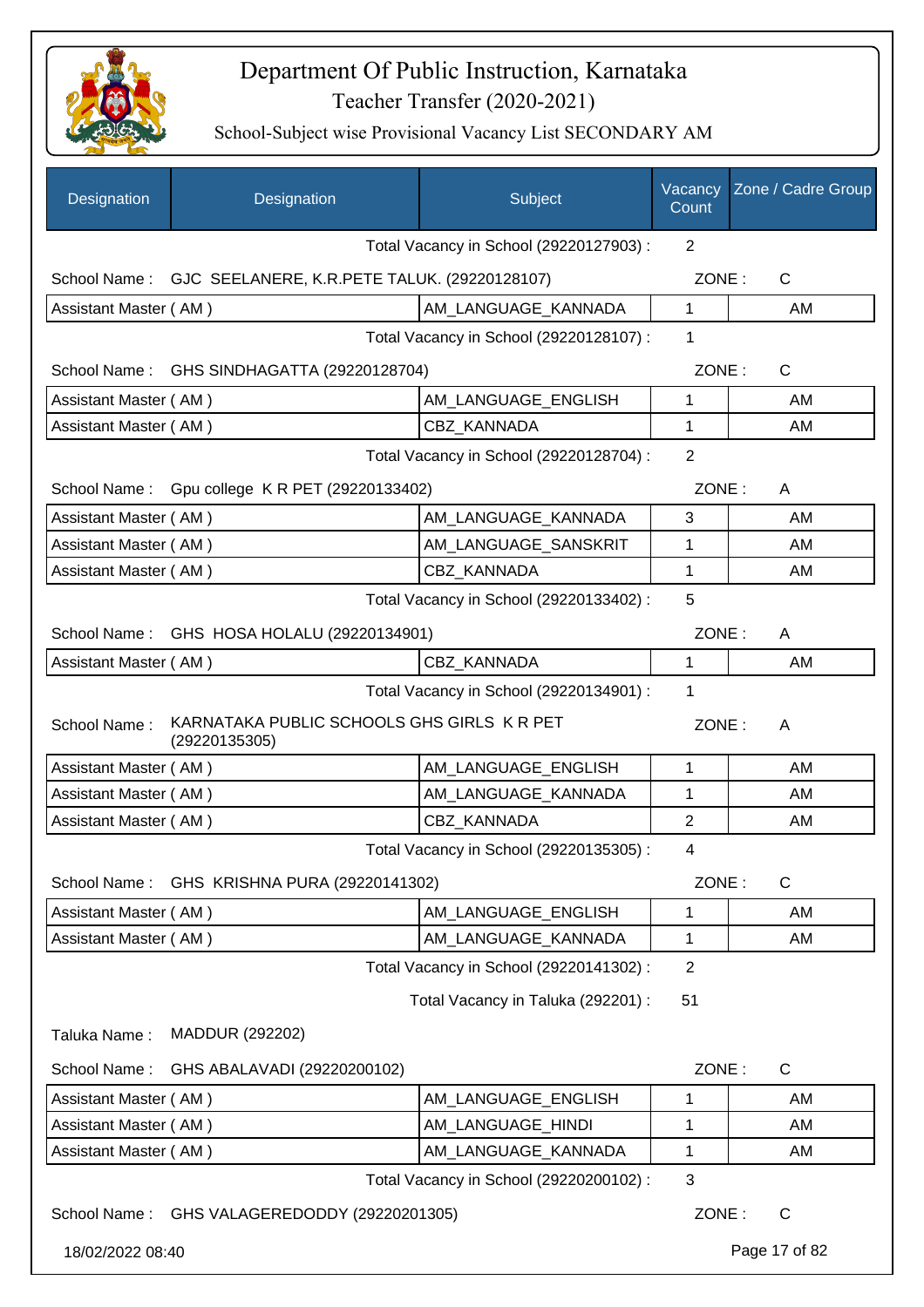# Department Of Public Instruction, Karnataka

## Teacher Transfer (2020-2021)

### School-Subject wise Provisional Vacancy List SECONDARY AM

| Designation | Designation | Subject | Vacancy Count | Zone / Cadre Group |
|---|---|---|---|---|
| | | Total Vacancy in School (29220127903) : | 2 | |
| School Name : | GJC SEELANERE, K.R.PETE TALUK. (29220128107) | | ZONE : | C |
| Assistant Master ( AM ) | | AM_LANGUAGE_KANNADA | 1 | AM |
| | | Total Vacancy in School (29220128107) : | 1 | |
| School Name : | GHS SINDHAGATTA (29220128704) | | ZONE : | C |
| Assistant Master ( AM ) | | AM_LANGUAGE_ENGLISH | 1 | AM |
| Assistant Master ( AM ) | | CBZ_KANNADA | 1 | AM |
| | | Total Vacancy in School (29220128704) : | 2 | |
| School Name : | Gpu college K R PET (29220133402) | | ZONE : | A |
| Assistant Master ( AM ) | | AM_LANGUAGE_KANNADA | 3 | AM |
| Assistant Master ( AM ) | | AM_LANGUAGE_SANSKRIT | 1 | AM |
| Assistant Master ( AM ) | | CBZ_KANNADA | 1 | AM |
| | | Total Vacancy in School (29220133402) : | 5 | |
| School Name : | GHS HOSA HOLALU (29220134901) | | ZONE : | A |
| Assistant Master ( AM ) | | CBZ_KANNADA | 1 | AM |
| | | Total Vacancy in School (29220134901) : | 1 | |
| School Name : | KARNATAKA PUBLIC SCHOOLS GHS GIRLS K R PET (29220135305) | | ZONE : | A |
| Assistant Master ( AM ) | | AM_LANGUAGE_ENGLISH | 1 | AM |
| Assistant Master ( AM ) | | AM_LANGUAGE_KANNADA | 1 | AM |
| Assistant Master ( AM ) | | CBZ_KANNADA | 2 | AM |
| | | Total Vacancy in School (29220135305) : | 4 | |
| School Name : | GHS KRISHNA PURA (29220141302) | | ZONE : | C |
| Assistant Master ( AM ) | | AM_LANGUAGE_ENGLISH | 1 | AM |
| Assistant Master ( AM ) | | AM_LANGUAGE_KANNADA | 1 | AM |
| | | Total Vacancy in School (29220141302) : | 2 | |
| | | Total Vacancy in Taluka (292201) : | 51 | |
| Taluka Name : | MADDUR (292202) | | | |
| School Name : | GHS ABALAVADI (29220200102) | | ZONE : | C |
| Assistant Master ( AM ) | | AM_LANGUAGE_ENGLISH | 1 | AM |
| Assistant Master ( AM ) | | AM_LANGUAGE_HINDI | 1 | AM |
| Assistant Master ( AM ) | | AM_LANGUAGE_KANNADA | 1 | AM |
| | | Total Vacancy in School (29220200102) : | 3 | |
| School Name : | GHS VALAGEREDODDY (29220201305) | | ZONE : | C |

18/02/2022 08:40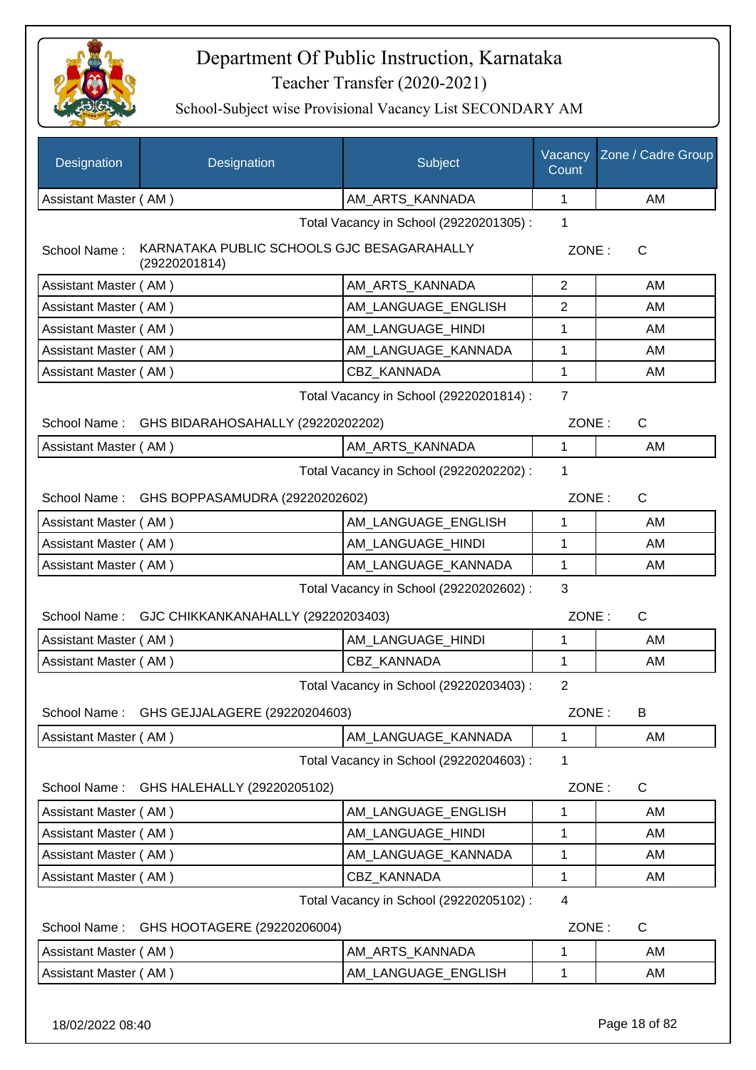# Department Of Public Instruction, Karnataka

Teacher Transfer (2020-2021)

School-Subject wise Provisional Vacancy List SECONDARY AM

| Designation | Designation | Subject | Vacancy Count | Zone / Cadre Group |
|---|---|---|---|---|
| Assistant Master ( AM ) | | AM_ARTS_KANNADA | 1 | AM |

Total Vacancy in School (29220201305) : 1

School Name : KARNATAKA PUBLIC SCHOOLS GJC BESAGARAHALLY (29220201814) ZONE : C

| Designation | Designation | Subject | Vacancy Count | Zone / Cadre Group |
|---|---|---|---|---|
| Assistant Master ( AM ) | | AM_ARTS_KANNADA | 2 | AM |
| Assistant Master ( AM ) | | AM_LANGUAGE_ENGLISH | 2 | AM |
| Assistant Master ( AM ) | | AM_LANGUAGE_HINDI | 1 | AM |
| Assistant Master ( AM ) | | AM_LANGUAGE_KANNADA | 1 | AM |
| Assistant Master ( AM ) | | CBZ_KANNADA | 1 | AM |

Total Vacancy in School (29220201814) : 7

School Name : GHS BIDARAHOSAHALLY (29220202202) ZONE : C

| Designation | Designation | Subject | Vacancy Count | Zone / Cadre Group |
|---|---|---|---|---|
| Assistant Master ( AM ) | | AM_ARTS_KANNADA | 1 | AM |

Total Vacancy in School (29220202202) : 1

School Name : GHS BOPPASAMUDRA (29220202602) ZONE : C

| Designation | Designation | Subject | Vacancy Count | Zone / Cadre Group |
|---|---|---|---|---|
| Assistant Master ( AM ) | | AM_LANGUAGE_ENGLISH | 1 | AM |
| Assistant Master ( AM ) | | AM_LANGUAGE_HINDI | 1 | AM |
| Assistant Master ( AM ) | | AM_LANGUAGE_KANNADA | 1 | AM |

Total Vacancy in School (29220202602) : 3

School Name : GJC CHIKKANKANAHALLY (29220203403) ZONE : C

| Designation | Designation | Subject | Vacancy Count | Zone / Cadre Group |
|---|---|---|---|---|
| Assistant Master ( AM ) | | AM_LANGUAGE_HINDI | 1 | AM |
| Assistant Master ( AM ) | | CBZ_KANNADA | 1 | AM |

Total Vacancy in School (29220203403) : 2

School Name : GHS GEJJALAGERE (29220204603) ZONE : B

| Designation | Designation | Subject | Vacancy Count | Zone / Cadre Group |
|---|---|---|---|---|
| Assistant Master ( AM ) | | AM_LANGUAGE_KANNADA | 1 | AM |

Total Vacancy in School (29220204603) : 1

School Name : GHS HALEHALLY (29220205102) ZONE : C

| Designation | Designation | Subject | Vacancy Count | Zone / Cadre Group |
|---|---|---|---|---|
| Assistant Master ( AM ) | | AM_LANGUAGE_ENGLISH | 1 | AM |
| Assistant Master ( AM ) | | AM_LANGUAGE_HINDI | 1 | AM |
| Assistant Master ( AM ) | | AM_LANGUAGE_KANNADA | 1 | AM |
| Assistant Master ( AM ) | | CBZ_KANNADA | 1 | AM |

Total Vacancy in School (29220205102) : 4

School Name : GHS HOOTAGERE (29220206004) ZONE : C

| Designation | Designation | Subject | Vacancy Count | Zone / Cadre Group |
|---|---|---|---|---|
| Assistant Master ( AM ) | | AM_ARTS_KANNADA | 1 | AM |
| Assistant Master ( AM ) | | AM_LANGUAGE_ENGLISH | 1 | AM |

18/02/2022 08:40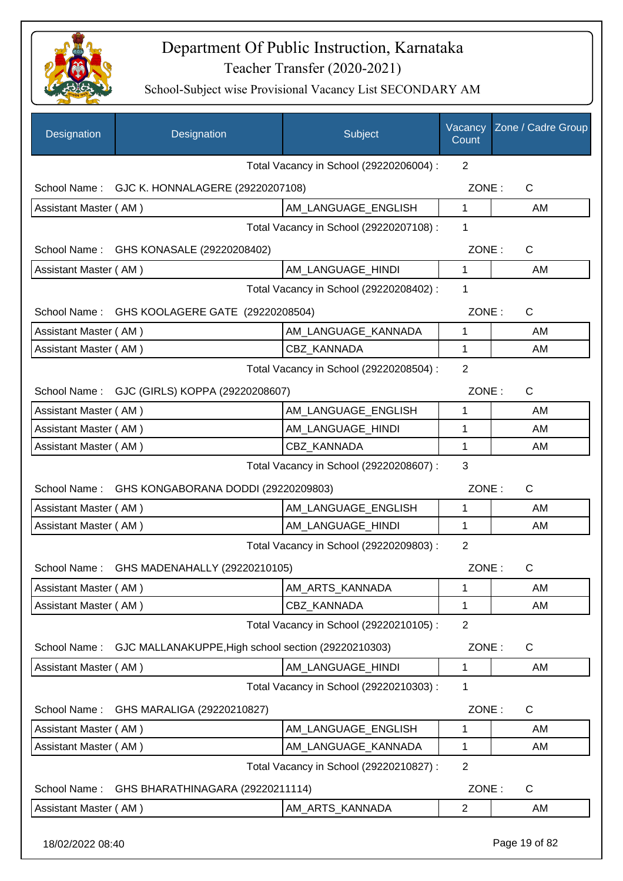# Department Of Public Instruction, Karnataka

## Teacher Transfer (2020-2021)

### School-Subject wise Provisional Vacancy List SECONDARY AM

| Designation | Designation | Subject | Vacancy Count | Zone / Cadre Group |
|---|---|---|---|---|
| | | Total Vacancy in School (29220206004) : | 2 | |
| School Name : | GJC K. HONNALAGERE (29220207108) | | ZONE : | C |
| Assistant Master ( AM ) | | AM_LANGUAGE_ENGLISH | 1 | AM |
| | | Total Vacancy in School (29220207108) : | 1 | |
| School Name : | GHS KONASALE (29220208402) | | ZONE : | C |
| Assistant Master ( AM ) | | AM_LANGUAGE_HINDI | 1 | AM |
| | | Total Vacancy in School (29220208402) : | 1 | |
| School Name : | GHS KOOLAGERE GATE (29220208504) | | ZONE : | C |
| Assistant Master ( AM ) | | AM_LANGUAGE_KANNADA | 1 | AM |
| Assistant Master ( AM ) | | CBZ_KANNADA | 1 | AM |
| | | Total Vacancy in School (29220208504) : | 2 | |
| School Name : | GJC (GIRLS) KOPPA (29220208607) | | ZONE : | C |
| Assistant Master ( AM ) | | AM_LANGUAGE_ENGLISH | 1 | AM |
| Assistant Master ( AM ) | | AM_LANGUAGE_HINDI | 1 | AM |
| Assistant Master ( AM ) | | CBZ_KANNADA | 1 | AM |
| | | Total Vacancy in School (29220208607) : | 3 | |
| School Name : | GHS KONGABORANA DODDI (29220209803) | | ZONE : | C |
| Assistant Master ( AM ) | | AM_LANGUAGE_ENGLISH | 1 | AM |
| Assistant Master ( AM ) | | AM_LANGUAGE_HINDI | 1 | AM |
| | | Total Vacancy in School (29220209803) : | 2 | |
| School Name : | GHS MADENAHALLY (29220210105) | | ZONE : | C |
| Assistant Master ( AM ) | | AM_ARTS_KANNADA | 1 | AM |
| Assistant Master ( AM ) | | CBZ_KANNADA | 1 | AM |
| | | Total Vacancy in School (29220210105) : | 2 | |
| School Name : | GJC MALLANAKUPPE,High school section (29220210303) | | ZONE : | C |
| Assistant Master ( AM ) | | AM_LANGUAGE_HINDI | 1 | AM |
| | | Total Vacancy in School (29220210303) : | 1 | |
| School Name : | GHS MARALIGA (29220210827) | | ZONE : | C |
| Assistant Master ( AM ) | | AM_LANGUAGE_ENGLISH | 1 | AM |
| Assistant Master ( AM ) | | AM_LANGUAGE_KANNADA | 1 | AM |
| | | Total Vacancy in School (29220210827) : | 2 | |
| School Name : | GHS BHARATHINAGARA (29220211114) | | ZONE : | C |
| Assistant Master ( AM ) | | AM_ARTS_KANNADA | 2 | AM |

18/02/2022 08:40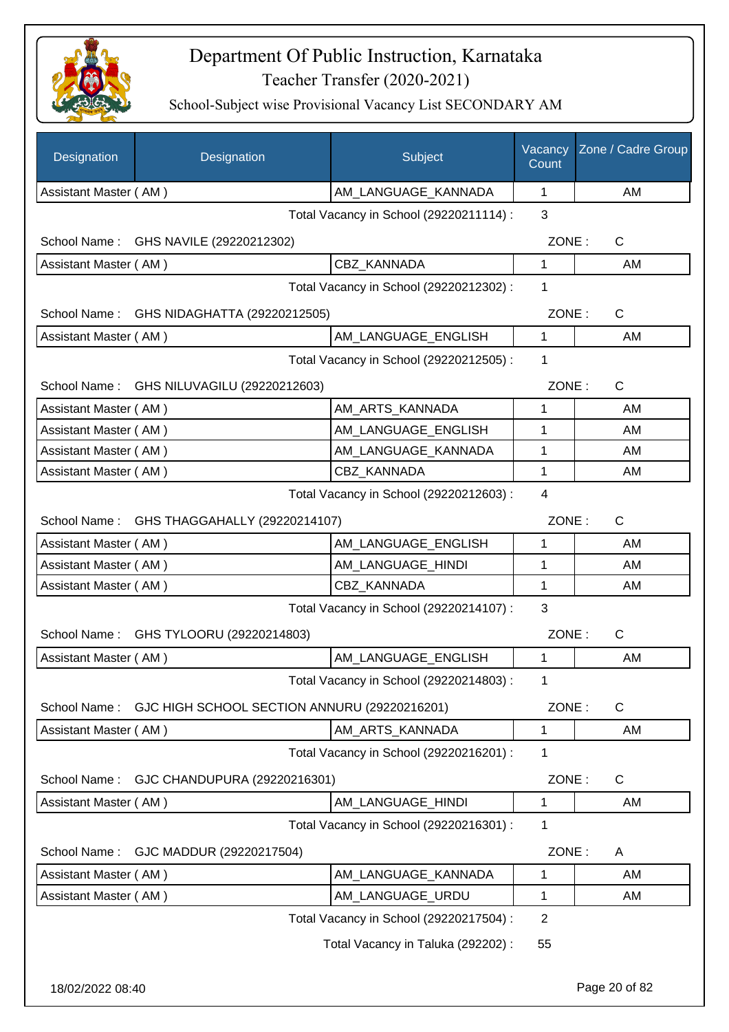# Department Of Public Instruction, Karnataka

## Teacher Transfer (2020-2021)

### School-Subject wise Provisional Vacancy List SECONDARY AM

| Designation | Designation | Subject | Vacancy Count | Zone / Cadre Group |
|---|---|---|---|---|
| Assistant Master ( AM ) | | AM_LANGUAGE_KANNADA | 1 | AM |

Total Vacancy in School (29220211114) : 3

School Name : GHS NAVILE (29220212302) ZONE : C

| Designation | Designation | Subject | Vacancy Count | Zone / Cadre Group |
|---|---|---|---|---|
| Assistant Master ( AM ) | | CBZ_KANNADA | 1 | AM |

Total Vacancy in School (29220212302) : 1

School Name : GHS NIDAGHATTA (29220212505) ZONE : C

| Designation | Designation | Subject | Vacancy Count | Zone / Cadre Group |
|---|---|---|---|---|
| Assistant Master ( AM ) | | AM_LANGUAGE_ENGLISH | 1 | AM |

Total Vacancy in School (29220212505) : 1

School Name : GHS NILUVAGILU (29220212603) ZONE : C

| Designation | Designation | Subject | Vacancy Count | Zone / Cadre Group |
|---|---|---|---|---|
| Assistant Master ( AM ) | | AM_ARTS_KANNADA | 1 | AM |
| Assistant Master ( AM ) | | AM_LANGUAGE_ENGLISH | 1 | AM |
| Assistant Master ( AM ) | | AM_LANGUAGE_KANNADA | 1 | AM |
| Assistant Master ( AM ) | | CBZ_KANNADA | 1 | AM |

Total Vacancy in School (29220212603) : 4

School Name : GHS THAGGAHALLY (29220214107) ZONE : C

| Designation | Designation | Subject | Vacancy Count | Zone / Cadre Group |
|---|---|---|---|---|
| Assistant Master ( AM ) | | AM_LANGUAGE_ENGLISH | 1 | AM |
| Assistant Master ( AM ) | | AM_LANGUAGE_HINDI | 1 | AM |
| Assistant Master ( AM ) | | CBZ_KANNADA | 1 | AM |

Total Vacancy in School (29220214107) : 3

School Name : GHS TYLOORU (29220214803) ZONE : C

| Designation | Designation | Subject | Vacancy Count | Zone / Cadre Group |
|---|---|---|---|---|
| Assistant Master ( AM ) | | AM_LANGUAGE_ENGLISH | 1 | AM |

Total Vacancy in School (29220214803) : 1

School Name : GJC HIGH SCHOOL SECTION ANNURU (29220216201) ZONE : C

| Designation | Designation | Subject | Vacancy Count | Zone / Cadre Group |
|---|---|---|---|---|
| Assistant Master ( AM ) | | AM_ARTS_KANNADA | 1 | AM |

Total Vacancy in School (29220216201) : 1

School Name : GJC CHANDUPURA (29220216301) ZONE : C

| Designation | Designation | Subject | Vacancy Count | Zone / Cadre Group |
|---|---|---|---|---|
| Assistant Master ( AM ) | | AM_LANGUAGE_HINDI | 1 | AM |

Total Vacancy in School (29220216301) : 1

School Name : GJC MADDUR (29220217504) ZONE : A

| Designation | Designation | Subject | Vacancy Count | Zone / Cadre Group |
|---|---|---|---|---|
| Assistant Master ( AM ) | | AM_LANGUAGE_KANNADA | 1 | AM |
| Assistant Master ( AM ) | | AM_LANGUAGE_URDU | 1 | AM |

Total Vacancy in School (29220217504) : 2

Total Vacancy in Taluka (292202) : 55

18/02/2022 08:40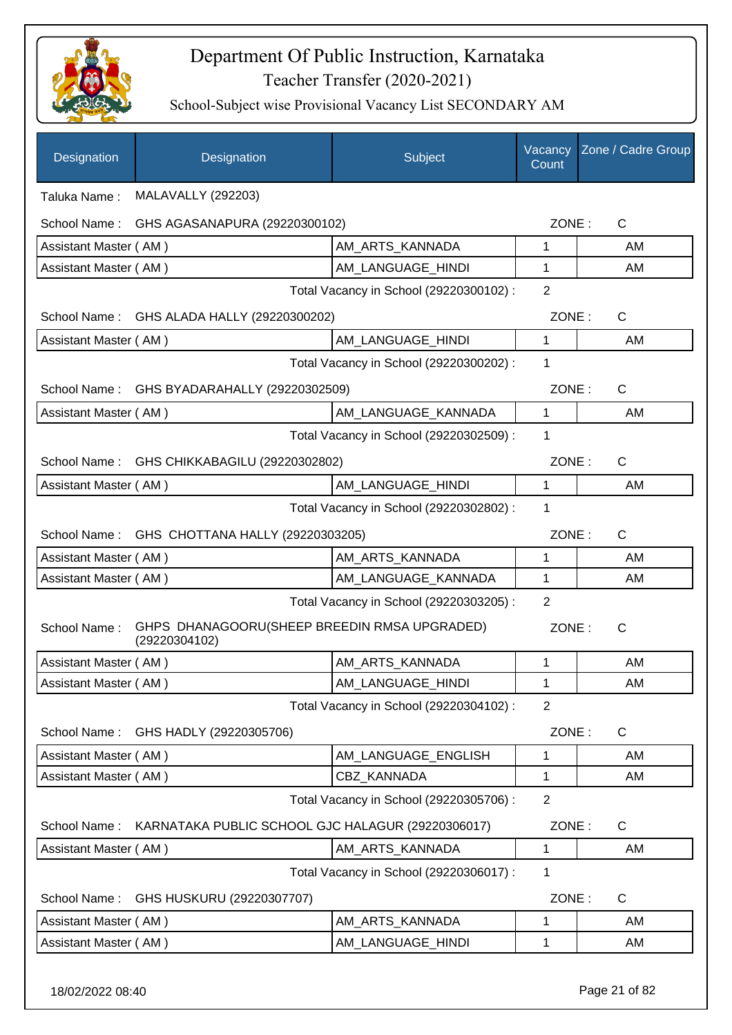# Department Of Public Instruction, Karnataka

## Teacher Transfer (2020-2021)

### School-Subject wise Provisional Vacancy List SECONDARY AM

| Designation | Designation | Subject | Vacancy Count | Zone / Cadre Group |
|---|---|---|---|---|
| Taluka Name : | MALAVALLY (292203) | | | |
| School Name : | GHS AGASANAPURA (29220300102) | | ZONE : | C |
| Assistant Master ( AM ) | | AM_ARTS_KANNADA | 1 | AM |
| Assistant Master ( AM ) | | AM_LANGUAGE_HINDI | 1 | AM |
| | | Total Vacancy in School (29220300102) : | 2 | |
| School Name : | GHS ALADA HALLY (29220300202) | | ZONE : | C |
| Assistant Master ( AM ) | | AM_LANGUAGE_HINDI | 1 | AM |
| | | Total Vacancy in School (29220300202) : | 1 | |
| School Name : | GHS BYADARAHALLY (29220302509) | | ZONE : | C |
| Assistant Master ( AM ) | | AM_LANGUAGE_KANNADA | 1 | AM |
| | | Total Vacancy in School (29220302509) : | 1 | |
| School Name : | GHS CHIKKABAGILU (29220302802) | | ZONE : | C |
| Assistant Master ( AM ) | | AM_LANGUAGE_HINDI | 1 | AM |
| | | Total Vacancy in School (29220302802) : | 1 | |
| School Name : | GHS CHOTTANA HALLY (29220303205) | | ZONE : | C |
| Assistant Master ( AM ) | | AM_ARTS_KANNADA | 1 | AM |
| Assistant Master ( AM ) | | AM_LANGUAGE_KANNADA | 1 | AM |
| | | Total Vacancy in School (29220303205) : | 2 | |
| School Name : | GHPS DHANAGOORU(SHEEP BREEDIN RMSA UPGRADED) (29220304102) | | ZONE : | C |
| Assistant Master ( AM ) | | AM_ARTS_KANNADA | 1 | AM |
| Assistant Master ( AM ) | | AM_LANGUAGE_HINDI | 1 | AM |
| | | Total Vacancy in School (29220304102) : | 2 | |
| School Name : | GHS HADLY (29220305706) | | ZONE : | C |
| Assistant Master ( AM ) | | AM_LANGUAGE_ENGLISH | 1 | AM |
| Assistant Master ( AM ) | | CBZ_KANNADA | 1 | AM |
| | | Total Vacancy in School (29220305706) : | 2 | |
| School Name : | KARNATAKA PUBLIC SCHOOL GJC HALAGUR (29220306017) | | ZONE : | C |
| Assistant Master ( AM ) | | AM_ARTS_KANNADA | 1 | AM |
| | | Total Vacancy in School (29220306017) : | 1 | |
| School Name : | GHS HUSKURU (29220307707) | | ZONE : | C |
| Assistant Master ( AM ) | | AM_ARTS_KANNADA | 1 | AM |
| Assistant Master ( AM ) | | AM_LANGUAGE_HINDI | 1 | AM |

18/02/2022 08:40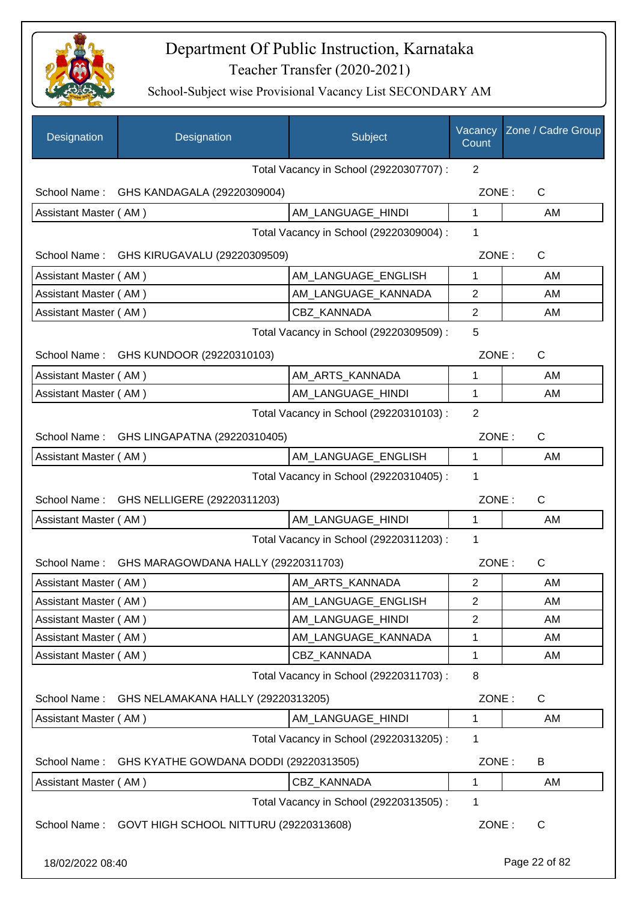# Department Of Public Instruction, Karnataka

## Teacher Transfer (2020-2021)

### School-Subject wise Provisional Vacancy List SECONDARY AM

| Designation | Designation | Subject | Vacancy Count | Zone / Cadre Group |
|---|---|---|---|---|
| | | Total Vacancy in School (29220307707) : | 2 | |
| School Name : | GHS KANDAGALA (29220309004) | | ZONE : | C |
| Assistant Master ( AM ) | | AM_LANGUAGE_HINDI | 1 | AM |
| | | Total Vacancy in School (29220309004) : | 1 | |
| School Name : | GHS KIRUGAVALU (29220309509) | | ZONE : | C |
| Assistant Master ( AM ) | | AM_LANGUAGE_ENGLISH | 1 | AM |
| Assistant Master ( AM ) | | AM_LANGUAGE_KANNADA | 2 | AM |
| Assistant Master ( AM ) | | CBZ_KANNADA | 2 | AM |
| | | Total Vacancy in School (29220309509) : | 5 | |
| School Name : | GHS KUNDOOR (29220310103) | | ZONE : | C |
| Assistant Master ( AM ) | | AM_ARTS_KANNADA | 1 | AM |
| Assistant Master ( AM ) | | AM_LANGUAGE_HINDI | 1 | AM |
| | | Total Vacancy in School (29220310103) : | 2 | |
| School Name : | GHS LINGAPATNA (29220310405) | | ZONE : | C |
| Assistant Master ( AM ) | | AM_LANGUAGE_ENGLISH | 1 | AM |
| | | Total Vacancy in School (29220310405) : | 1 | |
| School Name : | GHS NELLIGERE (29220311203) | | ZONE : | C |
| Assistant Master ( AM ) | | AM_LANGUAGE_HINDI | 1 | AM |
| | | Total Vacancy in School (29220311203) : | 1 | |
| School Name : | GHS MARAGOWDANA HALLY (29220311703) | | ZONE : | C |
| Assistant Master ( AM ) | | AM_ARTS_KANNADA | 2 | AM |
| Assistant Master ( AM ) | | AM_LANGUAGE_ENGLISH | 2 | AM |
| Assistant Master ( AM ) | | AM_LANGUAGE_HINDI | 2 | AM |
| Assistant Master ( AM ) | | AM_LANGUAGE_KANNADA | 1 | AM |
| Assistant Master ( AM ) | | CBZ_KANNADA | 1 | AM |
| | | Total Vacancy in School (29220311703) : | 8 | |
| School Name : | GHS NELAMAKANA HALLY (29220313205) | | ZONE : | C |
| Assistant Master ( AM ) | | AM_LANGUAGE_HINDI | 1 | AM |
| | | Total Vacancy in School (29220313205) : | 1 | |
| School Name : | GHS KYATHE GOWDANA DODDI (29220313505) | | ZONE : | B |
| Assistant Master ( AM ) | | CBZ_KANNADA | 1 | AM |
| | | Total Vacancy in School (29220313505) : | 1 | |
| School Name : | GOVT HIGH SCHOOL NITTURU (29220313608) | | ZONE : | C |

18/02/2022 08:40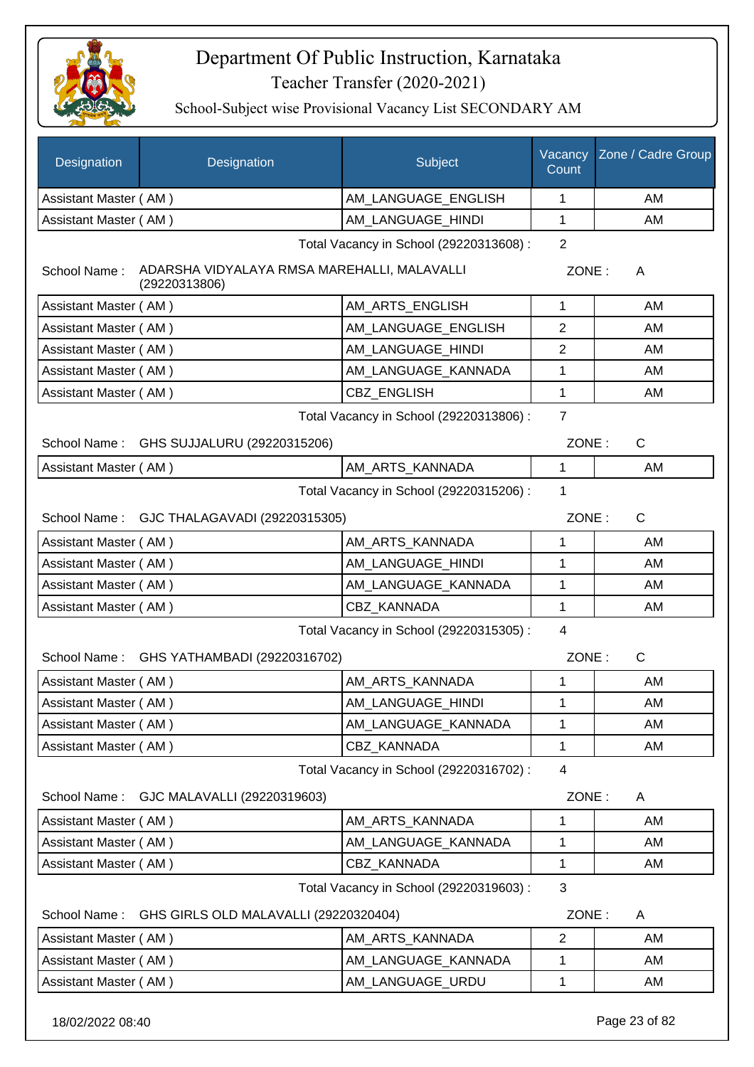# Department Of Public Instruction, Karnataka

## Teacher Transfer (2020-2021)

### School-Subject wise Provisional Vacancy List SECONDARY AM

| Designation | Designation | Subject | Vacancy Count | Zone / Cadre Group |
|---|---|---|---|---|
| Assistant Master ( AM ) | | AM_LANGUAGE_ENGLISH | 1 | AM |
| Assistant Master ( AM ) | | AM_LANGUAGE_HINDI | 1 | AM |

Total Vacancy in School (29220313608) : 2

School Name : ADARSHA VIDYALAYA RMSA MAREHALLI, MALAVALLI (29220313806) ZONE : A

| Designation | Subject | Vacancy Count | Zone / Cadre Group |
|---|---|---|---|
| Assistant Master ( AM ) | AM_ARTS_ENGLISH | 1 | AM |
| Assistant Master ( AM ) | AM_LANGUAGE_ENGLISH | 2 | AM |
| Assistant Master ( AM ) | AM_LANGUAGE_HINDI | 2 | AM |
| Assistant Master ( AM ) | AM_LANGUAGE_KANNADA | 1 | AM |
| Assistant Master ( AM ) | CBZ_ENGLISH | 1 | AM |

Total Vacancy in School (29220313806) : 7

School Name : GHS SUJJALURU (29220315206) ZONE : C

| Designation | Subject | Vacancy Count | Zone / Cadre Group |
|---|---|---|---|
| Assistant Master ( AM ) | AM_ARTS_KANNADA | 1 | AM |

Total Vacancy in School (29220315206) : 1

School Name : GJC THALAGAVADI (29220315305) ZONE : C

| Designation | Subject | Vacancy Count | Zone / Cadre Group |
|---|---|---|---|
| Assistant Master ( AM ) | AM_ARTS_KANNADA | 1 | AM |
| Assistant Master ( AM ) | AM_LANGUAGE_HINDI | 1 | AM |
| Assistant Master ( AM ) | AM_LANGUAGE_KANNADA | 1 | AM |
| Assistant Master ( AM ) | CBZ_KANNADA | 1 | AM |

Total Vacancy in School (29220315305) : 4

School Name : GHS YATHAMBADI (29220316702) ZONE : C

| Designation | Subject | Vacancy Count | Zone / Cadre Group |
|---|---|---|---|
| Assistant Master ( AM ) | AM_ARTS_KANNADA | 1 | AM |
| Assistant Master ( AM ) | AM_LANGUAGE_HINDI | 1 | AM |
| Assistant Master ( AM ) | AM_LANGUAGE_KANNADA | 1 | AM |
| Assistant Master ( AM ) | CBZ_KANNADA | 1 | AM |

Total Vacancy in School (29220316702) : 4

School Name : GJC MALAVALLI (29220319603) ZONE : A

| Designation | Subject | Vacancy Count | Zone / Cadre Group |
|---|---|---|---|
| Assistant Master ( AM ) | AM_ARTS_KANNADA | 1 | AM |
| Assistant Master ( AM ) | AM_LANGUAGE_KANNADA | 1 | AM |
| Assistant Master ( AM ) | CBZ_KANNADA | 1 | AM |

Total Vacancy in School (29220319603) : 3

School Name : GHS GIRLS OLD MALAVALLI (29220320404) ZONE : A

| Designation | Subject | Vacancy Count | Zone / Cadre Group |
|---|---|---|---|
| Assistant Master ( AM ) | AM_ARTS_KANNADA | 2 | AM |
| Assistant Master ( AM ) | AM_LANGUAGE_KANNADA | 1 | AM |
| Assistant Master ( AM ) | AM_LANGUAGE_URDU | 1 | AM |

18/02/2022 08:40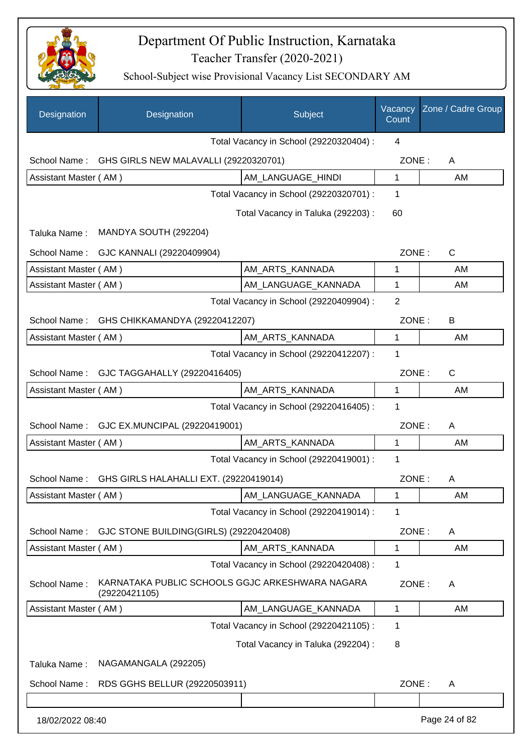# Department Of Public Instruction, Karnataka

## Teacher Transfer (2020-2021)

### School-Subject wise Provisional Vacancy List SECONDARY AM

| Designation | Designation | Subject | Vacancy Count | Zone / Cadre Group |
|---|---|---|---|---|
| | | Total Vacancy in School (29220320404) : | 4 | |
| School Name : | GHS GIRLS NEW MALAVALLI (29220320701) | | ZONE : | A |
| Assistant Master ( AM ) | | AM_LANGUAGE_HINDI | 1 | AM |
| | | Total Vacancy in School (29220320701) : | 1 | |
| | | Total Vacancy in Taluka (292203) : | 60 | |
| Taluka Name : | MANDYA SOUTH (292204) | | | |
| School Name : | GJC KANNALI (29220409904) | | ZONE : | C |
| Assistant Master ( AM ) | | AM_ARTS_KANNADA | 1 | AM |
| Assistant Master ( AM ) | | AM_LANGUAGE_KANNADA | 1 | AM |
| | | Total Vacancy in School (29220409904) : | 2 | |
| School Name : | GHS CHIKKAMANDYA (29220412207) | | ZONE : | B |
| Assistant Master ( AM ) | | AM_ARTS_KANNADA | 1 | AM |
| | | Total Vacancy in School (29220412207) : | 1 | |
| School Name : | GJC TAGGAHALLY (29220416405) | | ZONE : | C |
| Assistant Master ( AM ) | | AM_ARTS_KANNADA | 1 | AM |
| | | Total Vacancy in School (29220416405) : | 1 | |
| School Name : | GJC EX.MUNCIPAL (29220419001) | | ZONE : | A |
| Assistant Master ( AM ) | | AM_ARTS_KANNADA | 1 | AM |
| | | Total Vacancy in School (29220419001) : | 1 | |
| School Name : | GHS GIRLS HALAHALLI EXT. (29220419014) | | ZONE : | A |
| Assistant Master ( AM ) | | AM_LANGUAGE_KANNADA | 1 | AM |
| | | Total Vacancy in School (29220419014) : | 1 | |
| School Name : | GJC STONE BUILDING(GIRLS) (29220420408) | | ZONE : | A |
| Assistant Master ( AM ) | | AM_ARTS_KANNADA | 1 | AM |
| | | Total Vacancy in School (29220420408) : | 1 | |
| School Name : | KARNATAKA PUBLIC SCHOOLS GGJC ARKESHWARA NAGARA (29220421105) | | ZONE : | A |
| Assistant Master ( AM ) | | AM_LANGUAGE_KANNADA | 1 | AM |
| | | Total Vacancy in School (29220421105) : | 1 | |
| | | Total Vacancy in Taluka (292204) : | 8 | |
| Taluka Name : | NAGAMANGALA (292205) | | | |
| School Name : | RDS GGHS BELLUR (29220503911) | | ZONE : | A |
| | | | | |

18/02/2022 08:40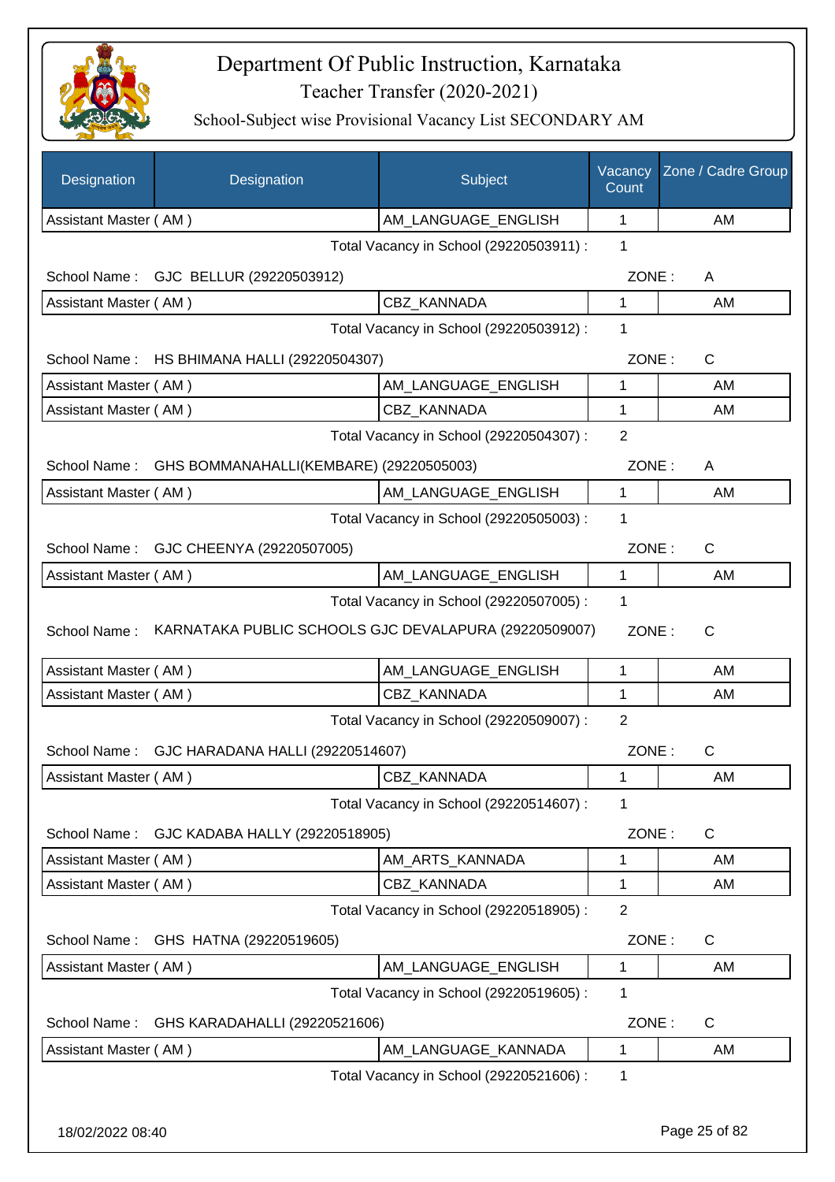# Department Of Public Instruction, Karnataka

Teacher Transfer (2020-2021)

School-Subject wise Provisional Vacancy List SECONDARY AM

| Designation | Designation | Subject | Vacancy Count | Zone / Cadre Group |
|---|---|---|---|---|
| Assistant Master ( AM ) | | AM_LANGUAGE_ENGLISH | 1 | AM |

Total Vacancy in School (29220503911) : 1

School Name : GJC BELLUR (29220503912) ZONE : A

| Designation | Designation | Subject | Vacancy Count | Zone / Cadre Group |
|---|---|---|---|---|
| Assistant Master ( AM ) | | CBZ_KANNADA | 1 | AM |

Total Vacancy in School (29220503912) : 1

School Name : HS BHIMANA HALLI (29220504307) ZONE : C

| Designation | Designation | Subject | Vacancy Count | Zone / Cadre Group |
|---|---|---|---|---|
| Assistant Master ( AM ) | | AM_LANGUAGE_ENGLISH | 1 | AM |
| Assistant Master ( AM ) | | CBZ_KANNADA | 1 | AM |

Total Vacancy in School (29220504307) : 2

School Name : GHS BOMMANAHALLI(KEMBARE) (29220505003) ZONE : A

| Designation | Designation | Subject | Vacancy Count | Zone / Cadre Group |
|---|---|---|---|---|
| Assistant Master ( AM ) | | AM_LANGUAGE_ENGLISH | 1 | AM |

Total Vacancy in School (29220505003) : 1

School Name : GJC CHEENYA (29220507005) ZONE : C

| Designation | Designation | Subject | Vacancy Count | Zone / Cadre Group |
|---|---|---|---|---|
| Assistant Master ( AM ) | | AM_LANGUAGE_ENGLISH | 1 | AM |

Total Vacancy in School (29220507005) : 1

School Name : KARNATAKA PUBLIC SCHOOLS GJC DEVALAPURA (29220509007) ZONE : C

| Designation | Designation | Subject | Vacancy Count | Zone / Cadre Group |
|---|---|---|---|---|
| Assistant Master ( AM ) | | AM_LANGUAGE_ENGLISH | 1 | AM |
| Assistant Master ( AM ) | | CBZ_KANNADA | 1 | AM |

Total Vacancy in School (29220509007) : 2

School Name : GJC HARADANA HALLI (29220514607) ZONE : C

| Designation | Designation | Subject | Vacancy Count | Zone / Cadre Group |
|---|---|---|---|---|
| Assistant Master ( AM ) | | CBZ_KANNADA | 1 | AM |

Total Vacancy in School (29220514607) : 1

School Name : GJC KADABA HALLY (29220518905) ZONE : C

| Designation | Designation | Subject | Vacancy Count | Zone / Cadre Group |
|---|---|---|---|---|
| Assistant Master ( AM ) | | AM_ARTS_KANNADA | 1 | AM |
| Assistant Master ( AM ) | | CBZ_KANNADA | 1 | AM |

Total Vacancy in School (29220518905) : 2

School Name : GHS HATNA (29220519605) ZONE : C

| Designation | Designation | Subject | Vacancy Count | Zone / Cadre Group |
|---|---|---|---|---|
| Assistant Master ( AM ) | | AM_LANGUAGE_ENGLISH | 1 | AM |

Total Vacancy in School (29220519605) : 1

School Name : GHS KARADAHALLI (29220521606) ZONE : C

| Designation | Designation | Subject | Vacancy Count | Zone / Cadre Group |
|---|---|---|---|---|
| Assistant Master ( AM ) | | AM_LANGUAGE_KANNADA | 1 | AM |

Total Vacancy in School (29220521606) : 1

18/02/2022 08:40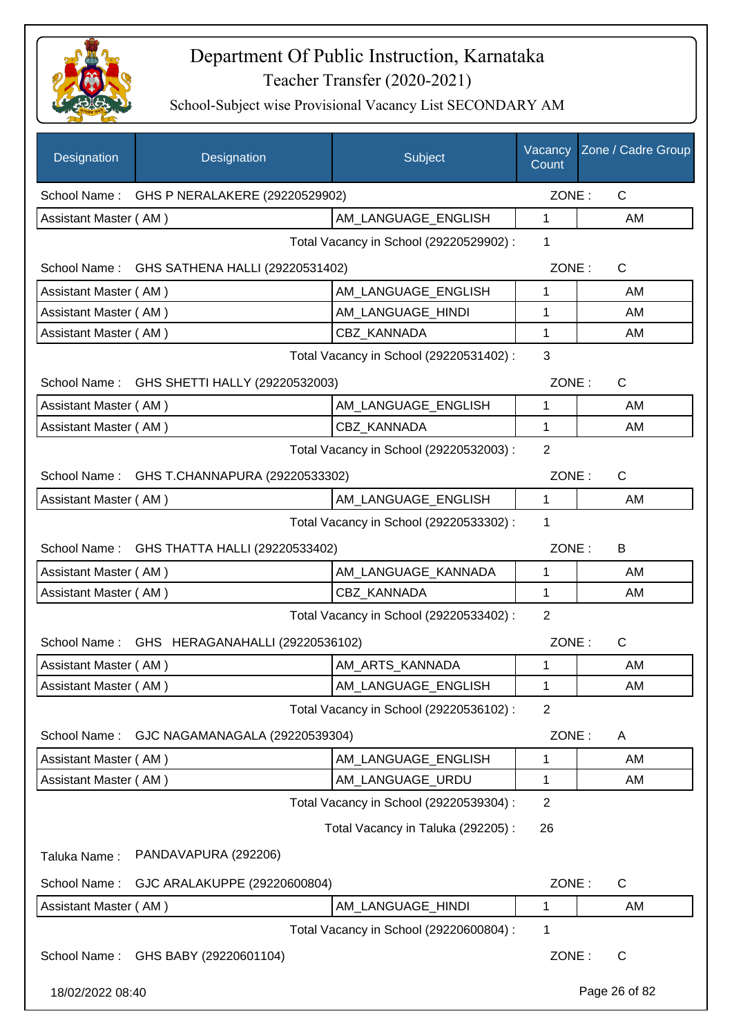# Department Of Public Instruction, Karnataka

## Teacher Transfer (2020-2021)

### School-Subject wise Provisional Vacancy List SECONDARY AM

| Designation | Designation | Subject | Vacancy Count | Zone / Cadre Group |
|---|---|---|---|---|
| School Name : | GHS P NERALAKERE (29220529902) | | ZONE : | C |
| Assistant Master ( AM ) | | AM_LANGUAGE_ENGLISH | 1 | AM |
| | | Total Vacancy in School (29220529902) : | 1 | |
| School Name : | GHS SATHENA HALLI (29220531402) | | ZONE : | C |
| Assistant Master ( AM ) | | AM_LANGUAGE_ENGLISH | 1 | AM |
| Assistant Master ( AM ) | | AM_LANGUAGE_HINDI | 1 | AM |
| Assistant Master ( AM ) | | CBZ_KANNADA | 1 | AM |
| | | Total Vacancy in School (29220531402) : | 3 | |
| School Name : | GHS SHETTI HALLY (29220532003) | | ZONE : | C |
| Assistant Master ( AM ) | | AM_LANGUAGE_ENGLISH | 1 | AM |
| Assistant Master ( AM ) | | CBZ_KANNADA | 1 | AM |
| | | Total Vacancy in School (29220532003) : | 2 | |
| School Name : | GHS T.CHANNAPURA (29220533302) | | ZONE : | C |
| Assistant Master ( AM ) | | AM_LANGUAGE_ENGLISH | 1 | AM |
| | | Total Vacancy in School (29220533302) : | 1 | |
| School Name : | GHS THATTA HALLI (29220533402) | | ZONE : | B |
| Assistant Master ( AM ) | | AM_LANGUAGE_KANNADA | 1 | AM |
| Assistant Master ( AM ) | | CBZ_KANNADA | 1 | AM |
| | | Total Vacancy in School (29220533402) : | 2 | |
| School Name : | GHS HERAGANAHALLI (29220536102) | | ZONE : | C |
| Assistant Master ( AM ) | | AM_ARTS_KANNADA | 1 | AM |
| Assistant Master ( AM ) | | AM_LANGUAGE_ENGLISH | 1 | AM |
| | | Total Vacancy in School (29220536102) : | 2 | |
| School Name : | GJC NAGAMANAGALA (29220539304) | | ZONE : | A |
| Assistant Master ( AM ) | | AM_LANGUAGE_ENGLISH | 1 | AM |
| Assistant Master ( AM ) | | AM_LANGUAGE_URDU | 1 | AM |
| | | Total Vacancy in School (29220539304) : | 2 | |
| | | Total Vacancy in Taluka (292205) : | 26 | |
| Taluka Name : | PANDAVAPURA (292206) | | | |
| School Name : | GJC ARALAKUPPE (29220600804) | | ZONE : | C |
| Assistant Master ( AM ) | | AM_LANGUAGE_HINDI | 1 | AM |
| | | Total Vacancy in School (29220600804) : | 1 | |
| School Name : | GHS BABY (29220601104) | | ZONE : | C |

18/02/2022 08:40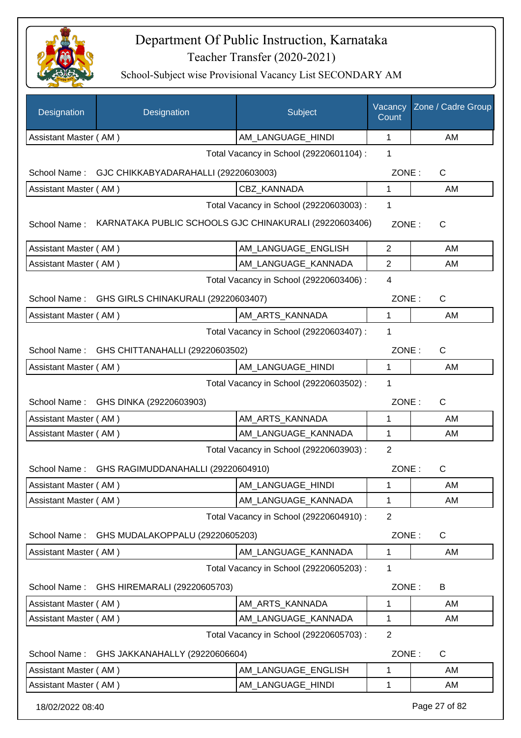# Department Of Public Instruction, Karnataka

## Teacher Transfer (2020-2021)

### School-Subject wise Provisional Vacancy List SECONDARY AM

| Designation | Designation | Subject | Vacancy Count | Zone / Cadre Group |
|---|---|---|---|---|
| Assistant Master ( AM ) | | AM_LANGUAGE_HINDI | 1 | AM |
| | | Total Vacancy in School (29220601104) : | 1 | |
| School Name : | GJC CHIKKABYADARAHALLI (29220603003) | | ZONE : | C |
| Assistant Master ( AM ) | | CBZ_KANNADA | 1 | AM |
| | | Total Vacancy in School (29220603003) : | 1 | |
| School Name : | KARNATAKA PUBLIC SCHOOLS GJC CHINAKURALI (29220603406) | | ZONE : | C |
| Assistant Master ( AM ) | | AM_LANGUAGE_ENGLISH | 2 | AM |
| Assistant Master ( AM ) | | AM_LANGUAGE_KANNADA | 2 | AM |
| | | Total Vacancy in School (29220603406) : | 4 | |
| School Name : | GHS GIRLS CHINAKURALI (29220603407) | | ZONE : | C |
| Assistant Master ( AM ) | | AM_ARTS_KANNADA | 1 | AM |
| | | Total Vacancy in School (29220603407) : | 1 | |
| School Name : | GHS CHITTANAHALLI (29220603502) | | ZONE : | C |
| Assistant Master ( AM ) | | AM_LANGUAGE_HINDI | 1 | AM |
| | | Total Vacancy in School (29220603502) : | 1 | |
| School Name : | GHS DINKA (29220603903) | | ZONE : | C |
| Assistant Master ( AM ) | | AM_ARTS_KANNADA | 1 | AM |
| Assistant Master ( AM ) | | AM_LANGUAGE_KANNADA | 1 | AM |
| | | Total Vacancy in School (29220603903) : | 2 | |
| School Name : | GHS RAGIMUDDANAHALLI (29220604910) | | ZONE : | C |
| Assistant Master ( AM ) | | AM_LANGUAGE_HINDI | 1 | AM |
| Assistant Master ( AM ) | | AM_LANGUAGE_KANNADA | 1 | AM |
| | | Total Vacancy in School (29220604910) : | 2 | |
| School Name : | GHS MUDALAKOPPALU (29220605203) | | ZONE : | C |
| Assistant Master ( AM ) | | AM_LANGUAGE_KANNADA | 1 | AM |
| | | Total Vacancy in School (29220605203) : | 1 | |
| School Name : | GHS HIREMARALI (29220605703) | | ZONE : | B |
| Assistant Master ( AM ) | | AM_ARTS_KANNADA | 1 | AM |
| Assistant Master ( AM ) | | AM_LANGUAGE_KANNADA | 1 | AM |
| | | Total Vacancy in School (29220605703) : | 2 | |
| School Name : | GHS JAKKANAHALLY (29220606604) | | ZONE : | C |
| Assistant Master ( AM ) | | AM_LANGUAGE_ENGLISH | 1 | AM |
| Assistant Master ( AM ) | | AM_LANGUAGE_HINDI | 1 | AM |

18/02/2022 08:40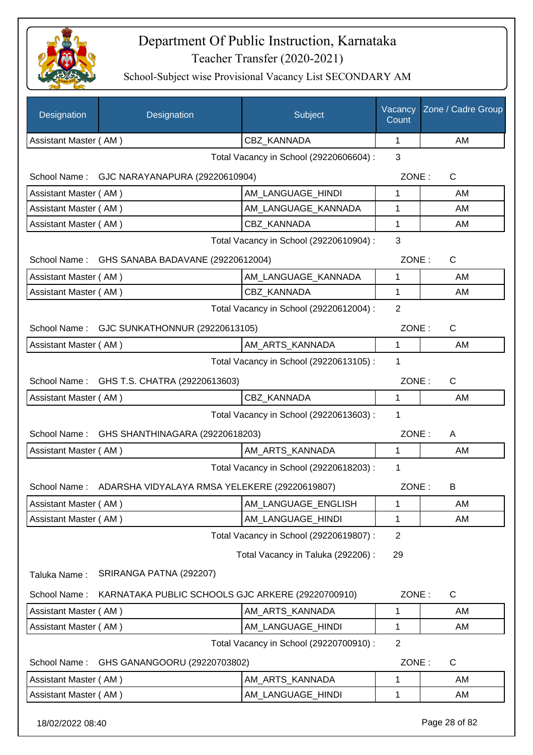# Department Of Public Instruction, Karnataka

## Teacher Transfer (2020-2021)

### School-Subject wise Provisional Vacancy List SECONDARY AM

| Designation | Designation | Subject | Vacancy Count | Zone / Cadre Group |
|---|---|---|---|---|
| Assistant Master ( AM ) | | CBZ_KANNADA | 1 | AM |

Total Vacancy in School (29220606604) : 3

School Name : GJC NARAYANAPURA (29220610904) ZONE : C

| Designation | Designation | Subject | Vacancy Count | Zone / Cadre Group |
|---|---|---|---|---|
| Assistant Master ( AM ) | | AM_LANGUAGE_HINDI | 1 | AM |
| Assistant Master ( AM ) | | AM_LANGUAGE_KANNADA | 1 | AM |
| Assistant Master ( AM ) | | CBZ_KANNADA | 1 | AM |

Total Vacancy in School (29220610904) : 3

School Name : GHS SANABA BADAVANE (29220612004) ZONE : C

| Designation | Designation | Subject | Vacancy Count | Zone / Cadre Group |
|---|---|---|---|---|
| Assistant Master ( AM ) | | AM_LANGUAGE_KANNADA | 1 | AM |
| Assistant Master ( AM ) | | CBZ_KANNADA | 1 | AM |

Total Vacancy in School (29220612004) : 2

School Name : GJC SUNKATHONNUR (29220613105) ZONE : C

| Designation | Designation | Subject | Vacancy Count | Zone / Cadre Group |
|---|---|---|---|---|
| Assistant Master ( AM ) | | AM_ARTS_KANNADA | 1 | AM |

Total Vacancy in School (29220613105) : 1

School Name : GHS T.S. CHATRA (29220613603) ZONE : C

| Designation | Designation | Subject | Vacancy Count | Zone / Cadre Group |
|---|---|---|---|---|
| Assistant Master ( AM ) | | CBZ_KANNADA | 1 | AM |

Total Vacancy in School (29220613603) : 1

School Name : GHS SHANTHINAGARA (29220618203) ZONE : A

| Designation | Designation | Subject | Vacancy Count | Zone / Cadre Group |
|---|---|---|---|---|
| Assistant Master ( AM ) | | AM_ARTS_KANNADA | 1 | AM |

Total Vacancy in School (29220618203) : 1

School Name : ADARSHA VIDYALAYA RMSA YELEKERE (29220619807) ZONE : B

| Designation | Designation | Subject | Vacancy Count | Zone / Cadre Group |
|---|---|---|---|---|
| Assistant Master ( AM ) | | AM_LANGUAGE_ENGLISH | 1 | AM |
| Assistant Master ( AM ) | | AM_LANGUAGE_HINDI | 1 | AM |

Total Vacancy in School (29220619807) : 2

Total Vacancy in Taluka (292206) : 29

Taluka Name : SRIRANGA PATNA (292207)

School Name : KARNATAKA PUBLIC SCHOOLS GJC ARKERE (29220700910) ZONE : C

| Designation | Designation | Subject | Vacancy Count | Zone / Cadre Group |
|---|---|---|---|---|
| Assistant Master ( AM ) | | AM_ARTS_KANNADA | 1 | AM |
| Assistant Master ( AM ) | | AM_LANGUAGE_HINDI | 1 | AM |

Total Vacancy in School (29220700910) : 2

School Name : GHS GANANGOORU (29220703802) ZONE : C

| Designation | Designation | Subject | Vacancy Count | Zone / Cadre Group |
|---|---|---|---|---|
| Assistant Master ( AM ) | | AM_ARTS_KANNADA | 1 | AM |
| Assistant Master ( AM ) | | AM_LANGUAGE_HINDI | 1 | AM |

18/02/2022 08:40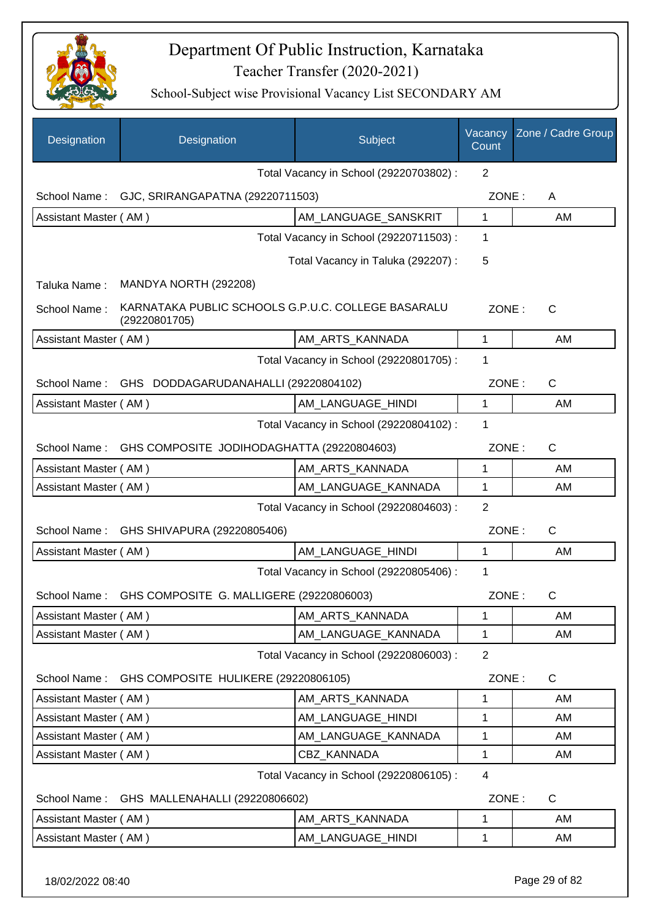# Department Of Public Instruction, Karnataka

Teacher Transfer (2020-2021)

School-Subject wise Provisional Vacancy List SECONDARY AM

| Designation | Designation | Subject | Vacancy Count | Zone / Cadre Group |
|---|---|---|---|---|
| | | Total Vacancy in School (29220703802) : | 2 | |
| School Name : | GJC, SRIRANGAPATNA (29220711503) | | ZONE : | A |
| Assistant Master ( AM ) | | AM_LANGUAGE_SANSKRIT | 1 | AM |
| | | Total Vacancy in School (29220711503) : | 1 | |
| | | Total Vacancy in Taluka (292207) : | 5 | |
| Taluka Name : | MANDYA NORTH (292208) | | | |
| School Name : | KARNATAKA PUBLIC SCHOOLS G.P.U.C. COLLEGE BASARALU (29220801705) | | ZONE : | C |
| Assistant Master ( AM ) | | AM_ARTS_KANNADA | 1 | AM |
| | | Total Vacancy in School (29220801705) : | 1 | |
| School Name : | GHS DODDAGARUDANAHALLI (29220804102) | | ZONE : | C |
| Assistant Master ( AM ) | | AM_LANGUAGE_HINDI | 1 | AM |
| | | Total Vacancy in School (29220804102) : | 1 | |
| School Name : | GHS COMPOSITE JODIHODAGHATTA (29220804603) | | ZONE : | C |
| Assistant Master ( AM ) | | AM_ARTS_KANNADA | 1 | AM |
| Assistant Master ( AM ) | | AM_LANGUAGE_KANNADA | 1 | AM |
| | | Total Vacancy in School (29220804603) : | 2 | |
| School Name : | GHS SHIVAPURA (29220805406) | | ZONE : | C |
| Assistant Master ( AM ) | | AM_LANGUAGE_HINDI | 1 | AM |
| | | Total Vacancy in School (29220805406) : | 1 | |
| School Name : | GHS COMPOSITE G. MALLIGERE (29220806003) | | ZONE : | C |
| Assistant Master ( AM ) | | AM_ARTS_KANNADA | 1 | AM |
| Assistant Master ( AM ) | | AM_LANGUAGE_KANNADA | 1 | AM |
| | | Total Vacancy in School (29220806003) : | 2 | |
| School Name : | GHS COMPOSITE HULIKERE (29220806105) | | ZONE : | C |
| Assistant Master ( AM ) | | AM_ARTS_KANNADA | 1 | AM |
| Assistant Master ( AM ) | | AM_LANGUAGE_HINDI | 1 | AM |
| Assistant Master ( AM ) | | AM_LANGUAGE_KANNADA | 1 | AM |
| Assistant Master ( AM ) | | CBZ_KANNADA | 1 | AM |
| | | Total Vacancy in School (29220806105) : | 4 | |
| School Name : | GHS MALLENAHALLI (29220806602) | | ZONE : | C |
| Assistant Master ( AM ) | | AM_ARTS_KANNADA | 1 | AM |
| Assistant Master ( AM ) | | AM_LANGUAGE_HINDI | 1 | AM |

18/02/2022 08:40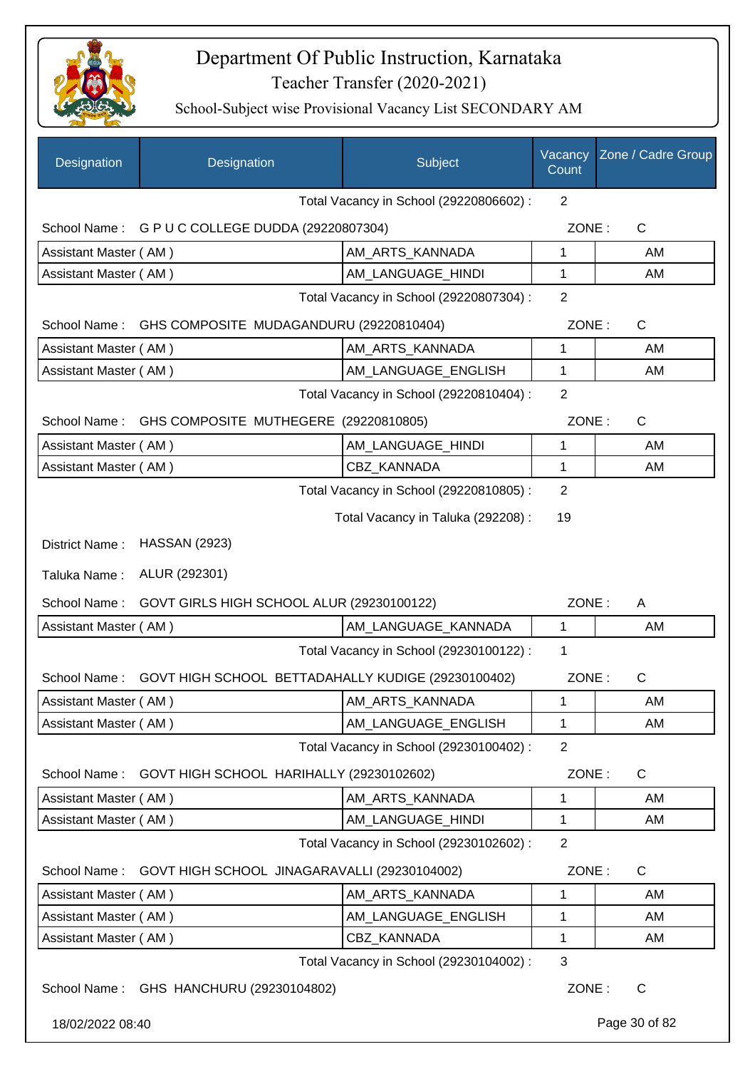# Department Of Public Instruction, Karnataka

Teacher Transfer (2020-2021)

School-Subject wise Provisional Vacancy List SECONDARY AM

| Designation | Designation | Subject | Vacancy Count | Zone / Cadre Group |
|---|---|---|---|---|
| | | Total Vacancy in School (29220806602) : | 2 | |
| School Name : | G P U C COLLEGE DUDDA (29220807304) | | ZONE : | C |
| Assistant Master ( AM ) | | AM_ARTS_KANNADA | 1 | AM |
| Assistant Master ( AM ) | | AM_LANGUAGE_HINDI | 1 | AM |
| | | Total Vacancy in School (29220807304) : | 2 | |
| School Name : | GHS COMPOSITE MUDAGANDURU (29220810404) | | ZONE : | C |
| Assistant Master ( AM ) | | AM_ARTS_KANNADA | 1 | AM |
| Assistant Master ( AM ) | | AM_LANGUAGE_ENGLISH | 1 | AM |
| | | Total Vacancy in School (29220810404) : | 2 | |
| School Name : | GHS COMPOSITE MUTHEGERE (29220810805) | | ZONE : | C |
| Assistant Master ( AM ) | | AM_LANGUAGE_HINDI | 1 | AM |
| Assistant Master ( AM ) | | CBZ_KANNADA | 1 | AM |
| | | Total Vacancy in School (29220810805) : | 2 | |
| | | Total Vacancy in Taluka (292208) : | 19 | |
| District Name : | HASSAN (2923) | | | |
| Taluka Name : | ALUR (292301) | | | |
| School Name : | GOVT GIRLS HIGH SCHOOL ALUR (29230100122) | | ZONE : | A |
| Assistant Master ( AM ) | | AM_LANGUAGE_KANNADA | 1 | AM |
| | | Total Vacancy in School (29230100122) : | 1 | |
| School Name : | GOVT HIGH SCHOOL BETTADAHALLY KUDIGE (29230100402) | | ZONE : | C |
| Assistant Master ( AM ) | | AM_ARTS_KANNADA | 1 | AM |
| Assistant Master ( AM ) | | AM_LANGUAGE_ENGLISH | 1 | AM |
| | | Total Vacancy in School (29230100402) : | 2 | |
| School Name : | GOVT HIGH SCHOOL HARIHALLY (29230102602) | | ZONE : | C |
| Assistant Master ( AM ) | | AM_ARTS_KANNADA | 1 | AM |
| Assistant Master ( AM ) | | AM_LANGUAGE_HINDI | 1 | AM |
| | | Total Vacancy in School (29230102602) : | 2 | |
| School Name : | GOVT HIGH SCHOOL JINAGARAVALLI (29230104002) | | ZONE : | C |
| Assistant Master ( AM ) | | AM_ARTS_KANNADA | 1 | AM |
| Assistant Master ( AM ) | | AM_LANGUAGE_ENGLISH | 1 | AM |
| Assistant Master ( AM ) | | CBZ_KANNADA | 1 | AM |
| | | Total Vacancy in School (29230104002) : | 3 | |
| School Name : | GHS HANCHURU (29230104802) | | ZONE : | C |

18/02/2022 08:40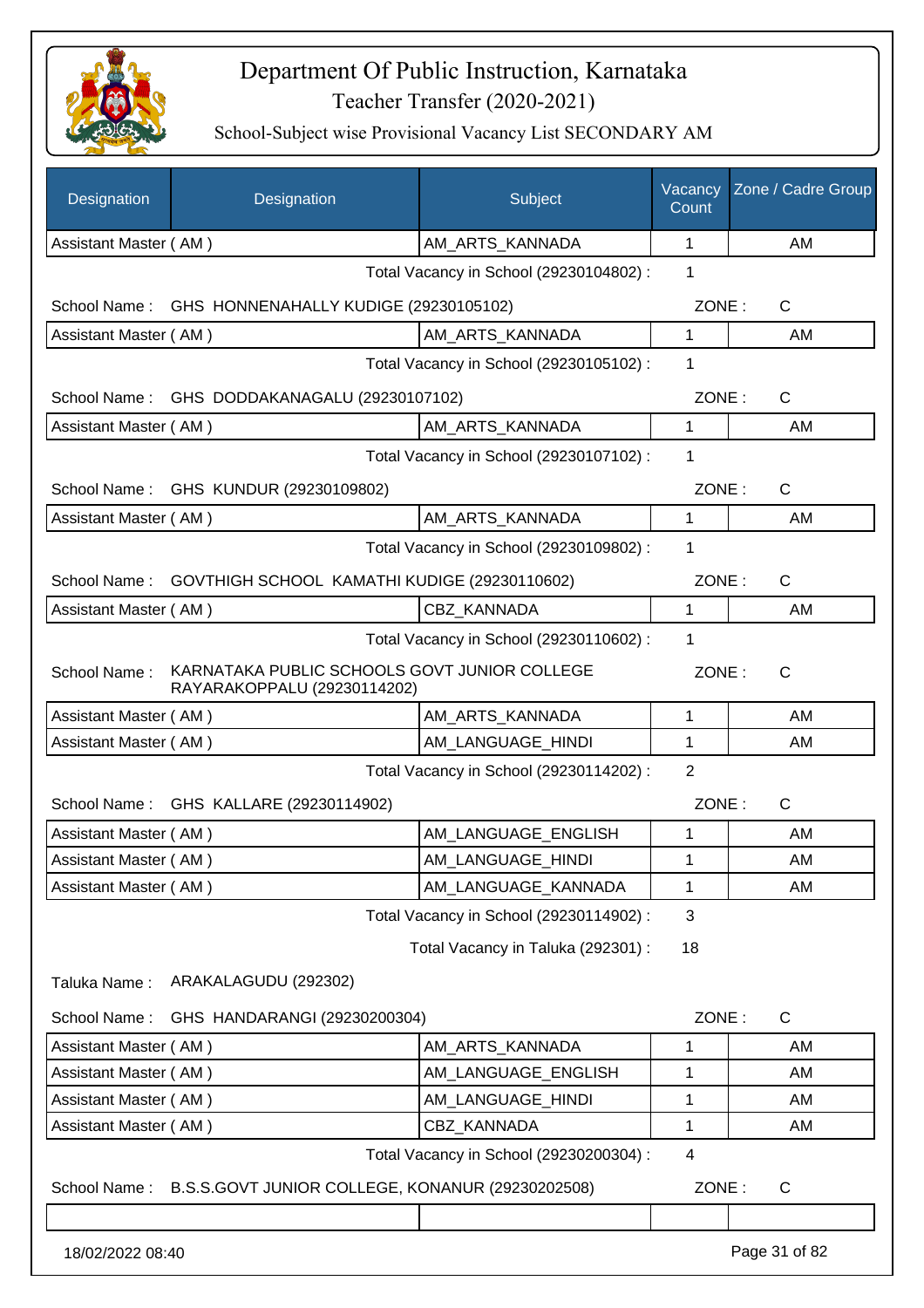# Department Of Public Instruction, Karnataka

Teacher Transfer (2020-2021)

School-Subject wise Provisional Vacancy List SECONDARY AM

| Designation | Designation | Subject | Vacancy Count | Zone / Cadre Group |
|---|---|---|---|---|
| Assistant Master ( AM ) | | AM_ARTS_KANNADA | 1 | AM |

Total Vacancy in School (29230104802) : 1

School Name : GHS HONNENAHALLY KUDIGE (29230105102) ZONE : C

| Designation | Designation | Subject | Vacancy Count | Zone / Cadre Group |
|---|---|---|---|---|
| Assistant Master ( AM ) | | AM_ARTS_KANNADA | 1 | AM |

Total Vacancy in School (29230105102) : 1

School Name : GHS DODDAKANAGALU (29230107102) ZONE : C

| Designation | Designation | Subject | Vacancy Count | Zone / Cadre Group |
|---|---|---|---|---|
| Assistant Master ( AM ) | | AM_ARTS_KANNADA | 1 | AM |

Total Vacancy in School (29230107102) : 1

School Name : GHS KUNDUR (29230109802) ZONE : C

| Designation | Designation | Subject | Vacancy Count | Zone / Cadre Group |
|---|---|---|---|---|
| Assistant Master ( AM ) | | AM_ARTS_KANNADA | 1 | AM |

Total Vacancy in School (29230109802) : 1

School Name : GOVTHIGH SCHOOL KAMATHI KUDIGE (29230110602) ZONE : C

| Designation | Designation | Subject | Vacancy Count | Zone / Cadre Group |
|---|---|---|---|---|
| Assistant Master ( AM ) | | CBZ_KANNADA | 1 | AM |

Total Vacancy in School (29230110602) : 1

School Name : KARNATAKA PUBLIC SCHOOLS GOVT JUNIOR COLLEGE RAYARAKOPPALU (29230114202) ZONE : C

| Designation | Designation | Subject | Vacancy Count | Zone / Cadre Group |
|---|---|---|---|---|
| Assistant Master ( AM ) | | AM_ARTS_KANNADA | 1 | AM |
| Assistant Master ( AM ) | | AM_LANGUAGE_HINDI | 1 | AM |

Total Vacancy in School (29230114202) : 2

School Name : GHS KALLARE (29230114902) ZONE : C

| Designation | Designation | Subject | Vacancy Count | Zone / Cadre Group |
|---|---|---|---|---|
| Assistant Master ( AM ) | | AM_LANGUAGE_ENGLISH | 1 | AM |
| Assistant Master ( AM ) | | AM_LANGUAGE_HINDI | 1 | AM |
| Assistant Master ( AM ) | | AM_LANGUAGE_KANNADA | 1 | AM |

Total Vacancy in School (29230114902) : 3

Total Vacancy in Taluka (292301) : 18

Taluka Name : ARAKALAGUDU (292302)

School Name : GHS HANDARANGI (29230200304) ZONE : C

| Designation | Designation | Subject | Vacancy Count | Zone / Cadre Group |
|---|---|---|---|---|
| Assistant Master ( AM ) | | AM_ARTS_KANNADA | 1 | AM |
| Assistant Master ( AM ) | | AM_LANGUAGE_ENGLISH | 1 | AM |
| Assistant Master ( AM ) | | AM_LANGUAGE_HINDI | 1 | AM |
| Assistant Master ( AM ) | | CBZ_KANNADA | 1 | AM |

Total Vacancy in School (29230200304) : 4

School Name : B.S.S.GOVT JUNIOR COLLEGE, KONANUR (29230202508) ZONE : C

18/02/2022 08:40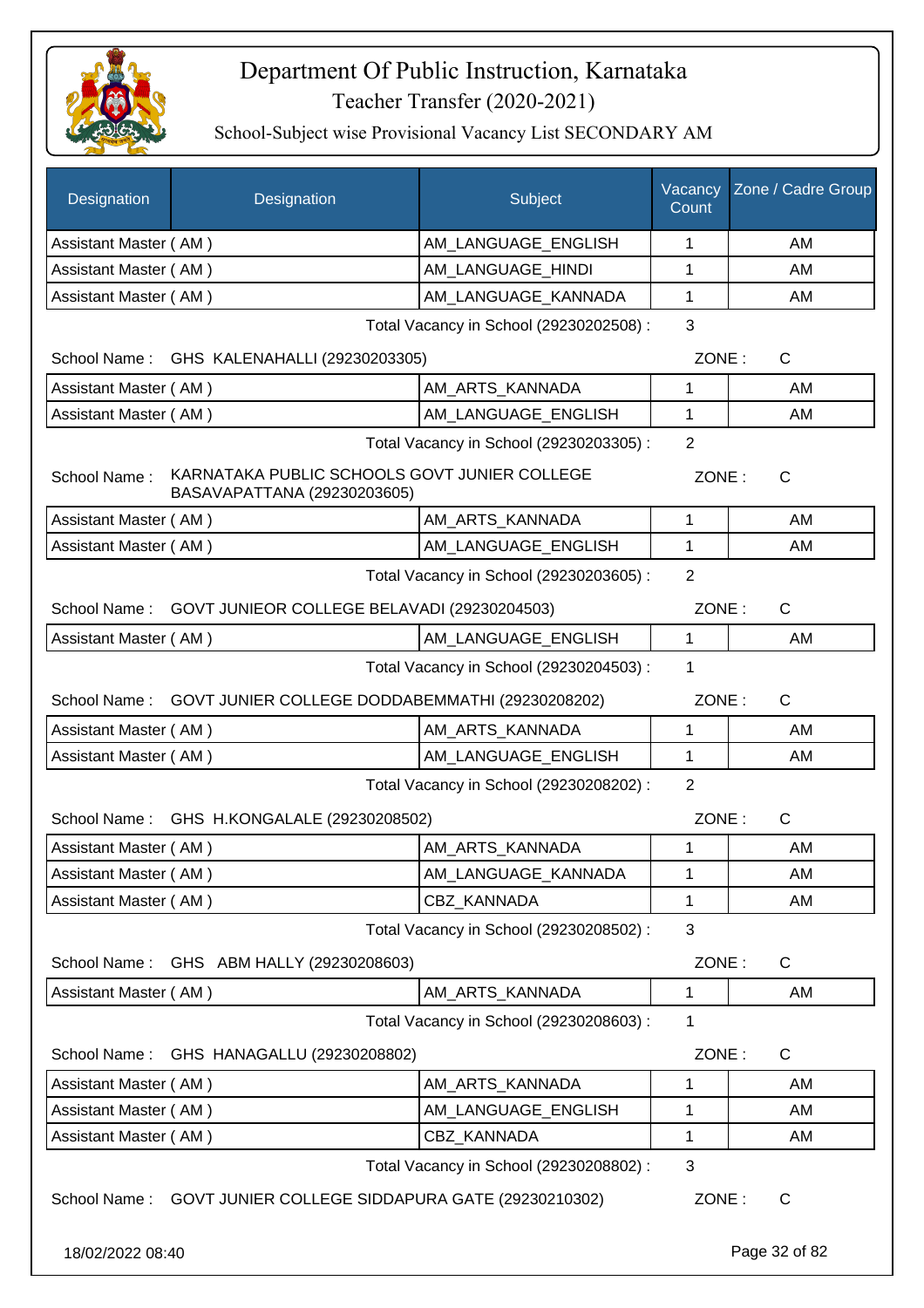# Department Of Public Instruction, Karnataka

Teacher Transfer (2020-2021)

School-Subject wise Provisional Vacancy List SECONDARY AM

| Designation | Designation | Subject | Vacancy Count | Zone / Cadre Group |
|---|---|---|---|---|
| Assistant Master ( AM ) | | AM_LANGUAGE_ENGLISH | 1 | AM |
| Assistant Master ( AM ) | | AM_LANGUAGE_HINDI | 1 | AM |
| Assistant Master ( AM ) | | AM_LANGUAGE_KANNADA | 1 | AM |

Total Vacancy in School (29230202508) : 3

School Name : GHS KALENAHALLI (29230203305) ZONE : C

| Designation | Subject | Vacancy Count | Zone / Cadre Group |
|---|---|---|---|
| Assistant Master ( AM ) | AM_ARTS_KANNADA | 1 | AM |
| Assistant Master ( AM ) | AM_LANGUAGE_ENGLISH | 1 | AM |

Total Vacancy in School (29230203305) : 2

School Name : KARNATAKA PUBLIC SCHOOLS GOVT JUNIER COLLEGE BASAVAPATTANA (29230203605) ZONE : C

| Designation | Subject | Vacancy Count | Zone / Cadre Group |
|---|---|---|---|
| Assistant Master ( AM ) | AM_ARTS_KANNADA | 1 | AM |
| Assistant Master ( AM ) | AM_LANGUAGE_ENGLISH | 1 | AM |

Total Vacancy in School (29230203605) : 2

School Name : GOVT JUNIEOR COLLEGE BELAVADI (29230204503) ZONE : C

| Designation | Subject | Vacancy Count | Zone / Cadre Group |
|---|---|---|---|
| Assistant Master ( AM ) | AM_LANGUAGE_ENGLISH | 1 | AM |

Total Vacancy in School (29230204503) : 1

School Name : GOVT JUNIER COLLEGE DODDABEMMATHI (29230208202) ZONE : C

| Designation | Subject | Vacancy Count | Zone / Cadre Group |
|---|---|---|---|
| Assistant Master ( AM ) | AM_ARTS_KANNADA | 1 | AM |
| Assistant Master ( AM ) | AM_LANGUAGE_ENGLISH | 1 | AM |

Total Vacancy in School (29230208202) : 2

School Name : GHS H.KONGALALE (29230208502) ZONE : C

| Designation | Subject | Vacancy Count | Zone / Cadre Group |
|---|---|---|---|
| Assistant Master ( AM ) | AM_ARTS_KANNADA | 1 | AM |
| Assistant Master ( AM ) | AM_LANGUAGE_KANNADA | 1 | AM |
| Assistant Master ( AM ) | CBZ_KANNADA | 1 | AM |

Total Vacancy in School (29230208502) : 3

School Name : GHS ABM HALLY (29230208603) ZONE : C

| Designation | Subject | Vacancy Count | Zone / Cadre Group |
|---|---|---|---|
| Assistant Master ( AM ) | AM_ARTS_KANNADA | 1 | AM |

Total Vacancy in School (29230208603) : 1

School Name : GHS HANAGALLU (29230208802) ZONE : C

| Designation | Subject | Vacancy Count | Zone / Cadre Group |
|---|---|---|---|
| Assistant Master ( AM ) | AM_ARTS_KANNADA | 1 | AM |
| Assistant Master ( AM ) | AM_LANGUAGE_ENGLISH | 1 | AM |
| Assistant Master ( AM ) | CBZ_KANNADA | 1 | AM |

Total Vacancy in School (29230208802) : 3

School Name : GOVT JUNIER COLLEGE SIDDAPURA GATE (29230210302) ZONE : C

18/02/2022 08:40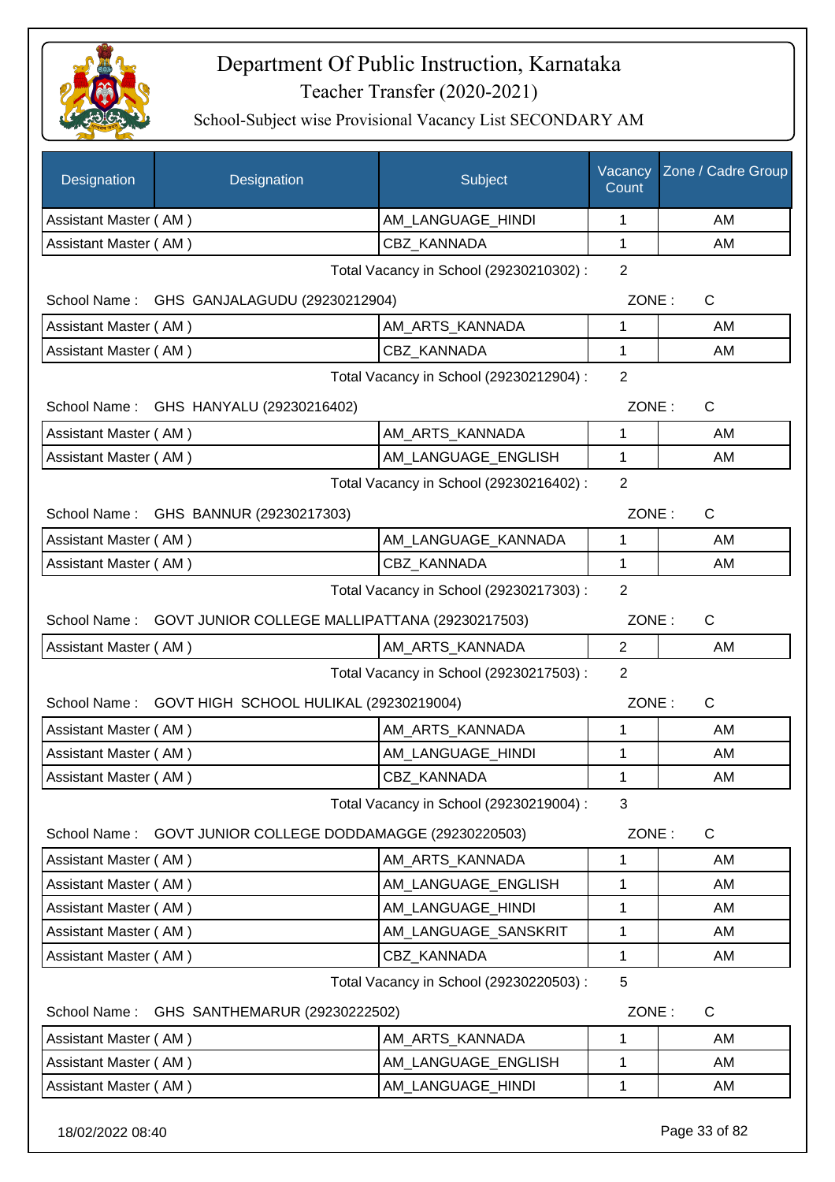# Department Of Public Instruction, Karnataka

## Teacher Transfer (2020-2021)

### School-Subject wise Provisional Vacancy List SECONDARY AM

| Designation | Designation | Subject | Vacancy Count | Zone / Cadre Group |
|---|---|---|---|---|
| Assistant Master ( AM ) | | AM_LANGUAGE_HINDI | 1 | AM |
| Assistant Master ( AM ) | | CBZ_KANNADA | 1 | AM |

Total Vacancy in School (29230210302) : 2

School Name : GHS GANJALAGUDU (29230212904) ZONE : C

| Designation | Designation | Subject | Vacancy Count | Zone / Cadre Group |
|---|---|---|---|---|
| Assistant Master ( AM ) | | AM_ARTS_KANNADA | 1 | AM |
| Assistant Master ( AM ) | | CBZ_KANNADA | 1 | AM |

Total Vacancy in School (29230212904) : 2

School Name : GHS HANYALU (29230216402) ZONE : C

| Designation | Designation | Subject | Vacancy Count | Zone / Cadre Group |
|---|---|---|---|---|
| Assistant Master ( AM ) | | AM_ARTS_KANNADA | 1 | AM |
| Assistant Master ( AM ) | | AM_LANGUAGE_ENGLISH | 1 | AM |

Total Vacancy in School (29230216402) : 2

School Name : GHS BANNUR (29230217303) ZONE : C

| Designation | Designation | Subject | Vacancy Count | Zone / Cadre Group |
|---|---|---|---|---|
| Assistant Master ( AM ) | | AM_LANGUAGE_KANNADA | 1 | AM |
| Assistant Master ( AM ) | | CBZ_KANNADA | 1 | AM |

Total Vacancy in School (29230217303) : 2

School Name : GOVT JUNIOR COLLEGE MALLIPATTANA (29230217503) ZONE : C

| Designation | Designation | Subject | Vacancy Count | Zone / Cadre Group |
|---|---|---|---|---|
| Assistant Master ( AM ) | | AM_ARTS_KANNADA | 2 | AM |

Total Vacancy in School (29230217503) : 2

School Name : GOVT HIGH SCHOOL HULIKAL (29230219004) ZONE : C

| Designation | Designation | Subject | Vacancy Count | Zone / Cadre Group |
|---|---|---|---|---|
| Assistant Master ( AM ) | | AM_ARTS_KANNADA | 1 | AM |
| Assistant Master ( AM ) | | AM_LANGUAGE_HINDI | 1 | AM |
| Assistant Master ( AM ) | | CBZ_KANNADA | 1 | AM |

Total Vacancy in School (29230219004) : 3

School Name : GOVT JUNIOR COLLEGE DODDAMAGGE (29230220503) ZONE : C

| Designation | Designation | Subject | Vacancy Count | Zone / Cadre Group |
|---|---|---|---|---|
| Assistant Master ( AM ) | | AM_ARTS_KANNADA | 1 | AM |
| Assistant Master ( AM ) | | AM_LANGUAGE_ENGLISH | 1 | AM |
| Assistant Master ( AM ) | | AM_LANGUAGE_HINDI | 1 | AM |
| Assistant Master ( AM ) | | AM_LANGUAGE_SANSKRIT | 1 | AM |
| Assistant Master ( AM ) | | CBZ_KANNADA | 1 | AM |

Total Vacancy in School (29230220503) : 5

School Name : GHS SANTHEMARUR (29230222502) ZONE : C

| Designation | Designation | Subject | Vacancy Count | Zone / Cadre Group |
|---|---|---|---|---|
| Assistant Master ( AM ) | | AM_ARTS_KANNADA | 1 | AM |
| Assistant Master ( AM ) | | AM_LANGUAGE_ENGLISH | 1 | AM |
| Assistant Master ( AM ) | | AM_LANGUAGE_HINDI | 1 | AM |

18/02/2022 08:40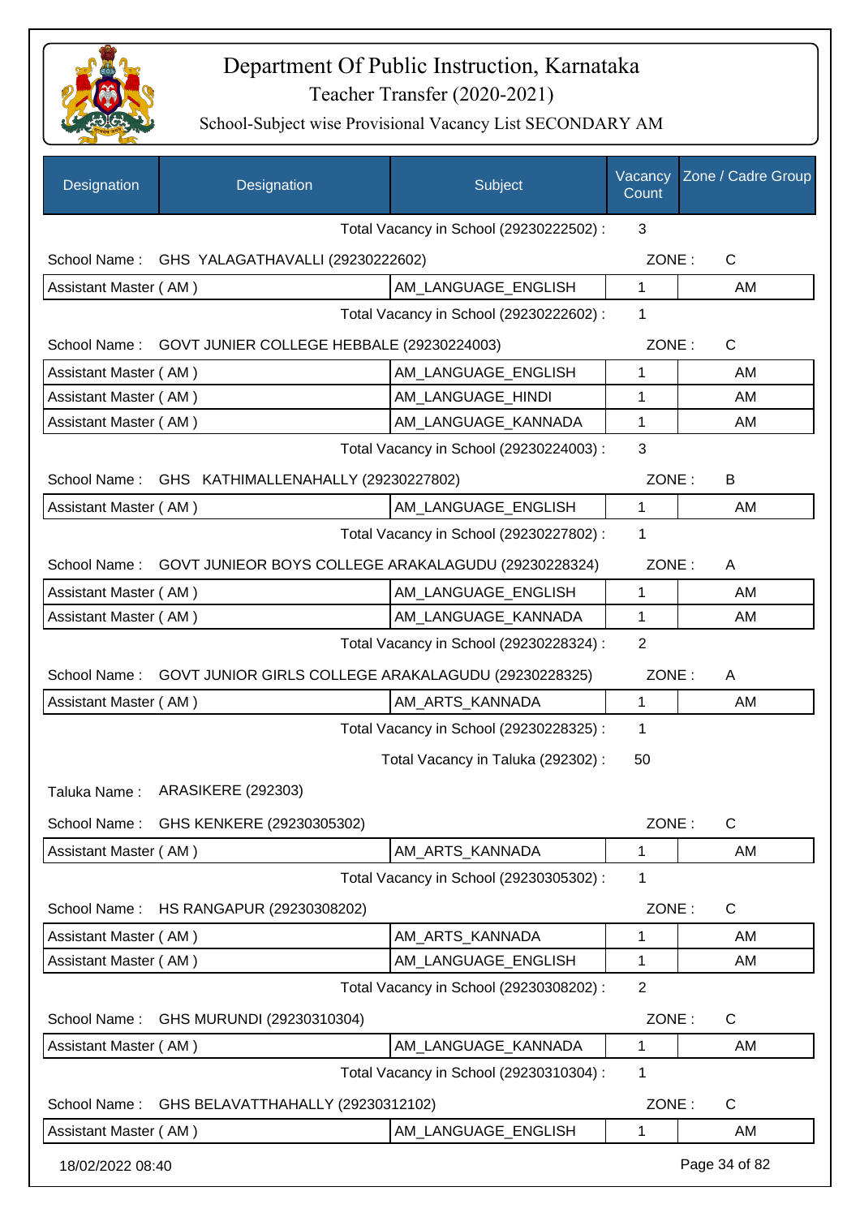# Department Of Public Instruction, Karnataka
## Teacher Transfer (2020-2021)
### School-Subject wise Provisional Vacancy List SECONDARY AM

| Designation | Designation | Subject | Vacancy Count | Zone / Cadre Group |
|---|---|---|---|---|
| | | Total Vacancy in School (29230222502) : | 3 | |
| School Name : | GHS YALAGATHAVALLI (29230222602) | | ZONE : | C |
| Assistant Master ( AM ) | | AM_LANGUAGE_ENGLISH | 1 | AM |
| | | Total Vacancy in School (29230222602) : | 1 | |
| School Name : | GOVT JUNIER COLLEGE HEBBALE (29230224003) | | ZONE : | C |
| Assistant Master ( AM ) | | AM_LANGUAGE_ENGLISH | 1 | AM |
| Assistant Master ( AM ) | | AM_LANGUAGE_HINDI | 1 | AM |
| Assistant Master ( AM ) | | AM_LANGUAGE_KANNADA | 1 | AM |
| | | Total Vacancy in School (29230224003) : | 3 | |
| School Name : | GHS KATHIMALLENAHALLY (29230227802) | | ZONE : | B |
| Assistant Master ( AM ) | | AM_LANGUAGE_ENGLISH | 1 | AM |
| | | Total Vacancy in School (29230227802) : | 1 | |
| School Name : | GOVT JUNIEOR BOYS COLLEGE ARAKALAGUDU (29230228324) | | ZONE : | A |
| Assistant Master ( AM ) | | AM_LANGUAGE_ENGLISH | 1 | AM |
| Assistant Master ( AM ) | | AM_LANGUAGE_KANNADA | 1 | AM |
| | | Total Vacancy in School (29230228324) : | 2 | |
| School Name : | GOVT JUNIOR GIRLS COLLEGE ARAKALAGUDU (29230228325) | | ZONE : | A |
| Assistant Master ( AM ) | | AM_ARTS_KANNADA | 1 | AM |
| | | Total Vacancy in School (29230228325) : | 1 | |
| | | Total Vacancy in Taluka (292302) : | 50 | |
| Taluka Name : | ARASIKERE (292303) | | | |
| School Name : | GHS KENKERE (29230305302) | | ZONE : | C |
| Assistant Master ( AM ) | | AM_ARTS_KANNADA | 1 | AM |
| | | Total Vacancy in School (29230305302) : | 1 | |
| School Name : | HS RANGAPUR (29230308202) | | ZONE : | C |
| Assistant Master ( AM ) | | AM_ARTS_KANNADA | 1 | AM |
| Assistant Master ( AM ) | | AM_LANGUAGE_ENGLISH | 1 | AM |
| | | Total Vacancy in School (29230308202) : | 2 | |
| School Name : | GHS MURUNDI (29230310304) | | ZONE : | C |
| Assistant Master ( AM ) | | AM_LANGUAGE_KANNADA | 1 | AM |
| | | Total Vacancy in School (29230310304) : | 1 | |
| School Name : | GHS BELAVATTHAHALLY (29230312102) | | ZONE : | C |
| Assistant Master ( AM ) | | AM_LANGUAGE_ENGLISH | 1 | AM |

18/02/2022 08:40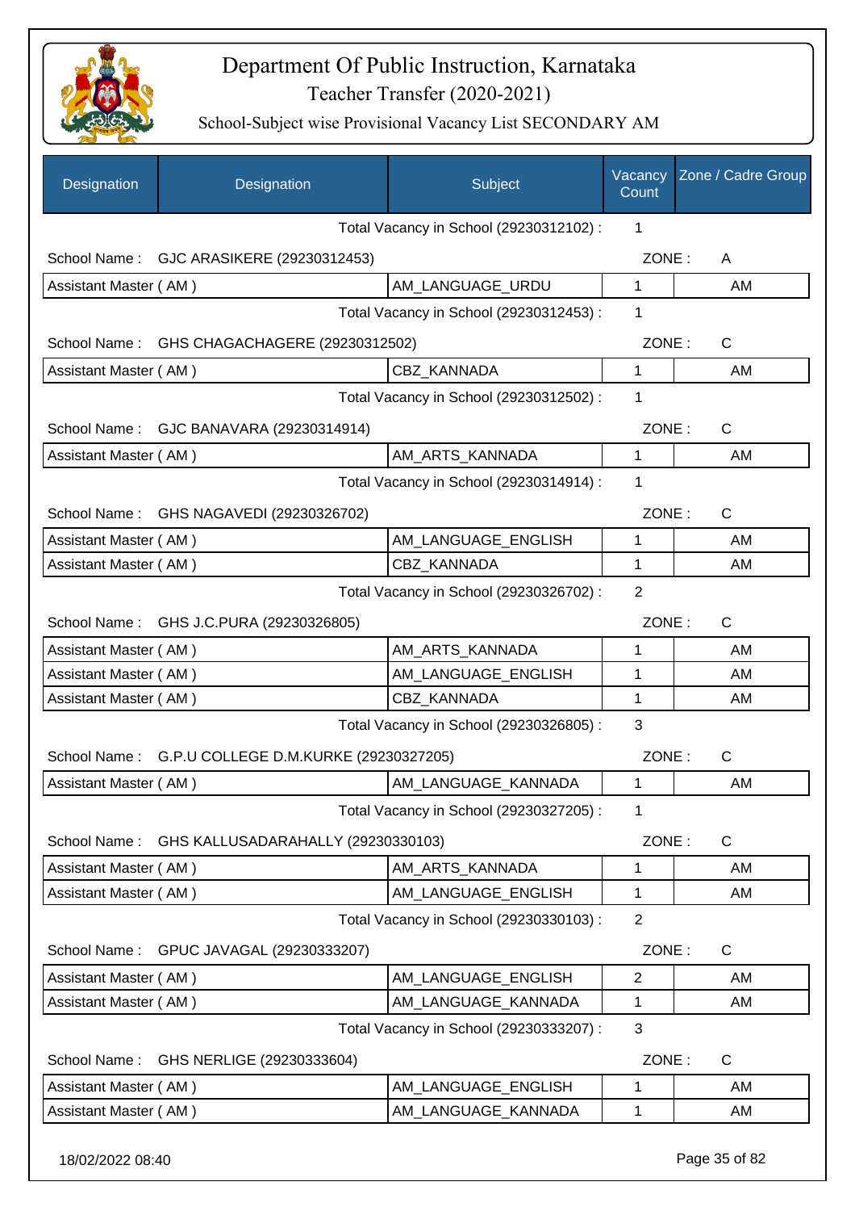# Department Of Public Instruction, Karnataka

## Teacher Transfer (2020-2021)

### School-Subject wise Provisional Vacancy List SECONDARY AM

| Designation | Designation | Subject | Vacancy Count | Zone / Cadre Group |
|---|---|---|---|---|
| | | Total Vacancy in School (29230312102) : | 1 | |
| School Name : | GJC ARASIKERE (29230312453) | | ZONE : | A |
| Assistant Master ( AM ) | | AM_LANGUAGE_URDU | 1 | AM |
| | | Total Vacancy in School (29230312453) : | 1 | |
| School Name : | GHS CHAGACHAGERE (29230312502) | | ZONE : | C |
| Assistant Master ( AM ) | | CBZ_KANNADA | 1 | AM |
| | | Total Vacancy in School (29230312502) : | 1 | |
| School Name : | GJC BANAVARA (29230314914) | | ZONE : | C |
| Assistant Master ( AM ) | | AM_ARTS_KANNADA | 1 | AM |
| | | Total Vacancy in School (29230314914) : | 1 | |
| School Name : | GHS NAGAVEDI (29230326702) | | ZONE : | C |
| Assistant Master ( AM ) | | AM_LANGUAGE_ENGLISH | 1 | AM |
| Assistant Master ( AM ) | | CBZ_KANNADA | 1 | AM |
| | | Total Vacancy in School (29230326702) : | 2 | |
| School Name : | GHS J.C.PURA (29230326805) | | ZONE : | C |
| Assistant Master ( AM ) | | AM_ARTS_KANNADA | 1 | AM |
| Assistant Master ( AM ) | | AM_LANGUAGE_ENGLISH | 1 | AM |
| Assistant Master ( AM ) | | CBZ_KANNADA | 1 | AM |
| | | Total Vacancy in School (29230326805) : | 3 | |
| School Name : | G.P.U COLLEGE D.M.KURKE (29230327205) | | ZONE : | C |
| Assistant Master ( AM ) | | AM_LANGUAGE_KANNADA | 1 | AM |
| | | Total Vacancy in School (29230327205) : | 1 | |
| School Name : | GHS KALLUSADARAHALLY (29230330103) | | ZONE : | C |
| Assistant Master ( AM ) | | AM_ARTS_KANNADA | 1 | AM |
| Assistant Master ( AM ) | | AM_LANGUAGE_ENGLISH | 1 | AM |
| | | Total Vacancy in School (29230330103) : | 2 | |
| School Name : | GPUC JAVAGAL (29230333207) | | ZONE : | C |
| Assistant Master ( AM ) | | AM_LANGUAGE_ENGLISH | 2 | AM |
| Assistant Master ( AM ) | | AM_LANGUAGE_KANNADA | 1 | AM |
| | | Total Vacancy in School (29230333207) : | 3 | |
| School Name : | GHS NERLIGE (29230333604) | | ZONE : | C |
| Assistant Master ( AM ) | | AM_LANGUAGE_ENGLISH | 1 | AM |
| Assistant Master ( AM ) | | AM_LANGUAGE_KANNADA | 1 | AM |

18/02/2022 08:40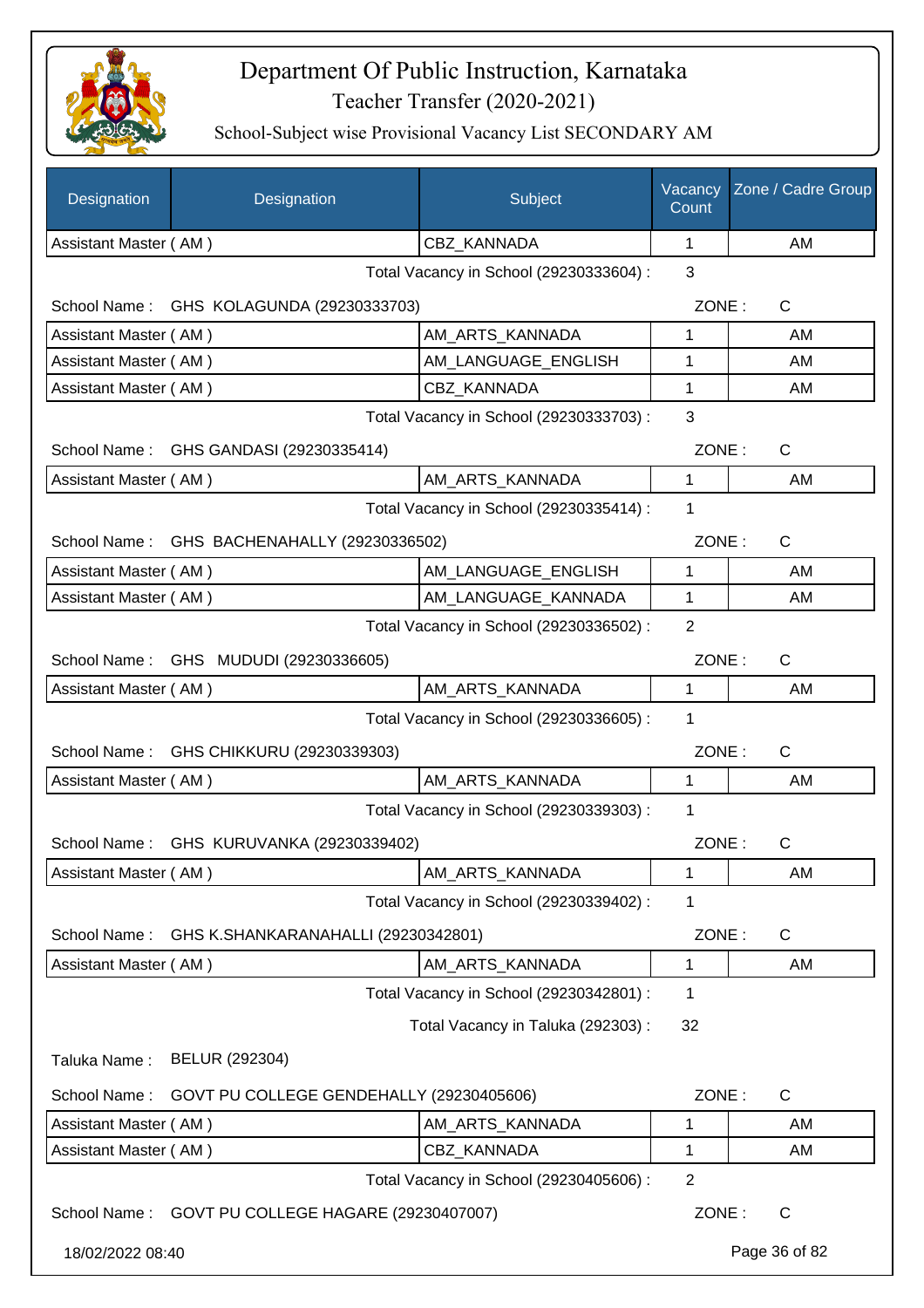# Department Of Public Instruction, Karnataka

Teacher Transfer (2020-2021)

School-Subject wise Provisional Vacancy List SECONDARY AM

| Designation | Designation | Subject | Vacancy Count | Zone / Cadre Group |
|---|---|---|---|---|
| Assistant Master ( AM ) | | CBZ_KANNADA | 1 | AM |

Total Vacancy in School (29230333604) : 3

School Name : GHS KOLAGUNDA (29230333703) ZONE : C

| Designation | Subject | Vacancy Count | Zone / Cadre Group |
|---|---|---|---|
| Assistant Master ( AM ) | AM_ARTS_KANNADA | 1 | AM |
| Assistant Master ( AM ) | AM_LANGUAGE_ENGLISH | 1 | AM |
| Assistant Master ( AM ) | CBZ_KANNADA | 1 | AM |

Total Vacancy in School (29230333703) : 3

School Name : GHS GANDASI (29230335414) ZONE : C

| Designation | Subject | Vacancy Count | Zone / Cadre Group |
|---|---|---|---|
| Assistant Master ( AM ) | AM_ARTS_KANNADA | 1 | AM |

Total Vacancy in School (29230335414) : 1

School Name : GHS BACHENAHALLY (29230336502) ZONE : C

| Designation | Subject | Vacancy Count | Zone / Cadre Group |
|---|---|---|---|
| Assistant Master ( AM ) | AM_LANGUAGE_ENGLISH | 1 | AM |
| Assistant Master ( AM ) | AM_LANGUAGE_KANNADA | 1 | AM |

Total Vacancy in School (29230336502) : 2

School Name : GHS MUDUDI (29230336605) ZONE : C

| Designation | Subject | Vacancy Count | Zone / Cadre Group |
|---|---|---|---|
| Assistant Master ( AM ) | AM_ARTS_KANNADA | 1 | AM |

Total Vacancy in School (29230336605) : 1

School Name : GHS CHIKKURU (29230339303) ZONE : C

| Designation | Subject | Vacancy Count | Zone / Cadre Group |
|---|---|---|---|
| Assistant Master ( AM ) | AM_ARTS_KANNADA | 1 | AM |

Total Vacancy in School (29230339303) : 1

School Name : GHS KURUVANKA (29230339402) ZONE : C

| Designation | Subject | Vacancy Count | Zone / Cadre Group |
|---|---|---|---|
| Assistant Master ( AM ) | AM_ARTS_KANNADA | 1 | AM |

Total Vacancy in School (29230339402) : 1

School Name : GHS K.SHANKARANAHALLI (29230342801) ZONE : C

| Designation | Subject | Vacancy Count | Zone / Cadre Group |
|---|---|---|---|
| Assistant Master ( AM ) | AM_ARTS_KANNADA | 1 | AM |

Total Vacancy in School (29230342801) : 1

Total Vacancy in Taluka (292303) : 32

Taluka Name : BELUR (292304)

School Name : GOVT PU COLLEGE GENDEHALLY (29230405606) ZONE : C

| Designation | Subject | Vacancy Count | Zone / Cadre Group |
|---|---|---|---|
| Assistant Master ( AM ) | AM_ARTS_KANNADA | 1 | AM |
| Assistant Master ( AM ) | CBZ_KANNADA | 1 | AM |

Total Vacancy in School (29230405606) : 2

School Name : GOVT PU COLLEGE HAGARE (29230407007) ZONE : C

18/02/2022 08:40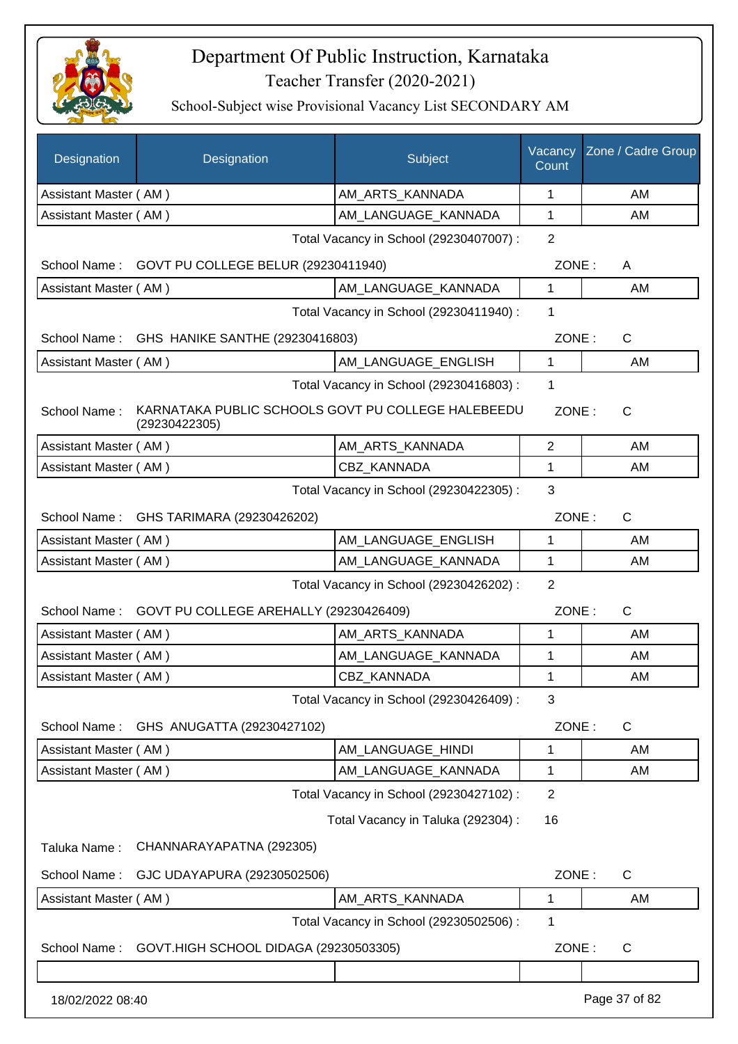# Department Of Public Instruction, Karnataka

Teacher Transfer (2020-2021)

School-Subject wise Provisional Vacancy List SECONDARY AM

| Designation | Designation | Subject | Vacancy Count | Zone / Cadre Group |
|---|---|---|---|---|
| Assistant Master ( AM ) | | AM_ARTS_KANNADA | 1 | AM |
| Assistant Master ( AM ) | | AM_LANGUAGE_KANNADA | 1 | AM |

Total Vacancy in School (29230407007) : 2

School Name : GOVT PU COLLEGE BELUR (29230411940) ZONE : A

| Designation | Subject | Vacancy Count | Cadre Group |
|---|---|---|---|
| Assistant Master ( AM ) | AM_LANGUAGE_KANNADA | 1 | AM |

Total Vacancy in School (29230411940) : 1

School Name : GHS HANIKE SANTHE (29230416803) ZONE : C

| Designation | Subject | Vacancy Count | Cadre Group |
|---|---|---|---|
| Assistant Master ( AM ) | AM_LANGUAGE_ENGLISH | 1 | AM |

Total Vacancy in School (29230416803) : 1

School Name : KARNATAKA PUBLIC SCHOOLS GOVT PU COLLEGE HALEBEEDU (29230422305) ZONE : C

| Designation | Subject | Vacancy Count | Cadre Group |
|---|---|---|---|
| Assistant Master ( AM ) | AM_ARTS_KANNADA | 2 | AM |
| Assistant Master ( AM ) | CBZ_KANNADA | 1 | AM |

Total Vacancy in School (29230422305) : 3

School Name : GHS TARIMARA (29230426202) ZONE : C

| Designation | Subject | Vacancy Count | Cadre Group |
|---|---|---|---|
| Assistant Master ( AM ) | AM_LANGUAGE_ENGLISH | 1 | AM |
| Assistant Master ( AM ) | AM_LANGUAGE_KANNADA | 1 | AM |

Total Vacancy in School (29230426202) : 2

School Name : GOVT PU COLLEGE AREHALLY (29230426409) ZONE : C

| Designation | Subject | Vacancy Count | Cadre Group |
|---|---|---|---|
| Assistant Master ( AM ) | AM_ARTS_KANNADA | 1 | AM |
| Assistant Master ( AM ) | AM_LANGUAGE_KANNADA | 1 | AM |
| Assistant Master ( AM ) | CBZ_KANNADA | 1 | AM |

Total Vacancy in School (29230426409) : 3

School Name : GHS ANUGATTA (29230427102) ZONE : C

| Designation | Subject | Vacancy Count | Cadre Group |
|---|---|---|---|
| Assistant Master ( AM ) | AM_LANGUAGE_HINDI | 1 | AM |
| Assistant Master ( AM ) | AM_LANGUAGE_KANNADA | 1 | AM |

Total Vacancy in School (29230427102) : 2

Total Vacancy in Taluka (292304) : 16

Taluka Name : CHANNARAYAPATNA (292305)

School Name : GJC UDAYAPURA (29230502506) ZONE : C

| Designation | Subject | Vacancy Count | Cadre Group |
|---|---|---|---|
| Assistant Master ( AM ) | AM_ARTS_KANNADA | 1 | AM |

Total Vacancy in School (29230502506) : 1

School Name : GOVT.HIGH SCHOOL DIDAGA (29230503305) ZONE : C

18/02/2022 08:40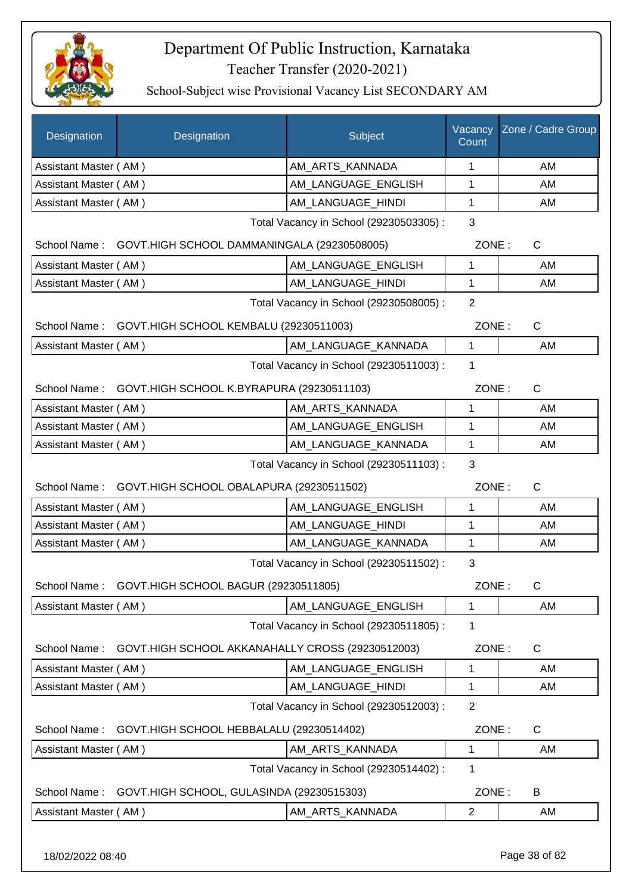# Department Of Public Instruction, Karnataka

Teacher Transfer (2020-2021)

School-Subject wise Provisional Vacancy List SECONDARY AM

| Designation | Designation | Subject | Vacancy Count | Zone / Cadre Group |
|---|---|---|---|---|
| Assistant Master ( AM ) | | AM_ARTS_KANNADA | 1 | AM |
| Assistant Master ( AM ) | | AM_LANGUAGE_ENGLISH | 1 | AM |
| Assistant Master ( AM ) | | AM_LANGUAGE_HINDI | 1 | AM |

Total Vacancy in School (29230503305) : 3

School Name : GOVT.HIGH SCHOOL DAMMANINGALA (29230508005) ZONE : C

| Designation | Subject | Vacancy Count | Zone / Cadre Group |
|---|---|---|---|
| Assistant Master ( AM ) | AM_LANGUAGE_ENGLISH | 1 | AM |
| Assistant Master ( AM ) | AM_LANGUAGE_HINDI | 1 | AM |

Total Vacancy in School (29230508005) : 2

School Name : GOVT.HIGH SCHOOL KEMBALU (29230511003) ZONE : C

| Designation | Subject | Vacancy Count | Zone / Cadre Group |
|---|---|---|---|
| Assistant Master ( AM ) | AM_LANGUAGE_KANNADA | 1 | AM |

Total Vacancy in School (29230511003) : 1

School Name : GOVT.HIGH SCHOOL K.BYRAPURA (29230511103) ZONE : C

| Designation | Subject | Vacancy Count | Zone / Cadre Group |
|---|---|---|---|
| Assistant Master ( AM ) | AM_ARTS_KANNADA | 1 | AM |
| Assistant Master ( AM ) | AM_LANGUAGE_ENGLISH | 1 | AM |
| Assistant Master ( AM ) | AM_LANGUAGE_KANNADA | 1 | AM |

Total Vacancy in School (29230511103) : 3

School Name : GOVT.HIGH SCHOOL OBALAPURA (29230511502) ZONE : C

| Designation | Subject | Vacancy Count | Zone / Cadre Group |
|---|---|---|---|
| Assistant Master ( AM ) | AM_LANGUAGE_ENGLISH | 1 | AM |
| Assistant Master ( AM ) | AM_LANGUAGE_HINDI | 1 | AM |
| Assistant Master ( AM ) | AM_LANGUAGE_KANNADA | 1 | AM |

Total Vacancy in School (29230511502) : 3

School Name : GOVT.HIGH SCHOOL BAGUR (29230511805) ZONE : C

| Designation | Subject | Vacancy Count | Zone / Cadre Group |
|---|---|---|---|
| Assistant Master ( AM ) | AM_LANGUAGE_ENGLISH | 1 | AM |

Total Vacancy in School (29230511805) : 1

School Name : GOVT.HIGH SCHOOL AKKANAHALLY CROSS (29230512003) ZONE : C

| Designation | Subject | Vacancy Count | Zone / Cadre Group |
|---|---|---|---|
| Assistant Master ( AM ) | AM_LANGUAGE_ENGLISH | 1 | AM |
| Assistant Master ( AM ) | AM_LANGUAGE_HINDI | 1 | AM |

Total Vacancy in School (29230512003) : 2

School Name : GOVT.HIGH SCHOOL HEBBALALU (29230514402) ZONE : C

| Designation | Subject | Vacancy Count | Zone / Cadre Group |
|---|---|---|---|
| Assistant Master ( AM ) | AM_ARTS_KANNADA | 1 | AM |

Total Vacancy in School (29230514402) : 1

School Name : GOVT.HIGH SCHOOL, GULASINDA (29230515303) ZONE : B

| Designation | Subject | Vacancy Count | Zone / Cadre Group |
|---|---|---|---|
| Assistant Master ( AM ) | AM_ARTS_KANNADA | 2 | AM |

18/02/2022 08:40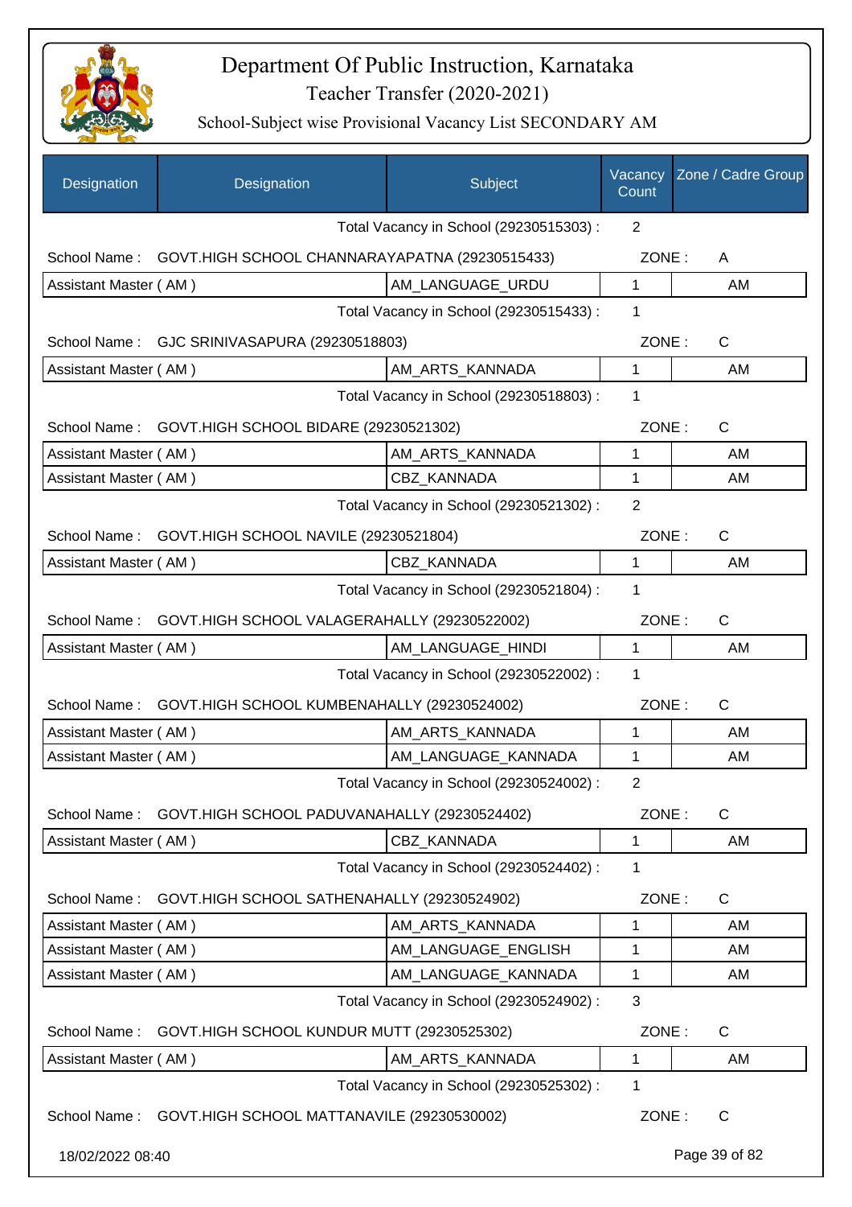# Department Of Public Instruction, Karnataka

## Teacher Transfer (2020-2021)

### School-Subject wise Provisional Vacancy List SECONDARY AM

| Designation | Designation | Subject | Vacancy Count | Zone / Cadre Group |
|---|---|---|---|---|
| | | Total Vacancy in School (29230515303) : | 2 | |
| School Name : | GOVT.HIGH SCHOOL CHANNARAYAPATNA (29230515433) | | ZONE : | A |
| Assistant Master ( AM ) | | AM_LANGUAGE_URDU | 1 | AM |
| | | Total Vacancy in School (29230515433) : | 1 | |
| School Name : | GJC SRINIVASAPURA (29230518803) | | ZONE : | C |
| Assistant Master ( AM ) | | AM_ARTS_KANNADA | 1 | AM |
| | | Total Vacancy in School (29230518803) : | 1 | |
| School Name : | GOVT.HIGH SCHOOL BIDARE (29230521302) | | ZONE : | C |
| Assistant Master ( AM ) | | AM_ARTS_KANNADA | 1 | AM |
| Assistant Master ( AM ) | | CBZ_KANNADA | 1 | AM |
| | | Total Vacancy in School (29230521302) : | 2 | |
| School Name : | GOVT.HIGH SCHOOL NAVILE (29230521804) | | ZONE : | C |
| Assistant Master ( AM ) | | CBZ_KANNADA | 1 | AM |
| | | Total Vacancy in School (29230521804) : | 1 | |
| School Name : | GOVT.HIGH SCHOOL VALAGERAHALLY (29230522002) | | ZONE : | C |
| Assistant Master ( AM ) | | AM_LANGUAGE_HINDI | 1 | AM |
| | | Total Vacancy in School (29230522002) : | 1 | |
| School Name : | GOVT.HIGH SCHOOL KUMBENAHALLY (29230524002) | | ZONE : | C |
| Assistant Master ( AM ) | | AM_ARTS_KANNADA | 1 | AM |
| Assistant Master ( AM ) | | AM_LANGUAGE_KANNADA | 1 | AM |
| | | Total Vacancy in School (29230524002) : | 2 | |
| School Name : | GOVT.HIGH SCHOOL PADUVANAHALLY (29230524402) | | ZONE : | C |
| Assistant Master ( AM ) | | CBZ_KANNADA | 1 | AM |
| | | Total Vacancy in School (29230524402) : | 1 | |
| School Name : | GOVT.HIGH SCHOOL SATHENAHALLY (29230524902) | | ZONE : | C |
| Assistant Master ( AM ) | | AM_ARTS_KANNADA | 1 | AM |
| Assistant Master ( AM ) | | AM_LANGUAGE_ENGLISH | 1 | AM |
| Assistant Master ( AM ) | | AM_LANGUAGE_KANNADA | 1 | AM |
| | | Total Vacancy in School (29230524902) : | 3 | |
| School Name : | GOVT.HIGH SCHOOL KUNDUR MUTT (29230525302) | | ZONE : | C |
| Assistant Master ( AM ) | | AM_ARTS_KANNADA | 1 | AM |
| | | Total Vacancy in School (29230525302) : | 1 | |
| School Name : | GOVT.HIGH SCHOOL MATTANAVILE (29230530002) | | ZONE : | C |

18/02/2022 08:40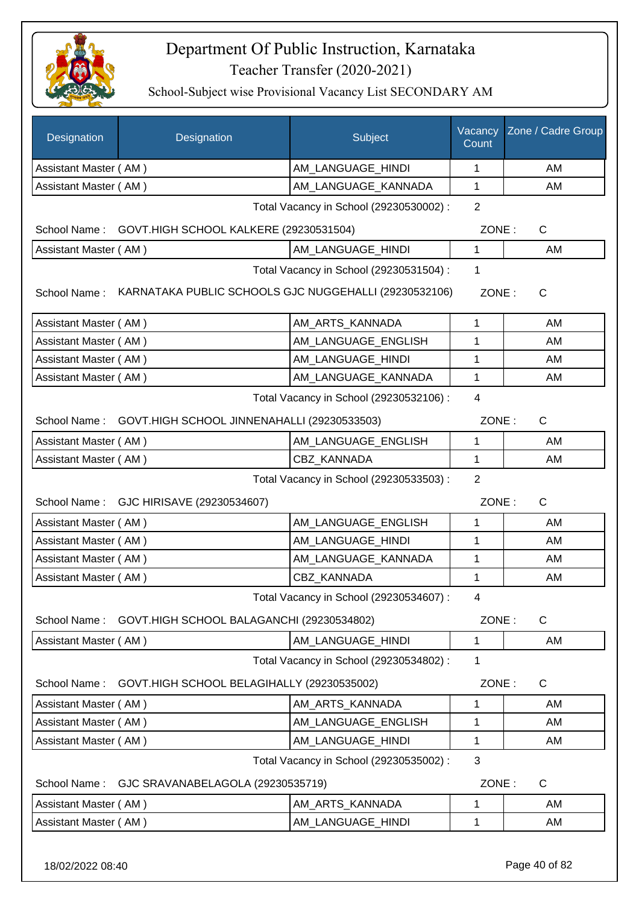# Department Of Public Instruction, Karnataka

## Teacher Transfer (2020-2021)

### School-Subject wise Provisional Vacancy List SECONDARY AM

| Designation | Designation | Subject | Vacancy Count | Zone / Cadre Group |
|---|---|---|---|---|
| Assistant Master ( AM ) | | AM_LANGUAGE_HINDI | 1 | AM |
| Assistant Master ( AM ) | | AM_LANGUAGE_KANNADA | 1 | AM |

Total Vacancy in School (29230530002) : 2

School Name : GOVT.HIGH SCHOOL KALKERE (29230531504) ZONE : C

| Designation | Designation | Subject | Vacancy Count | Zone / Cadre Group |
|---|---|---|---|---|
| Assistant Master ( AM ) | | AM_LANGUAGE_HINDI | 1 | AM |

Total Vacancy in School (29230531504) : 1

School Name : KARNATAKA PUBLIC SCHOOLS GJC NUGGEHALLI (29230532106) ZONE : C

| Designation | Designation | Subject | Vacancy Count | Zone / Cadre Group |
|---|---|---|---|---|
| Assistant Master ( AM ) | | AM_ARTS_KANNADA | 1 | AM |
| Assistant Master ( AM ) | | AM_LANGUAGE_ENGLISH | 1 | AM |
| Assistant Master ( AM ) | | AM_LANGUAGE_HINDI | 1 | AM |
| Assistant Master ( AM ) | | AM_LANGUAGE_KANNADA | 1 | AM |

Total Vacancy in School (29230532106) : 4

School Name : GOVT.HIGH SCHOOL JINNENAHALLI (29230533503) ZONE : C

| Designation | Designation | Subject | Vacancy Count | Zone / Cadre Group |
|---|---|---|---|---|
| Assistant Master ( AM ) | | AM_LANGUAGE_ENGLISH | 1 | AM |
| Assistant Master ( AM ) | | CBZ_KANNADA | 1 | AM |

Total Vacancy in School (29230533503) : 2

School Name : GJC HIRISAVE (29230534607) ZONE : C

| Designation | Designation | Subject | Vacancy Count | Zone / Cadre Group |
|---|---|---|---|---|
| Assistant Master ( AM ) | | AM_LANGUAGE_ENGLISH | 1 | AM |
| Assistant Master ( AM ) | | AM_LANGUAGE_HINDI | 1 | AM |
| Assistant Master ( AM ) | | AM_LANGUAGE_KANNADA | 1 | AM |
| Assistant Master ( AM ) | | CBZ_KANNADA | 1 | AM |

Total Vacancy in School (29230534607) : 4

School Name : GOVT.HIGH SCHOOL BALAGANCHI (29230534802) ZONE : C

| Designation | Designation | Subject | Vacancy Count | Zone / Cadre Group |
|---|---|---|---|---|
| Assistant Master ( AM ) | | AM_LANGUAGE_HINDI | 1 | AM |

Total Vacancy in School (29230534802) : 1

School Name : GOVT.HIGH SCHOOL BELAGIHALLY (29230535002) ZONE : C

| Designation | Designation | Subject | Vacancy Count | Zone / Cadre Group |
|---|---|---|---|---|
| Assistant Master ( AM ) | | AM_ARTS_KANNADA | 1 | AM |
| Assistant Master ( AM ) | | AM_LANGUAGE_ENGLISH | 1 | AM |
| Assistant Master ( AM ) | | AM_LANGUAGE_HINDI | 1 | AM |

Total Vacancy in School (29230535002) : 3

School Name : GJC SRAVANABELAGOLA (29230535719) ZONE : C

| Designation | Designation | Subject | Vacancy Count | Zone / Cadre Group |
|---|---|---|---|---|
| Assistant Master ( AM ) | | AM_ARTS_KANNADA | 1 | AM |
| Assistant Master ( AM ) | | AM_LANGUAGE_HINDI | 1 | AM |

18/02/2022 08:40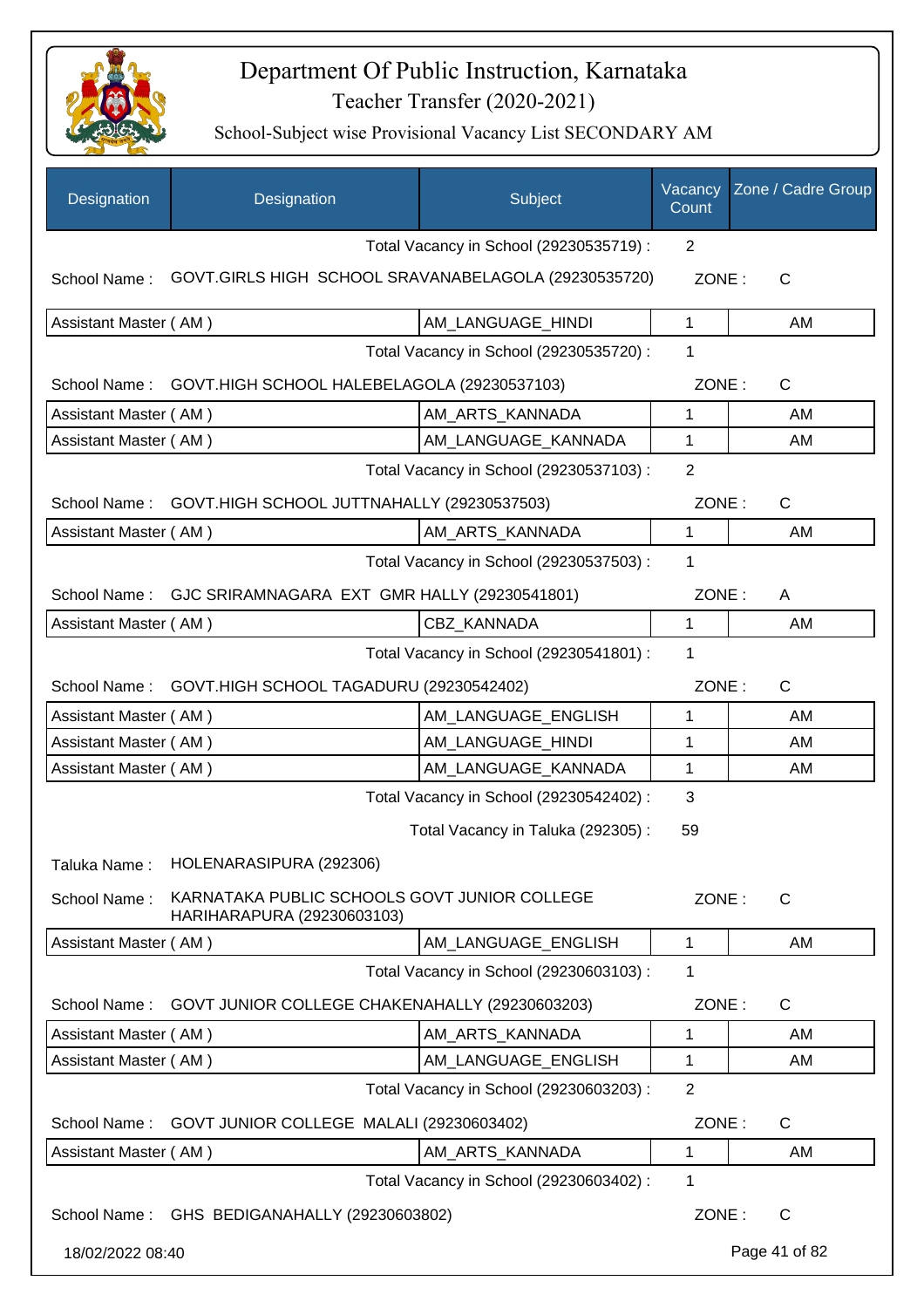# Department Of Public Instruction, Karnataka

## Teacher Transfer (2020-2021)

### School-Subject wise Provisional Vacancy List SECONDARY AM

| Designation | Designation | Subject | Vacancy Count | Zone / Cadre Group |
|---|---|---|---|---|
| | | Total Vacancy in School (29230535719) : | 2 | |
| School Name : | GOVT.GIRLS HIGH SCHOOL SRAVANABELAGOLA (29230535720) | | ZONE : | C |
| Assistant Master ( AM ) | | AM_LANGUAGE_HINDI | 1 | AM |
| | | Total Vacancy in School (29230535720) : | 1 | |
| School Name : | GOVT.HIGH SCHOOL HALEBELAGOLA (29230537103) | | ZONE : | C |
| Assistant Master ( AM ) | | AM_ARTS_KANNADA | 1 | AM |
| Assistant Master ( AM ) | | AM_LANGUAGE_KANNADA | 1 | AM |
| | | Total Vacancy in School (29230537103) : | 2 | |
| School Name : | GOVT.HIGH SCHOOL JUTTNAHALLY (29230537503) | | ZONE : | C |
| Assistant Master ( AM ) | | AM_ARTS_KANNADA | 1 | AM |
| | | Total Vacancy in School (29230537503) : | 1 | |
| School Name : | GJC SRIRAMNAGARA EXT GMR HALLY (29230541801) | | ZONE : | A |
| Assistant Master ( AM ) | | CBZ_KANNADA | 1 | AM |
| | | Total Vacancy in School (29230541801) : | 1 | |
| School Name : | GOVT.HIGH SCHOOL TAGADURU (29230542402) | | ZONE : | C |
| Assistant Master ( AM ) | | AM_LANGUAGE_ENGLISH | 1 | AM |
| Assistant Master ( AM ) | | AM_LANGUAGE_HINDI | 1 | AM |
| Assistant Master ( AM ) | | AM_LANGUAGE_KANNADA | 1 | AM |
| | | Total Vacancy in School (29230542402) : | 3 | |
| | | Total Vacancy in Taluka (292305) : | 59 | |
| Taluka Name : | HOLENARASIPURA (292306) | | | |
| School Name : | KARNATAKA PUBLIC SCHOOLS GOVT JUNIOR COLLEGE HARIHARAPURA (29230603103) | | ZONE : | C |
| Assistant Master ( AM ) | | AM_LANGUAGE_ENGLISH | 1 | AM |
| | | Total Vacancy in School (29230603103) : | 1 | |
| School Name : | GOVT JUNIOR COLLEGE CHAKENAHALLY (29230603203) | | ZONE : | C |
| Assistant Master ( AM ) | | AM_ARTS_KANNADA | 1 | AM |
| Assistant Master ( AM ) | | AM_LANGUAGE_ENGLISH | 1 | AM |
| | | Total Vacancy in School (29230603203) : | 2 | |
| School Name : | GOVT JUNIOR COLLEGE MALALI (29230603402) | | ZONE : | C |
| Assistant Master ( AM ) | | AM_ARTS_KANNADA | 1 | AM |
| | | Total Vacancy in School (29230603402) : | 1 | |
| School Name : | GHS BEDIGANAHALLY (29230603802) | | ZONE : | C |

18/02/2022 08:40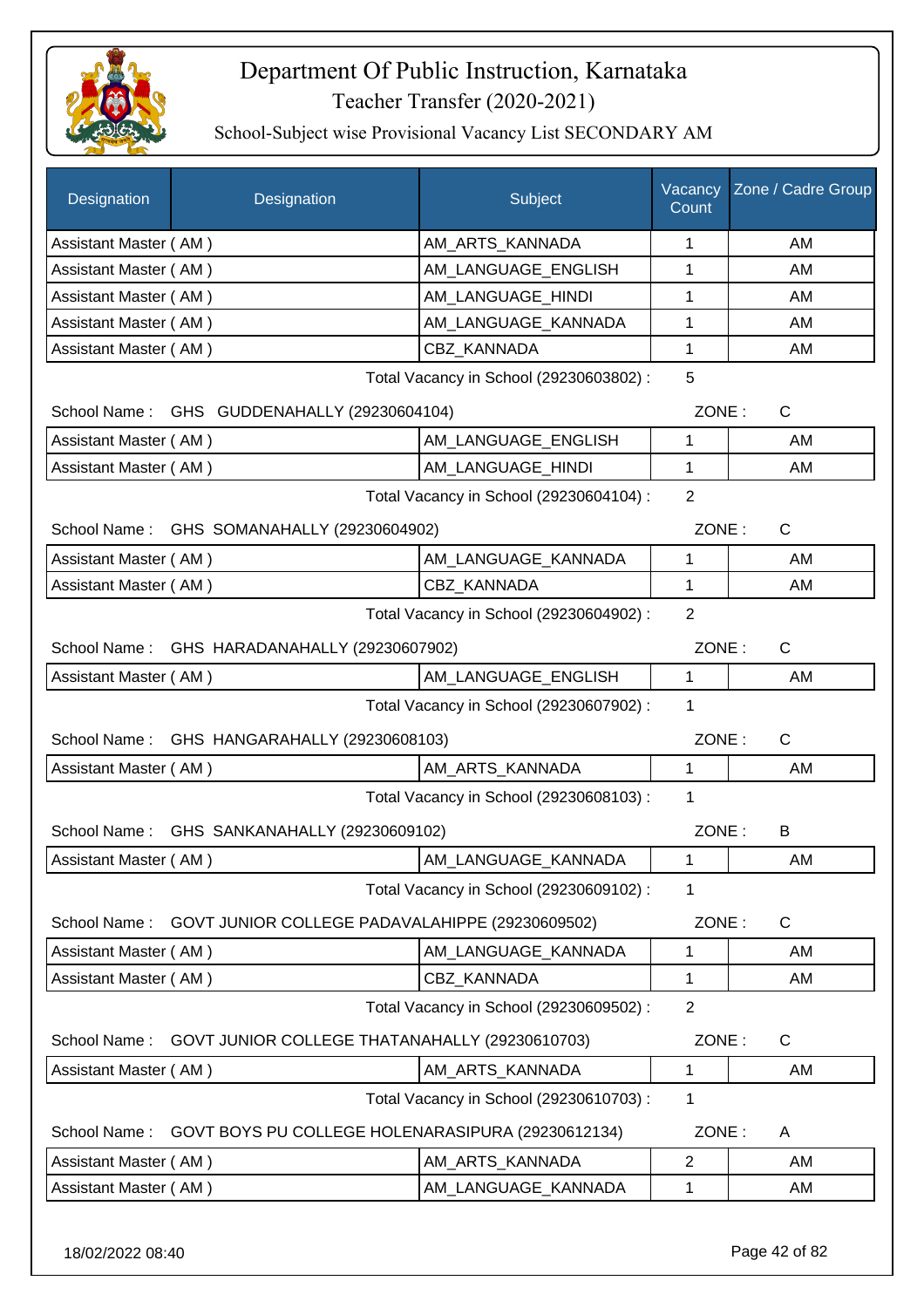# Department Of Public Instruction, Karnataka

Teacher Transfer (2020-2021)

School-Subject wise Provisional Vacancy List SECONDARY AM

| Designation | Designation | Subject | Vacancy Count | Zone / Cadre Group |
|---|---|---|---|---|
| Assistant Master ( AM ) | | AM_ARTS_KANNADA | 1 | AM |
| Assistant Master ( AM ) | | AM_LANGUAGE_ENGLISH | 1 | AM |
| Assistant Master ( AM ) | | AM_LANGUAGE_HINDI | 1 | AM |
| Assistant Master ( AM ) | | AM_LANGUAGE_KANNADA | 1 | AM |
| Assistant Master ( AM ) | | CBZ_KANNADA | 1 | AM |

Total Vacancy in School (29230603802) : 5

School Name : GHS GUDDENAHALLY (29230604104) ZONE : C

| Designation | Designation | Subject | Vacancy Count | Zone / Cadre Group |
|---|---|---|---|---|
| Assistant Master ( AM ) | | AM_LANGUAGE_ENGLISH | 1 | AM |
| Assistant Master ( AM ) | | AM_LANGUAGE_HINDI | 1 | AM |

Total Vacancy in School (29230604104) : 2

School Name : GHS SOMANAHALLY (29230604902) ZONE : C

| Designation | Designation | Subject | Vacancy Count | Zone / Cadre Group |
|---|---|---|---|---|
| Assistant Master ( AM ) | | AM_LANGUAGE_KANNADA | 1 | AM |
| Assistant Master ( AM ) | | CBZ_KANNADA | 1 | AM |

Total Vacancy in School (29230604902) : 2

School Name : GHS HARADANAHALLY (29230607902) ZONE : C

| Designation | Designation | Subject | Vacancy Count | Zone / Cadre Group |
|---|---|---|---|---|
| Assistant Master ( AM ) | | AM_LANGUAGE_ENGLISH | 1 | AM |

Total Vacancy in School (29230607902) : 1

School Name : GHS HANGARAHALLY (29230608103) ZONE : C

| Designation | Designation | Subject | Vacancy Count | Zone / Cadre Group |
|---|---|---|---|---|
| Assistant Master ( AM ) | | AM_ARTS_KANNADA | 1 | AM |

Total Vacancy in School (29230608103) : 1

School Name : GHS SANKANAHALLY (29230609102) ZONE : B

| Designation | Designation | Subject | Vacancy Count | Zone / Cadre Group |
|---|---|---|---|---|
| Assistant Master ( AM ) | | AM_LANGUAGE_KANNADA | 1 | AM |

Total Vacancy in School (29230609102) : 1

School Name : GOVT JUNIOR COLLEGE PADAVALAHIPPE (29230609502) ZONE : C

| Designation | Designation | Subject | Vacancy Count | Zone / Cadre Group |
|---|---|---|---|---|
| Assistant Master ( AM ) | | AM_LANGUAGE_KANNADA | 1 | AM |
| Assistant Master ( AM ) | | CBZ_KANNADA | 1 | AM |

Total Vacancy in School (29230609502) : 2

School Name : GOVT JUNIOR COLLEGE THATANAHALLY (29230610703) ZONE : C

| Designation | Designation | Subject | Vacancy Count | Zone / Cadre Group |
|---|---|---|---|---|
| Assistant Master ( AM ) | | AM_ARTS_KANNADA | 1 | AM |

Total Vacancy in School (29230610703) : 1

School Name : GOVT BOYS PU COLLEGE HOLENARASIPURA (29230612134) ZONE : A

| Designation | Designation | Subject | Vacancy Count | Zone / Cadre Group |
|---|---|---|---|---|
| Assistant Master ( AM ) | | AM_ARTS_KANNADA | 2 | AM |
| Assistant Master ( AM ) | | AM_LANGUAGE_KANNADA | 1 | AM |

18/02/2022 08:40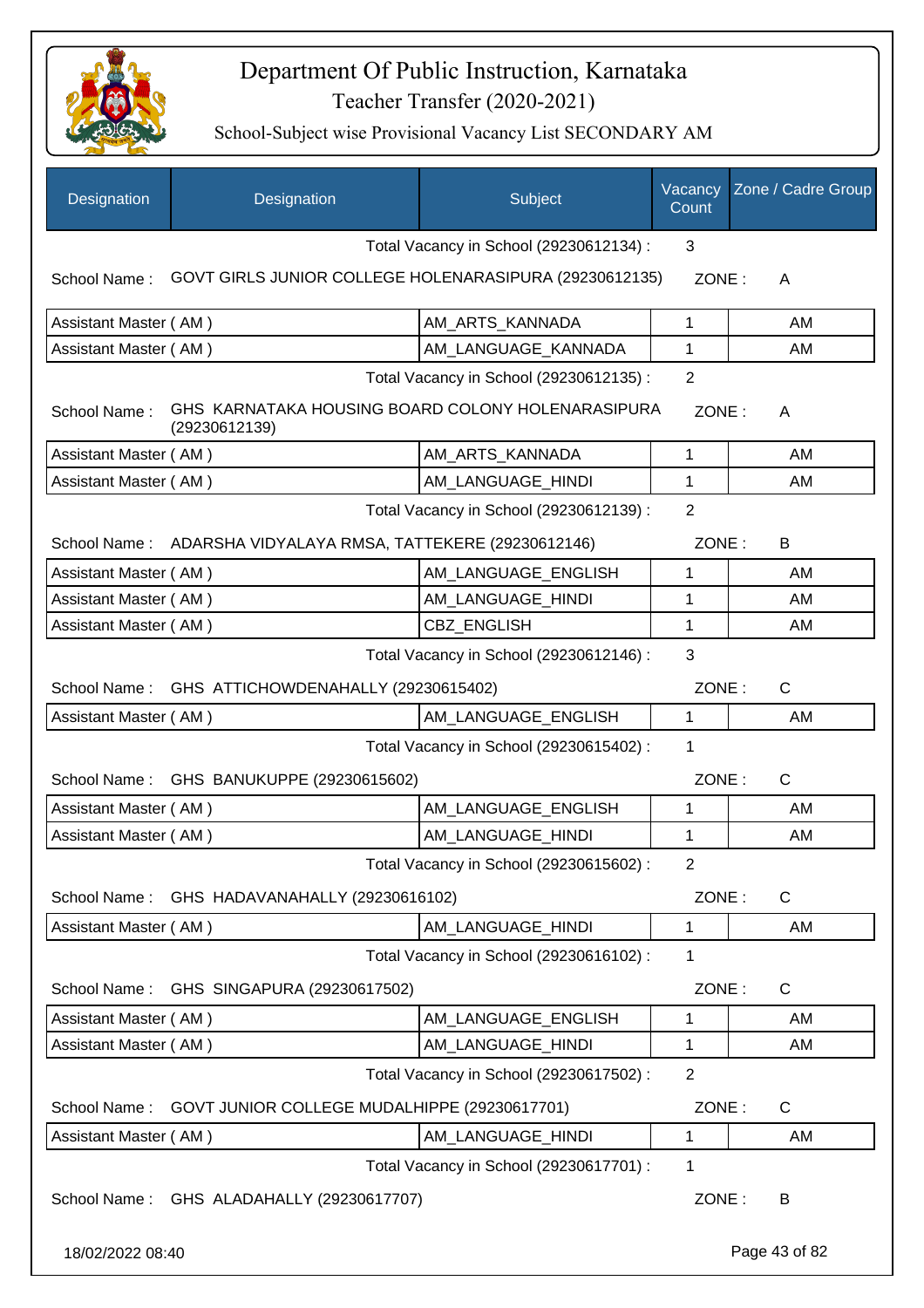# Department Of Public Instruction, Karnataka

Teacher Transfer (2020-2021)

School-Subject wise Provisional Vacancy List SECONDARY AM

| Designation | Designation | Subject | Vacancy Count | Zone / Cadre Group |
|---|---|---|---|---|
| | | Total Vacancy in School (29230612134) : | 3 | |
| School Name : | GOVT GIRLS JUNIOR COLLEGE HOLENARASIPURA (29230612135) | | ZONE : | A |
| Assistant Master ( AM ) | | AM_ARTS_KANNADA | 1 | AM |
| Assistant Master ( AM ) | | AM_LANGUAGE_KANNADA | 1 | AM |
| | | Total Vacancy in School (29230612135) : | 2 | |
| School Name : | GHS KARNATAKA HOUSING BOARD COLONY HOLENARASIPURA (29230612139) | | ZONE : | A |
| Assistant Master ( AM ) | | AM_ARTS_KANNADA | 1 | AM |
| Assistant Master ( AM ) | | AM_LANGUAGE_HINDI | 1 | AM |
| | | Total Vacancy in School (29230612139) : | 2 | |
| School Name : | ADARSHA VIDYALAYA RMSA, TATTEKERE (29230612146) | | ZONE : | B |
| Assistant Master ( AM ) | | AM_LANGUAGE_ENGLISH | 1 | AM |
| Assistant Master ( AM ) | | AM_LANGUAGE_HINDI | 1 | AM |
| Assistant Master ( AM ) | | CBZ_ENGLISH | 1 | AM |
| | | Total Vacancy in School (29230612146) : | 3 | |
| School Name : | GHS ATTICHOWDENAHALLY (29230615402) | | ZONE : | C |
| Assistant Master ( AM ) | | AM_LANGUAGE_ENGLISH | 1 | AM |
| | | Total Vacancy in School (29230615402) : | 1 | |
| School Name : | GHS BANUKUPPE (29230615602) | | ZONE : | C |
| Assistant Master ( AM ) | | AM_LANGUAGE_ENGLISH | 1 | AM |
| Assistant Master ( AM ) | | AM_LANGUAGE_HINDI | 1 | AM |
| | | Total Vacancy in School (29230615602) : | 2 | |
| School Name : | GHS HADAVANAHALLY (29230616102) | | ZONE : | C |
| Assistant Master ( AM ) | | AM_LANGUAGE_HINDI | 1 | AM |
| | | Total Vacancy in School (29230616102) : | 1 | |
| School Name : | GHS SINGAPURA (29230617502) | | ZONE : | C |
| Assistant Master ( AM ) | | AM_LANGUAGE_ENGLISH | 1 | AM |
| Assistant Master ( AM ) | | AM_LANGUAGE_HINDI | 1 | AM |
| | | Total Vacancy in School (29230617502) : | 2 | |
| School Name : | GOVT JUNIOR COLLEGE MUDALHIPPE (29230617701) | | ZONE : | C |
| Assistant Master ( AM ) | | AM_LANGUAGE_HINDI | 1 | AM |
| | | Total Vacancy in School (29230617701) : | 1 | |
| School Name : | GHS ALADAHALLY (29230617707) | | ZONE : | B |

18/02/2022 08:40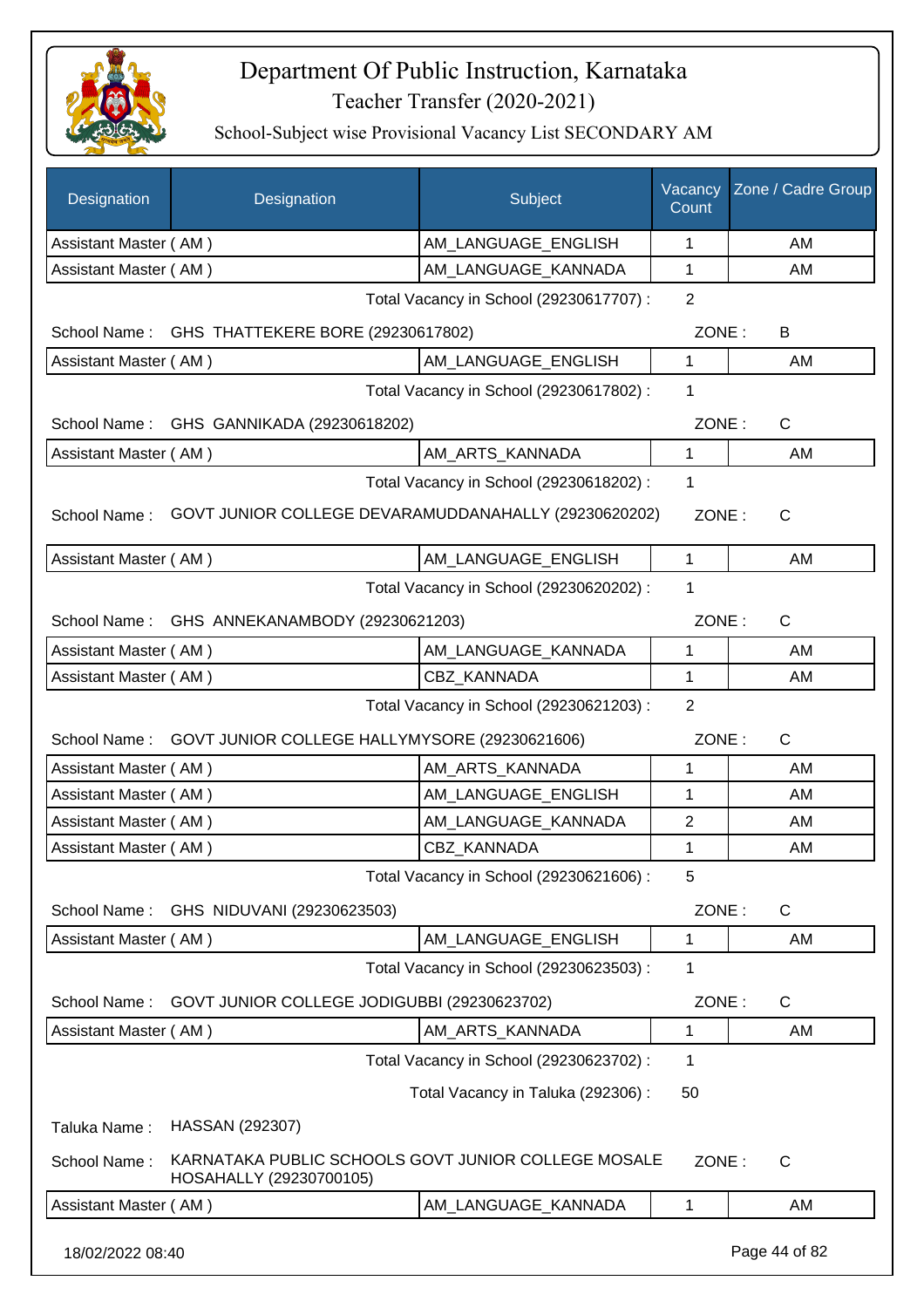# Department Of Public Instruction, Karnataka

Teacher Transfer (2020-2021)

School-Subject wise Provisional Vacancy List SECONDARY AM

| Designation | Designation | Subject | Vacancy Count | Zone / Cadre Group |
|---|---|---|---|---|
| Assistant Master ( AM ) | | AM_LANGUAGE_ENGLISH | 1 | AM |
| Assistant Master ( AM ) | | AM_LANGUAGE_KANNADA | 1 | AM |

Total Vacancy in School (29230617707) : 2

School Name : GHS THATTEKERE BORE (29230617802) ZONE : B

| Designation | Designation | Subject | Vacancy Count | Zone / Cadre Group |
|---|---|---|---|---|
| Assistant Master ( AM ) | | AM_LANGUAGE_ENGLISH | 1 | AM |

Total Vacancy in School (29230617802) : 1

School Name : GHS GANNIKADA (29230618202) ZONE : C

| Designation | Designation | Subject | Vacancy Count | Zone / Cadre Group |
|---|---|---|---|---|
| Assistant Master ( AM ) | | AM_ARTS_KANNADA | 1 | AM |

Total Vacancy in School (29230618202) : 1

School Name : GOVT JUNIOR COLLEGE DEVARAMUDDANAHALLY (29230620202) ZONE : C

| Designation | Designation | Subject | Vacancy Count | Zone / Cadre Group |
|---|---|---|---|---|
| Assistant Master ( AM ) | | AM_LANGUAGE_ENGLISH | 1 | AM |

Total Vacancy in School (29230620202) : 1

School Name : GHS ANNEKANAMBODY (29230621203) ZONE : C

| Designation | Designation | Subject | Vacancy Count | Zone / Cadre Group |
|---|---|---|---|---|
| Assistant Master ( AM ) | | AM_LANGUAGE_KANNADA | 1 | AM |
| Assistant Master ( AM ) | | CBZ_KANNADA | 1 | AM |

Total Vacancy in School (29230621203) : 2

School Name : GOVT JUNIOR COLLEGE HALLYMYSORE (29230621606) ZONE : C

| Designation | Designation | Subject | Vacancy Count | Zone / Cadre Group |
|---|---|---|---|---|
| Assistant Master ( AM ) | | AM_ARTS_KANNADA | 1 | AM |
| Assistant Master ( AM ) | | AM_LANGUAGE_ENGLISH | 1 | AM |
| Assistant Master ( AM ) | | AM_LANGUAGE_KANNADA | 2 | AM |
| Assistant Master ( AM ) | | CBZ_KANNADA | 1 | AM |

Total Vacancy in School (29230621606) : 5

School Name : GHS NIDUVANI (29230623503) ZONE : C

| Designation | Designation | Subject | Vacancy Count | Zone / Cadre Group |
|---|---|---|---|---|
| Assistant Master ( AM ) | | AM_LANGUAGE_ENGLISH | 1 | AM |

Total Vacancy in School (29230623503) : 1

School Name : GOVT JUNIOR COLLEGE JODIGUBBI (29230623702) ZONE : C

| Designation | Designation | Subject | Vacancy Count | Zone / Cadre Group |
|---|---|---|---|---|
| Assistant Master ( AM ) | | AM_ARTS_KANNADA | 1 | AM |

Total Vacancy in School (29230623702) : 1

Total Vacancy in Taluka (292306) : 50

Taluka Name : HASSAN (292307)

School Name : KARNATAKA PUBLIC SCHOOLS GOVT JUNIOR COLLEGE MOSALE HOSAHALLY (29230700105) ZONE : C

| Designation | Designation | Subject | Vacancy Count | Zone / Cadre Group |
|---|---|---|---|---|
| Assistant Master ( AM ) | | AM_LANGUAGE_KANNADA | 1 | AM |

18/02/2022 08:40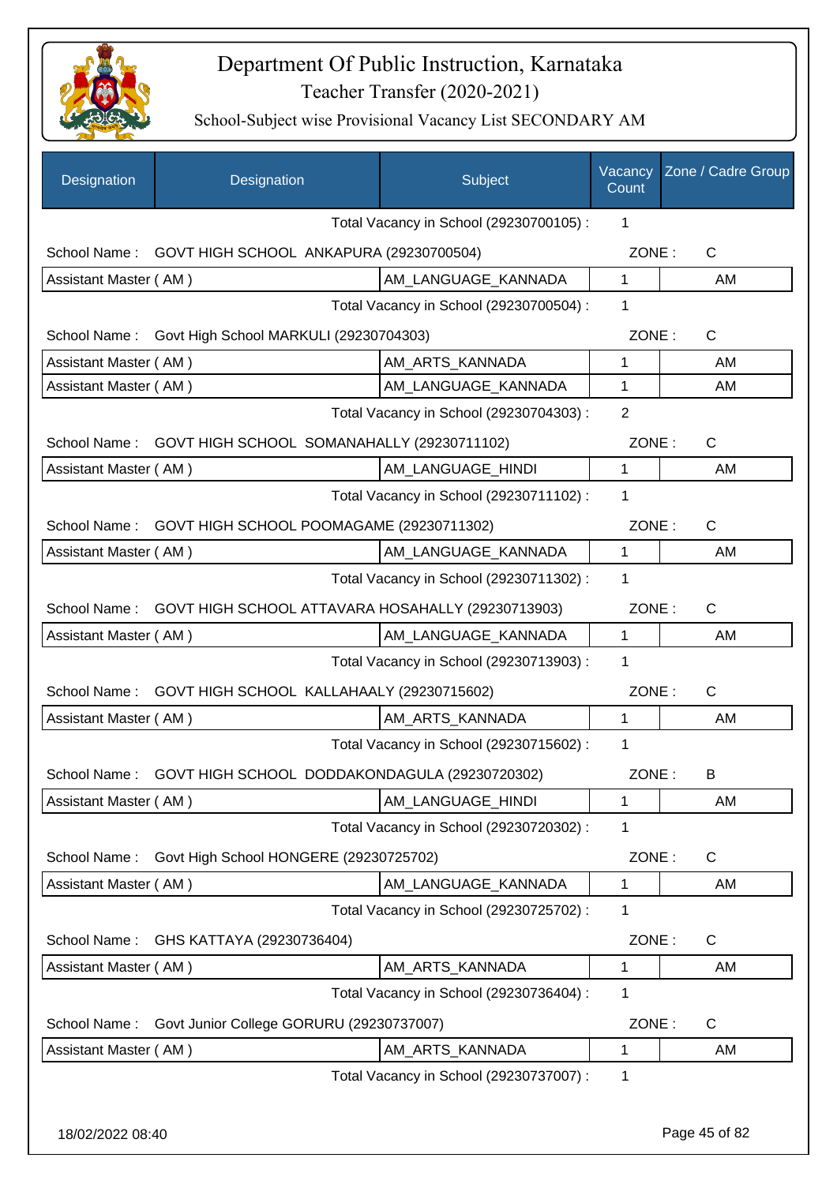# Department Of Public Instruction, Karnataka

## Teacher Transfer (2020-2021)

### School-Subject wise Provisional Vacancy List SECONDARY AM

| Designation | Designation | Subject | Vacancy Count | Zone / Cadre Group |
|---|---|---|---|---|
| | | Total Vacancy in School (29230700105) : | 1 | |
| School Name : | GOVT HIGH SCHOOL ANKAPURA (29230700504) | | ZONE : | C |
| Assistant Master ( AM ) | | AM_LANGUAGE_KANNADA | 1 | AM |
| | | Total Vacancy in School (29230700504) : | 1 | |
| School Name : | Govt High School MARKULI (29230704303) | | ZONE : | C |
| Assistant Master ( AM ) | | AM_ARTS_KANNADA | 1 | AM |
| Assistant Master ( AM ) | | AM_LANGUAGE_KANNADA | 1 | AM |
| | | Total Vacancy in School (29230704303) : | 2 | |
| School Name : | GOVT HIGH SCHOOL SOMANAHALLY (29230711102) | | ZONE : | C |
| Assistant Master ( AM ) | | AM_LANGUAGE_HINDI | 1 | AM |
| | | Total Vacancy in School (29230711102) : | 1 | |
| School Name : | GOVT HIGH SCHOOL POOMAGAME (29230711302) | | ZONE : | C |
| Assistant Master ( AM ) | | AM_LANGUAGE_KANNADA | 1 | AM |
| | | Total Vacancy in School (29230711302) : | 1 | |
| School Name : | GOVT HIGH SCHOOL ATTAVARA HOSAHALLY (29230713903) | | ZONE : | C |
| Assistant Master ( AM ) | | AM_LANGUAGE_KANNADA | 1 | AM |
| | | Total Vacancy in School (29230713903) : | 1 | |
| School Name : | GOVT HIGH SCHOOL KALLAHAALY (29230715602) | | ZONE : | C |
| Assistant Master ( AM ) | | AM_ARTS_KANNADA | 1 | AM |
| | | Total Vacancy in School (29230715602) : | 1 | |
| School Name : | GOVT HIGH SCHOOL DODDAKONDAGULA (29230720302) | | ZONE : | B |
| Assistant Master ( AM ) | | AM_LANGUAGE_HINDI | 1 | AM |
| | | Total Vacancy in School (29230720302) : | 1 | |
| School Name : | Govt High School HONGERE (29230725702) | | ZONE : | C |
| Assistant Master ( AM ) | | AM_LANGUAGE_KANNADA | 1 | AM |
| | | Total Vacancy in School (29230725702) : | 1 | |
| School Name : | GHS KATTAYA (29230736404) | | ZONE : | C |
| Assistant Master ( AM ) | | AM_ARTS_KANNADA | 1 | AM |
| | | Total Vacancy in School (29230736404) : | 1 | |
| School Name : | Govt Junior College GORURU (29230737007) | | ZONE : | C |
| Assistant Master ( AM ) | | AM_ARTS_KANNADA | 1 | AM |
| | | Total Vacancy in School (29230737007) : | 1 | |

18/02/2022 08:40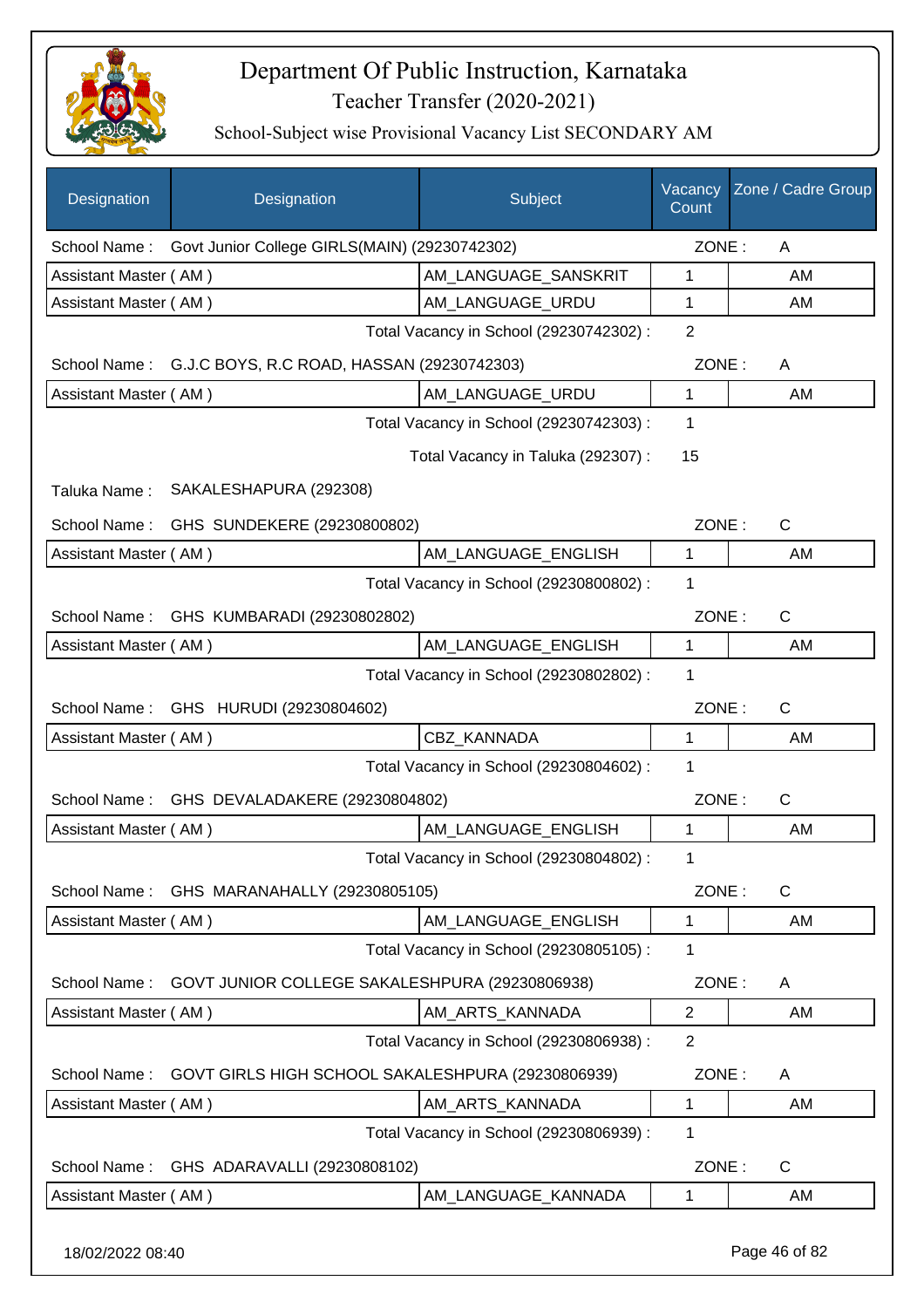# Department Of Public Instruction, Karnataka

## Teacher Transfer (2020-2021)

### School-Subject wise Provisional Vacancy List SECONDARY AM

| Designation | Designation | Subject | Vacancy Count | Zone / Cadre Group |
|---|---|---|---|---|
| School Name : | Govt Junior College GIRLS(MAIN) (29230742302) | | ZONE : | A |
| Assistant Master ( AM ) | | AM_LANGUAGE_SANSKRIT | 1 | AM |
| Assistant Master ( AM ) | | AM_LANGUAGE_URDU | 1 | AM |
| | | Total Vacancy in School (29230742302) : | 2 | |
| School Name : | G.J.C BOYS, R.C ROAD, HASSAN (29230742303) | | ZONE : | A |
| Assistant Master ( AM ) | | AM_LANGUAGE_URDU | 1 | AM |
| | | Total Vacancy in School (29230742303) : | 1 | |
| | | Total Vacancy in Taluka (292307) : | 15 | |
| Taluka Name : | SAKALESHAPURA (292308) | | | |
| School Name : | GHS SUNDEKERE (29230800802) | | ZONE : | C |
| Assistant Master ( AM ) | | AM_LANGUAGE_ENGLISH | 1 | AM |
| | | Total Vacancy in School (29230800802) : | 1 | |
| School Name : | GHS KUMBARADI (29230802802) | | ZONE : | C |
| Assistant Master ( AM ) | | AM_LANGUAGE_ENGLISH | 1 | AM |
| | | Total Vacancy in School (29230802802) : | 1 | |
| School Name : | GHS HURUDI (29230804602) | | ZONE : | C |
| Assistant Master ( AM ) | | CBZ_KANNADA | 1 | AM |
| | | Total Vacancy in School (29230804602) : | 1 | |
| School Name : | GHS DEVALADAKERE (29230804802) | | ZONE : | C |
| Assistant Master ( AM ) | | AM_LANGUAGE_ENGLISH | 1 | AM |
| | | Total Vacancy in School (29230804802) : | 1 | |
| School Name : | GHS MARANAHALLY (29230805105) | | ZONE : | C |
| Assistant Master ( AM ) | | AM_LANGUAGE_ENGLISH | 1 | AM |
| | | Total Vacancy in School (29230805105) : | 1 | |
| School Name : | GOVT JUNIOR COLLEGE SAKALESHPURA (29230806938) | | ZONE : | A |
| Assistant Master ( AM ) | | AM_ARTS_KANNADA | 2 | AM |
| | | Total Vacancy in School (29230806938) : | 2 | |
| School Name : | GOVT GIRLS HIGH SCHOOL SAKALESHPURA (29230806939) | | ZONE : | A |
| Assistant Master ( AM ) | | AM_ARTS_KANNADA | 1 | AM |
| | | Total Vacancy in School (29230806939) : | 1 | |
| School Name : | GHS ADARAVALLI (29230808102) | | ZONE : | C |
| Assistant Master ( AM ) | | AM_LANGUAGE_KANNADA | 1 | AM |

18/02/2022 08:40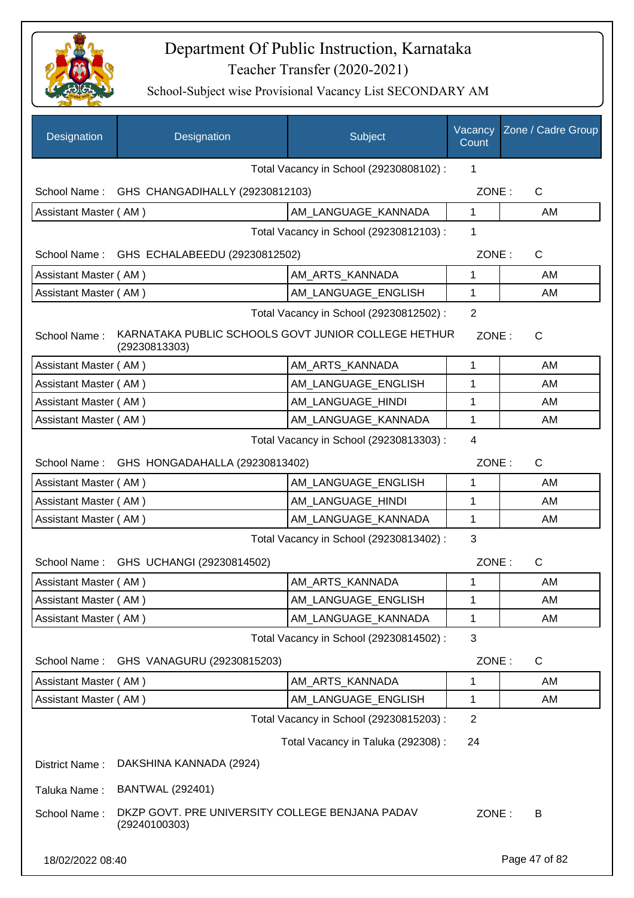# Department Of Public Instruction, Karnataka

## Teacher Transfer (2020-2021)

### School-Subject wise Provisional Vacancy List SECONDARY AM

| Designation | Designation | Subject | Vacancy Count | Zone / Cadre Group |
|---|---|---|---|---|
| | | Total Vacancy in School (29230808102) : | 1 | |
| School Name : | GHS CHANGADIHALLY (29230812103) | | ZONE : | C |
| Assistant Master ( AM ) | | AM_LANGUAGE_KANNADA | 1 | AM |
| | | Total Vacancy in School (29230812103) : | 1 | |
| School Name : | GHS ECHALABEEDU (29230812502) | | ZONE : | C |
| Assistant Master ( AM ) | | AM_ARTS_KANNADA | 1 | AM |
| Assistant Master ( AM ) | | AM_LANGUAGE_ENGLISH | 1 | AM |
| | | Total Vacancy in School (29230812502) : | 2 | |
| School Name : | KARNATAKA PUBLIC SCHOOLS GOVT JUNIOR COLLEGE HETHUR (29230813303) | | ZONE : | C |
| Assistant Master ( AM ) | | AM_ARTS_KANNADA | 1 | AM |
| Assistant Master ( AM ) | | AM_LANGUAGE_ENGLISH | 1 | AM |
| Assistant Master ( AM ) | | AM_LANGUAGE_HINDI | 1 | AM |
| Assistant Master ( AM ) | | AM_LANGUAGE_KANNADA | 1 | AM |
| | | Total Vacancy in School (29230813303) : | 4 | |
| School Name : | GHS HONGADAHALLA (29230813402) | | ZONE : | C |
| Assistant Master ( AM ) | | AM_LANGUAGE_ENGLISH | 1 | AM |
| Assistant Master ( AM ) | | AM_LANGUAGE_HINDI | 1 | AM |
| Assistant Master ( AM ) | | AM_LANGUAGE_KANNADA | 1 | AM |
| | | Total Vacancy in School (29230813402) : | 3 | |
| School Name : | GHS UCHANGI (29230814502) | | ZONE : | C |
| Assistant Master ( AM ) | | AM_ARTS_KANNADA | 1 | AM |
| Assistant Master ( AM ) | | AM_LANGUAGE_ENGLISH | 1 | AM |
| Assistant Master ( AM ) | | AM_LANGUAGE_KANNADA | 1 | AM |
| | | Total Vacancy in School (29230814502) : | 3 | |
| School Name : | GHS VANAGURU (29230815203) | | ZONE : | C |
| Assistant Master ( AM ) | | AM_ARTS_KANNADA | 1 | AM |
| Assistant Master ( AM ) | | AM_LANGUAGE_ENGLISH | 1 | AM |
| | | Total Vacancy in School (29230815203) : | 2 | |
| | | Total Vacancy in Taluka (292308) : | 24 | |

District Name : DAKSHINA KANNADA (2924)

Taluka Name : BANTWAL (292401)

School Name : DKZP GOVT. PRE UNIVERSITY COLLEGE BENJANA PADAV (29240100303) ZONE : B

18/02/2022 08:40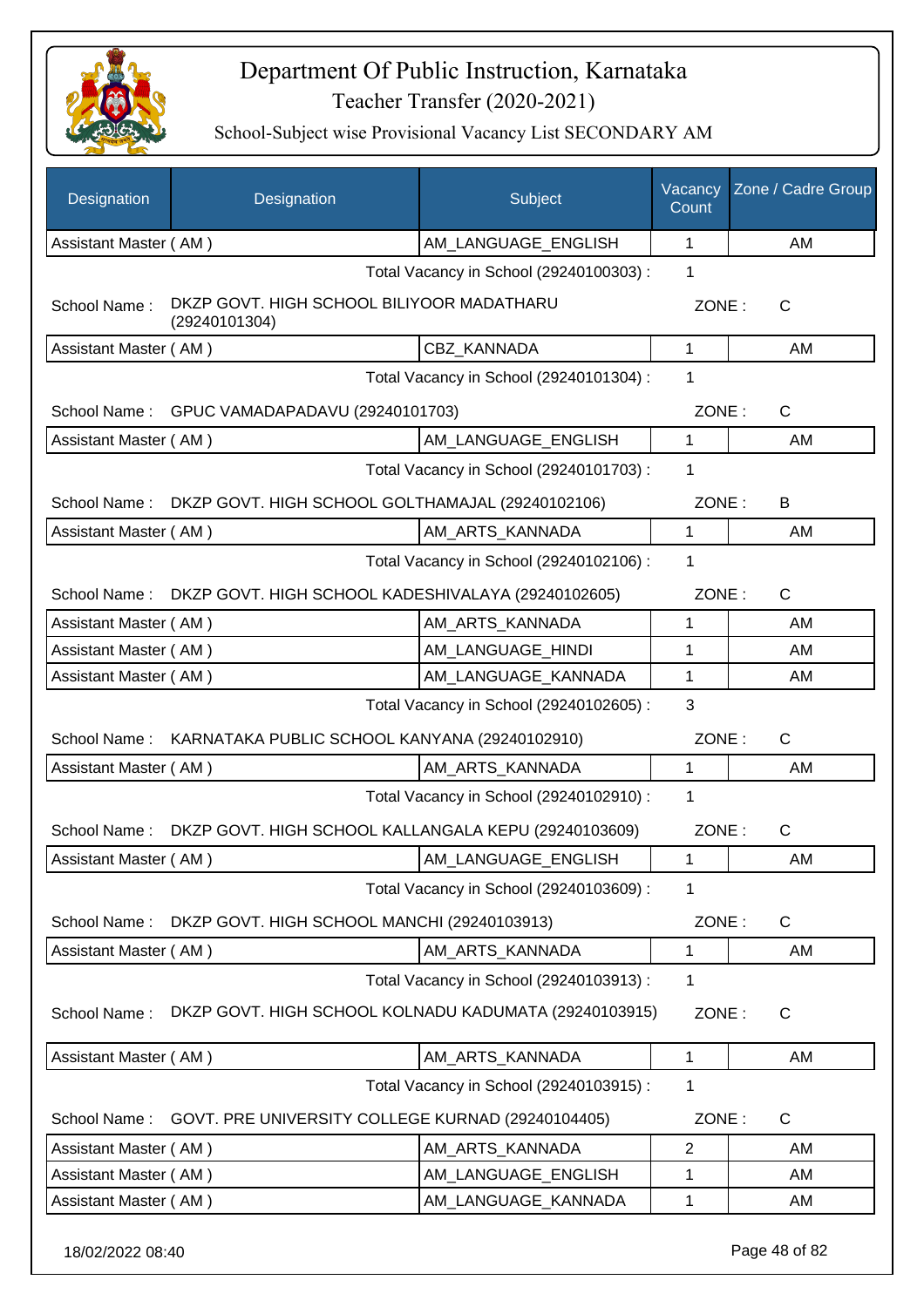# Department Of Public Instruction, Karnataka

## Teacher Transfer (2020-2021)

### School-Subject wise Provisional Vacancy List SECONDARY AM

| Designation | Designation | Subject | Vacancy Count | Zone / Cadre Group |
|---|---|---|---|---|
| Assistant Master ( AM ) | | AM_LANGUAGE_ENGLISH | 1 | AM |
| | | Total Vacancy in School (29240100303) : | 1 | |
| School Name : | DKZP GOVT. HIGH SCHOOL BILIYOOR MADATHARU (29240101304) | | ZONE : | C |
| Assistant Master ( AM ) | | CBZ_KANNADA | 1 | AM |
| | | Total Vacancy in School (29240101304) : | 1 | |
| School Name : | GPUC VAMADAPADAVU (29240101703) | | ZONE : | C |
| Assistant Master ( AM ) | | AM_LANGUAGE_ENGLISH | 1 | AM |
| | | Total Vacancy in School (29240101703) : | 1 | |
| School Name : | DKZP GOVT. HIGH SCHOOL GOLTHAMAJAL (29240102106) | | ZONE : | B |
| Assistant Master ( AM ) | | AM_ARTS_KANNADA | 1 | AM |
| | | Total Vacancy in School (29240102106) : | 1 | |
| School Name : | DKZP GOVT. HIGH SCHOOL KADESHIVALAYA (29240102605) | | ZONE : | C |
| Assistant Master ( AM ) | | AM_ARTS_KANNADA | 1 | AM |
| Assistant Master ( AM ) | | AM_LANGUAGE_HINDI | 1 | AM |
| Assistant Master ( AM ) | | AM_LANGUAGE_KANNADA | 1 | AM |
| | | Total Vacancy in School (29240102605) : | 3 | |
| School Name : | KARNATAKA PUBLIC SCHOOL KANYANA (29240102910) | | ZONE : | C |
| Assistant Master ( AM ) | | AM_ARTS_KANNADA | 1 | AM |
| | | Total Vacancy in School (29240102910) : | 1 | |
| School Name : | DKZP GOVT. HIGH SCHOOL KALLANGALA KEPU (29240103609) | | ZONE : | C |
| Assistant Master ( AM ) | | AM_LANGUAGE_ENGLISH | 1 | AM |
| | | Total Vacancy in School (29240103609) : | 1 | |
| School Name : | DKZP GOVT. HIGH SCHOOL MANCHI (29240103913) | | ZONE : | C |
| Assistant Master ( AM ) | | AM_ARTS_KANNADA | 1 | AM |
| | | Total Vacancy in School (29240103913) : | 1 | |
| School Name : | DKZP GOVT. HIGH SCHOOL KOLNADU KADUMATA (29240103915) | | ZONE : | C |
| Assistant Master ( AM ) | | AM_ARTS_KANNADA | 1 | AM |
| | | Total Vacancy in School (29240103915) : | 1 | |
| School Name : | GOVT. PRE UNIVERSITY COLLEGE KURNAD (29240104405) | | ZONE : | C |
| Assistant Master ( AM ) | | AM_ARTS_KANNADA | 2 | AM |
| Assistant Master ( AM ) | | AM_LANGUAGE_ENGLISH | 1 | AM |
| Assistant Master ( AM ) | | AM_LANGUAGE_KANNADA | 1 | AM |

18/02/2022 08:40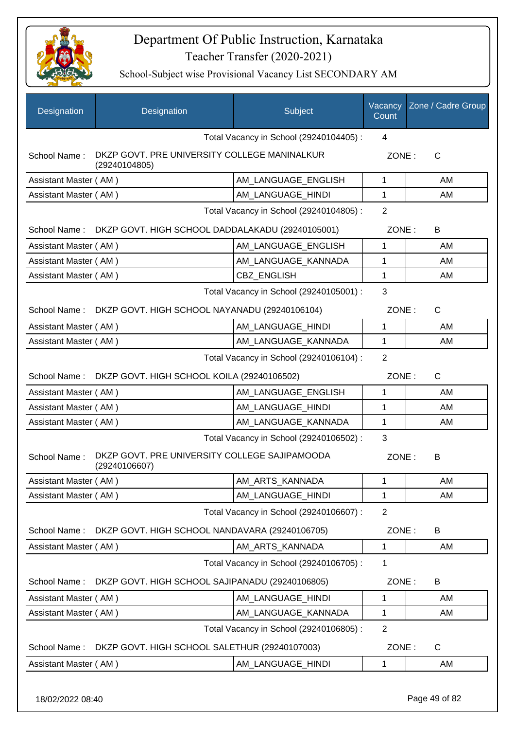# Department Of Public Instruction, Karnataka

Teacher Transfer (2020-2021)

School-Subject wise Provisional Vacancy List SECONDARY AM

| Designation | Designation | Subject | Vacancy Count | Zone / Cadre Group |
|---|---|---|---|---|
| | | Total Vacancy in School (29240104405) : | 4 | |
| School Name : | DKZP GOVT. PRE UNIVERSITY COLLEGE MANINALKUR (29240104805) | | ZONE : | C |
| Assistant Master ( AM ) | | AM_LANGUAGE_ENGLISH | 1 | AM |
| Assistant Master ( AM ) | | AM_LANGUAGE_HINDI | 1 | AM |
| | | Total Vacancy in School (29240104805) : | 2 | |
| School Name : | DKZP GOVT. HIGH SCHOOL DADDALAKADU (29240105001) | | ZONE : | B |
| Assistant Master ( AM ) | | AM_LANGUAGE_ENGLISH | 1 | AM |
| Assistant Master ( AM ) | | AM_LANGUAGE_KANNADA | 1 | AM |
| Assistant Master ( AM ) | | CBZ_ENGLISH | 1 | AM |
| | | Total Vacancy in School (29240105001) : | 3 | |
| School Name : | DKZP GOVT. HIGH SCHOOL NAYANADU (29240106104) | | ZONE : | C |
| Assistant Master ( AM ) | | AM_LANGUAGE_HINDI | 1 | AM |
| Assistant Master ( AM ) | | AM_LANGUAGE_KANNADA | 1 | AM |
| | | Total Vacancy in School (29240106104) : | 2 | |
| School Name : | DKZP GOVT. HIGH SCHOOL KOILA (29240106502) | | ZONE : | C |
| Assistant Master ( AM ) | | AM_LANGUAGE_ENGLISH | 1 | AM |
| Assistant Master ( AM ) | | AM_LANGUAGE_HINDI | 1 | AM |
| Assistant Master ( AM ) | | AM_LANGUAGE_KANNADA | 1 | AM |
| | | Total Vacancy in School (29240106502) : | 3 | |
| School Name : | DKZP GOVT. PRE UNIVERSITY COLLEGE SAJIPAMOODA (29240106607) | | ZONE : | B |
| Assistant Master ( AM ) | | AM_ARTS_KANNADA | 1 | AM |
| Assistant Master ( AM ) | | AM_LANGUAGE_HINDI | 1 | AM |
| | | Total Vacancy in School (29240106607) : | 2 | |
| School Name : | DKZP GOVT. HIGH SCHOOL NANDAVARA (29240106705) | | ZONE : | B |
| Assistant Master ( AM ) | | AM_ARTS_KANNADA | 1 | AM |
| | | Total Vacancy in School (29240106705) : | 1 | |
| School Name : | DKZP GOVT. HIGH SCHOOL SAJIPANADU (29240106805) | | ZONE : | B |
| Assistant Master ( AM ) | | AM_LANGUAGE_HINDI | 1 | AM |
| Assistant Master ( AM ) | | AM_LANGUAGE_KANNADA | 1 | AM |
| | | Total Vacancy in School (29240106805) : | 2 | |
| School Name : | DKZP GOVT. HIGH SCHOOL SALETHUR (29240107003) | | ZONE : | C |
| Assistant Master ( AM ) | | AM_LANGUAGE_HINDI | 1 | AM |

18/02/2022 08:40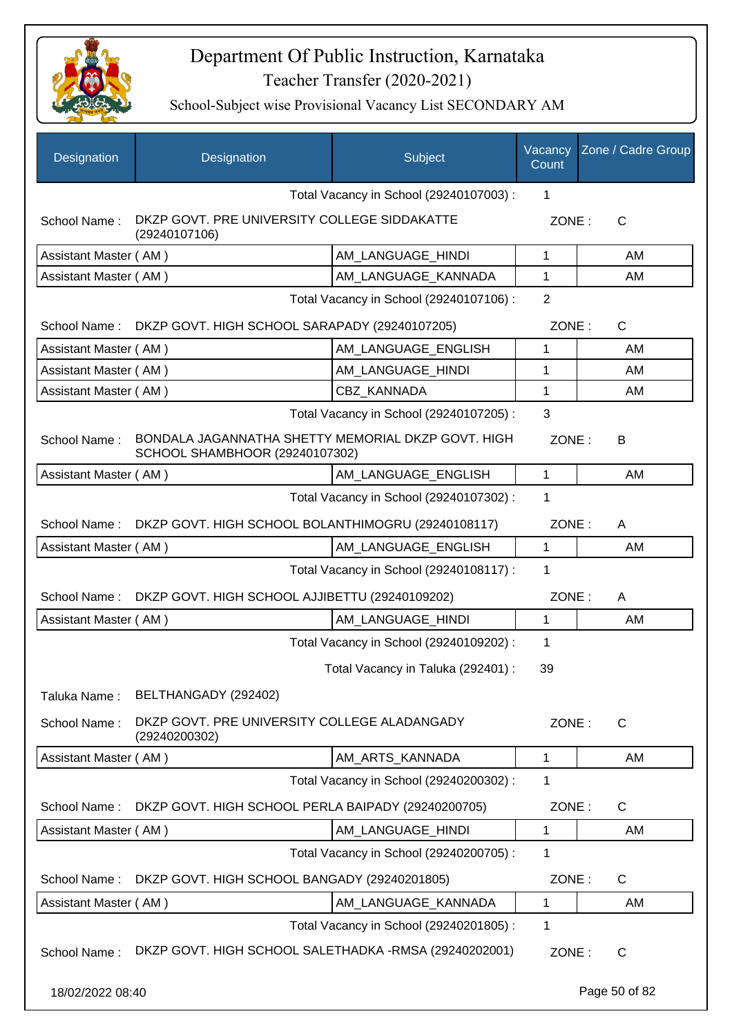# Department Of Public Instruction, Karnataka

Teacher Transfer (2020-2021)

School-Subject wise Provisional Vacancy List SECONDARY AM

| Designation | Designation | Subject | Vacancy Count | Zone / Cadre Group |
|---|---|---|---|---|
| | | Total Vacancy in School (29240107003) : | 1 | |
| School Name : | DKZP GOVT. PRE UNIVERSITY COLLEGE SIDDAKATTE (29240107106) | | ZONE : | C |
| Assistant Master ( AM ) | | AM_LANGUAGE_HINDI | 1 | AM |
| Assistant Master ( AM ) | | AM_LANGUAGE_KANNADA | 1 | AM |
| | | Total Vacancy in School (29240107106) : | 2 | |
| School Name : | DKZP GOVT. HIGH SCHOOL SARAPADY (29240107205) | | ZONE : | C |
| Assistant Master ( AM ) | | AM_LANGUAGE_ENGLISH | 1 | AM |
| Assistant Master ( AM ) | | AM_LANGUAGE_HINDI | 1 | AM |
| Assistant Master ( AM ) | | CBZ_KANNADA | 1 | AM |
| | | Total Vacancy in School (29240107205) : | 3 | |
| School Name : | BONDALA JAGANNATHA SHETTY MEMORIAL DKZP GOVT. HIGH SCHOOL SHAMBHOOR (29240107302) | | ZONE : | B |
| Assistant Master ( AM ) | | AM_LANGUAGE_ENGLISH | 1 | AM |
| | | Total Vacancy in School (29240107302) : | 1 | |
| School Name : | DKZP GOVT. HIGH SCHOOL BOLANTHIMOGRU (29240108117) | | ZONE : | A |
| Assistant Master ( AM ) | | AM_LANGUAGE_ENGLISH | 1 | AM |
| | | Total Vacancy in School (29240108117) : | 1 | |
| School Name : | DKZP GOVT. HIGH SCHOOL AJJIBETTU (29240109202) | | ZONE : | A |
| Assistant Master ( AM ) | | AM_LANGUAGE_HINDI | 1 | AM |
| | | Total Vacancy in School (29240109202) : | 1 | |
| | | Total Vacancy in Taluka (292401) : | 39 | |
| Taluka Name : | BELTHANGADY (292402) | | | |
| School Name : | DKZP GOVT. PRE UNIVERSITY COLLEGE ALADANGADY (29240200302) | | ZONE : | C |
| Assistant Master ( AM ) | | AM_ARTS_KANNADA | 1 | AM |
| | | Total Vacancy in School (29240200302) : | 1 | |
| School Name : | DKZP GOVT. HIGH SCHOOL PERLA BAIPADY (29240200705) | | ZONE : | C |
| Assistant Master ( AM ) | | AM_LANGUAGE_HINDI | 1 | AM |
| | | Total Vacancy in School (29240200705) : | 1 | |
| School Name : | DKZP GOVT. HIGH SCHOOL BANGADY (29240201805) | | ZONE : | C |
| Assistant Master ( AM ) | | AM_LANGUAGE_KANNADA | 1 | AM |
| | | Total Vacancy in School (29240201805) : | 1 | |
| School Name : | DKZP GOVT. HIGH SCHOOL SALETHADKA -RMSA (29240202001) | | ZONE : | C |

18/02/2022 08:40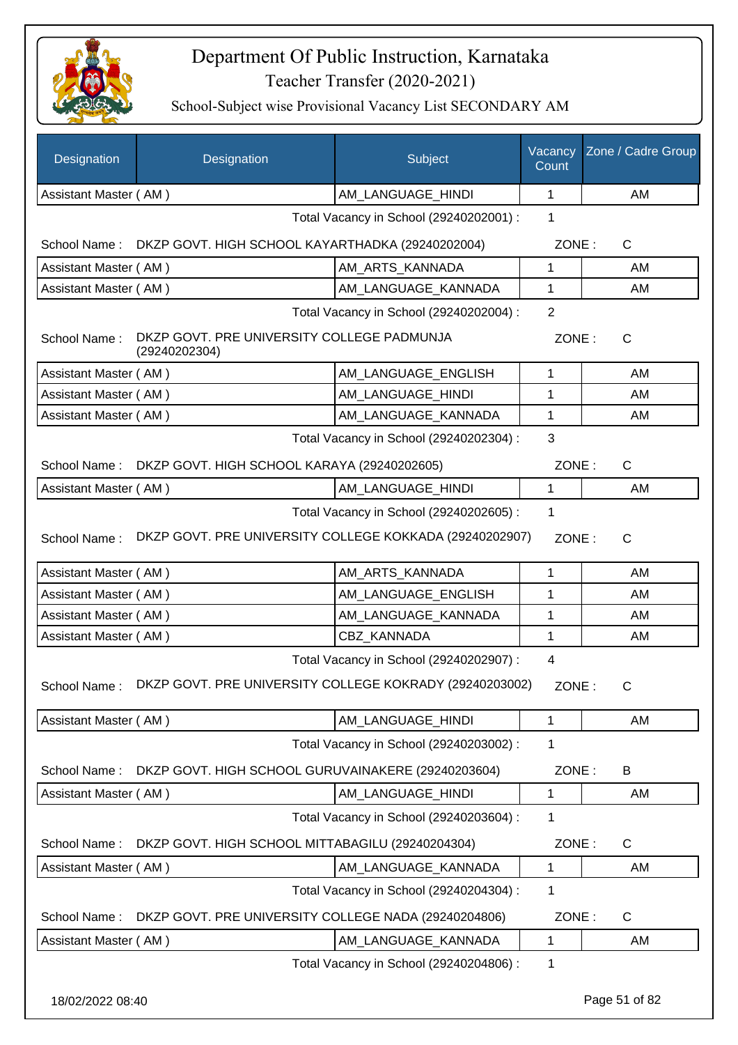# Department Of Public Instruction, Karnataka

## Teacher Transfer (2020-2021)

### School-Subject wise Provisional Vacancy List SECONDARY AM

| Designation | Designation | Subject | Vacancy Count | Zone / Cadre Group |
|---|---|---|---|---|
| Assistant Master ( AM ) | | AM_LANGUAGE_HINDI | 1 | AM |

Total Vacancy in School (29240202001) : 1

School Name : DKZP GOVT. HIGH SCHOOL KAYARTHADKA (29240202004) ZONE : C

| Designation | Designation | Subject | Vacancy Count | Zone / Cadre Group |
|---|---|---|---|---|
| Assistant Master ( AM ) | | AM_ARTS_KANNADA | 1 | AM |
| Assistant Master ( AM ) | | AM_LANGUAGE_KANNADA | 1 | AM |

Total Vacancy in School (29240202004) : 2

School Name : DKZP GOVT. PRE UNIVERSITY COLLEGE PADMUNJA (29240202304) ZONE : C

| Designation | Designation | Subject | Vacancy Count | Zone / Cadre Group |
|---|---|---|---|---|
| Assistant Master ( AM ) | | AM_LANGUAGE_ENGLISH | 1 | AM |
| Assistant Master ( AM ) | | AM_LANGUAGE_HINDI | 1 | AM |
| Assistant Master ( AM ) | | AM_LANGUAGE_KANNADA | 1 | AM |

Total Vacancy in School (29240202304) : 3

School Name : DKZP GOVT. HIGH SCHOOL KARAYA (29240202605) ZONE : C

| Designation | Designation | Subject | Vacancy Count | Zone / Cadre Group |
|---|---|---|---|---|
| Assistant Master ( AM ) | | AM_LANGUAGE_HINDI | 1 | AM |

Total Vacancy in School (29240202605) : 1

School Name : DKZP GOVT. PRE UNIVERSITY COLLEGE KOKKADA (29240202907) ZONE : C

| Designation | Designation | Subject | Vacancy Count | Zone / Cadre Group |
|---|---|---|---|---|
| Assistant Master ( AM ) | | AM_ARTS_KANNADA | 1 | AM |
| Assistant Master ( AM ) | | AM_LANGUAGE_ENGLISH | 1 | AM |
| Assistant Master ( AM ) | | AM_LANGUAGE_KANNADA | 1 | AM |
| Assistant Master ( AM ) | | CBZ_KANNADA | 1 | AM |

Total Vacancy in School (29240202907) : 4

School Name : DKZP GOVT. PRE UNIVERSITY COLLEGE KOKRADY (29240203002) ZONE : C

| Designation | Designation | Subject | Vacancy Count | Zone / Cadre Group |
|---|---|---|---|---|
| Assistant Master ( AM ) | | AM_LANGUAGE_HINDI | 1 | AM |

Total Vacancy in School (29240203002) : 1

School Name : DKZP GOVT. HIGH SCHOOL GURUVAINAKERE (29240203604) ZONE : B

| Designation | Designation | Subject | Vacancy Count | Zone / Cadre Group |
|---|---|---|---|---|
| Assistant Master ( AM ) | | AM_LANGUAGE_HINDI | 1 | AM |

Total Vacancy in School (29240203604) : 1

School Name : DKZP GOVT. HIGH SCHOOL MITTABAGILU (29240204304) ZONE : C

| Designation | Designation | Subject | Vacancy Count | Zone / Cadre Group |
|---|---|---|---|---|
| Assistant Master ( AM ) | | AM_LANGUAGE_KANNADA | 1 | AM |

Total Vacancy in School (29240204304) : 1

School Name : DKZP GOVT. PRE UNIVERSITY COLLEGE NADA (29240204806) ZONE : C

| Designation | Designation | Subject | Vacancy Count | Zone / Cadre Group |
|---|---|---|---|---|
| Assistant Master ( AM ) | | AM_LANGUAGE_KANNADA | 1 | AM |

Total Vacancy in School (29240204806) : 1

18/02/2022 08:40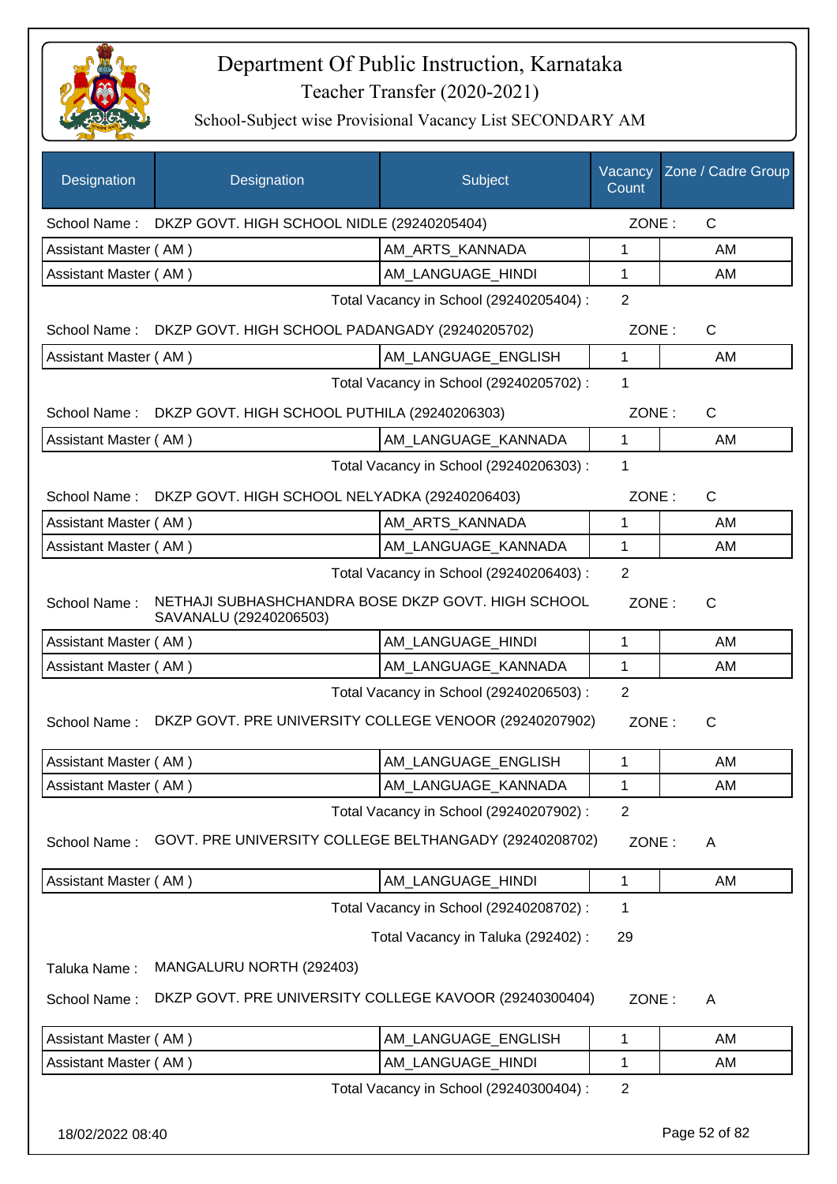# Department Of Public Instruction, Karnataka

## Teacher Transfer (2020-2021)

### School-Subject wise Provisional Vacancy List SECONDARY AM

| Designation | Designation | Subject | Vacancy Count | Zone / Cadre Group |
|---|---|---|---|---|
| School Name : | DKZP GOVT. HIGH SCHOOL NIDLE (29240205404) | | ZONE : | C |
| Assistant Master ( AM ) | | AM_ARTS_KANNADA | 1 | AM |
| Assistant Master ( AM ) | | AM_LANGUAGE_HINDI | 1 | AM |
| | | Total Vacancy in School (29240205404) : | 2 | |
| School Name : | DKZP GOVT. HIGH SCHOOL PADANGADY (29240205702) | | ZONE : | C |
| Assistant Master ( AM ) | | AM_LANGUAGE_ENGLISH | 1 | AM |
| | | Total Vacancy in School (29240205702) : | 1 | |
| School Name : | DKZP GOVT. HIGH SCHOOL PUTHILA (29240206303) | | ZONE : | C |
| Assistant Master ( AM ) | | AM_LANGUAGE_KANNADA | 1 | AM |
| | | Total Vacancy in School (29240206303) : | 1 | |
| School Name : | DKZP GOVT. HIGH SCHOOL NELYADKA (29240206403) | | ZONE : | C |
| Assistant Master ( AM ) | | AM_ARTS_KANNADA | 1 | AM |
| Assistant Master ( AM ) | | AM_LANGUAGE_KANNADA | 1 | AM |
| | | Total Vacancy in School (29240206403) : | 2 | |
| School Name : | NETHAJI SUBHASHCHANDRA BOSE DKZP GOVT. HIGH SCHOOL SAVANALU (29240206503) | | ZONE : | C |
| Assistant Master ( AM ) | | AM_LANGUAGE_HINDI | 1 | AM |
| Assistant Master ( AM ) | | AM_LANGUAGE_KANNADA | 1 | AM |
| | | Total Vacancy in School (29240206503) : | 2 | |
| School Name : | DKZP GOVT. PRE UNIVERSITY COLLEGE VENOOR (29240207902) | | ZONE : | C |
| Assistant Master ( AM ) | | AM_LANGUAGE_ENGLISH | 1 | AM |
| Assistant Master ( AM ) | | AM_LANGUAGE_KANNADA | 1 | AM |
| | | Total Vacancy in School (29240207902) : | 2 | |
| School Name : | GOVT. PRE UNIVERSITY COLLEGE BELTHANGADY (29240208702) | | ZONE : | A |
| Assistant Master ( AM ) | | AM_LANGUAGE_HINDI | 1 | AM |
| | | Total Vacancy in School (29240208702) : | 1 | |
| | | Total Vacancy in Taluka (292402) : | 29 | |
| Taluka Name : | MANGALURU NORTH (292403) | | | |
| School Name : | DKZP GOVT. PRE UNIVERSITY COLLEGE KAVOOR (29240300404) | | ZONE : | A |
| Assistant Master ( AM ) | | AM_LANGUAGE_ENGLISH | 1 | AM |
| Assistant Master ( AM ) | | AM_LANGUAGE_HINDI | 1 | AM |
| | | Total Vacancy in School (29240300404) : | 2 | |

18/02/2022 08:40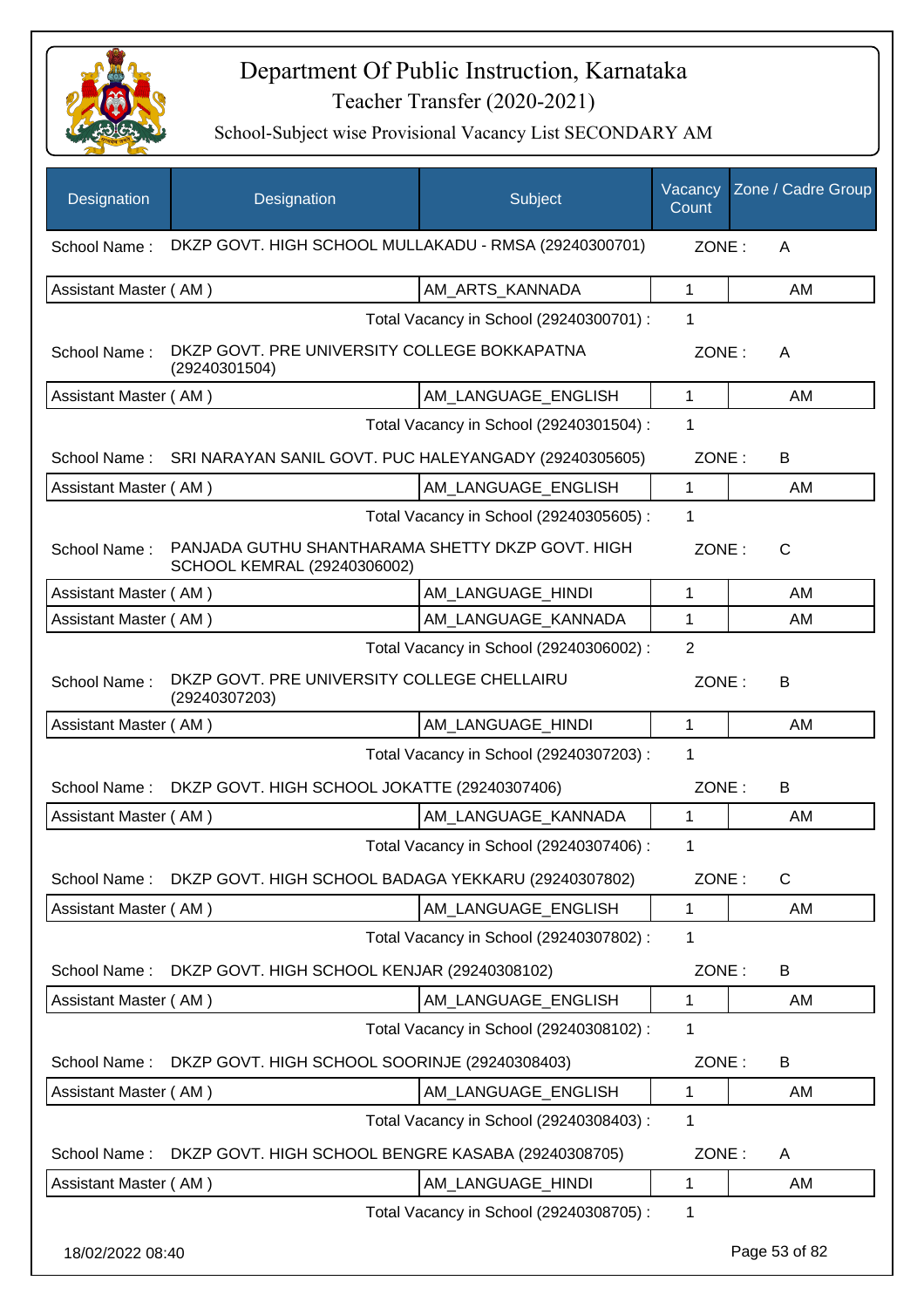# Department Of Public Instruction, Karnataka

## Teacher Transfer (2020-2021)

### School-Subject wise Provisional Vacancy List SECONDARY AM

| Designation | Designation | Subject | Vacancy Count | Zone / Cadre Group |
|---|---|---|---|---|
| School Name : | DKZP GOVT. HIGH SCHOOL MULLAKADU - RMSA (29240300701) | | ZONE : | A |
| Assistant Master ( AM ) | | AM_ARTS_KANNADA | 1 | AM |
| | | Total Vacancy in School (29240300701) : | 1 | |
| School Name : | DKZP GOVT. PRE UNIVERSITY COLLEGE BOKKAPATNA (29240301504) | | ZONE : | A |
| Assistant Master ( AM ) | | AM_LANGUAGE_ENGLISH | 1 | AM |
| | | Total Vacancy in School (29240301504) : | 1 | |
| School Name : | SRI NARAYAN SANIL GOVT. PUC HALEYANGADY (29240305605) | | ZONE : | B |
| Assistant Master ( AM ) | | AM_LANGUAGE_ENGLISH | 1 | AM |
| | | Total Vacancy in School (29240305605) : | 1 | |
| School Name : | PANJADA GUTHU SHANTHARAMA SHETTY DKZP GOVT. HIGH SCHOOL KEMRAL (29240306002) | | ZONE : | C |
| Assistant Master ( AM ) | | AM_LANGUAGE_HINDI | 1 | AM |
| Assistant Master ( AM ) | | AM_LANGUAGE_KANNADA | 1 | AM |
| | | Total Vacancy in School (29240306002) : | 2 | |
| School Name : | DKZP GOVT. PRE UNIVERSITY COLLEGE CHELLAIRU (29240307203) | | ZONE : | B |
| Assistant Master ( AM ) | | AM_LANGUAGE_HINDI | 1 | AM |
| | | Total Vacancy in School (29240307203) : | 1 | |
| School Name : | DKZP GOVT. HIGH SCHOOL JOKATTE (29240307406) | | ZONE : | B |
| Assistant Master ( AM ) | | AM_LANGUAGE_KANNADA | 1 | AM |
| | | Total Vacancy in School (29240307406) : | 1 | |
| School Name : | DKZP GOVT. HIGH SCHOOL BADAGA YEKKARU (29240307802) | | ZONE : | C |
| Assistant Master ( AM ) | | AM_LANGUAGE_ENGLISH | 1 | AM |
| | | Total Vacancy in School (29240307802) : | 1 | |
| School Name : | DKZP GOVT. HIGH SCHOOL KENJAR (29240308102) | | ZONE : | B |
| Assistant Master ( AM ) | | AM_LANGUAGE_ENGLISH | 1 | AM |
| | | Total Vacancy in School (29240308102) : | 1 | |
| School Name : | DKZP GOVT. HIGH SCHOOL SOORINJE (29240308403) | | ZONE : | B |
| Assistant Master ( AM ) | | AM_LANGUAGE_ENGLISH | 1 | AM |
| | | Total Vacancy in School (29240308403) : | 1 | |
| School Name : | DKZP GOVT. HIGH SCHOOL BENGRE KASABA (29240308705) | | ZONE : | A |
| Assistant Master ( AM ) | | AM_LANGUAGE_HINDI | 1 | AM |
| | | Total Vacancy in School (29240308705) : | 1 | |

18/02/2022 08:40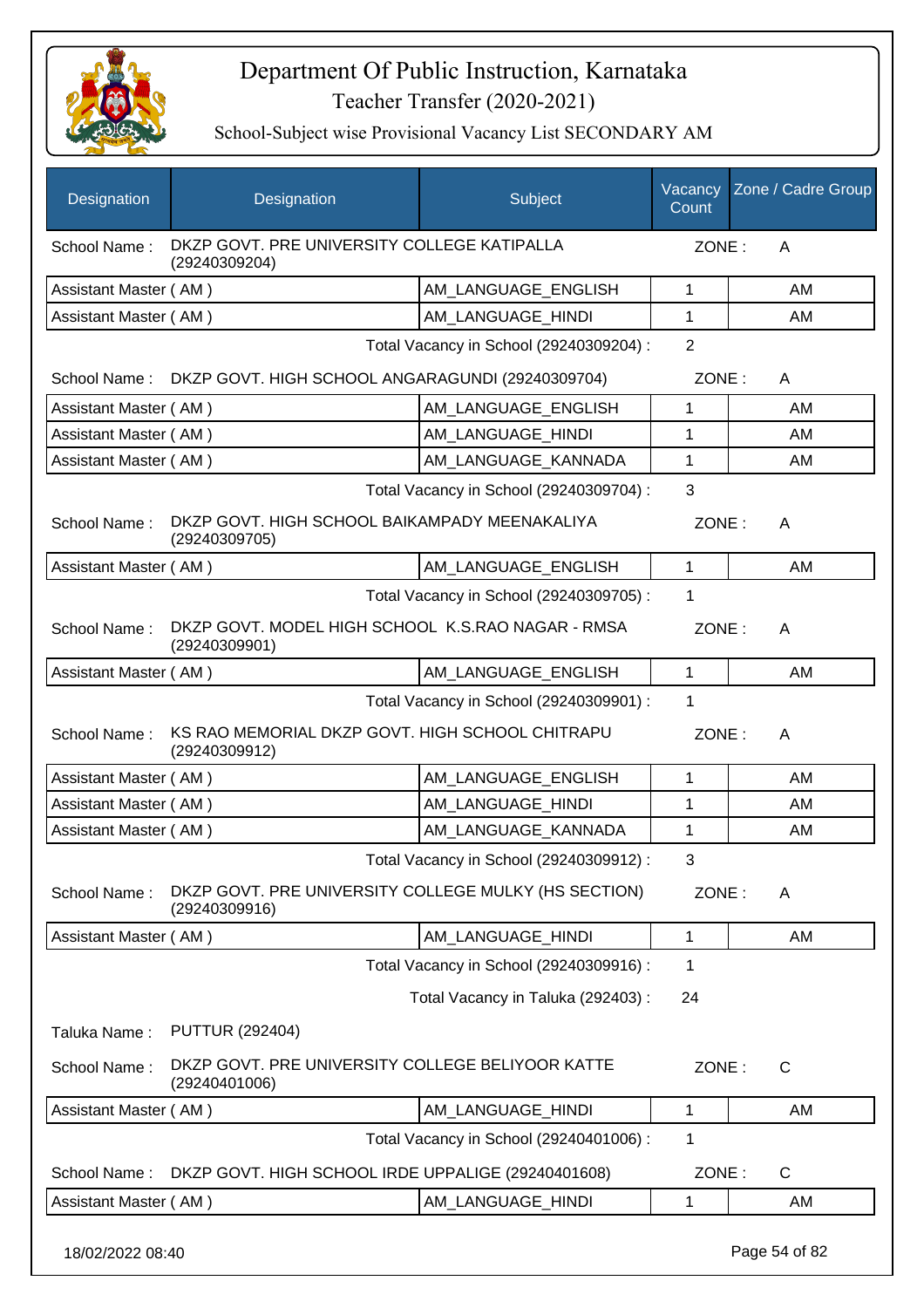# Department Of Public Instruction, Karnataka

## Teacher Transfer (2020-2021)

### School-Subject wise Provisional Vacancy List SECONDARY AM

| Designation | Designation | Subject | Vacancy Count | Zone / Cadre Group |
|---|---|---|---|---|
| School Name : | DKZP GOVT. PRE UNIVERSITY COLLEGE KATIPALLA (29240309204) | | ZONE : | A |
| Assistant Master ( AM ) | | AM_LANGUAGE_ENGLISH | 1 | AM |
| Assistant Master ( AM ) | | AM_LANGUAGE_HINDI | 1 | AM |
| | | Total Vacancy in School (29240309204) : | 2 | |
| School Name : | DKZP GOVT. HIGH SCHOOL ANGARAGUNDI (29240309704) | | ZONE : | A |
| Assistant Master ( AM ) | | AM_LANGUAGE_ENGLISH | 1 | AM |
| Assistant Master ( AM ) | | AM_LANGUAGE_HINDI | 1 | AM |
| Assistant Master ( AM ) | | AM_LANGUAGE_KANNADA | 1 | AM |
| | | Total Vacancy in School (29240309704) : | 3 | |
| School Name : | DKZP GOVT. HIGH SCHOOL BAIKAMPADY MEENAKALIYA (29240309705) | | ZONE : | A |
| Assistant Master ( AM ) | | AM_LANGUAGE_ENGLISH | 1 | AM |
| | | Total Vacancy in School (29240309705) : | 1 | |
| School Name : | DKZP GOVT. MODEL HIGH SCHOOL K.S.RAO NAGAR - RMSA (29240309901) | | ZONE : | A |
| Assistant Master ( AM ) | | AM_LANGUAGE_ENGLISH | 1 | AM |
| | | Total Vacancy in School (29240309901) : | 1 | |
| School Name : | KS RAO MEMORIAL DKZP GOVT. HIGH SCHOOL CHITRAPU (29240309912) | | ZONE : | A |
| Assistant Master ( AM ) | | AM_LANGUAGE_ENGLISH | 1 | AM |
| Assistant Master ( AM ) | | AM_LANGUAGE_HINDI | 1 | AM |
| Assistant Master ( AM ) | | AM_LANGUAGE_KANNADA | 1 | AM |
| | | Total Vacancy in School (29240309912) : | 3 | |
| School Name : | DKZP GOVT. PRE UNIVERSITY COLLEGE MULKY (HS SECTION) (29240309916) | | ZONE : | A |
| Assistant Master ( AM ) | | AM_LANGUAGE_HINDI | 1 | AM |
| | | Total Vacancy in School (29240309916) : | 1 | |
| | | Total Vacancy in Taluka (292403) : | 24 | |
| Taluka Name : | PUTTUR (292404) | | | |
| School Name : | DKZP GOVT. PRE UNIVERSITY COLLEGE BELIYOOR KATTE (29240401006) | | ZONE : | C |
| Assistant Master ( AM ) | | AM_LANGUAGE_HINDI | 1 | AM |
| | | Total Vacancy in School (29240401006) : | 1 | |
| School Name : | DKZP GOVT. HIGH SCHOOL IRDE UPPALIGE (29240401608) | | ZONE : | C |
| Assistant Master ( AM ) | | AM_LANGUAGE_HINDI | 1 | AM |

18/02/2022 08:40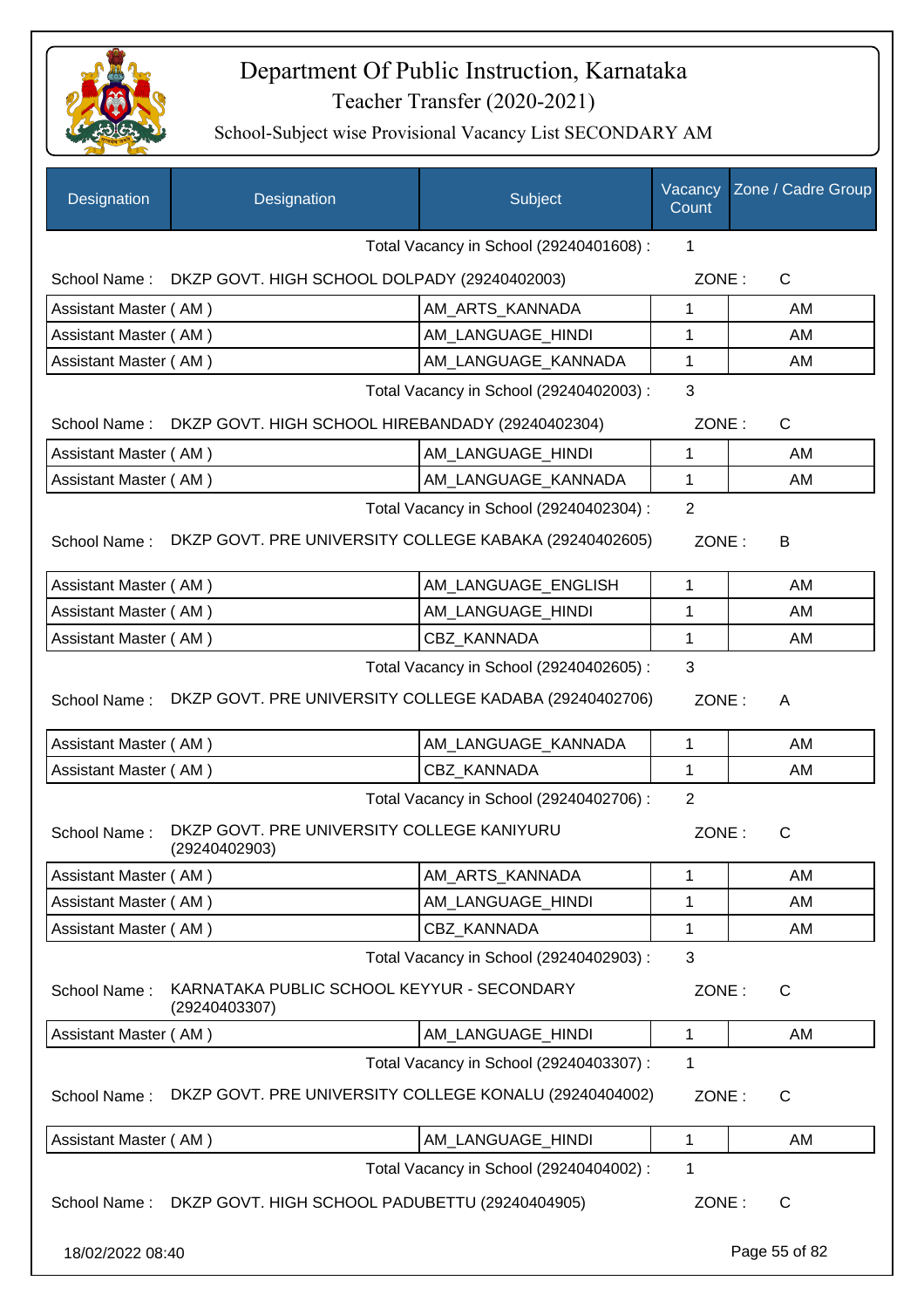# Department Of Public Instruction, Karnataka

Teacher Transfer (2020-2021)

School-Subject wise Provisional Vacancy List SECONDARY AM

| Designation | Designation | Subject | Vacancy Count | Zone / Cadre Group |
|---|---|---|---|---|
| | | Total Vacancy in School (29240401608) : | 1 | |
| School Name : | DKZP GOVT. HIGH SCHOOL DOLPADY (29240402003) | | ZONE : | C |
| Assistant Master ( AM ) | | AM_ARTS_KANNADA | 1 | AM |
| Assistant Master ( AM ) | | AM_LANGUAGE_HINDI | 1 | AM |
| Assistant Master ( AM ) | | AM_LANGUAGE_KANNADA | 1 | AM |
| | | Total Vacancy in School (29240402003) : | 3 | |
| School Name : | DKZP GOVT. HIGH SCHOOL HIREBANDADY (29240402304) | | ZONE : | C |
| Assistant Master ( AM ) | | AM_LANGUAGE_HINDI | 1 | AM |
| Assistant Master ( AM ) | | AM_LANGUAGE_KANNADA | 1 | AM |
| | | Total Vacancy in School (29240402304) : | 2 | |
| School Name : | DKZP GOVT. PRE UNIVERSITY COLLEGE KABAKA (29240402605) | | ZONE : | B |
| Assistant Master ( AM ) | | AM_LANGUAGE_ENGLISH | 1 | AM |
| Assistant Master ( AM ) | | AM_LANGUAGE_HINDI | 1 | AM |
| Assistant Master ( AM ) | | CBZ_KANNADA | 1 | AM |
| | | Total Vacancy in School (29240402605) : | 3 | |
| School Name : | DKZP GOVT. PRE UNIVERSITY COLLEGE KADABA (29240402706) | | ZONE : | A |
| Assistant Master ( AM ) | | AM_LANGUAGE_KANNADA | 1 | AM |
| Assistant Master ( AM ) | | CBZ_KANNADA | 1 | AM |
| | | Total Vacancy in School (29240402706) : | 2 | |
| School Name : | DKZP GOVT. PRE UNIVERSITY COLLEGE KANIYURU (29240402903) | | ZONE : | C |
| Assistant Master ( AM ) | | AM_ARTS_KANNADA | 1 | AM |
| Assistant Master ( AM ) | | AM_LANGUAGE_HINDI | 1 | AM |
| Assistant Master ( AM ) | | CBZ_KANNADA | 1 | AM |
| | | Total Vacancy in School (29240402903) : | 3 | |
| School Name : | KARNATAKA PUBLIC SCHOOL KEYYUR - SECONDARY (29240403307) | | ZONE : | C |
| Assistant Master ( AM ) | | AM_LANGUAGE_HINDI | 1 | AM |
| | | Total Vacancy in School (29240403307) : | 1 | |
| School Name : | DKZP GOVT. PRE UNIVERSITY COLLEGE KONALU (29240404002) | | ZONE : | C |
| Assistant Master ( AM ) | | AM_LANGUAGE_HINDI | 1 | AM |
| | | Total Vacancy in School (29240404002) : | 1 | |
| School Name : | DKZP GOVT. HIGH SCHOOL PADUBETTU (29240404905) | | ZONE : | C |

18/02/2022 08:40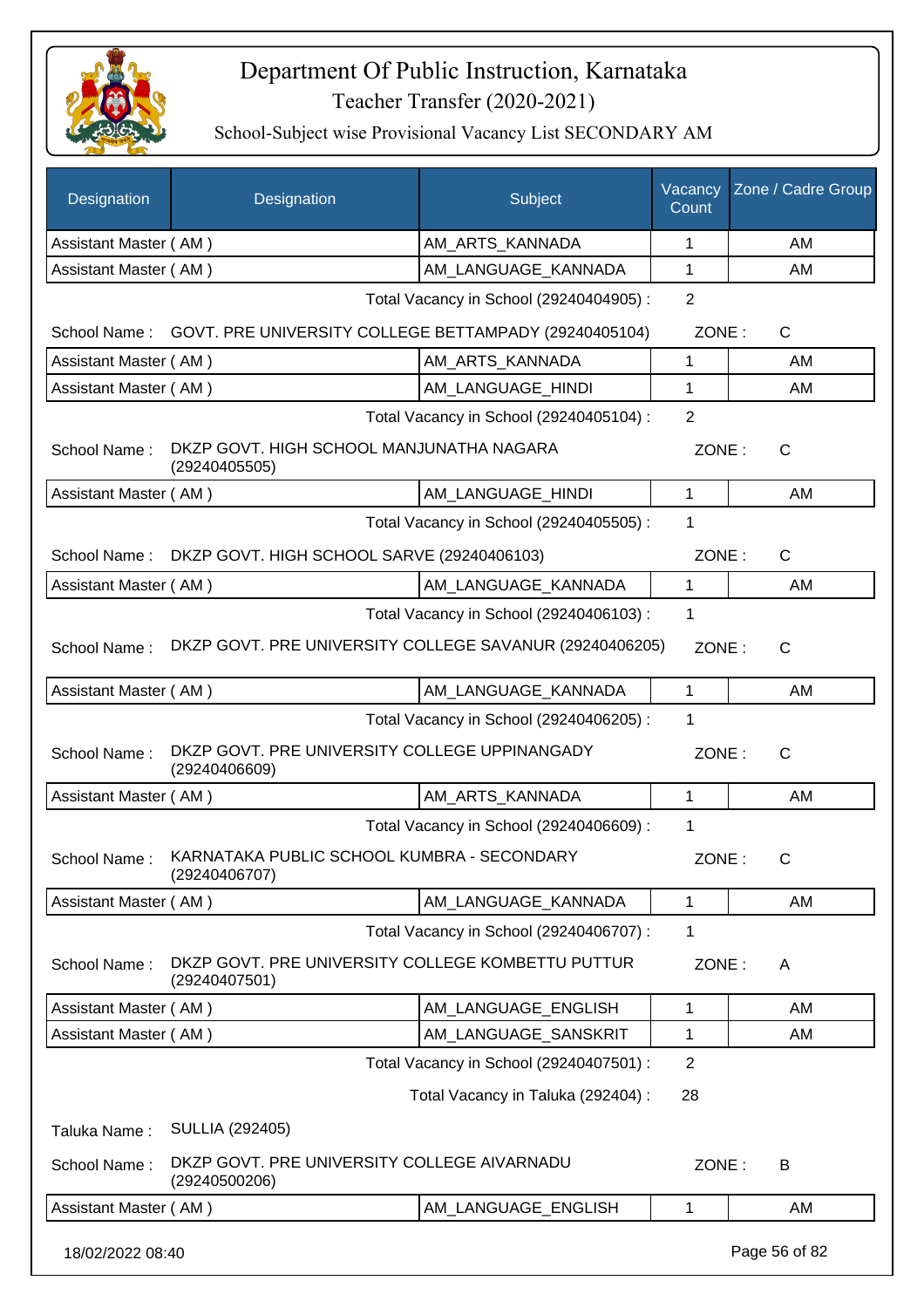# Department Of Public Instruction, Karnataka

## Teacher Transfer (2020-2021)

### School-Subject wise Provisional Vacancy List SECONDARY AM

| Designation | Designation | Subject | Vacancy Count | Zone / Cadre Group |
|---|---|---|---|---|
| Assistant Master ( AM ) | | AM_ARTS_KANNADA | 1 | AM |
| Assistant Master ( AM ) | | AM_LANGUAGE_KANNADA | 1 | AM |
| | | Total Vacancy in School (29240404905) : | 2 | |
| School Name : | GOVT. PRE UNIVERSITY COLLEGE BETTAMPADY (29240405104) | | ZONE : | C |
| Assistant Master ( AM ) | | AM_ARTS_KANNADA | 1 | AM |
| Assistant Master ( AM ) | | AM_LANGUAGE_HINDI | 1 | AM |
| | | Total Vacancy in School (29240405104) : | 2 | |
| School Name : | DKZP GOVT. HIGH SCHOOL MANJUNATHA NAGARA (29240405505) | | ZONE : | C |
| Assistant Master ( AM ) | | AM_LANGUAGE_HINDI | 1 | AM |
| | | Total Vacancy in School (29240405505) : | 1 | |
| School Name : | DKZP GOVT. HIGH SCHOOL SARVE (29240406103) | | ZONE : | C |
| Assistant Master ( AM ) | | AM_LANGUAGE_KANNADA | 1 | AM |
| | | Total Vacancy in School (29240406103) : | 1 | |
| School Name : | DKZP GOVT. PRE UNIVERSITY COLLEGE SAVANUR (29240406205) | | ZONE : | C |
| Assistant Master ( AM ) | | AM_LANGUAGE_KANNADA | 1 | AM |
| | | Total Vacancy in School (29240406205) : | 1 | |
| School Name : | DKZP GOVT. PRE UNIVERSITY COLLEGE UPPINANGADY (29240406609) | | ZONE : | C |
| Assistant Master ( AM ) | | AM_ARTS_KANNADA | 1 | AM |
| | | Total Vacancy in School (29240406609) : | 1 | |
| School Name : | KARNATAKA PUBLIC SCHOOL KUMBRA - SECONDARY (29240406707) | | ZONE : | C |
| Assistant Master ( AM ) | | AM_LANGUAGE_KANNADA | 1 | AM |
| | | Total Vacancy in School (29240406707) : | 1 | |
| School Name : | DKZP GOVT. PRE UNIVERSITY COLLEGE KOMBETTU PUTTUR (29240407501) | | ZONE : | A |
| Assistant Master ( AM ) | | AM_LANGUAGE_ENGLISH | 1 | AM |
| Assistant Master ( AM ) | | AM_LANGUAGE_SANSKRIT | 1 | AM |
| | | Total Vacancy in School (29240407501) : | 2 | |
| | | Total Vacancy in Taluka (292404) : | 28 | |
| Taluka Name : | SULLIA (292405) | | | |
| School Name : | DKZP GOVT. PRE UNIVERSITY COLLEGE AIVARNADU (29240500206) | | ZONE : | B |
| Assistant Master ( AM ) | | AM_LANGUAGE_ENGLISH | 1 | AM |

18/02/2022 08:40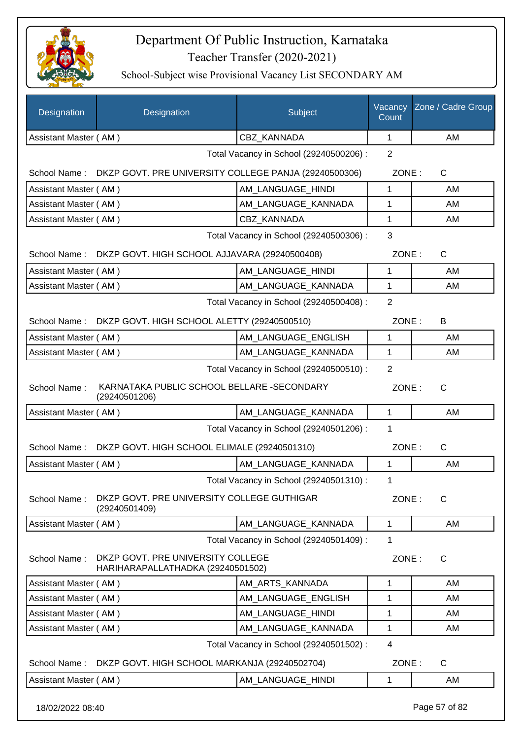# Department Of Public Instruction, Karnataka

Teacher Transfer (2020-2021)

School-Subject wise Provisional Vacancy List SECONDARY AM

| Designation | Designation | Subject | Vacancy Count | Zone / Cadre Group |
|---|---|---|---|---|
| Assistant Master ( AM ) | | CBZ_KANNADA | 1 | AM |

Total Vacancy in School (29240500206) : 2

School Name : DKZP GOVT. PRE UNIVERSITY COLLEGE PANJA (29240500306) ZONE : C

| Designation | Designation | Subject | Vacancy Count | Zone / Cadre Group |
|---|---|---|---|---|
| Assistant Master ( AM ) | | AM_LANGUAGE_HINDI | 1 | AM |
| Assistant Master ( AM ) | | AM_LANGUAGE_KANNADA | 1 | AM |
| Assistant Master ( AM ) | | CBZ_KANNADA | 1 | AM |

Total Vacancy in School (29240500306) : 3

School Name : DKZP GOVT. HIGH SCHOOL AJJAVARA (29240500408) ZONE : C

| Designation | Designation | Subject | Vacancy Count | Zone / Cadre Group |
|---|---|---|---|---|
| Assistant Master ( AM ) | | AM_LANGUAGE_HINDI | 1 | AM |
| Assistant Master ( AM ) | | AM_LANGUAGE_KANNADA | 1 | AM |

Total Vacancy in School (29240500408) : 2

School Name : DKZP GOVT. HIGH SCHOOL ALETTY (29240500510) ZONE : B

| Designation | Designation | Subject | Vacancy Count | Zone / Cadre Group |
|---|---|---|---|---|
| Assistant Master ( AM ) | | AM_LANGUAGE_ENGLISH | 1 | AM |
| Assistant Master ( AM ) | | AM_LANGUAGE_KANNADA | 1 | AM |

Total Vacancy in School (29240500510) : 2

School Name : KARNATAKA PUBLIC SCHOOL BELLARE -SECONDARY (29240501206) ZONE : C

| Designation | Designation | Subject | Vacancy Count | Zone / Cadre Group |
|---|---|---|---|---|
| Assistant Master ( AM ) | | AM_LANGUAGE_KANNADA | 1 | AM |

Total Vacancy in School (29240501206) : 1

School Name : DKZP GOVT. HIGH SCHOOL ELIMALE (29240501310) ZONE : C

| Designation | Designation | Subject | Vacancy Count | Zone / Cadre Group |
|---|---|---|---|---|
| Assistant Master ( AM ) | | AM_LANGUAGE_KANNADA | 1 | AM |

Total Vacancy in School (29240501310) : 1

School Name : DKZP GOVT. PRE UNIVERSITY COLLEGE GUTHIGAR (29240501409) ZONE : C

| Designation | Designation | Subject | Vacancy Count | Zone / Cadre Group |
|---|---|---|---|---|
| Assistant Master ( AM ) | | AM_LANGUAGE_KANNADA | 1 | AM |

Total Vacancy in School (29240501409) : 1

School Name : DKZP GOVT. PRE UNIVERSITY COLLEGE HARIHARAPALLATHADKA (29240501502) ZONE : C

| Designation | Designation | Subject | Vacancy Count | Zone / Cadre Group |
|---|---|---|---|---|
| Assistant Master ( AM ) | | AM_ARTS_KANNADA | 1 | AM |
| Assistant Master ( AM ) | | AM_LANGUAGE_ENGLISH | 1 | AM |
| Assistant Master ( AM ) | | AM_LANGUAGE_HINDI | 1 | AM |
| Assistant Master ( AM ) | | AM_LANGUAGE_KANNADA | 1 | AM |

Total Vacancy in School (29240501502) : 4

School Name : DKZP GOVT. HIGH SCHOOL MARKANJA (29240502704) ZONE : C

| Designation | Designation | Subject | Vacancy Count | Zone / Cadre Group |
|---|---|---|---|---|
| Assistant Master ( AM ) | | AM_LANGUAGE_HINDI | 1 | AM |

18/02/2022 08:40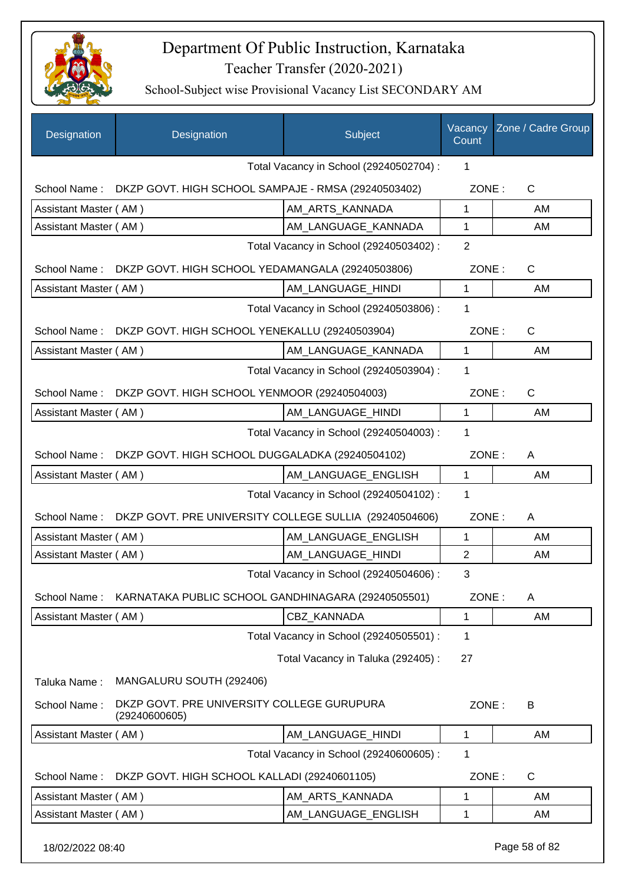# Department Of Public Instruction, Karnataka

## Teacher Transfer (2020-2021)

### School-Subject wise Provisional Vacancy List SECONDARY AM

| Designation | Designation | Subject | Vacancy Count | Zone / Cadre Group |
|---|---|---|---|---|
| | | Total Vacancy in School (29240502704) : | 1 | |
| School Name : | DKZP GOVT. HIGH SCHOOL SAMPAJE - RMSA (29240503402) | | ZONE : | C |
| Assistant Master ( AM ) | | AM_ARTS_KANNADA | 1 | AM |
| Assistant Master ( AM ) | | AM_LANGUAGE_KANNADA | 1 | AM |
| | | Total Vacancy in School (29240503402) : | 2 | |
| School Name : | DKZP GOVT. HIGH SCHOOL YEDAMANGALA (29240503806) | | ZONE : | C |
| Assistant Master ( AM ) | | AM_LANGUAGE_HINDI | 1 | AM |
| | | Total Vacancy in School (29240503806) : | 1 | |
| School Name : | DKZP GOVT. HIGH SCHOOL YENEKALLU (29240503904) | | ZONE : | C |
| Assistant Master ( AM ) | | AM_LANGUAGE_KANNADA | 1 | AM |
| | | Total Vacancy in School (29240503904) : | 1 | |
| School Name : | DKZP GOVT. HIGH SCHOOL YENMOOR (29240504003) | | ZONE : | C |
| Assistant Master ( AM ) | | AM_LANGUAGE_HINDI | 1 | AM |
| | | Total Vacancy in School (29240504003) : | 1 | |
| School Name : | DKZP GOVT. HIGH SCHOOL DUGGALADKA (29240504102) | | ZONE : | A |
| Assistant Master ( AM ) | | AM_LANGUAGE_ENGLISH | 1 | AM |
| | | Total Vacancy in School (29240504102) : | 1 | |
| School Name : | DKZP GOVT. PRE UNIVERSITY COLLEGE SULLIA (29240504606) | | ZONE : | A |
| Assistant Master ( AM ) | | AM_LANGUAGE_ENGLISH | 1 | AM |
| Assistant Master ( AM ) | | AM_LANGUAGE_HINDI | 2 | AM |
| | | Total Vacancy in School (29240504606) : | 3 | |
| School Name : | KARNATAKA PUBLIC SCHOOL GANDHINAGARA (29240505501) | | ZONE : | A |
| Assistant Master ( AM ) | | CBZ_KANNADA | 1 | AM |
| | | Total Vacancy in School (29240505501) : | 1 | |
| | | Total Vacancy in Taluka (292405) : | 27 | |
| Taluka Name : | MANGALURU SOUTH (292406) | | | |
| School Name : | DKZP GOVT. PRE UNIVERSITY COLLEGE GURUPURA (29240600605) | | ZONE : | B |
| Assistant Master ( AM ) | | AM_LANGUAGE_HINDI | 1 | AM |
| | | Total Vacancy in School (29240600605) : | 1 | |
| School Name : | DKZP GOVT. HIGH SCHOOL KALLADI (29240601105) | | ZONE : | C |
| Assistant Master ( AM ) | | AM_ARTS_KANNADA | 1 | AM |
| Assistant Master ( AM ) | | AM_LANGUAGE_ENGLISH | 1 | AM |

18/02/2022 08:40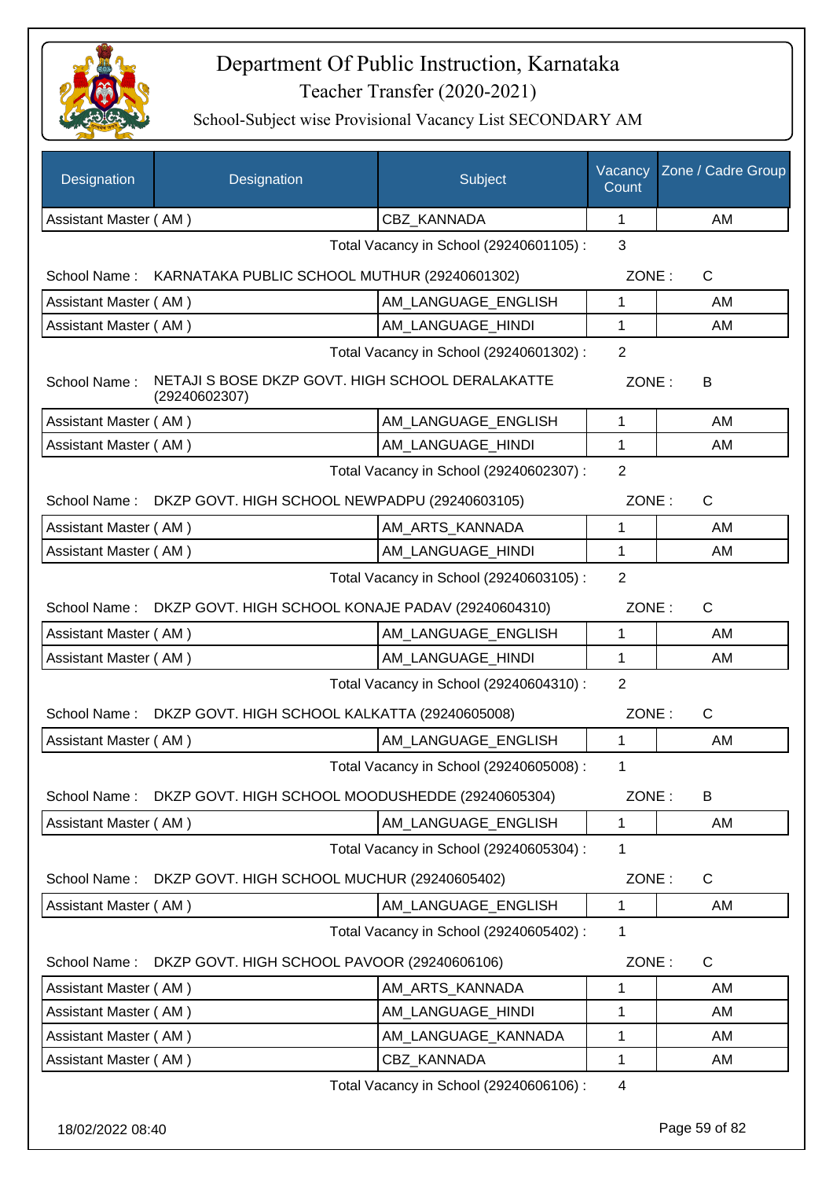# Department Of Public Instruction, Karnataka

Teacher Transfer (2020-2021)

School-Subject wise Provisional Vacancy List SECONDARY AM

| Designation | Designation | Subject | Vacancy Count | Zone / Cadre Group |
|---|---|---|---|---|
| Assistant Master ( AM ) | | CBZ_KANNADA | 1 | AM |

Total Vacancy in School (29240601105) : 3

School Name : KARNATAKA PUBLIC SCHOOL MUTHUR (29240601302) ZONE : C

| Designation | Subject | Vacancy Count | Zone / Cadre Group |
|---|---|---|---|
| Assistant Master ( AM ) | AM_LANGUAGE_ENGLISH | 1 | AM |
| Assistant Master ( AM ) | AM_LANGUAGE_HINDI | 1 | AM |

Total Vacancy in School (29240601302) : 2

School Name : NETAJI S BOSE DKZP GOVT. HIGH SCHOOL DERALAKATTE (29240602307) ZONE : B

| Designation | Subject | Vacancy Count | Zone / Cadre Group |
|---|---|---|---|
| Assistant Master ( AM ) | AM_LANGUAGE_ENGLISH | 1 | AM |
| Assistant Master ( AM ) | AM_LANGUAGE_HINDI | 1 | AM |

Total Vacancy in School (29240602307) : 2

School Name : DKZP GOVT. HIGH SCHOOL NEWPADPU (29240603105) ZONE : C

| Designation | Subject | Vacancy Count | Zone / Cadre Group |
|---|---|---|---|
| Assistant Master ( AM ) | AM_ARTS_KANNADA | 1 | AM |
| Assistant Master ( AM ) | AM_LANGUAGE_HINDI | 1 | AM |

Total Vacancy in School (29240603105) : 2

School Name : DKZP GOVT. HIGH SCHOOL KONAJE PADAV (29240604310) ZONE : C

| Designation | Subject | Vacancy Count | Zone / Cadre Group |
|---|---|---|---|
| Assistant Master ( AM ) | AM_LANGUAGE_ENGLISH | 1 | AM |
| Assistant Master ( AM ) | AM_LANGUAGE_HINDI | 1 | AM |

Total Vacancy in School (29240604310) : 2

School Name : DKZP GOVT. HIGH SCHOOL KALKATTA (29240605008) ZONE : C

| Designation | Subject | Vacancy Count | Zone / Cadre Group |
|---|---|---|---|
| Assistant Master ( AM ) | AM_LANGUAGE_ENGLISH | 1 | AM |

Total Vacancy in School (29240605008) : 1

School Name : DKZP GOVT. HIGH SCHOOL MOODUSHEDDE (29240605304) ZONE : B

| Designation | Subject | Vacancy Count | Zone / Cadre Group |
|---|---|---|---|
| Assistant Master ( AM ) | AM_LANGUAGE_ENGLISH | 1 | AM |

Total Vacancy in School (29240605304) : 1

School Name : DKZP GOVT. HIGH SCHOOL MUCHUR (29240605402) ZONE : C

| Designation | Subject | Vacancy Count | Zone / Cadre Group |
|---|---|---|---|
| Assistant Master ( AM ) | AM_LANGUAGE_ENGLISH | 1 | AM |

Total Vacancy in School (29240605402) : 1

School Name : DKZP GOVT. HIGH SCHOOL PAVOOR (29240606106) ZONE : C

| Designation | Subject | Vacancy Count | Zone / Cadre Group |
|---|---|---|---|
| Assistant Master ( AM ) | AM_ARTS_KANNADA | 1 | AM |
| Assistant Master ( AM ) | AM_LANGUAGE_HINDI | 1 | AM |
| Assistant Master ( AM ) | AM_LANGUAGE_KANNADA | 1 | AM |
| Assistant Master ( AM ) | CBZ_KANNADA | 1 | AM |

Total Vacancy in School (29240606106) : 4

18/02/2022 08:40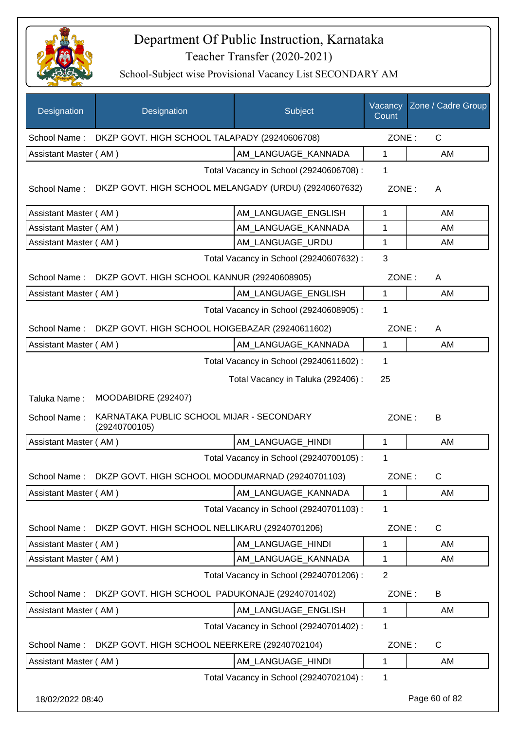# Department Of Public Instruction, Karnataka

## Teacher Transfer (2020-2021)

### School-Subject wise Provisional Vacancy List SECONDARY AM

| Designation | Designation | Subject | Vacancy Count | Zone / Cadre Group |
|---|---|---|---|---|
| School Name : | DKZP GOVT. HIGH SCHOOL TALAPADY (29240606708) | | ZONE : | C |
| Assistant Master ( AM ) | | AM_LANGUAGE_KANNADA | 1 | AM |
| | | Total Vacancy in School (29240606708) : | 1 | |
| School Name : | DKZP GOVT. HIGH SCHOOL MELANGADY (URDU) (29240607632) | | ZONE : | A |
| Assistant Master ( AM ) | | AM_LANGUAGE_ENGLISH | 1 | AM |
| Assistant Master ( AM ) | | AM_LANGUAGE_KANNADA | 1 | AM |
| Assistant Master ( AM ) | | AM_LANGUAGE_URDU | 1 | AM |
| | | Total Vacancy in School (29240607632) : | 3 | |
| School Name : | DKZP GOVT. HIGH SCHOOL KANNUR (29240608905) | | ZONE : | A |
| Assistant Master ( AM ) | | AM_LANGUAGE_ENGLISH | 1 | AM |
| | | Total Vacancy in School (29240608905) : | 1 | |
| School Name : | DKZP GOVT. HIGH SCHOOL HOIGEBAZAR (29240611602) | | ZONE : | A |
| Assistant Master ( AM ) | | AM_LANGUAGE_KANNADA | 1 | AM |
| | | Total Vacancy in School (29240611602) : | 1 | |
| | | Total Vacancy in Taluka (292406) : | 25 | |
| Taluka Name : | MOODABIDRE (292407) | | | |
| School Name : | KARNATAKA PUBLIC SCHOOL MIJAR - SECONDARY (29240700105) | | ZONE : | B |
| Assistant Master ( AM ) | | AM_LANGUAGE_HINDI | 1 | AM |
| | | Total Vacancy in School (29240700105) : | 1 | |
| School Name : | DKZP GOVT. HIGH SCHOOL MOODUMARNAD (29240701103) | | ZONE : | C |
| Assistant Master ( AM ) | | AM_LANGUAGE_KANNADA | 1 | AM |
| | | Total Vacancy in School (29240701103) : | 1 | |
| School Name : | DKZP GOVT. HIGH SCHOOL NELLIKARU (29240701206) | | ZONE : | C |
| Assistant Master ( AM ) | | AM_LANGUAGE_HINDI | 1 | AM |
| Assistant Master ( AM ) | | AM_LANGUAGE_KANNADA | 1 | AM |
| | | Total Vacancy in School (29240701206) : | 2 | |
| School Name : | DKZP GOVT. HIGH SCHOOL PADUKONAJE (29240701402) | | ZONE : | B |
| Assistant Master ( AM ) | | AM_LANGUAGE_ENGLISH | 1 | AM |
| | | Total Vacancy in School (29240701402) : | 1 | |
| School Name : | DKZP GOVT. HIGH SCHOOL NEERKERE (29240702104) | | ZONE : | C |
| Assistant Master ( AM ) | | AM_LANGUAGE_HINDI | 1 | AM |
| | | Total Vacancy in School (29240702104) : | 1 | |

18/02/2022 08:40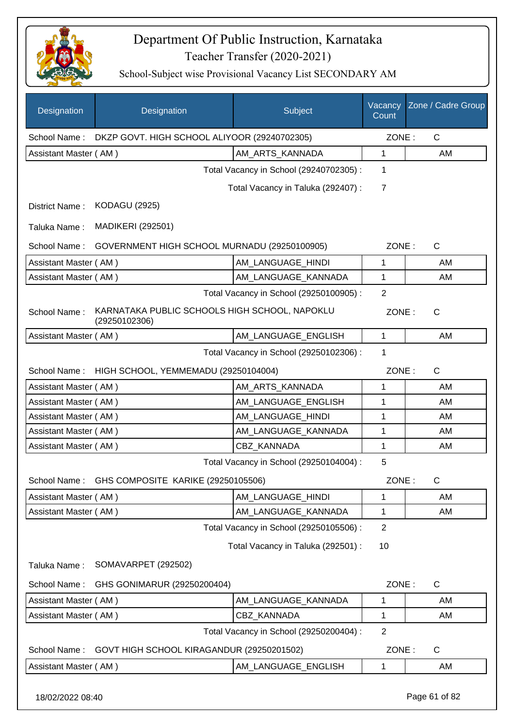# Department Of Public Instruction, Karnataka

## Teacher Transfer (2020-2021)

### School-Subject wise Provisional Vacancy List SECONDARY AM

| Designation | Designation | Subject | Vacancy Count | Zone / Cadre Group |
|---|---|---|---|---|
| School Name : | DKZP GOVT. HIGH SCHOOL ALIYOOR (29240702305) | | ZONE : | C |
| Assistant Master ( AM ) | | AM_ARTS_KANNADA | 1 | AM |
| | | Total Vacancy in School (29240702305) : | 1 | |
| | | Total Vacancy in Taluka (292407) : | 7 | |
| District Name : | KODAGU (2925) | | | |
| Taluka Name : | MADIKERI (292501) | | | |
| School Name : | GOVERNMENT HIGH SCHOOL MURNADU (29250100905) | | ZONE : | C |
| Assistant Master ( AM ) | | AM_LANGUAGE_HINDI | 1 | AM |
| Assistant Master ( AM ) | | AM_LANGUAGE_KANNADA | 1 | AM |
| | | Total Vacancy in School (29250100905) : | 2 | |
| School Name : | KARNATAKA PUBLIC SCHOOLS HIGH SCHOOL, NAPOKLU (29250102306) | | ZONE : | C |
| Assistant Master ( AM ) | | AM_LANGUAGE_ENGLISH | 1 | AM |
| | | Total Vacancy in School (29250102306) : | 1 | |
| School Name : | HIGH SCHOOL, YEMMEMADU (29250104004) | | ZONE : | C |
| Assistant Master ( AM ) | | AM_ARTS_KANNADA | 1 | AM |
| Assistant Master ( AM ) | | AM_LANGUAGE_ENGLISH | 1 | AM |
| Assistant Master ( AM ) | | AM_LANGUAGE_HINDI | 1 | AM |
| Assistant Master ( AM ) | | AM_LANGUAGE_KANNADA | 1 | AM |
| Assistant Master ( AM ) | | CBZ_KANNADA | 1 | AM |
| | | Total Vacancy in School (29250104004) : | 5 | |
| School Name : | GHS COMPOSITE KARIKE (29250105506) | | ZONE : | C |
| Assistant Master ( AM ) | | AM_LANGUAGE_HINDI | 1 | AM |
| Assistant Master ( AM ) | | AM_LANGUAGE_KANNADA | 1 | AM |
| | | Total Vacancy in School (29250105506) : | 2 | |
| | | Total Vacancy in Taluka (292501) : | 10 | |
| Taluka Name : | SOMAVARPET (292502) | | | |
| School Name : | GHS GONIMARUR (29250200404) | | ZONE : | C |
| Assistant Master ( AM ) | | AM_LANGUAGE_KANNADA | 1 | AM |
| Assistant Master ( AM ) | | CBZ_KANNADA | 1 | AM |
| | | Total Vacancy in School (29250200404) : | 2 | |
| School Name : | GOVT HIGH SCHOOL KIRAGANDUR (29250201502) | | ZONE : | C |
| Assistant Master ( AM ) | | AM_LANGUAGE_ENGLISH | 1 | AM |

18/02/2022 08:40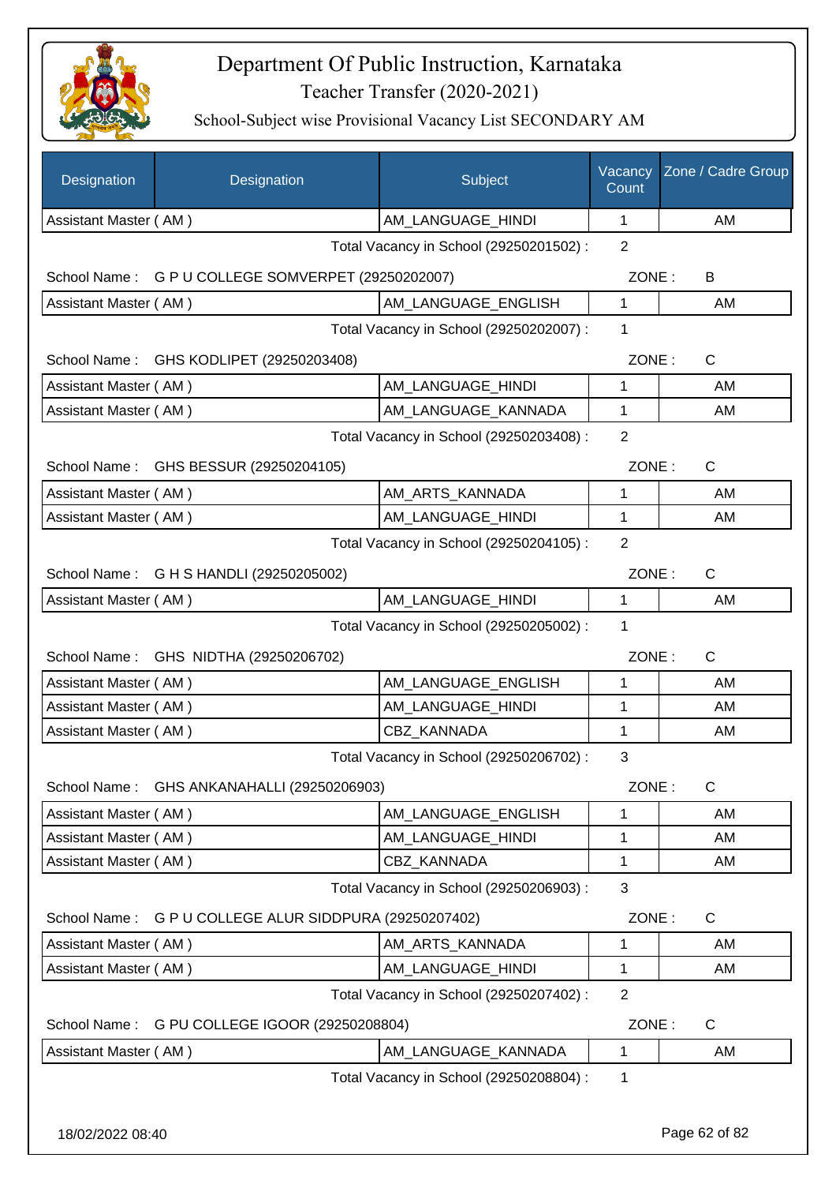# Department Of Public Instruction, Karnataka

## Teacher Transfer (2020-2021)

### School-Subject wise Provisional Vacancy List SECONDARY AM

| Designation | Designation | Subject | Vacancy Count | Zone / Cadre Group |
|---|---|---|---|---|
| Assistant Master ( AM ) | | AM_LANGUAGE_HINDI | 1 | AM |
| | | Total Vacancy in School (29250201502) : | 2 | |
| School Name : | G P U COLLEGE SOMVERPET (29250202007) | | ZONE : | B |
| Assistant Master ( AM ) | | AM_LANGUAGE_ENGLISH | 1 | AM |
| | | Total Vacancy in School (29250202007) : | 1 | |
| School Name : | GHS KODLIPET (29250203408) | | ZONE : | C |
| Assistant Master ( AM ) | | AM_LANGUAGE_HINDI | 1 | AM |
| Assistant Master ( AM ) | | AM_LANGUAGE_KANNADA | 1 | AM |
| | | Total Vacancy in School (29250203408) : | 2 | |
| School Name : | GHS BESSUR (29250204105) | | ZONE : | C |
| Assistant Master ( AM ) | | AM_ARTS_KANNADA | 1 | AM |
| Assistant Master ( AM ) | | AM_LANGUAGE_HINDI | 1 | AM |
| | | Total Vacancy in School (29250204105) : | 2 | |
| School Name : | G H S HANDLI (29250205002) | | ZONE : | C |
| Assistant Master ( AM ) | | AM_LANGUAGE_HINDI | 1 | AM |
| | | Total Vacancy in School (29250205002) : | 1 | |
| School Name : | GHS NIDTHA (29250206702) | | ZONE : | C |
| Assistant Master ( AM ) | | AM_LANGUAGE_ENGLISH | 1 | AM |
| Assistant Master ( AM ) | | AM_LANGUAGE_HINDI | 1 | AM |
| Assistant Master ( AM ) | | CBZ_KANNADA | 1 | AM |
| | | Total Vacancy in School (29250206702) : | 3 | |
| School Name : | GHS ANKANAHALLI (29250206903) | | ZONE : | C |
| Assistant Master ( AM ) | | AM_LANGUAGE_ENGLISH | 1 | AM |
| Assistant Master ( AM ) | | AM_LANGUAGE_HINDI | 1 | AM |
| Assistant Master ( AM ) | | CBZ_KANNADA | 1 | AM |
| | | Total Vacancy in School (29250206903) : | 3 | |
| School Name : | G P U COLLEGE ALUR SIDDPURA (29250207402) | | ZONE : | C |
| Assistant Master ( AM ) | | AM_ARTS_KANNADA | 1 | AM |
| Assistant Master ( AM ) | | AM_LANGUAGE_HINDI | 1 | AM |
| | | Total Vacancy in School (29250207402) : | 2 | |
| School Name : | G PU COLLEGE IGOOR (29250208804) | | ZONE : | C |
| Assistant Master ( AM ) | | AM_LANGUAGE_KANNADA | 1 | AM |
| | | Total Vacancy in School (29250208804) : | 1 | |

18/02/2022 08:40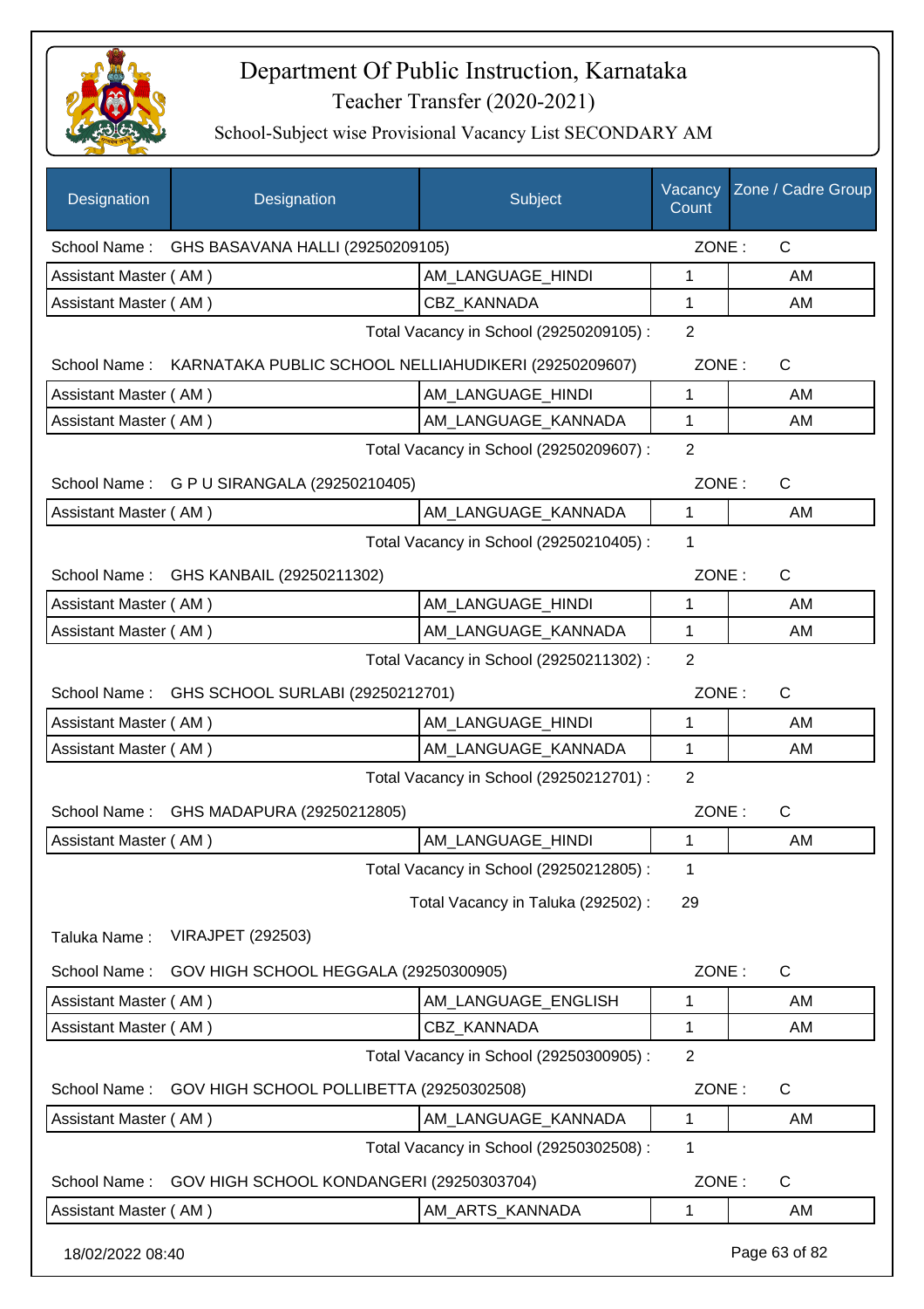# Department Of Public Instruction, Karnataka

## Teacher Transfer (2020-2021)

### School-Subject wise Provisional Vacancy List SECONDARY AM

| Designation | Designation | Subject | Vacancy Count | Zone / Cadre Group |
|---|---|---|---|---|
| School Name : | GHS BASAVANA HALLI (29250209105) | | ZONE : | C |
| Assistant Master ( AM ) | | AM_LANGUAGE_HINDI | 1 | AM |
| Assistant Master ( AM ) | | CBZ_KANNADA | 1 | AM |
| | | Total Vacancy in School (29250209105) : | 2 | |
| School Name : | KARNATAKA PUBLIC SCHOOL NELLIAHUDIKERI (29250209607) | | ZONE : | C |
| Assistant Master ( AM ) | | AM_LANGUAGE_HINDI | 1 | AM |
| Assistant Master ( AM ) | | AM_LANGUAGE_KANNADA | 1 | AM |
| | | Total Vacancy in School (29250209607) : | 2 | |
| School Name : | G P U SIRANGALA (29250210405) | | ZONE : | C |
| Assistant Master ( AM ) | | AM_LANGUAGE_KANNADA | 1 | AM |
| | | Total Vacancy in School (29250210405) : | 1 | |
| School Name : | GHS KANBAIL (29250211302) | | ZONE : | C |
| Assistant Master ( AM ) | | AM_LANGUAGE_HINDI | 1 | AM |
| Assistant Master ( AM ) | | AM_LANGUAGE_KANNADA | 1 | AM |
| | | Total Vacancy in School (29250211302) : | 2 | |
| School Name : | GHS SCHOOL SURLABI (29250212701) | | ZONE : | C |
| Assistant Master ( AM ) | | AM_LANGUAGE_HINDI | 1 | AM |
| Assistant Master ( AM ) | | AM_LANGUAGE_KANNADA | 1 | AM |
| | | Total Vacancy in School (29250212701) : | 2 | |
| School Name : | GHS MADAPURA (29250212805) | | ZONE : | C |
| Assistant Master ( AM ) | | AM_LANGUAGE_HINDI | 1 | AM |
| | | Total Vacancy in School (29250212805) : | 1 | |
| | | Total Vacancy in Taluka (292502) : | 29 | |
| Taluka Name : | VIRAJPET (292503) | | | |
| School Name : | GOV HIGH SCHOOL HEGGALA (29250300905) | | ZONE : | C |
| Assistant Master ( AM ) | | AM_LANGUAGE_ENGLISH | 1 | AM |
| Assistant Master ( AM ) | | CBZ_KANNADA | 1 | AM |
| | | Total Vacancy in School (29250300905) : | 2 | |
| School Name : | GOV HIGH SCHOOL POLLIBETTA (29250302508) | | ZONE : | C |
| Assistant Master ( AM ) | | AM_LANGUAGE_KANNADA | 1 | AM |
| | | Total Vacancy in School (29250302508) : | 1 | |
| School Name : | GOV HIGH SCHOOL KONDANGERI (29250303704) | | ZONE : | C |
| Assistant Master ( AM ) | | AM_ARTS_KANNADA | 1 | AM |

18/02/2022 08:40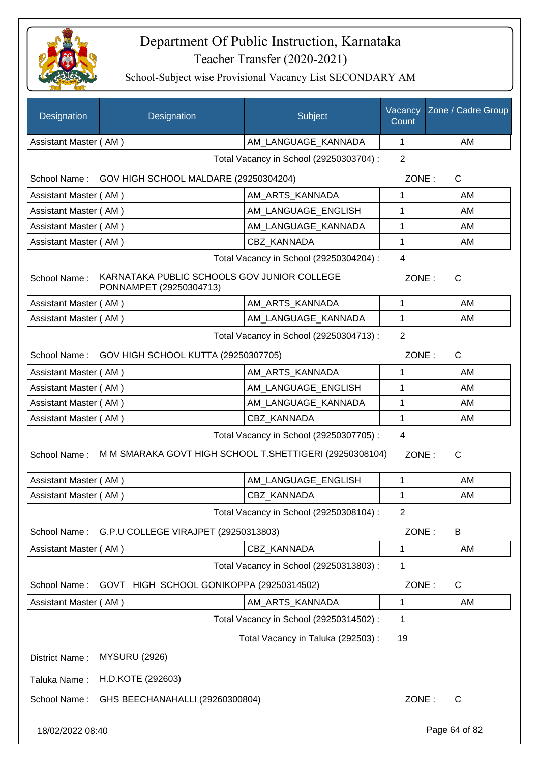# Department Of Public Instruction, Karnataka

Teacher Transfer (2020-2021)

School-Subject wise Provisional Vacancy List SECONDARY AM

| Designation | Designation | Subject | Vacancy Count | Zone / Cadre Group |
|---|---|---|---|---|
| Assistant Master ( AM ) | | AM_LANGUAGE_KANNADA | 1 | AM |

Total Vacancy in School (29250303704) : 2

School Name : GOV HIGH SCHOOL MALDARE (29250304204) ZONE : C

| Designation | Designation | Subject | Vacancy Count | Zone / Cadre Group |
|---|---|---|---|---|
| Assistant Master ( AM ) | | AM_ARTS_KANNADA | 1 | AM |
| Assistant Master ( AM ) | | AM_LANGUAGE_ENGLISH | 1 | AM |
| Assistant Master ( AM ) | | AM_LANGUAGE_KANNADA | 1 | AM |
| Assistant Master ( AM ) | | CBZ_KANNADA | 1 | AM |

Total Vacancy in School (29250304204) : 4

School Name : KARNATAKA PUBLIC SCHOOLS GOV JUNIOR COLLEGE PONNAMPET (29250304713) ZONE : C

| Designation | Designation | Subject | Vacancy Count | Zone / Cadre Group |
|---|---|---|---|---|
| Assistant Master ( AM ) | | AM_ARTS_KANNADA | 1 | AM |
| Assistant Master ( AM ) | | AM_LANGUAGE_KANNADA | 1 | AM |

Total Vacancy in School (29250304713) : 2

School Name : GOV HIGH SCHOOL KUTTA (29250307705) ZONE : C

| Designation | Designation | Subject | Vacancy Count | Zone / Cadre Group |
|---|---|---|---|---|
| Assistant Master ( AM ) | | AM_ARTS_KANNADA | 1 | AM |
| Assistant Master ( AM ) | | AM_LANGUAGE_ENGLISH | 1 | AM |
| Assistant Master ( AM ) | | AM_LANGUAGE_KANNADA | 1 | AM |
| Assistant Master ( AM ) | | CBZ_KANNADA | 1 | AM |

Total Vacancy in School (29250307705) : 4

School Name : M M SMARAKA GOVT HIGH SCHOOL T.SHETTIGERI (29250308104) ZONE : C

| Designation | Designation | Subject | Vacancy Count | Zone / Cadre Group |
|---|---|---|---|---|
| Assistant Master ( AM ) | | AM_LANGUAGE_ENGLISH | 1 | AM |
| Assistant Master ( AM ) | | CBZ_KANNADA | 1 | AM |

Total Vacancy in School (29250308104) : 2

School Name : G.P.U COLLEGE VIRAJPET (29250313803) ZONE : B

| Designation | Designation | Subject | Vacancy Count | Zone / Cadre Group |
|---|---|---|---|---|
| Assistant Master ( AM ) | | CBZ_KANNADA | 1 | AM |

Total Vacancy in School (29250313803) : 1

School Name : GOVT HIGH SCHOOL GONIKOPPA (29250314502) ZONE : C

| Designation | Designation | Subject | Vacancy Count | Zone / Cadre Group |
|---|---|---|---|---|
| Assistant Master ( AM ) | | AM_ARTS_KANNADA | 1 | AM |

Total Vacancy in School (29250314502) : 1

Total Vacancy in Taluka (292503) : 19

District Name : MYSURU (2926)

Taluka Name : H.D.KOTE (292603)

School Name : GHS BEECHANAHALLI (29260300804) ZONE : C

18/02/2022 08:40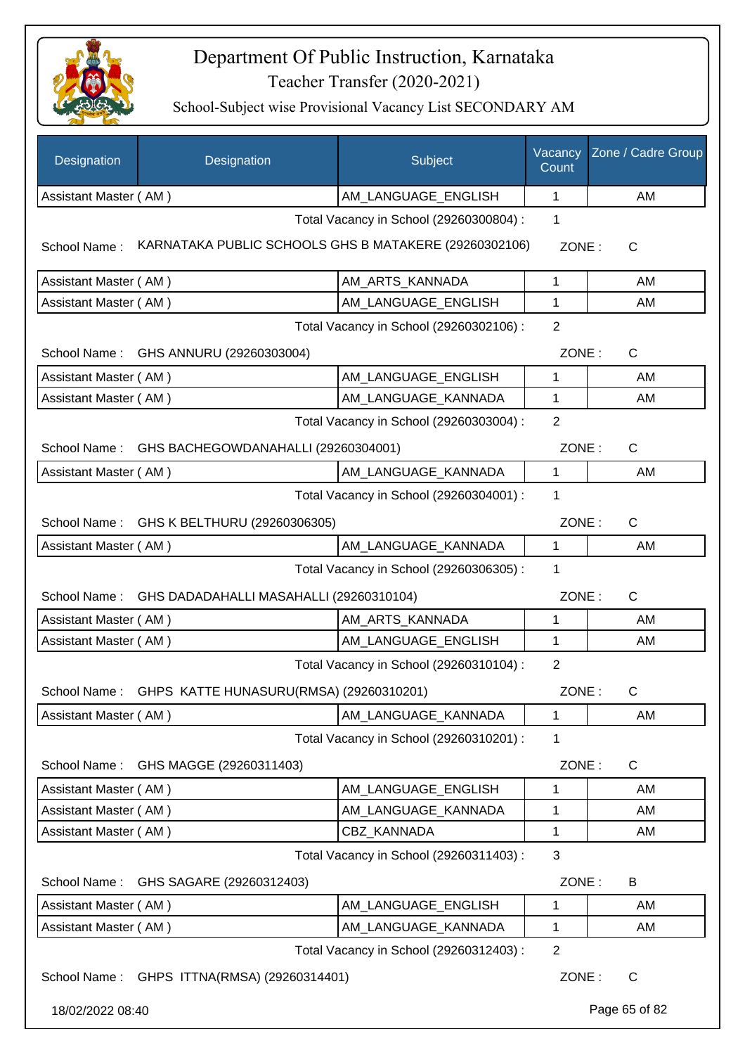# Department Of Public Instruction, Karnataka

Teacher Transfer (2020-2021)

School-Subject wise Provisional Vacancy List SECONDARY AM

| Designation | Designation | Subject | Vacancy Count | Zone / Cadre Group |
|---|---|---|---|---|
| Assistant Master ( AM ) | | AM_LANGUAGE_ENGLISH | 1 | AM |

Total Vacancy in School (29260300804) : 1

School Name : KARNATAKA PUBLIC SCHOOLS GHS B MATAKERE (29260302106) ZONE : C

| Designation | Designation | Subject | Vacancy Count | Zone / Cadre Group |
|---|---|---|---|---|
| Assistant Master ( AM ) | | AM_ARTS_KANNADA | 1 | AM |
| Assistant Master ( AM ) | | AM_LANGUAGE_ENGLISH | 1 | AM |

Total Vacancy in School (29260302106) : 2

School Name : GHS ANNURU (29260303004) ZONE : C

| Designation | Designation | Subject | Vacancy Count | Zone / Cadre Group |
|---|---|---|---|---|
| Assistant Master ( AM ) | | AM_LANGUAGE_ENGLISH | 1 | AM |
| Assistant Master ( AM ) | | AM_LANGUAGE_KANNADA | 1 | AM |

Total Vacancy in School (29260303004) : 2

School Name : GHS BACHEGOWDANAHALLI (29260304001) ZONE : C

| Designation | Designation | Subject | Vacancy Count | Zone / Cadre Group |
|---|---|---|---|---|
| Assistant Master ( AM ) | | AM_LANGUAGE_KANNADA | 1 | AM |

Total Vacancy in School (29260304001) : 1

School Name : GHS K BELTHURU (29260306305) ZONE : C

| Designation | Designation | Subject | Vacancy Count | Zone / Cadre Group |
|---|---|---|---|---|
| Assistant Master ( AM ) | | AM_LANGUAGE_KANNADA | 1 | AM |

Total Vacancy in School (29260306305) : 1

School Name : GHS DADADAHALLI MASAHALLI (29260310104) ZONE : C

| Designation | Designation | Subject | Vacancy Count | Zone / Cadre Group |
|---|---|---|---|---|
| Assistant Master ( AM ) | | AM_ARTS_KANNADA | 1 | AM |
| Assistant Master ( AM ) | | AM_LANGUAGE_ENGLISH | 1 | AM |

Total Vacancy in School (29260310104) : 2

School Name : GHPS KATTE HUNASURU(RMSA) (29260310201) ZONE : C

| Designation | Designation | Subject | Vacancy Count | Zone / Cadre Group |
|---|---|---|---|---|
| Assistant Master ( AM ) | | AM_LANGUAGE_KANNADA | 1 | AM |

Total Vacancy in School (29260310201) : 1

School Name : GHS MAGGE (29260311403) ZONE : C

| Designation | Designation | Subject | Vacancy Count | Zone / Cadre Group |
|---|---|---|---|---|
| Assistant Master ( AM ) | | AM_LANGUAGE_ENGLISH | 1 | AM |
| Assistant Master ( AM ) | | AM_LANGUAGE_KANNADA | 1 | AM |
| Assistant Master ( AM ) | | CBZ_KANNADA | 1 | AM |

Total Vacancy in School (29260311403) : 3

School Name : GHS SAGARE (29260312403) ZONE : B

| Designation | Designation | Subject | Vacancy Count | Zone / Cadre Group |
|---|---|---|---|---|
| Assistant Master ( AM ) | | AM_LANGUAGE_ENGLISH | 1 | AM |
| Assistant Master ( AM ) | | AM_LANGUAGE_KANNADA | 1 | AM |

Total Vacancy in School (29260312403) : 2

School Name : GHPS ITTNA(RMSA) (29260314401) ZONE : C

18/02/2022 08:40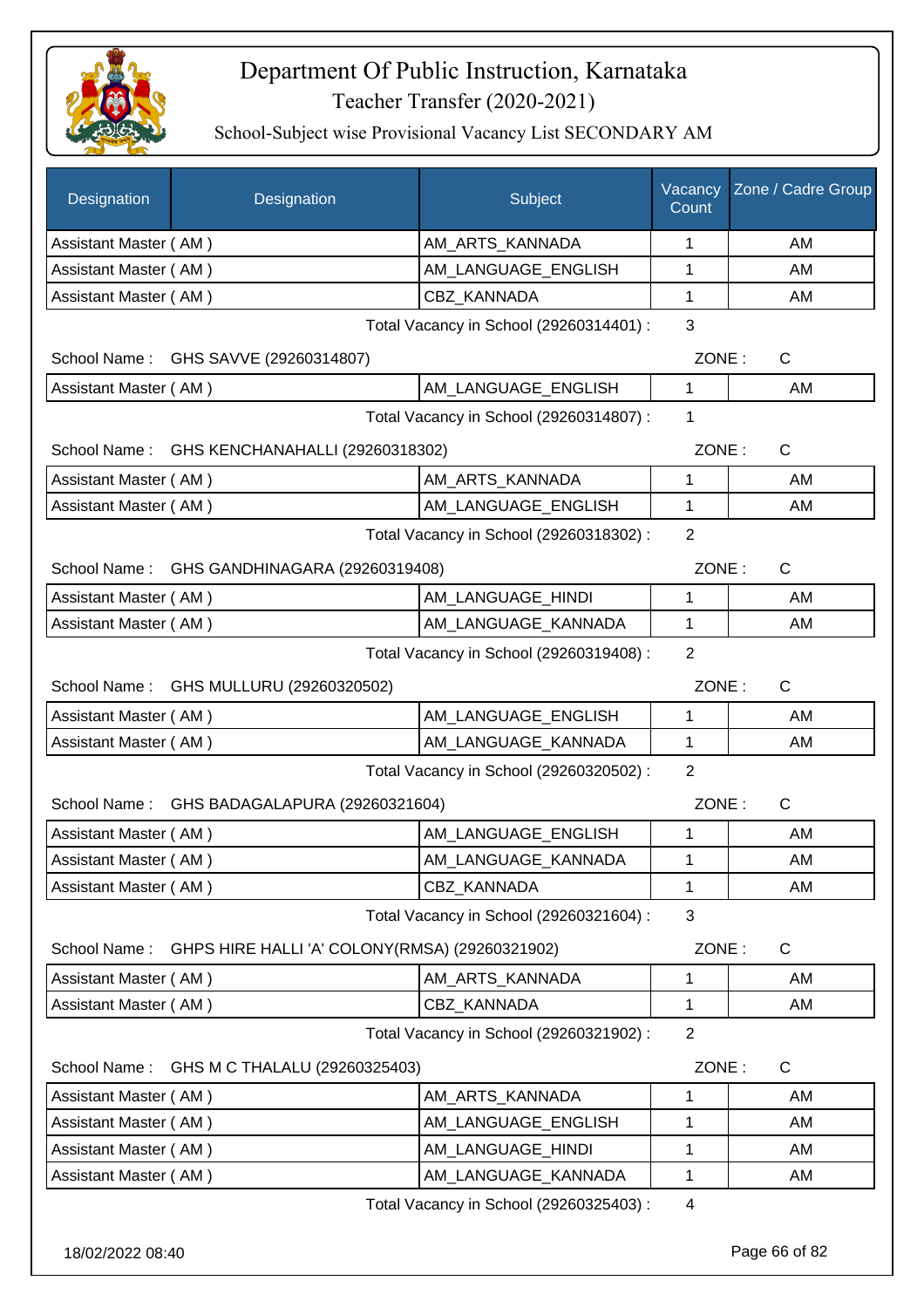# Department Of Public Instruction, Karnataka

Teacher Transfer (2020-2021)

School-Subject wise Provisional Vacancy List SECONDARY AM

| Designation | Designation | Subject | Vacancy Count | Zone / Cadre Group |
|---|---|---|---|---|
| Assistant Master ( AM ) | | AM_ARTS_KANNADA | 1 | AM |
| Assistant Master ( AM ) | | AM_LANGUAGE_ENGLISH | 1 | AM |
| Assistant Master ( AM ) | | CBZ_KANNADA | 1 | AM |

Total Vacancy in School (29260314401) : 3

School Name : GHS SAVVE (29260314807) ZONE : C

| Designation | Subject | Vacancy Count | Zone / Cadre Group |
|---|---|---|---|
| Assistant Master ( AM ) | AM_LANGUAGE_ENGLISH | 1 | AM |

Total Vacancy in School (29260314807) : 1

School Name : GHS KENCHANAHALLI (29260318302) ZONE : C

| Designation | Subject | Vacancy Count | Zone / Cadre Group |
|---|---|---|---|
| Assistant Master ( AM ) | AM_ARTS_KANNADA | 1 | AM |
| Assistant Master ( AM ) | AM_LANGUAGE_ENGLISH | 1 | AM |

Total Vacancy in School (29260318302) : 2

School Name : GHS GANDHINAGARA (29260319408) ZONE : C

| Designation | Subject | Vacancy Count | Zone / Cadre Group |
|---|---|---|---|
| Assistant Master ( AM ) | AM_LANGUAGE_HINDI | 1 | AM |
| Assistant Master ( AM ) | AM_LANGUAGE_KANNADA | 1 | AM |

Total Vacancy in School (29260319408) : 2

School Name : GHS MULLURU (29260320502) ZONE : C

| Designation | Subject | Vacancy Count | Zone / Cadre Group |
|---|---|---|---|
| Assistant Master ( AM ) | AM_LANGUAGE_ENGLISH | 1 | AM |
| Assistant Master ( AM ) | AM_LANGUAGE_KANNADA | 1 | AM |

Total Vacancy in School (29260320502) : 2

School Name : GHS BADAGALAPURA (29260321604) ZONE : C

| Designation | Subject | Vacancy Count | Zone / Cadre Group |
|---|---|---|---|
| Assistant Master ( AM ) | AM_LANGUAGE_ENGLISH | 1 | AM |
| Assistant Master ( AM ) | AM_LANGUAGE_KANNADA | 1 | AM |
| Assistant Master ( AM ) | CBZ_KANNADA | 1 | AM |

Total Vacancy in School (29260321604) : 3

School Name : GHPS HIRE HALLI 'A' COLONY(RMSA) (29260321902) ZONE : C

| Designation | Subject | Vacancy Count | Zone / Cadre Group |
|---|---|---|---|
| Assistant Master ( AM ) | AM_ARTS_KANNADA | 1 | AM |
| Assistant Master ( AM ) | CBZ_KANNADA | 1 | AM |

Total Vacancy in School (29260321902) : 2

School Name : GHS M C THALALU (29260325403) ZONE : C

| Designation | Subject | Vacancy Count | Zone / Cadre Group |
|---|---|---|---|
| Assistant Master ( AM ) | AM_ARTS_KANNADA | 1 | AM |
| Assistant Master ( AM ) | AM_LANGUAGE_ENGLISH | 1 | AM |
| Assistant Master ( AM ) | AM_LANGUAGE_HINDI | 1 | AM |
| Assistant Master ( AM ) | AM_LANGUAGE_KANNADA | 1 | AM |

Total Vacancy in School (29260325403) : 4

18/02/2022 08:40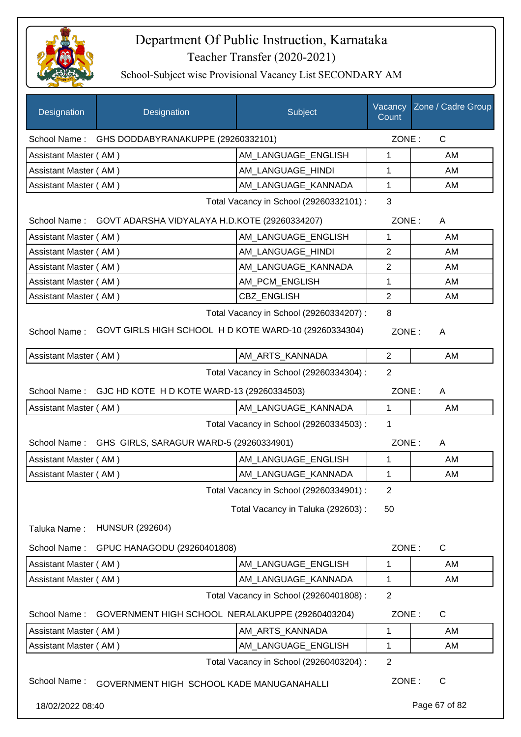# Department Of Public Instruction, Karnataka

## Teacher Transfer (2020-2021)

### School-Subject wise Provisional Vacancy List SECONDARY AM

| Designation | Designation | Subject | Vacancy Count | Zone / Cadre Group |
|---|---|---|---|---|
| School Name : | GHS DODDABYRANAKUPPE (29260332101) | | ZONE : | C |
| Assistant Master ( AM ) | | AM_LANGUAGE_ENGLISH | 1 | AM |
| Assistant Master ( AM ) | | AM_LANGUAGE_HINDI | 1 | AM |
| Assistant Master ( AM ) | | AM_LANGUAGE_KANNADA | 1 | AM |
| | | Total Vacancy in School (29260332101) : | 3 | |
| School Name : | GOVT ADARSHA VIDYALAYA H.D.KOTE (29260334207) | | ZONE : | A |
| Assistant Master ( AM ) | | AM_LANGUAGE_ENGLISH | 1 | AM |
| Assistant Master ( AM ) | | AM_LANGUAGE_HINDI | 2 | AM |
| Assistant Master ( AM ) | | AM_LANGUAGE_KANNADA | 2 | AM |
| Assistant Master ( AM ) | | AM_PCM_ENGLISH | 1 | AM |
| Assistant Master ( AM ) | | CBZ_ENGLISH | 2 | AM |
| | | Total Vacancy in School (29260334207) : | 8 | |
| School Name : | GOVT GIRLS HIGH SCHOOL H D KOTE WARD-10 (29260334304) | | ZONE : | A |
| Assistant Master ( AM ) | | AM_ARTS_KANNADA | 2 | AM |
| | | Total Vacancy in School (29260334304) : | 2 | |
| School Name : | GJC HD KOTE H D KOTE WARD-13 (29260334503) | | ZONE : | A |
| Assistant Master ( AM ) | | AM_LANGUAGE_KANNADA | 1 | AM |
| | | Total Vacancy in School (29260334503) : | 1 | |
| School Name : | GHS GIRLS, SARAGUR WARD-5 (29260334901) | | ZONE : | A |
| Assistant Master ( AM ) | | AM_LANGUAGE_ENGLISH | 1 | AM |
| Assistant Master ( AM ) | | AM_LANGUAGE_KANNADA | 1 | AM |
| | | Total Vacancy in School (29260334901) : | 2 | |
| | | Total Vacancy in Taluka (292603) : | 50 | |
| Taluka Name : | HUNSUR (292604) | | | |
| School Name : | GPUC HANAGODU (29260401808) | | ZONE : | C |
| Assistant Master ( AM ) | | AM_LANGUAGE_ENGLISH | 1 | AM |
| Assistant Master ( AM ) | | AM_LANGUAGE_KANNADA | 1 | AM |
| | | Total Vacancy in School (29260401808) : | 2 | |
| School Name : | GOVERNMENT HIGH SCHOOL NERALAKUPPE (29260403204) | | ZONE : | C |
| Assistant Master ( AM ) | | AM_ARTS_KANNADA | 1 | AM |
| Assistant Master ( AM ) | | AM_LANGUAGE_ENGLISH | 1 | AM |
| | | Total Vacancy in School (29260403204) : | 2 | |
| School Name : | GOVERNMENT HIGH SCHOOL KADE MANUGANAHALLI | | ZONE : | C |

18/02/2022 08:40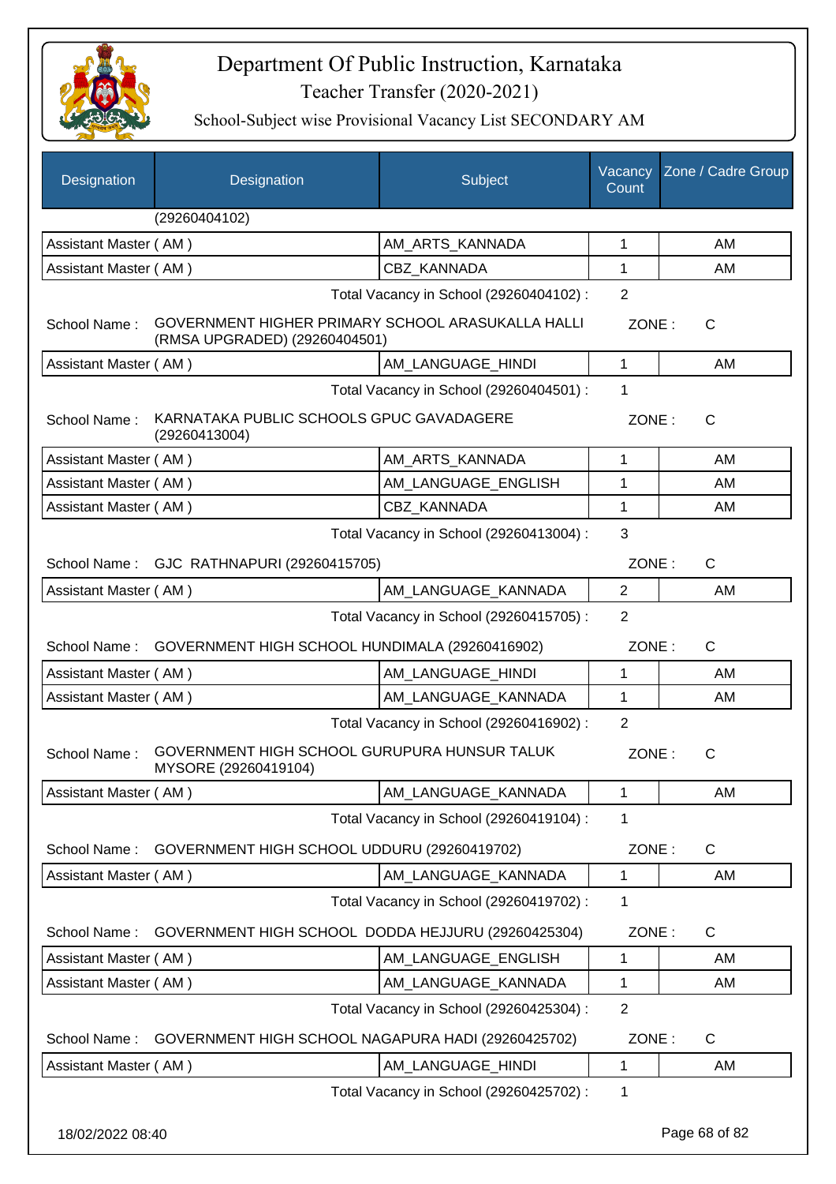# Department Of Public Instruction, Karnataka

Teacher Transfer (2020-2021)

School-Subject wise Provisional Vacancy List SECONDARY AM

| Designation | Designation | Subject | Vacancy Count | Zone / Cadre Group |
|---|---|---|---|---|
| | (29260404102) | | | |
| Assistant Master ( AM ) | | AM_ARTS_KANNADA | 1 | AM |
| Assistant Master ( AM ) | | CBZ_KANNADA | 1 | AM |
| | | Total Vacancy in School (29260404102) : | 2 | |
| School Name : | GOVERNMENT HIGHER PRIMARY SCHOOL ARASUKALLA HALLI (RMSA UPGRADED) (29260404501) | | ZONE : | C |
| Assistant Master ( AM ) | | AM_LANGUAGE_HINDI | 1 | AM |
| | | Total Vacancy in School (29260404501) : | 1 | |
| School Name : | KARNATAKA PUBLIC SCHOOLS GPUC GAVADAGERE (29260413004) | | ZONE : | C |
| Assistant Master ( AM ) | | AM_ARTS_KANNADA | 1 | AM |
| Assistant Master ( AM ) | | AM_LANGUAGE_ENGLISH | 1 | AM |
| Assistant Master ( AM ) | | CBZ_KANNADA | 1 | AM |
| | | Total Vacancy in School (29260413004) : | 3 | |
| School Name : | GJC RATHNAPURI (29260415705) | | ZONE : | C |
| Assistant Master ( AM ) | | AM_LANGUAGE_KANNADA | 2 | AM |
| | | Total Vacancy in School (29260415705) : | 2 | |
| School Name : | GOVERNMENT HIGH SCHOOL HUNDIMALA (29260416902) | | ZONE : | C |
| Assistant Master ( AM ) | | AM_LANGUAGE_HINDI | 1 | AM |
| Assistant Master ( AM ) | | AM_LANGUAGE_KANNADA | 1 | AM |
| | | Total Vacancy in School (29260416902) : | 2 | |
| School Name : | GOVERNMENT HIGH SCHOOL GURUPURA HUNSUR TALUK MYSORE (29260419104) | | ZONE : | C |
| Assistant Master ( AM ) | | AM_LANGUAGE_KANNADA | 1 | AM |
| | | Total Vacancy in School (29260419104) : | 1 | |
| School Name : | GOVERNMENT HIGH SCHOOL UDDURU (29260419702) | | ZONE : | C |
| Assistant Master ( AM ) | | AM_LANGUAGE_KANNADA | 1 | AM |
| | | Total Vacancy in School (29260419702) : | 1 | |
| School Name : | GOVERNMENT HIGH SCHOOL DODDA HEJJURU (29260425304) | | ZONE : | C |
| Assistant Master ( AM ) | | AM_LANGUAGE_ENGLISH | 1 | AM |
| Assistant Master ( AM ) | | AM_LANGUAGE_KANNADA | 1 | AM |
| | | Total Vacancy in School (29260425304) : | 2 | |
| School Name : | GOVERNMENT HIGH SCHOOL NAGAPURA HADI (29260425702) | | ZONE : | C |
| Assistant Master ( AM ) | | AM_LANGUAGE_HINDI | 1 | AM |
| | | Total Vacancy in School (29260425702) : | 1 | |

18/02/2022 08:40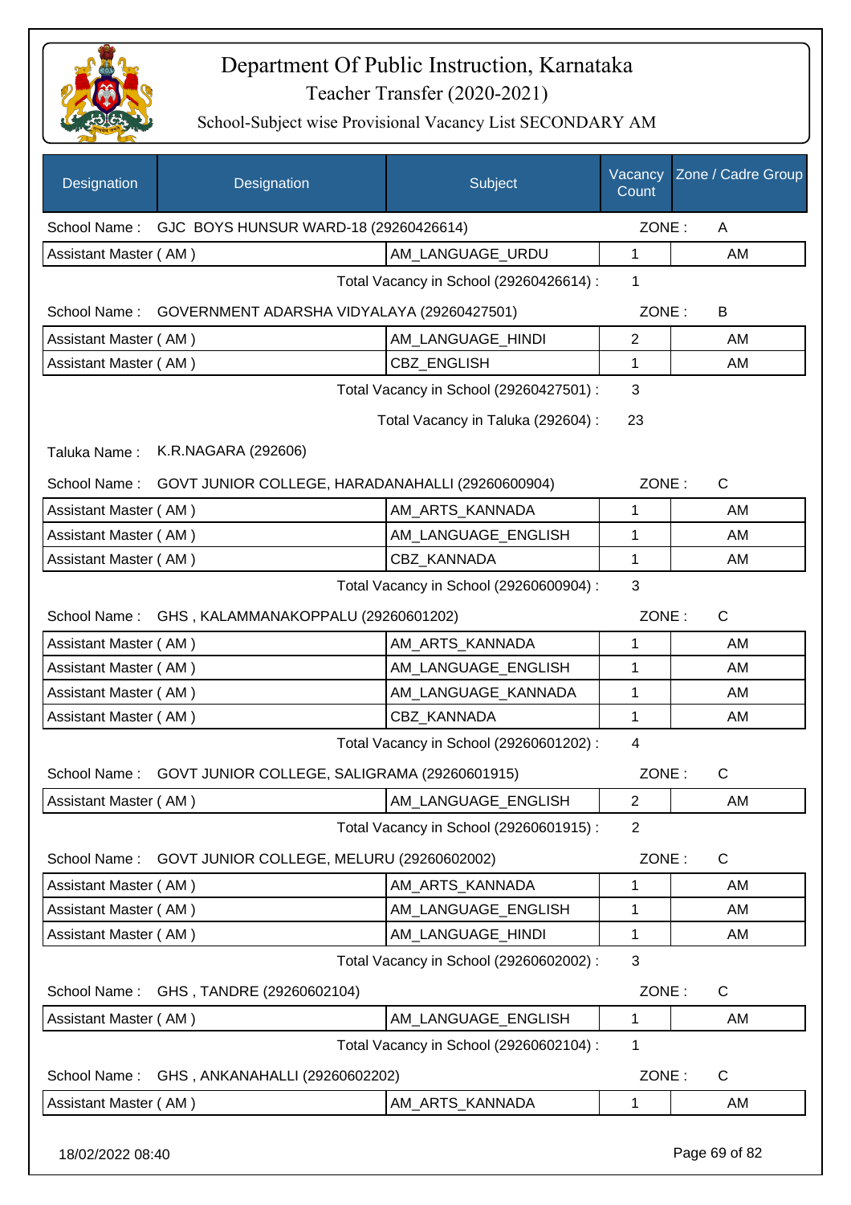# Department Of Public Instruction, Karnataka

## Teacher Transfer (2020-2021)

### School-Subject wise Provisional Vacancy List SECONDARY AM

| Designation | Designation | Subject | Vacancy Count | Zone / Cadre Group |
|---|---|---|---|---|
| School Name : | GJC BOYS HUNSUR WARD-18 (29260426614) | | ZONE : | A |
| Assistant Master ( AM ) | | AM_LANGUAGE_URDU | 1 | AM |
| | | Total Vacancy in School (29260426614) : | 1 | |
| School Name : | GOVERNMENT ADARSHA VIDYALAYA (29260427501) | | ZONE : | B |
| Assistant Master ( AM ) | | AM_LANGUAGE_HINDI | 2 | AM |
| Assistant Master ( AM ) | | CBZ_ENGLISH | 1 | AM |
| | | Total Vacancy in School (29260427501) : | 3 | |
| | | Total Vacancy in Taluka (292604) : | 23 | |
| Taluka Name : | K.R.NAGARA (292606) | | | |
| School Name : | GOVT JUNIOR COLLEGE, HARADANAHALLI (29260600904) | | ZONE : | C |
| Assistant Master ( AM ) | | AM_ARTS_KANNADA | 1 | AM |
| Assistant Master ( AM ) | | AM_LANGUAGE_ENGLISH | 1 | AM |
| Assistant Master ( AM ) | | CBZ_KANNADA | 1 | AM |
| | | Total Vacancy in School (29260600904) : | 3 | |
| School Name : | GHS , KALAMMANAKOPPALU (29260601202) | | ZONE : | C |
| Assistant Master ( AM ) | | AM_ARTS_KANNADA | 1 | AM |
| Assistant Master ( AM ) | | AM_LANGUAGE_ENGLISH | 1 | AM |
| Assistant Master ( AM ) | | AM_LANGUAGE_KANNADA | 1 | AM |
| Assistant Master ( AM ) | | CBZ_KANNADA | 1 | AM |
| | | Total Vacancy in School (29260601202) : | 4 | |
| School Name : | GOVT JUNIOR COLLEGE, SALIGRAMA (29260601915) | | ZONE : | C |
| Assistant Master ( AM ) | | AM_LANGUAGE_ENGLISH | 2 | AM |
| | | Total Vacancy in School (29260601915) : | 2 | |
| School Name : | GOVT JUNIOR COLLEGE, MELURU (29260602002) | | ZONE : | C |
| Assistant Master ( AM ) | | AM_ARTS_KANNADA | 1 | AM |
| Assistant Master ( AM ) | | AM_LANGUAGE_ENGLISH | 1 | AM |
| Assistant Master ( AM ) | | AM_LANGUAGE_HINDI | 1 | AM |
| | | Total Vacancy in School (29260602002) : | 3 | |
| School Name : | GHS , TANDRE (29260602104) | | ZONE : | C |
| Assistant Master ( AM ) | | AM_LANGUAGE_ENGLISH | 1 | AM |
| | | Total Vacancy in School (29260602104) : | 1 | |
| School Name : | GHS , ANKANAHALLI (29260602202) | | ZONE : | C |
| Assistant Master ( AM ) | | AM_ARTS_KANNADA | 1 | AM |

18/02/2022 08:40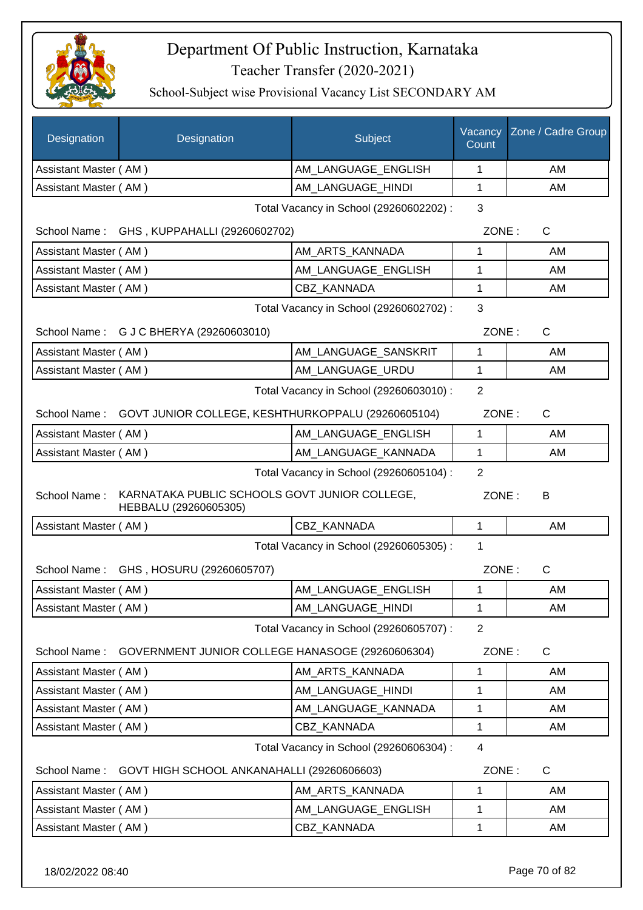# Department Of Public Instruction, Karnataka

Teacher Transfer (2020-2021)

School-Subject wise Provisional Vacancy List SECONDARY AM

| Designation | Designation | Subject | Vacancy Count | Zone / Cadre Group |
|---|---|---|---|---|
| Assistant Master ( AM ) | | AM_LANGUAGE_ENGLISH | 1 | AM |
| Assistant Master ( AM ) | | AM_LANGUAGE_HINDI | 1 | AM |

Total Vacancy in School (29260602202) : 3

School Name : GHS , KUPPAHALLI (29260602702) ZONE : C

| Designation | Designation | Subject | Vacancy Count | Zone / Cadre Group |
|---|---|---|---|---|
| Assistant Master ( AM ) | | AM_ARTS_KANNADA | 1 | AM |
| Assistant Master ( AM ) | | AM_LANGUAGE_ENGLISH | 1 | AM |
| Assistant Master ( AM ) | | CBZ_KANNADA | 1 | AM |

Total Vacancy in School (29260602702) : 3

School Name : G J C BHERYA (29260603010) ZONE : C

| Designation | Designation | Subject | Vacancy Count | Zone / Cadre Group |
|---|---|---|---|---|
| Assistant Master ( AM ) | | AM_LANGUAGE_SANSKRIT | 1 | AM |
| Assistant Master ( AM ) | | AM_LANGUAGE_URDU | 1 | AM |

Total Vacancy in School (29260603010) : 2

School Name : GOVT JUNIOR COLLEGE, KESHTHURKOPPALU (29260605104) ZONE : C

| Designation | Designation | Subject | Vacancy Count | Zone / Cadre Group |
|---|---|---|---|---|
| Assistant Master ( AM ) | | AM_LANGUAGE_ENGLISH | 1 | AM |
| Assistant Master ( AM ) | | AM_LANGUAGE_KANNADA | 1 | AM |

Total Vacancy in School (29260605104) : 2

School Name : KARNATAKA PUBLIC SCHOOLS GOVT JUNIOR COLLEGE, HEBBALU (29260605305) ZONE : B

| Designation | Designation | Subject | Vacancy Count | Zone / Cadre Group |
|---|---|---|---|---|
| Assistant Master ( AM ) | | CBZ_KANNADA | 1 | AM |

Total Vacancy in School (29260605305) : 1

School Name : GHS , HOSURU (29260605707) ZONE : C

| Designation | Designation | Subject | Vacancy Count | Zone / Cadre Group |
|---|---|---|---|---|
| Assistant Master ( AM ) | | AM_LANGUAGE_ENGLISH | 1 | AM |
| Assistant Master ( AM ) | | AM_LANGUAGE_HINDI | 1 | AM |

Total Vacancy in School (29260605707) : 2

School Name : GOVERNMENT JUNIOR COLLEGE HANASOGE (29260606304) ZONE : C

| Designation | Designation | Subject | Vacancy Count | Zone / Cadre Group |
|---|---|---|---|---|
| Assistant Master ( AM ) | | AM_ARTS_KANNADA | 1 | AM |
| Assistant Master ( AM ) | | AM_LANGUAGE_HINDI | 1 | AM |
| Assistant Master ( AM ) | | AM_LANGUAGE_KANNADA | 1 | AM |
| Assistant Master ( AM ) | | CBZ_KANNADA | 1 | AM |

Total Vacancy in School (29260606304) : 4

School Name : GOVT HIGH SCHOOL ANKANAHALLI (29260606603) ZONE : C

| Designation | Designation | Subject | Vacancy Count | Zone / Cadre Group |
|---|---|---|---|---|
| Assistant Master ( AM ) | | AM_ARTS_KANNADA | 1 | AM |
| Assistant Master ( AM ) | | AM_LANGUAGE_ENGLISH | 1 | AM |
| Assistant Master ( AM ) | | CBZ_KANNADA | 1 | AM |

18/02/2022 08:40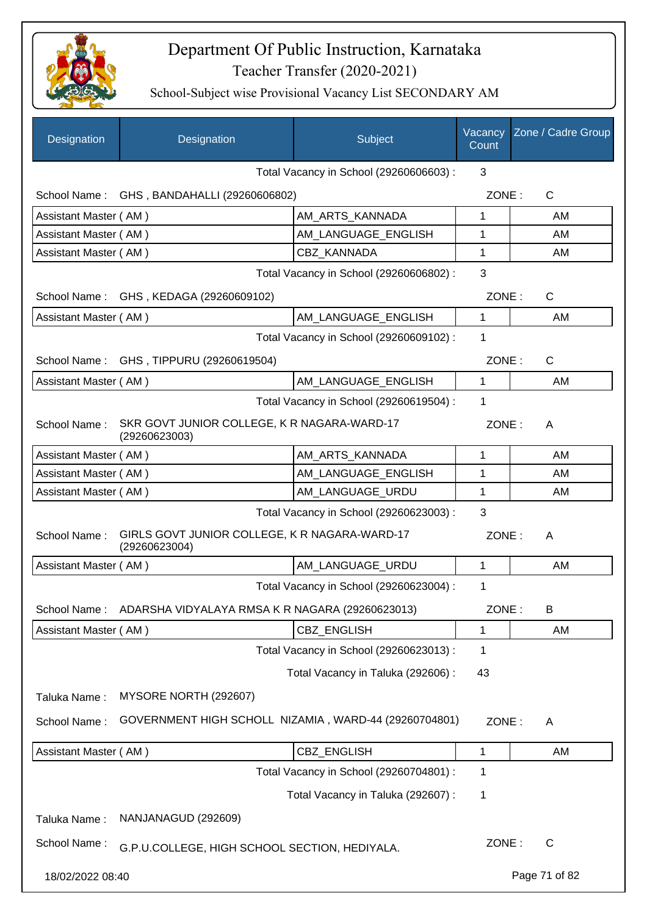# Department Of Public Instruction, Karnataka

Teacher Transfer (2020-2021)

School-Subject wise Provisional Vacancy List SECONDARY AM

| Designation | Designation | Subject | Vacancy Count | Zone / Cadre Group |
|---|---|---|---|---|
| | | Total Vacancy in School (29260606603) : | 3 | |
| School Name : | GHS , BANDAHALLI (29260606802) | | ZONE : | C |
| Assistant Master ( AM ) | | AM_ARTS_KANNADA | 1 | AM |
| Assistant Master ( AM ) | | AM_LANGUAGE_ENGLISH | 1 | AM |
| Assistant Master ( AM ) | | CBZ_KANNADA | 1 | AM |
| | | Total Vacancy in School (29260606802) : | 3 | |
| School Name : | GHS , KEDAGA (29260609102) | | ZONE : | C |
| Assistant Master ( AM ) | | AM_LANGUAGE_ENGLISH | 1 | AM |
| | | Total Vacancy in School (29260609102) : | 1 | |
| School Name : | GHS , TIPPURU (29260619504) | | ZONE : | C |
| Assistant Master ( AM ) | | AM_LANGUAGE_ENGLISH | 1 | AM |
| | | Total Vacancy in School (29260619504) : | 1 | |
| School Name : | SKR GOVT JUNIOR COLLEGE, K R NAGARA-WARD-17 (29260623003) | | ZONE : | A |
| Assistant Master ( AM ) | | AM_ARTS_KANNADA | 1 | AM |
| Assistant Master ( AM ) | | AM_LANGUAGE_ENGLISH | 1 | AM |
| Assistant Master ( AM ) | | AM_LANGUAGE_URDU | 1 | AM |
| | | Total Vacancy in School (29260623003) : | 3 | |
| School Name : | GIRLS GOVT JUNIOR COLLEGE, K R NAGARA-WARD-17 (29260623004) | | ZONE : | A |
| Assistant Master ( AM ) | | AM_LANGUAGE_URDU | 1 | AM |
| | | Total Vacancy in School (29260623004) : | 1 | |
| School Name : | ADARSHA VIDYALAYA RMSA K R NAGARA (29260623013) | | ZONE : | B |
| Assistant Master ( AM ) | | CBZ_ENGLISH | 1 | AM |
| | | Total Vacancy in School (29260623013) : | 1 | |
| | | Total Vacancy in Taluka (292606) : | 43 | |
| Taluka Name : | MYSORE NORTH (292607) | | | |
| School Name : | GOVERNMENT HIGH SCHOLL NIZAMIA , WARD-44 (29260704801) | | ZONE : | A |
| Assistant Master ( AM ) | | CBZ_ENGLISH | 1 | AM |
| | | Total Vacancy in School (29260704801) : | 1 | |
| | | Total Vacancy in Taluka (292607) : | 1 | |
| Taluka Name : | NANJANAGUD (292609) | | | |
| School Name : | G.P.U.COLLEGE, HIGH SCHOOL SECTION, HEDIYALA. | | ZONE : | C |

18/02/2022 08:40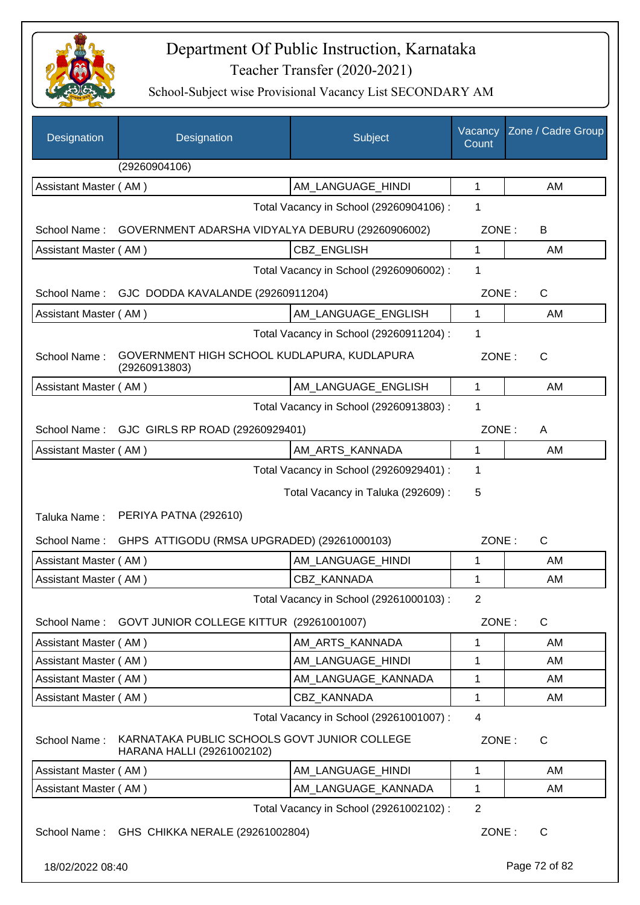# Department Of Public Instruction, Karnataka

Teacher Transfer (2020-2021)

School-Subject wise Provisional Vacancy List SECONDARY AM

| Designation | Designation | Subject | Vacancy Count | Zone / Cadre Group |
|---|---|---|---|---|
| | (29260904106) | | | |
| Assistant Master ( AM ) | | AM_LANGUAGE_HINDI | 1 | AM |
| | | Total Vacancy in School (29260904106) : | 1 | |
| School Name : | GOVERNMENT ADARSHA VIDYALYA DEBURU (29260906002) | | ZONE : | B |
| Assistant Master ( AM ) | | CBZ_ENGLISH | 1 | AM |
| | | Total Vacancy in School (29260906002) : | 1 | |
| School Name : | GJC DODDA KAVALANDE (29260911204) | | ZONE : | C |
| Assistant Master ( AM ) | | AM_LANGUAGE_ENGLISH | 1 | AM |
| | | Total Vacancy in School (29260911204) : | 1 | |
| School Name : | GOVERNMENT HIGH SCHOOL KUDLAPURA, KUDLAPURA (29260913803) | | ZONE : | C |
| Assistant Master ( AM ) | | AM_LANGUAGE_ENGLISH | 1 | AM |
| | | Total Vacancy in School (29260913803) : | 1 | |
| School Name : | GJC GIRLS RP ROAD (29260929401) | | ZONE : | A |
| Assistant Master ( AM ) | | AM_ARTS_KANNADA | 1 | AM |
| | | Total Vacancy in School (29260929401) : | 1 | |
| | | Total Vacancy in Taluka (292609) : | 5 | |
| Taluka Name : | PERIYA PATNA (292610) | | | |
| School Name : | GHPS ATTIGODU (RMSA UPGRADED) (29261000103) | | ZONE : | C |
| Assistant Master ( AM ) | | AM_LANGUAGE_HINDI | 1 | AM |
| Assistant Master ( AM ) | | CBZ_KANNADA | 1 | AM |
| | | Total Vacancy in School (29261000103) : | 2 | |
| School Name : | GOVT JUNIOR COLLEGE KITTUR (29261001007) | | ZONE : | C |
| Assistant Master ( AM ) | | AM_ARTS_KANNADA | 1 | AM |
| Assistant Master ( AM ) | | AM_LANGUAGE_HINDI | 1 | AM |
| Assistant Master ( AM ) | | AM_LANGUAGE_KANNADA | 1 | AM |
| Assistant Master ( AM ) | | CBZ_KANNADA | 1 | AM |
| | | Total Vacancy in School (29261001007) : | 4 | |
| School Name : | KARNATAKA PUBLIC SCHOOLS GOVT JUNIOR COLLEGE HARANA HALLI (29261002102) | | ZONE : | C |
| Assistant Master ( AM ) | | AM_LANGUAGE_HINDI | 1 | AM |
| Assistant Master ( AM ) | | AM_LANGUAGE_KANNADA | 1 | AM |
| | | Total Vacancy in School (29261002102) : | 2 | |
| School Name : | GHS CHIKKA NERALE (29261002804) | | ZONE : | C |

18/02/2022 08:40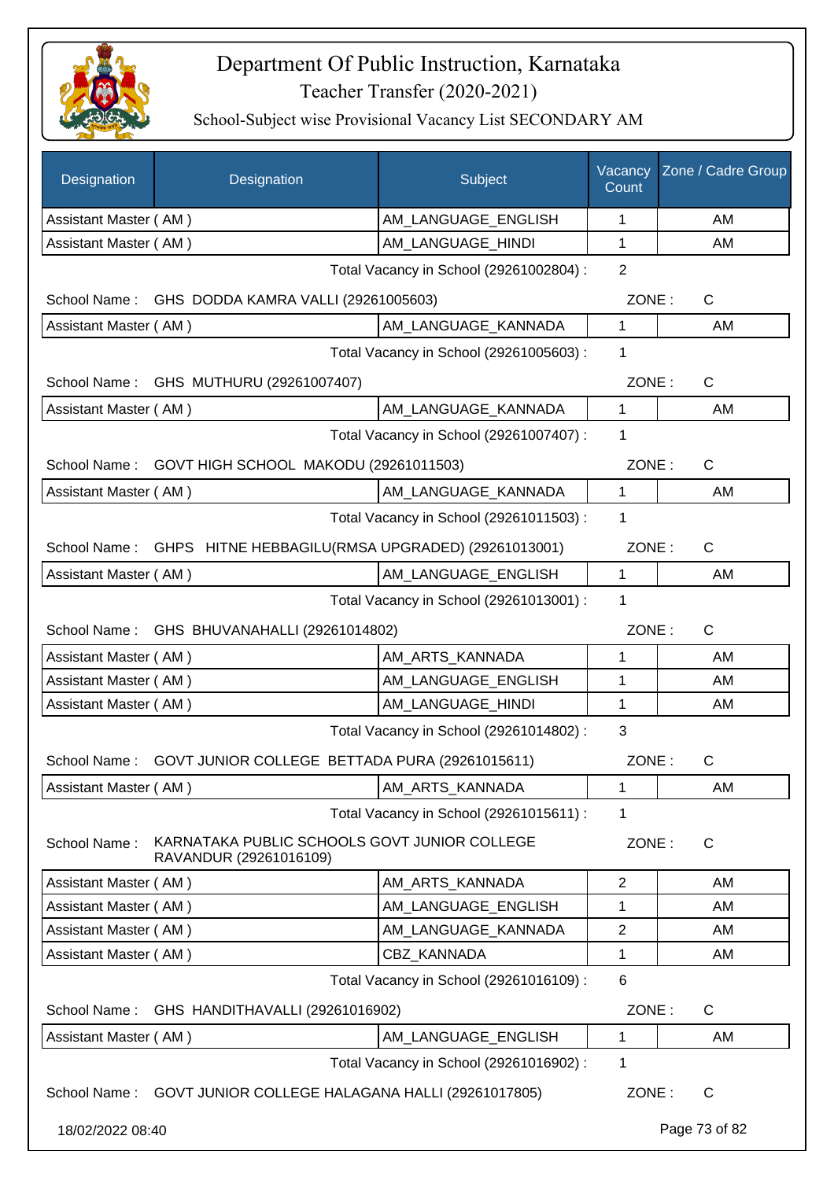# Department Of Public Instruction, Karnataka

Teacher Transfer (2020-2021)

School-Subject wise Provisional Vacancy List SECONDARY AM

| Designation | Designation | Subject | Vacancy Count | Zone / Cadre Group |
|---|---|---|---|---|
| Assistant Master ( AM ) | | AM_LANGUAGE_ENGLISH | 1 | AM |
| Assistant Master ( AM ) | | AM_LANGUAGE_HINDI | 1 | AM |

Total Vacancy in School (29261002804) : 2

School Name : GHS DODDA KAMRA VALLI (29261005603) ZONE : C

| Designation | Subject | Vacancy Count | Zone / Cadre Group |
|---|---|---|---|
| Assistant Master ( AM ) | AM_LANGUAGE_KANNADA | 1 | AM |

Total Vacancy in School (29261005603) : 1

School Name : GHS MUTHURU (29261007407) ZONE : C

| Designation | Subject | Vacancy Count | Zone / Cadre Group |
|---|---|---|---|
| Assistant Master ( AM ) | AM_LANGUAGE_KANNADA | 1 | AM |

Total Vacancy in School (29261007407) : 1

School Name : GOVT HIGH SCHOOL MAKODU (29261011503) ZONE : C

| Designation | Subject | Vacancy Count | Zone / Cadre Group |
|---|---|---|---|
| Assistant Master ( AM ) | AM_LANGUAGE_KANNADA | 1 | AM |

Total Vacancy in School (29261011503) : 1

School Name : GHPS HITNE HEBBAGILU(RMSA UPGRADED) (29261013001) ZONE : C

| Designation | Subject | Vacancy Count | Zone / Cadre Group |
|---|---|---|---|
| Assistant Master ( AM ) | AM_LANGUAGE_ENGLISH | 1 | AM |

Total Vacancy in School (29261013001) : 1

School Name : GHS BHUVANAHALLI (29261014802) ZONE : C

| Designation | Subject | Vacancy Count | Zone / Cadre Group |
|---|---|---|---|
| Assistant Master ( AM ) | AM_ARTS_KANNADA | 1 | AM |
| Assistant Master ( AM ) | AM_LANGUAGE_ENGLISH | 1 | AM |
| Assistant Master ( AM ) | AM_LANGUAGE_HINDI | 1 | AM |

Total Vacancy in School (29261014802) : 3

School Name : GOVT JUNIOR COLLEGE BETTADA PURA (29261015611) ZONE : C

| Designation | Subject | Vacancy Count | Zone / Cadre Group |
|---|---|---|---|
| Assistant Master ( AM ) | AM_ARTS_KANNADA | 1 | AM |

Total Vacancy in School (29261015611) : 1

School Name : KARNATAKA PUBLIC SCHOOLS GOVT JUNIOR COLLEGE RAVANDUR (29261016109) ZONE : C

| Designation | Subject | Vacancy Count | Zone / Cadre Group |
|---|---|---|---|
| Assistant Master ( AM ) | AM_ARTS_KANNADA | 2 | AM |
| Assistant Master ( AM ) | AM_LANGUAGE_ENGLISH | 1 | AM |
| Assistant Master ( AM ) | AM_LANGUAGE_KANNADA | 2 | AM |
| Assistant Master ( AM ) | CBZ_KANNADA | 1 | AM |

Total Vacancy in School (29261016109) : 6

School Name : GHS HANDITHAVALLI (29261016902) ZONE : C

| Designation | Subject | Vacancy Count | Zone / Cadre Group |
|---|---|---|---|
| Assistant Master ( AM ) | AM_LANGUAGE_ENGLISH | 1 | AM |

Total Vacancy in School (29261016902) : 1

School Name : GOVT JUNIOR COLLEGE HALAGANA HALLI (29261017805) ZONE : C

18/02/2022 08:40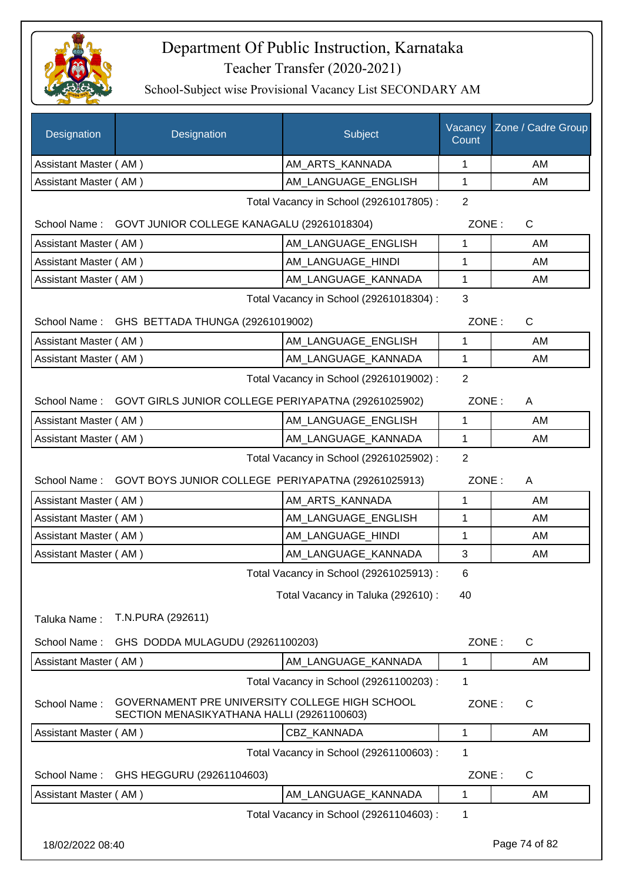# Department Of Public Instruction, Karnataka

## Teacher Transfer (2020-2021)

### School-Subject wise Provisional Vacancy List SECONDARY AM

| Designation | Designation | Subject | Vacancy Count | Zone / Cadre Group |
|---|---|---|---|---|
| Assistant Master ( AM ) | | AM_ARTS_KANNADA | 1 | AM |
| Assistant Master ( AM ) | | AM_LANGUAGE_ENGLISH | 1 | AM |

Total Vacancy in School (29261017805) : 2

School Name : GOVT JUNIOR COLLEGE KANAGALU (29261018304) ZONE : C

| Designation | Designation | Subject | Vacancy Count | Zone / Cadre Group |
|---|---|---|---|---|
| Assistant Master ( AM ) | | AM_LANGUAGE_ENGLISH | 1 | AM |
| Assistant Master ( AM ) | | AM_LANGUAGE_HINDI | 1 | AM |
| Assistant Master ( AM ) | | AM_LANGUAGE_KANNADA | 1 | AM |

Total Vacancy in School (29261018304) : 3

School Name : GHS BETTADA THUNGA (29261019002) ZONE : C

| Designation | Designation | Subject | Vacancy Count | Zone / Cadre Group |
|---|---|---|---|---|
| Assistant Master ( AM ) | | AM_LANGUAGE_ENGLISH | 1 | AM |
| Assistant Master ( AM ) | | AM_LANGUAGE_KANNADA | 1 | AM |

Total Vacancy in School (29261019002) : 2

School Name : GOVT GIRLS JUNIOR COLLEGE PERIYAPATNA (29261025902) ZONE : A

| Designation | Designation | Subject | Vacancy Count | Zone / Cadre Group |
|---|---|---|---|---|
| Assistant Master ( AM ) | | AM_LANGUAGE_ENGLISH | 1 | AM |
| Assistant Master ( AM ) | | AM_LANGUAGE_KANNADA | 1 | AM |

Total Vacancy in School (29261025902) : 2

School Name : GOVT BOYS JUNIOR COLLEGE PERIYAPATNA (29261025913) ZONE : A

| Designation | Designation | Subject | Vacancy Count | Zone / Cadre Group |
|---|---|---|---|---|
| Assistant Master ( AM ) | | AM_ARTS_KANNADA | 1 | AM |
| Assistant Master ( AM ) | | AM_LANGUAGE_ENGLISH | 1 | AM |
| Assistant Master ( AM ) | | AM_LANGUAGE_HINDI | 1 | AM |
| Assistant Master ( AM ) | | AM_LANGUAGE_KANNADA | 3 | AM |

Total Vacancy in School (29261025913) : 6

Total Vacancy in Taluka (292610) : 40

Taluka Name : T.N.PURA (292611)

School Name : GHS DODDA MULAGUDU (29261100203) ZONE : C

| Designation | Designation | Subject | Vacancy Count | Zone / Cadre Group |
|---|---|---|---|---|
| Assistant Master ( AM ) | | AM_LANGUAGE_KANNADA | 1 | AM |

Total Vacancy in School (29261100203) : 1

School Name : GOVERNAMENT PRE UNIVERSITY COLLEGE HIGH SCHOOL SECTION MENASIKYATHANA HALLI (29261100603) ZONE : C

| Designation | Designation | Subject | Vacancy Count | Zone / Cadre Group |
|---|---|---|---|---|
| Assistant Master ( AM ) | | CBZ_KANNADA | 1 | AM |

Total Vacancy in School (29261100603) : 1

School Name : GHS HEGGURU (29261104603) ZONE : C

| Designation | Designation | Subject | Vacancy Count | Zone / Cadre Group |
|---|---|---|---|---|
| Assistant Master ( AM ) | | AM_LANGUAGE_KANNADA | 1 | AM |

Total Vacancy in School (29261104603) : 1

18/02/2022 08:40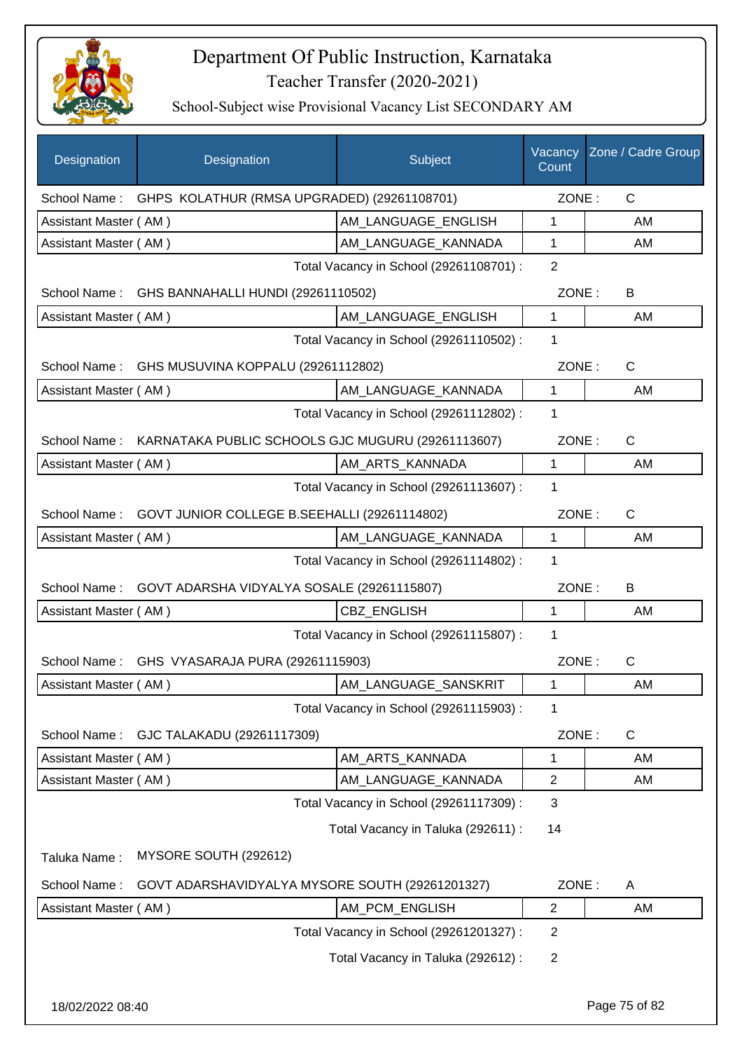# Department Of Public Instruction, Karnataka

## Teacher Transfer (2020-2021)

### School-Subject wise Provisional Vacancy List SECONDARY AM

| Designation | Designation | Subject | Vacancy Count | Zone / Cadre Group |
|---|---|---|---|---|
| School Name : | GHPS KOLATHUR (RMSA UPGRADED) (29261108701) | | ZONE : | C |
| Assistant Master ( AM ) | | AM_LANGUAGE_ENGLISH | 1 | AM |
| Assistant Master ( AM ) | | AM_LANGUAGE_KANNADA | 1 | AM |
| | | Total Vacancy in School (29261108701) : | 2 | |
| School Name : | GHS BANNAHALLI HUNDI (29261110502) | | ZONE : | B |
| Assistant Master ( AM ) | | AM_LANGUAGE_ENGLISH | 1 | AM |
| | | Total Vacancy in School (29261110502) : | 1 | |
| School Name : | GHS MUSUVINA KOPPALU (29261112802) | | ZONE : | C |
| Assistant Master ( AM ) | | AM_LANGUAGE_KANNADA | 1 | AM |
| | | Total Vacancy in School (29261112802) : | 1 | |
| School Name : | KARNATAKA PUBLIC SCHOOLS GJC MUGURU (29261113607) | | ZONE : | C |
| Assistant Master ( AM ) | | AM_ARTS_KANNADA | 1 | AM |
| | | Total Vacancy in School (29261113607) : | 1 | |
| School Name : | GOVT JUNIOR COLLEGE B.SEEHALLI (29261114802) | | ZONE : | C |
| Assistant Master ( AM ) | | AM_LANGUAGE_KANNADA | 1 | AM |
| | | Total Vacancy in School (29261114802) : | 1 | |
| School Name : | GOVT ADARSHA VIDYALYA SOSALE (29261115807) | | ZONE : | B |
| Assistant Master ( AM ) | | CBZ_ENGLISH | 1 | AM |
| | | Total Vacancy in School (29261115807) : | 1 | |
| School Name : | GHS VYASARAJA PURA (29261115903) | | ZONE : | C |
| Assistant Master ( AM ) | | AM_LANGUAGE_SANSKRIT | 1 | AM |
| | | Total Vacancy in School (29261115903) : | 1 | |
| School Name : | GJC TALAKADU (29261117309) | | ZONE : | C |
| Assistant Master ( AM ) | | AM_ARTS_KANNADA | 1 | AM |
| Assistant Master ( AM ) | | AM_LANGUAGE_KANNADA | 2 | AM |
| | | Total Vacancy in School (29261117309) : | 3 | |
| | | Total Vacancy in Taluka (292611) : | 14 | |
| Taluka Name : | MYSORE SOUTH (292612) | | | |
| School Name : | GOVT ADARSHAVIDYALYA MYSORE SOUTH (29261201327) | | ZONE : | A |
| Assistant Master ( AM ) | | AM_PCM_ENGLISH | 2 | AM |
| | | Total Vacancy in School (29261201327) : | 2 | |
| | | Total Vacancy in Taluka (292612) : | 2 | |

18/02/2022 08:40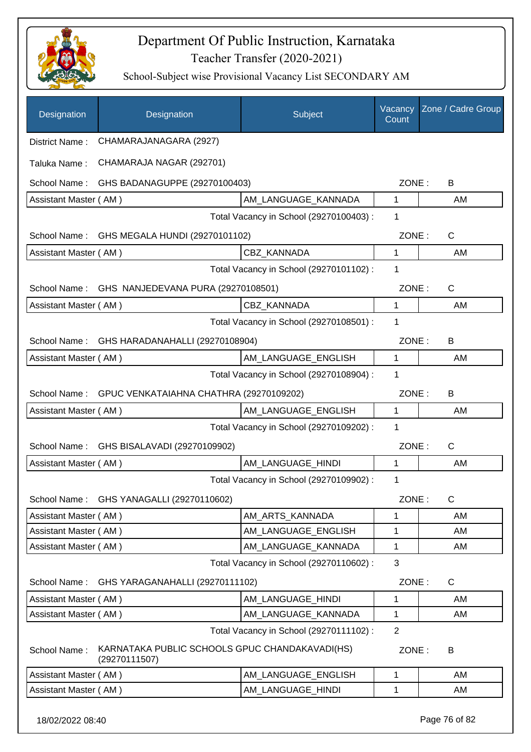# Department Of Public Instruction, Karnataka

## Teacher Transfer (2020-2021)

### School-Subject wise Provisional Vacancy List SECONDARY AM

| Designation | Designation | Subject | Vacancy Count | Zone / Cadre Group |
|---|---|---|---|---|
| District Name : | CHAMARAJANAGARA (2927) | | | |
| Taluka Name : | CHAMARAJA NAGAR (292701) | | | |
| School Name : | GHS BADANAGUPPE (29270100403) | | ZONE : | B |
| Assistant Master ( AM ) | | AM_LANGUAGE_KANNADA | 1 | AM |
| | | Total Vacancy in School (29270100403) : | 1 | |
| School Name : | GHS MEGALA HUNDI (29270101102) | | ZONE : | C |
| Assistant Master ( AM ) | | CBZ_KANNADA | 1 | AM |
| | | Total Vacancy in School (29270101102) : | 1 | |
| School Name : | GHS NANJEDEVANA PURA (29270108501) | | ZONE : | C |
| Assistant Master ( AM ) | | CBZ_KANNADA | 1 | AM |
| | | Total Vacancy in School (29270108501) : | 1 | |
| School Name : | GHS HARADANAHALLI (29270108904) | | ZONE : | B |
| Assistant Master ( AM ) | | AM_LANGUAGE_ENGLISH | 1 | AM |
| | | Total Vacancy in School (29270108904) : | 1 | |
| School Name : | GPUC VENKATAIAHNA CHATHRA (29270109202) | | ZONE : | B |
| Assistant Master ( AM ) | | AM_LANGUAGE_ENGLISH | 1 | AM |
| | | Total Vacancy in School (29270109202) : | 1 | |
| School Name : | GHS BISALAVADI (29270109902) | | ZONE : | C |
| Assistant Master ( AM ) | | AM_LANGUAGE_HINDI | 1 | AM |
| | | Total Vacancy in School (29270109902) : | 1 | |
| School Name : | GHS YANAGALLI (29270110602) | | ZONE : | C |
| Assistant Master ( AM ) | | AM_ARTS_KANNADA | 1 | AM |
| Assistant Master ( AM ) | | AM_LANGUAGE_ENGLISH | 1 | AM |
| Assistant Master ( AM ) | | AM_LANGUAGE_KANNADA | 1 | AM |
| | | Total Vacancy in School (29270110602) : | 3 | |
| School Name : | GHS YARAGANAHALLI (29270111102) | | ZONE : | C |
| Assistant Master ( AM ) | | AM_LANGUAGE_HINDI | 1 | AM |
| Assistant Master ( AM ) | | AM_LANGUAGE_KANNADA | 1 | AM |
| | | Total Vacancy in School (29270111102) : | 2 | |
| School Name : | KARNATAKA PUBLIC SCHOOLS GPUC CHANDAKAVADI(HS) (29270111507) | | ZONE : | B |
| Assistant Master ( AM ) | | AM_LANGUAGE_ENGLISH | 1 | AM |
| Assistant Master ( AM ) | | AM_LANGUAGE_HINDI | 1 | AM |

18/02/2022 08:40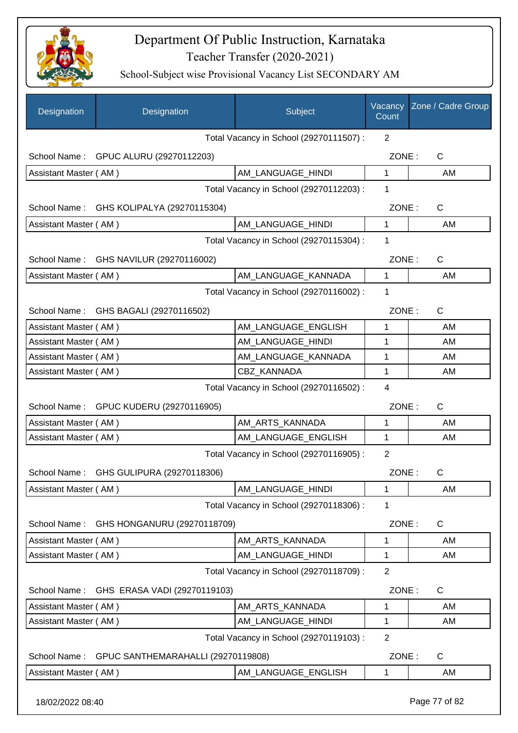# Department Of Public Instruction, Karnataka

## Teacher Transfer (2020-2021)

### School-Subject wise Provisional Vacancy List SECONDARY AM

| Designation | Designation | Subject | Vacancy Count | Zone / Cadre Group |
|---|---|---|---|---|
| | | Total Vacancy in School (29270111507) : | 2 | |
| School Name : | GPUC ALURU (29270112203) | | ZONE : | C |
| Assistant Master ( AM ) | | AM_LANGUAGE_HINDI | 1 | AM |
| | | Total Vacancy in School (29270112203) : | 1 | |
| School Name : | GHS KOLIPALYA (29270115304) | | ZONE : | C |
| Assistant Master ( AM ) | | AM_LANGUAGE_HINDI | 1 | AM |
| | | Total Vacancy in School (29270115304) : | 1 | |
| School Name : | GHS NAVILUR (29270116002) | | ZONE : | C |
| Assistant Master ( AM ) | | AM_LANGUAGE_KANNADA | 1 | AM |
| | | Total Vacancy in School (29270116002) : | 1 | |
| School Name : | GHS BAGALI (29270116502) | | ZONE : | C |
| Assistant Master ( AM ) | | AM_LANGUAGE_ENGLISH | 1 | AM |
| Assistant Master ( AM ) | | AM_LANGUAGE_HINDI | 1 | AM |
| Assistant Master ( AM ) | | AM_LANGUAGE_KANNADA | 1 | AM |
| Assistant Master ( AM ) | | CBZ_KANNADA | 1 | AM |
| | | Total Vacancy in School (29270116502) : | 4 | |
| School Name : | GPUC KUDERU (29270116905) | | ZONE : | C |
| Assistant Master ( AM ) | | AM_ARTS_KANNADA | 1 | AM |
| Assistant Master ( AM ) | | AM_LANGUAGE_ENGLISH | 1 | AM |
| | | Total Vacancy in School (29270116905) : | 2 | |
| School Name : | GHS GULIPURA (29270118306) | | ZONE : | C |
| Assistant Master ( AM ) | | AM_LANGUAGE_HINDI | 1 | AM |
| | | Total Vacancy in School (29270118306) : | 1 | |
| School Name : | GHS HONGANURU (29270118709) | | ZONE : | C |
| Assistant Master ( AM ) | | AM_ARTS_KANNADA | 1 | AM |
| Assistant Master ( AM ) | | AM_LANGUAGE_HINDI | 1 | AM |
| | | Total Vacancy in School (29270118709) : | 2 | |
| School Name : | GHS ERASA VADI (29270119103) | | ZONE : | C |
| Assistant Master ( AM ) | | AM_ARTS_KANNADA | 1 | AM |
| Assistant Master ( AM ) | | AM_LANGUAGE_HINDI | 1 | AM |
| | | Total Vacancy in School (29270119103) : | 2 | |
| School Name : | GPUC SANTHEMARAHALLI (29270119808) | | ZONE : | C |
| Assistant Master ( AM ) | | AM_LANGUAGE_ENGLISH | 1 | AM |

18/02/2022 08:40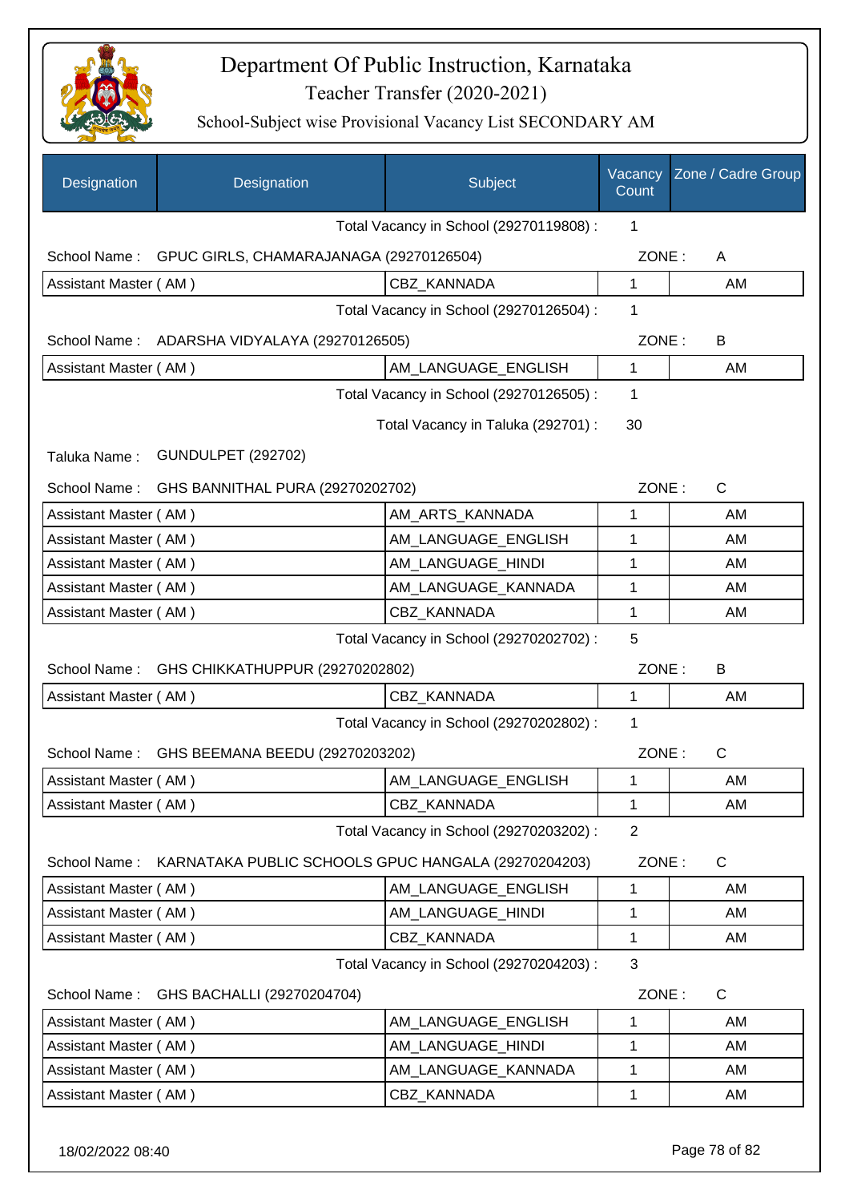# Department Of Public Instruction, Karnataka

## Teacher Transfer (2020-2021)

### School-Subject wise Provisional Vacancy List SECONDARY AM

| Designation | Designation | Subject | Vacancy Count | Zone / Cadre Group |
|---|---|---|---|---|
| | | Total Vacancy in School (29270119808) : | 1 | |
| School Name : | GPUC GIRLS, CHAMARAJANAGA (29270126504) | | ZONE : | A |
| Assistant Master ( AM ) | | CBZ_KANNADA | 1 | AM |
| | | Total Vacancy in School (29270126504) : | 1 | |
| School Name : | ADARSHA VIDYALAYA (29270126505) | | ZONE : | B |
| Assistant Master ( AM ) | | AM_LANGUAGE_ENGLISH | 1 | AM |
| | | Total Vacancy in School (29270126505) : | 1 | |
| | | Total Vacancy in Taluka (292701) : | 30 | |
| Taluka Name : | GUNDULPET (292702) | | | |
| School Name : | GHS BANNITHAL PURA (29270202702) | | ZONE : | C |
| Assistant Master ( AM ) | | AM_ARTS_KANNADA | 1 | AM |
| Assistant Master ( AM ) | | AM_LANGUAGE_ENGLISH | 1 | AM |
| Assistant Master ( AM ) | | AM_LANGUAGE_HINDI | 1 | AM |
| Assistant Master ( AM ) | | AM_LANGUAGE_KANNADA | 1 | AM |
| Assistant Master ( AM ) | | CBZ_KANNADA | 1 | AM |
| | | Total Vacancy in School (29270202702) : | 5 | |
| School Name : | GHS CHIKKATHUPPUR (29270202802) | | ZONE : | B |
| Assistant Master ( AM ) | | CBZ_KANNADA | 1 | AM |
| | | Total Vacancy in School (29270202802) : | 1 | |
| School Name : | GHS BEEMANA BEEDU (29270203202) | | ZONE : | C |
| Assistant Master ( AM ) | | AM_LANGUAGE_ENGLISH | 1 | AM |
| Assistant Master ( AM ) | | CBZ_KANNADA | 1 | AM |
| | | Total Vacancy in School (29270203202) : | 2 | |
| School Name : | KARNATAKA PUBLIC SCHOOLS GPUC HANGALA (29270204203) | | ZONE : | C |
| Assistant Master ( AM ) | | AM_LANGUAGE_ENGLISH | 1 | AM |
| Assistant Master ( AM ) | | AM_LANGUAGE_HINDI | 1 | AM |
| Assistant Master ( AM ) | | CBZ_KANNADA | 1 | AM |
| | | Total Vacancy in School (29270204203) : | 3 | |
| School Name : | GHS BACHALLI (29270204704) | | ZONE : | C |
| Assistant Master ( AM ) | | AM_LANGUAGE_ENGLISH | 1 | AM |
| Assistant Master ( AM ) | | AM_LANGUAGE_HINDI | 1 | AM |
| Assistant Master ( AM ) | | AM_LANGUAGE_KANNADA | 1 | AM |
| Assistant Master ( AM ) | | CBZ_KANNADA | 1 | AM |

18/02/2022 08:40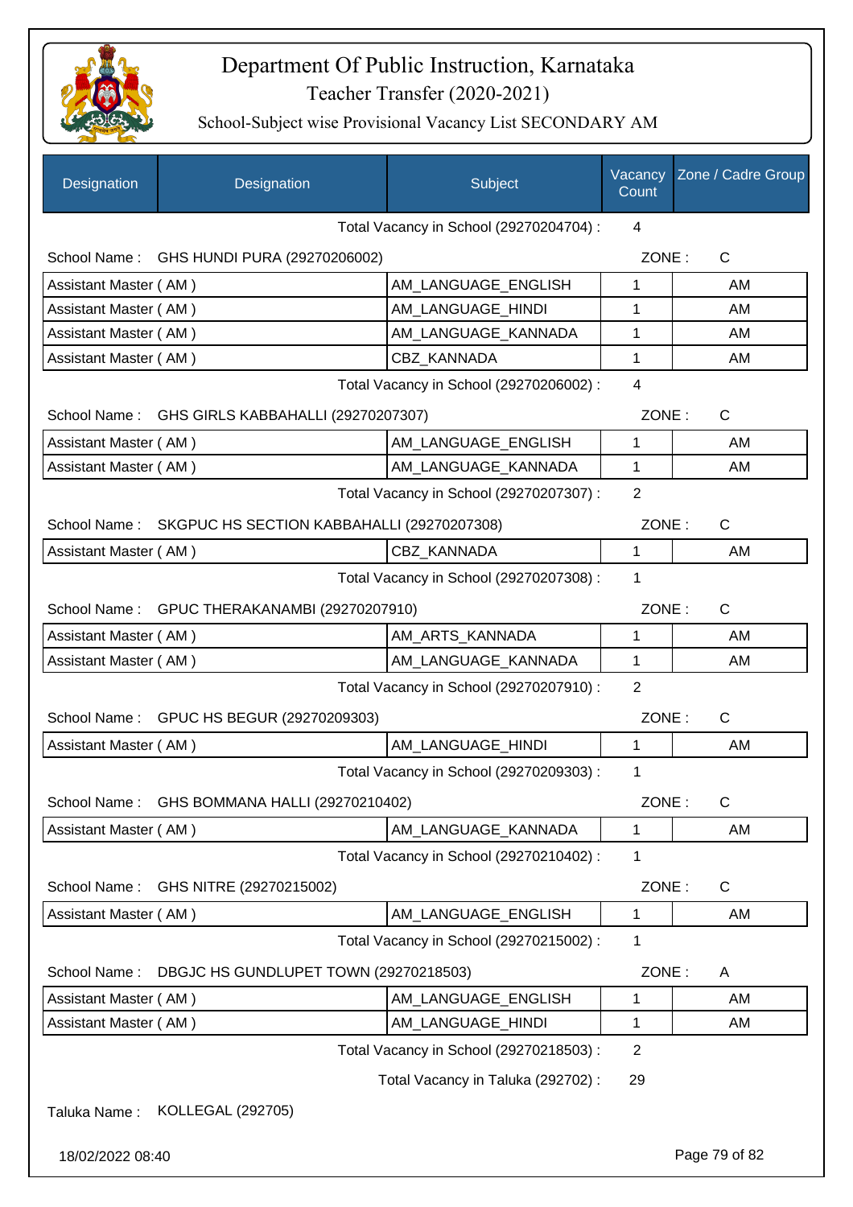# Department Of Public Instruction, Karnataka

## Teacher Transfer (2020-2021)

### School-Subject wise Provisional Vacancy List SECONDARY AM

| Designation | Designation | Subject | Vacancy Count | Zone / Cadre Group |
|---|---|---|---|---|
| | | Total Vacancy in School (29270204704) : | 4 | |
| School Name : | GHS HUNDI PURA (29270206002) | | ZONE : | C |
| Assistant Master ( AM ) | | AM_LANGUAGE_ENGLISH | 1 | AM |
| Assistant Master ( AM ) | | AM_LANGUAGE_HINDI | 1 | AM |
| Assistant Master ( AM ) | | AM_LANGUAGE_KANNADA | 1 | AM |
| Assistant Master ( AM ) | | CBZ_KANNADA | 1 | AM |
| | | Total Vacancy in School (29270206002) : | 4 | |
| School Name : | GHS GIRLS KABBAHALLI (29270207307) | | ZONE : | C |
| Assistant Master ( AM ) | | AM_LANGUAGE_ENGLISH | 1 | AM |
| Assistant Master ( AM ) | | AM_LANGUAGE_KANNADA | 1 | AM |
| | | Total Vacancy in School (29270207307) : | 2 | |
| School Name : | SKGPUC HS SECTION KABBAHALLI (29270207308) | | ZONE : | C |
| Assistant Master ( AM ) | | CBZ_KANNADA | 1 | AM |
| | | Total Vacancy in School (29270207308) : | 1 | |
| School Name : | GPUC THERAKANAMBI (29270207910) | | ZONE : | C |
| Assistant Master ( AM ) | | AM_ARTS_KANNADA | 1 | AM |
| Assistant Master ( AM ) | | AM_LANGUAGE_KANNADA | 1 | AM |
| | | Total Vacancy in School (29270207910) : | 2 | |
| School Name : | GPUC HS BEGUR (29270209303) | | ZONE : | C |
| Assistant Master ( AM ) | | AM_LANGUAGE_HINDI | 1 | AM |
| | | Total Vacancy in School (29270209303) : | 1 | |
| School Name : | GHS BOMMANA HALLI (29270210402) | | ZONE : | C |
| Assistant Master ( AM ) | | AM_LANGUAGE_KANNADA | 1 | AM |
| | | Total Vacancy in School (29270210402) : | 1 | |
| School Name : | GHS NITRE (29270215002) | | ZONE : | C |
| Assistant Master ( AM ) | | AM_LANGUAGE_ENGLISH | 1 | AM |
| | | Total Vacancy in School (29270215002) : | 1 | |
| School Name : | DBGJC HS GUNDLUPET TOWN (29270218503) | | ZONE : | A |
| Assistant Master ( AM ) | | AM_LANGUAGE_ENGLISH | 1 | AM |
| Assistant Master ( AM ) | | AM_LANGUAGE_HINDI | 1 | AM |
| | | Total Vacancy in School (29270218503) : | 2 | |
| | | Total Vacancy in Taluka (292702) : | 29 | |

Taluka Name : KOLLEGAL (292705)

18/02/2022 08:40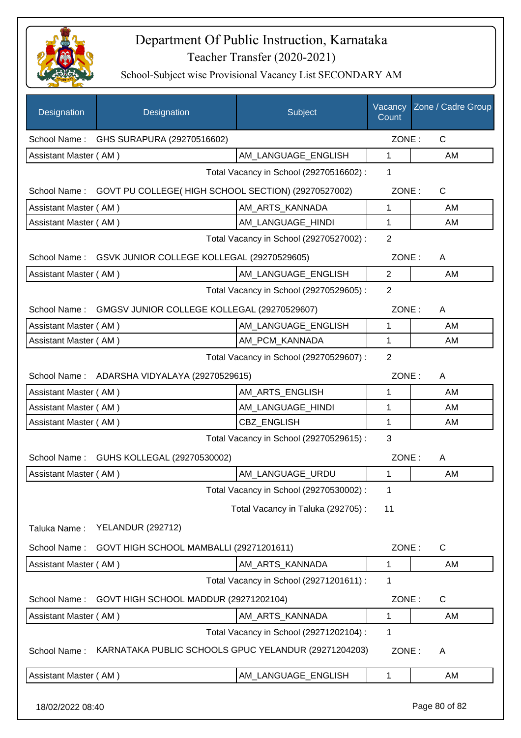# Department Of Public Instruction, Karnataka

## Teacher Transfer (2020-2021)

### School-Subject wise Provisional Vacancy List SECONDARY AM

| Designation | Designation | Subject | Vacancy Count | Zone / Cadre Group |
|---|---|---|---|---|
| School Name : | GHS SURAPURA (29270516602) | | ZONE : | C |
| Assistant Master ( AM ) | | AM_LANGUAGE_ENGLISH | 1 | AM |
| | | Total Vacancy in School (29270516602) : | 1 | |
| School Name : | GOVT PU COLLEGE( HIGH SCHOOL SECTION) (29270527002) | | ZONE : | C |
| Assistant Master ( AM ) | | AM_ARTS_KANNADA | 1 | AM |
| Assistant Master ( AM ) | | AM_LANGUAGE_HINDI | 1 | AM |
| | | Total Vacancy in School (29270527002) : | 2 | |
| School Name : | GSVK JUNIOR COLLEGE KOLLEGAL (29270529605) | | ZONE : | A |
| Assistant Master ( AM ) | | AM_LANGUAGE_ENGLISH | 2 | AM |
| | | Total Vacancy in School (29270529605) : | 2 | |
| School Name : | GMGSV JUNIOR COLLEGE KOLLEGAL (29270529607) | | ZONE : | A |
| Assistant Master ( AM ) | | AM_LANGUAGE_ENGLISH | 1 | AM |
| Assistant Master ( AM ) | | AM_PCM_KANNADA | 1 | AM |
| | | Total Vacancy in School (29270529607) : | 2 | |
| School Name : | ADARSHA VIDYALAYA (29270529615) | | ZONE : | A |
| Assistant Master ( AM ) | | AM_ARTS_ENGLISH | 1 | AM |
| Assistant Master ( AM ) | | AM_LANGUAGE_HINDI | 1 | AM |
| Assistant Master ( AM ) | | CBZ_ENGLISH | 1 | AM |
| | | Total Vacancy in School (29270529615) : | 3 | |
| School Name : | GUHS KOLLEGAL (29270530002) | | ZONE : | A |
| Assistant Master ( AM ) | | AM_LANGUAGE_URDU | 1 | AM |
| | | Total Vacancy in School (29270530002) : | 1 | |
| | | Total Vacancy in Taluka (292705) : | 11 | |
| Taluka Name : | YELANDUR (292712) | | | |
| School Name : | GOVT HIGH SCHOOL MAMBALLI (29271201611) | | ZONE : | C |
| Assistant Master ( AM ) | | AM_ARTS_KANNADA | 1 | AM |
| | | Total Vacancy in School (29271201611) : | 1 | |
| School Name : | GOVT HIGH SCHOOL MADDUR (29271202104) | | ZONE : | C |
| Assistant Master ( AM ) | | AM_ARTS_KANNADA | 1 | AM |
| | | Total Vacancy in School (29271202104) : | 1 | |
| School Name : | KARNATAKA PUBLIC SCHOOLS GPUC YELANDUR (29271204203) | | ZONE : | A |
| Assistant Master ( AM ) | | AM_LANGUAGE_ENGLISH | 1 | AM |

18/02/2022 08:40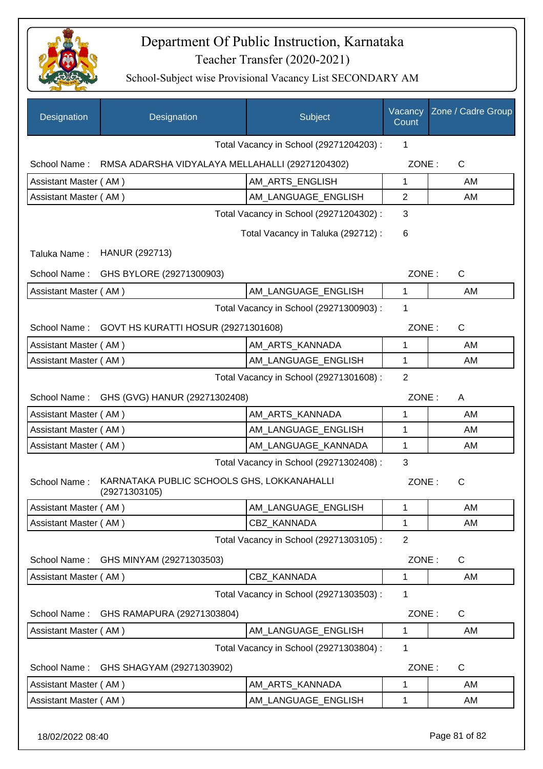# Department Of Public Instruction, Karnataka

Teacher Transfer (2020-2021)

School-Subject wise Provisional Vacancy List SECONDARY AM

| Designation | Designation | Subject | Vacancy Count | Zone / Cadre Group |
|---|---|---|---|---|
| | | Total Vacancy in School (29271204203) : | 1 | |
| School Name : | RMSA ADARSHA VIDYALAYA MELLAHALLI (29271204302) | | ZONE : | C |
| Assistant Master ( AM ) | | AM_ARTS_ENGLISH | 1 | AM |
| Assistant Master ( AM ) | | AM_LANGUAGE_ENGLISH | 2 | AM |
| | | Total Vacancy in School (29271204302) : | 3 | |
| | | Total Vacancy in Taluka (292712) : | 6 | |
| Taluka Name : | HANUR (292713) | | | |
| School Name : | GHS BYLORE (29271300903) | | ZONE : | C |
| Assistant Master ( AM ) | | AM_LANGUAGE_ENGLISH | 1 | AM |
| | | Total Vacancy in School (29271300903) : | 1 | |
| School Name : | GOVT HS KURATTI HOSUR (29271301608) | | ZONE : | C |
| Assistant Master ( AM ) | | AM_ARTS_KANNADA | 1 | AM |
| Assistant Master ( AM ) | | AM_LANGUAGE_ENGLISH | 1 | AM |
| | | Total Vacancy in School (29271301608) : | 2 | |
| School Name : | GHS (GVG) HANUR (29271302408) | | ZONE : | A |
| Assistant Master ( AM ) | | AM_ARTS_KANNADA | 1 | AM |
| Assistant Master ( AM ) | | AM_LANGUAGE_ENGLISH | 1 | AM |
| Assistant Master ( AM ) | | AM_LANGUAGE_KANNADA | 1 | AM |
| | | Total Vacancy in School (29271302408) : | 3 | |
| School Name : | KARNATAKA PUBLIC SCHOOLS GHS, LOKKANAHALLI (29271303105) | | ZONE : | C |
| Assistant Master ( AM ) | | AM_LANGUAGE_ENGLISH | 1 | AM |
| Assistant Master ( AM ) | | CBZ_KANNADA | 1 | AM |
| | | Total Vacancy in School (29271303105) : | 2 | |
| School Name : | GHS MINYAM (29271303503) | | ZONE : | C |
| Assistant Master ( AM ) | | CBZ_KANNADA | 1 | AM |
| | | Total Vacancy in School (29271303503) : | 1 | |
| School Name : | GHS RAMAPURA (29271303804) | | ZONE : | C |
| Assistant Master ( AM ) | | AM_LANGUAGE_ENGLISH | 1 | AM |
| | | Total Vacancy in School (29271303804) : | 1 | |
| School Name : | GHS SHAGYAM (29271303902) | | ZONE : | C |
| Assistant Master ( AM ) | | AM_ARTS_KANNADA | 1 | AM |
| Assistant Master ( AM ) | | AM_LANGUAGE_ENGLISH | 1 | AM |

18/02/2022 08:40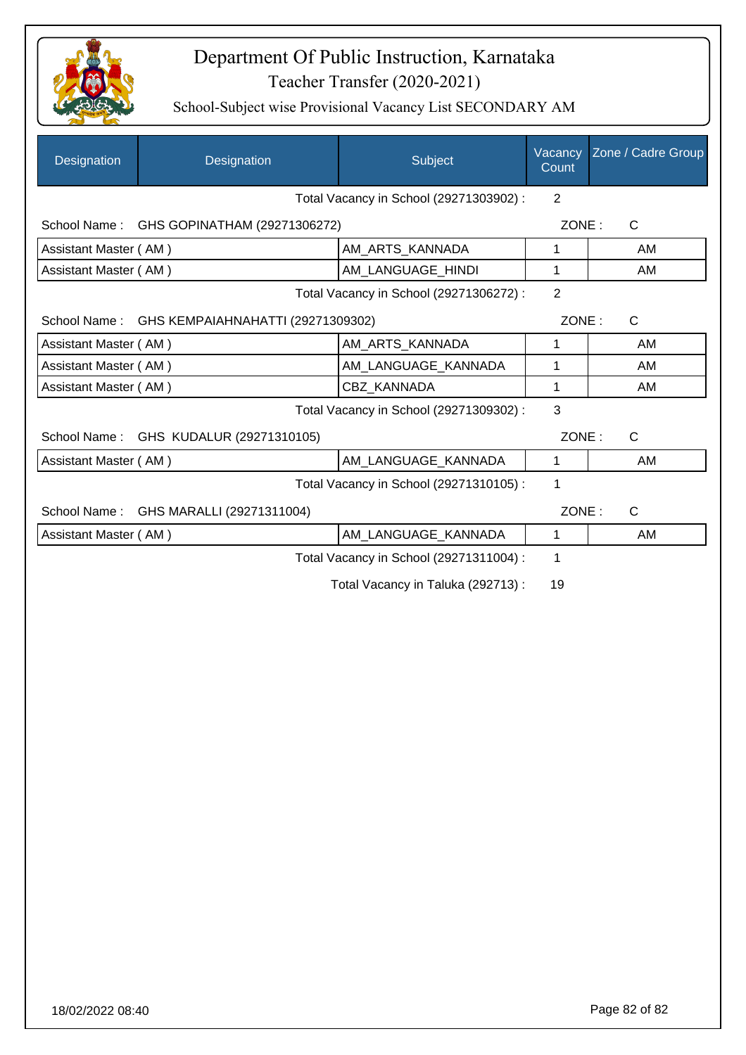# Department Of Public Instruction, Karnataka

## Teacher Transfer (2020-2021)

### School-Subject wise Provisional Vacancy List SECONDARY AM

| Designation | Designation | Subject | Vacancy Count | Zone / Cadre Group |
|---|---|---|---|---|
| | | Total Vacancy in School (29271303902) : | 2 | |
| School Name : | GHS GOPINATHAM (29271306272) | | ZONE : | C |
| Assistant Master ( AM ) | | AM_ARTS_KANNADA | 1 | AM |
| Assistant Master ( AM ) | | AM_LANGUAGE_HINDI | 1 | AM |
| | | Total Vacancy in School (29271306272) : | 2 | |
| School Name : | GHS KEMPAIAHNAHATTI (29271309302) | | ZONE : | C |
| Assistant Master ( AM ) | | AM_ARTS_KANNADA | 1 | AM |
| Assistant Master ( AM ) | | AM_LANGUAGE_KANNADA | 1 | AM |
| Assistant Master ( AM ) | | CBZ_KANNADA | 1 | AM |
| | | Total Vacancy in School (29271309302) : | 3 | |
| School Name : | GHS KUDALUR (29271310105) | | ZONE : | C |
| Assistant Master ( AM ) | | AM_LANGUAGE_KANNADA | 1 | AM |
| | | Total Vacancy in School (29271310105) : | 1 | |
| School Name : | GHS MARALLI (29271311004) | | ZONE : | C |
| Assistant Master ( AM ) | | AM_LANGUAGE_KANNADA | 1 | AM |
| | | Total Vacancy in School (29271311004) : | 1 | |
| | | Total Vacancy in Taluka (292713) : | 19 | |

18/02/2022 08:40